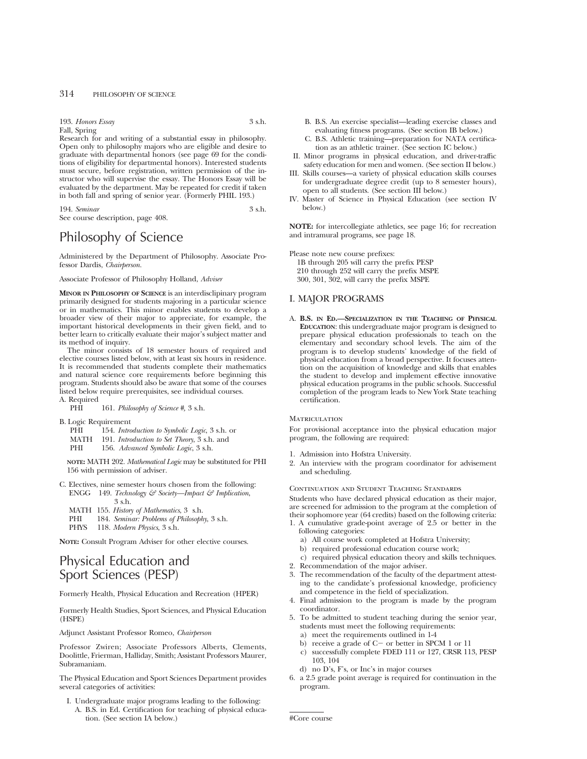193. *Honors Essay* 3 s.h.
Fall, Spring
Research for and writing of a substantial essay in philosophy. Open only to philosophy majors who are eligible and desire to graduate with departmental honors (see page 69 for the conditions of eligibility for departmental honors). Interested students must secure, before registration, written permission of the instructor who will supervise the essay. The Honors Essay will be evaluated by the department. May be repeated for credit if taken in both fall and spring of senior year. (Formerly PHIL 193.)

194. *Seminar* 3 s.h.
See course description, page 408.

# Philosophy of Science

Administered by the Department of Philosophy. Associate Professor Dardis, *Chairperson.*

Associate Professor of Philosophy Holland, *Adviser*

**MINOR IN PHILOSOPHY OF SCIENCE** is an interdisciplinary program primarily designed for students majoring in a particular science or in mathematics. This minor enables students to develop a broader view of their major to appreciate, for example, the important historical developments in their given field, and to better learn to critically evaluate their major's subject matter and its method of inquiry.

The minor consists of 18 semester hours of required and elective courses listed below, with at least six hours in residence. It is recommended that students complete their mathematics and natural science core requirements before beginning this program. Students should also be aware that some of the courses listed below require prerequisites, see individual courses.

A. Required
PHI 161. *Philosophy of Science* #, 3 s.h.

B. Logic Requirement
PHI 154. *Introduction to Symbolic Logic*, 3 s.h. or
MATH 191. *Introduction to Set Theory*, 3 s.h. and
PHI 156. *Advanced Symbolic Logic*, 3 s.h.

**NOTE:** MATH 202. *Mathematical Logic* may be substituted for PHI 156 with permission of adviser.

C. Electives, nine semester hours chosen from the following:
ENGG 149. *Technology & Society—Impact & Implication*, 3 s.h.
MATH 155. *History of Mathematics*, 3 s.h.
PHI 184. *Seminar: Problems of Philosophy*, 3 s.h.
PHYS 118. *Modern Physics*, 3 s.h.

**NOTE:** Consult Program Adviser for other elective courses.

# Physical Education and Sport Sciences (PESP)

Formerly Health, Physical Education and Recreation (HPER)

Formerly Health Studies, Sport Sciences, and Physical Education (HSPE)

Adjunct Assistant Professor Romeo, *Chairperson*

Professor Zwiren; Associate Professors Alberts, Clements, Doolittle, Frierman, Halliday, Smith; Assistant Professors Maurer, Subramaniam.

The Physical Education and Sport Sciences Department provides several categories of activities:

I. Undergraduate major programs leading to the following:
   A. B.S. in Ed. Certification for teaching of physical education. (See section IA below.)
   B. B.S. An exercise specialist—leading exercise classes and evaluating fitness programs. (See section IB below.)
   C. B.S. Athletic training—preparation for NATA certification as an athletic trainer. (See section IC below.)
II. Minor programs in physical education, and driver-traffic safety education for men and women. (See section II below.)
III. Skills courses—a variety of physical education skills courses for undergraduate degree credit (up to 8 semester hours), open to all students. (See section III below.)
IV. Master of Science in Physical Education (see section IV below.)

**NOTE:** for intercollegiate athletics, see page 16; for recreation and intramural programs, see page 18.

Please note new course prefixes:
1B through 205 will carry the prefix PESP
210 through 252 will carry the prefix MSPE
300, 301, 302, will carry the prefix MSPE

## I. MAJOR PROGRAMS

A. **B.S. IN ED.—SPECIALIZATION IN THE TEACHING OF PHYSICAL EDUCATION**: this undergraduate major program is designed to prepare physical education professionals to teach on the elementary and secondary school levels. The aim of the program is to develop students' knowledge of the field of physical education from a broad perspective. It focuses attention on the acquisition of knowledge and skills that enables the student to develop and implement effective innovative physical education programs in the public schools. Successful completion of the program leads to New York State teaching certification.

### MATRICULATION

For provisional acceptance into the physical education major program, the following are required:

1. Admission into Hofstra University.
2. An interview with the program coordinator for advisement and scheduling.

### CONTINUATION AND STUDENT TEACHING STANDARDS

Students who have declared physical education as their major, are screened for admission to the program at the completion of their sophomore year (64 credits) based on the following criteria:

1. A cumulative grade-point average of 2.5 or better in the following categories:
   a) All course work completed at Hofstra University;
   b) required professional education course work;
   c) required physical education theory and skills techniques.
2. Recommendation of the major adviser.
3. The recommendation of the faculty of the department attesting to the candidate's professional knowledge, proficiency and competence in the field of specialization.
4. Final admission to the program is made by the program coordinator.
5. To be admitted to student teaching during the senior year, students must meet the following requirements:
   a) meet the requirements outlined in 1-4
   b) receive a grade of C− or better in SPCM 1 or 11
   c) successfully complete FDED 111 or 127, CRSR 113, PESP 103, 104
   d) no D's, F's, or Inc's in major courses
6. a 2.5 grade point average is required for continuation in the program.

#Core course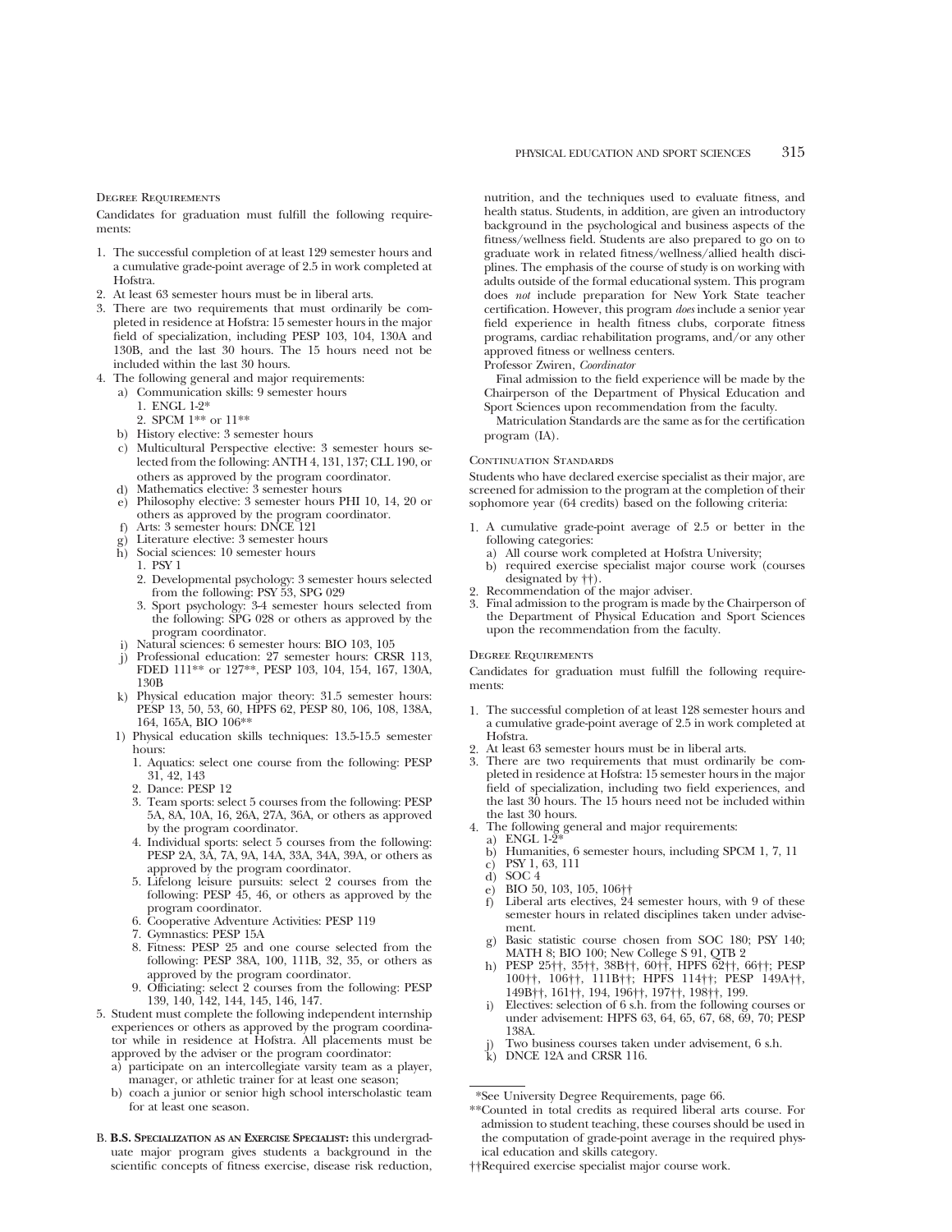### Degree Requirements

Candidates for graduation must fulfill the following requirements:

1. The successful completion of at least 129 semester hours and a cumulative grade-point average of 2.5 in work completed at Hofstra.
2. At least 63 semester hours must be in liberal arts.
3. There are two requirements that must ordinarily be completed in residence at Hofstra: 15 semester hours in the major field of specialization, including PESP 103, 104, 130A and 130B, and the last 30 hours. The 15 hours need not be included within the last 30 hours.
4. The following general and major requirements:
   - a) Communication skills: 9 semester hours
     1. ENGL 1-2*
     2. SPCM 1** or 11**
   - b) History elective: 3 semester hours
   - c) Multicultural Perspective elective: 3 semester hours selected from the following: ANTH 4, 131, 137; CLL 190, or others as approved by the program coordinator.
   - d) Mathematics elective: 3 semester hours
   - e) Philosophy elective: 3 semester hours PHI 10, 14, 20 or others as approved by the program coordinator.
   - f) Arts: 3 semester hours: DNCE 121
   - g) Literature elective: 3 semester hours
   - h) Social sciences: 10 semester hours
     1. PSY 1
     2. Developmental psychology: 3 semester hours selected from the following: PSY 53, SPG 029
     3. Sport psychology: 3-4 semester hours selected from the following: SPG 028 or others as approved by the program coordinator.
   - i) Natural sciences: 6 semester hours: BIO 103, 105
   - j) Professional education: 27 semester hours: CRSR 113, FDED 111** or 127**, PESP 103, 104, 154, 167, 130A, 130B
   - k) Physical education major theory: 31.5 semester hours: PESP 13, 50, 53, 60, HPFS 62, PESP 80, 106, 108, 138A, 164, 165A, BIO 106**
   - l) Physical education skills techniques: 13.5-15.5 semester hours:
     1. Aquatics: select one course from the following: PESP 31, 42, 143
     2. Dance: PESP 12
     3. Team sports: select 5 courses from the following: PESP 5A, 8A, 10A, 16, 26A, 27A, 36A, or others as approved by the program coordinator.
     4. Individual sports: select 5 courses from the following: PESP 2A, 3A, 7A, 9A, 14A, 33A, 34A, 39A, or others as approved by the program coordinator.
     5. Lifelong leisure pursuits: select 2 courses from the following: PESP 45, 46, or others as approved by the program coordinator.
     6. Cooperative Adventure Activities: PESP 119
     7. Gymnastics: PESP 15A
     8. Fitness: PESP 25 and one course selected from the following: PESP 38A, 100, 111B, 32, 35, or others as approved by the program coordinator.
     9. Officiating: select 2 courses from the following: PESP 139, 140, 142, 144, 145, 146, 147.
5. Student must complete the following independent internship experiences or others as approved by the program coordinator while in residence at Hofstra. All placements must be approved by the adviser or the program coordinator:
   - a) participate on an intercollegiate varsity team as a player, manager, or athletic trainer for at least one season;
   - b) coach a junior or senior high school interscholastic team for at least one season.

B. **B.S. Specialization as an Exercise Specialist:** this undergraduate major program gives students a background in the scientific concepts of fitness exercise, disease risk reduction, nutrition, and the techniques used to evaluate fitness, and health status. Students, in addition, are given an introductory background in the psychological and business aspects of the fitness/wellness field. Students are also prepared to go on to graduate work in related fitness/wellness/allied health disciplines. The emphasis of the course of study is on working with adults outside of the formal educational system. This program does *not* include preparation for New York State teacher certification. However, this program *does* include a senior year field experience in health fitness clubs, corporate fitness programs, cardiac rehabilitation programs, and/or any other approved fitness or wellness centers.

Professor Zwiren, *Coordinator*

Final admission to the field experience will be made by the Chairperson of the Department of Physical Education and Sport Sciences upon recommendation from the faculty.

Matriculation Standards are the same as for the certification program (IA).

### Continuation Standards

Students who have declared exercise specialist as their major, are screened for admission to the program at the completion of their sophomore year (64 credits) based on the following criteria:

1. A cumulative grade-point average of 2.5 or better in the following categories:
   - a) All course work completed at Hofstra University;
   - b) required exercise specialist major course work (courses designated by ††).
2. Recommendation of the major adviser.
3. Final admission to the program is made by the Chairperson of the Department of Physical Education and Sport Sciences upon the recommendation from the faculty.

### Degree Requirements

Candidates for graduation must fulfill the following requirements:

1. The successful completion of at least 128 semester hours and a cumulative grade-point average of 2.5 in work completed at Hofstra.
2. At least 63 semester hours must be in liberal arts.
3. There are two requirements that must ordinarily be completed in residence at Hofstra: 15 semester hours in the major field of specialization, including two field experiences, and the last 30 hours. The 15 hours need not be included within the last 30 hours.
4. The following general and major requirements:
   - a) ENGL 1-2*
   - b) Humanities, 6 semester hours, including SPCM 1, 7, 11
   - c) PSY 1, 63, 111
   - d) SOC 4
   - e) BIO 50, 103, 105, 106††
   - f) Liberal arts electives, 24 semester hours, with 9 of these semester hours in related disciplines taken under advisement.
   - g) Basic statistic course chosen from SOC 180; PSY 140; MATH 8; BIO 100; New College S 91, QTB 2
   - h) PESP 25††, 35††, 38B††, 60††, HPFS 62††, 66††; PESP 100††, 106††, 111B††; HPFS 114††; PESP 149A††, 149B††, 161††, 194, 196††, 197††, 198††, 199.
   - i) Electives: selection of 6 s.h. from the following courses or under advisement: HPFS 63, 64, 65, 67, 68, 69, 70; PESP 138A.
   - j) Two business courses taken under advisement, 6 s.h.
   - k) DNCE 12A and CRSR 116.

*See University Degree Requirements, page 66.

**Counted in total credits as required liberal arts course. For admission to student teaching, these courses should be used in the computation of grade-point average in the required physical education and skills category.

††Required exercise specialist major course work.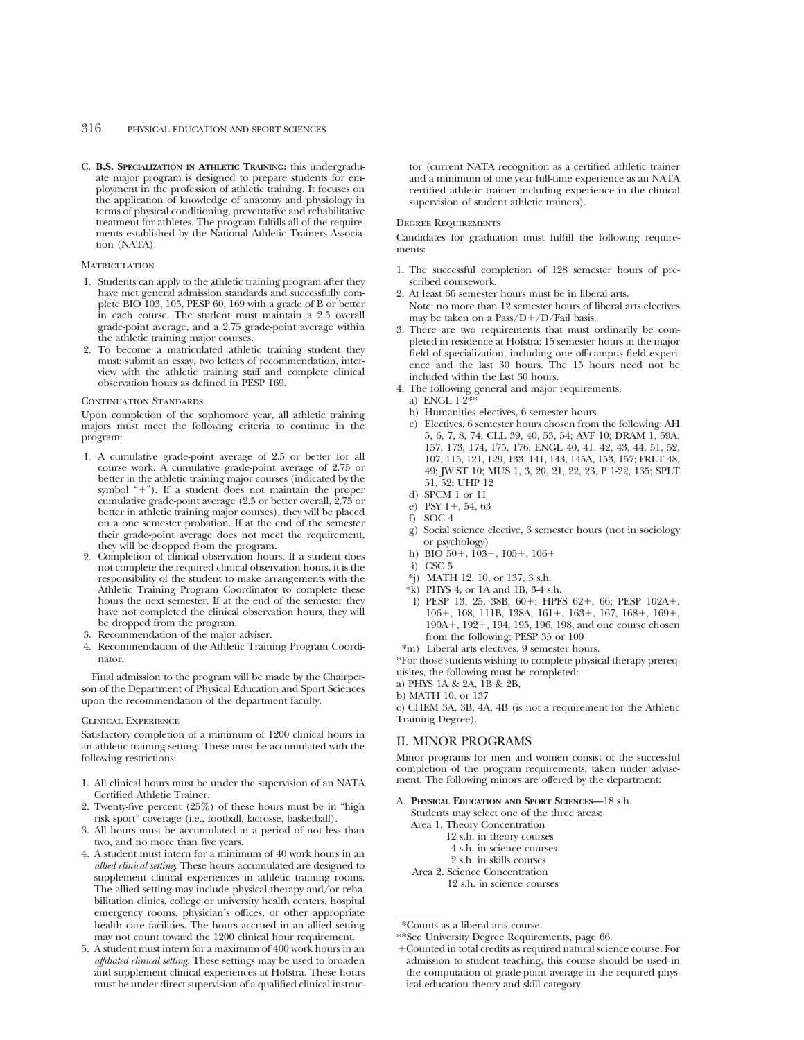C. **B.S. Specialization in Athletic Training:** this undergraduate major program is designed to prepare students for employment in the profession of athletic training. It focuses on the application of knowledge of anatomy and physiology in terms of physical conditioning, preventative and rehabilitative treatment for athletes. The program fulfills all of the requirements established by the National Athletic Trainers Association (NATA).

### Matriculation

1. Students can apply to the athletic training program after they have met general admission standards and successfully complete BIO 103, 105, PESP 60, 169 with a grade of B or better in each course. The student must maintain a 2.5 overall grade-point average, and a 2.75 grade-point average within the athletic training major courses.
2. To become a matriculated athletic training student they must: submit an essay, two letters of recommendation, interview with the athletic training staff and complete clinical observation hours as defined in PESP 169.

### Continuation Standards

Upon completion of the sophomore year, all athletic training majors must meet the following criteria to continue in the program:

1. A cumulative grade-point average of 2.5 or better for all course work. A cumulative grade-point average of 2.75 or better in the athletic training major courses (indicated by the symbol "+"). If a student does not maintain the proper cumulative grade-point average (2.5 or better overall, 2.75 or better in athletic training major courses), they will be placed on a one semester probation. If at the end of the semester their grade-point average does not meet the requirement, they will be dropped from the program.
2. Completion of clinical observation hours. If a student does not complete the required clinical observation hours, it is the responsibility of the student to make arrangements with the Athletic Training Program Coordinator to complete these hours the next semester. If at the end of the semester they have not completed the clinical observation hours, they will be dropped from the program.
3. Recommendation of the major adviser.
4. Recommendation of the Athletic Training Program Coordinator.

Final admission to the program will be made by the Chairperson of the Department of Physical Education and Sport Sciences upon the recommendation of the department faculty.

### Clinical Experience

Satisfactory completion of a minimum of 1200 clinical hours in an athletic training setting. These must be accumulated with the following restrictions:

1. All clinical hours must be under the supervision of an NATA Certified Athletic Trainer.
2. Twenty-five percent (25%) of these hours must be in "high risk sport" coverage (i.e., football, lacrosse, basketball).
3. All hours must be accumulated in a period of not less than two, and no more than five years.
4. A student must intern for a minimum of 40 work hours in an *allied clinical setting*. These hours accumulated are designed to supplement clinical experiences in athletic training rooms. The allied setting may include physical therapy and/or rehabilitation clinics, college or university health centers, hospital emergency rooms, physician's offices, or other appropriate health care facilities. The hours accrued in an allied setting may not count toward the 1200 clinical hour requirement.
5. A student must intern for a maximum of 400 work hours in an *affiliated clinical setting*. These settings may be used to broaden and supplement clinical experiences at Hofstra. These hours must be under direct supervision of a qualified clinical instructor (current NATA recognition as a certified athletic trainer and a minimum of one year full-time experience as an NATA certified athletic trainer including experience in the clinical supervision of student athletic trainers).

### Degree Requirements

Candidates for graduation must fulfill the following requirements:

1. The successful completion of 128 semester hours of prescribed coursework.
2. At least 66 semester hours must be in liberal arts.
   Note: no more than 12 semester hours of liberal arts electives may be taken on a Pass/D+/D/Fail basis.
3. There are two requirements that must ordinarily be completed in residence at Hofstra: 15 semester hours in the major field of specialization, including one off-campus field experience and the last 30 hours. The 15 hours need not be included within the last 30 hours.
4. The following general and major requirements:
   a) ENGL 1-2**
   b) Humanities electives, 6 semester hours
   c) Electives, 6 semester hours chosen from the following: AH 5, 6, 7, 8, 74; CLL 39, 40, 53, 54; AVF 10; DRAM 1, 59A, 157, 173, 174, 175, 176; ENGL 40, 41, 42, 43, 44, 51, 52, 107, 115, 121, 129, 133, 141, 143, 145A, 153, 157; FRLT 48, 49; JW ST 10; MUS 1, 3, 20, 21, 22, 23, P 1-22, 135; SPLT 51, 52; UHP 12
   d) SPCM 1 or 11
   e) PSY 1+, 54, 63
   f) SOC 4
   g) Social science elective, 3 semester hours (not in sociology or psychology)
   h) BIO 50+, 103+, 105+, 106+
   i) CSC 5
   *j) MATH 12, 10, or 137, 3 s.h.
   *k) PHYS 4, or 1A and 1B, 3-4 s.h.
   l) PESP 13, 25, 38B, 60+; HPFS 62+, 66; PESP 102A+, 106+, 108, 111B, 138A, 161+, 163+, 167, 168+, 169+, 190A+, 192+, 194, 195, 196, 198, and one course chosen from the following: PESP 35 or 100
   *m) Liberal arts electives, 9 semester hours.

*For those students wishing to complete physical therapy prerequisites, the following must be completed:
a) PHYS 1A & 2A, 1B & 2B,
b) MATH 10, or 137
c) CHEM 3A, 3B, 4A, 4B (is not a requirement for the Athletic Training Degree).

## II. MINOR PROGRAMS

Minor programs for men and women consist of the successful completion of the program requirements, taken under advisement. The following minors are offered by the department:

A. **Physical Education and Sport Sciences**—18 s.h.
   Students may select one of the three areas:
   Area 1. Theory Concentration
      12 s.h. in theory courses
      4 s.h. in science courses
      2 s.h. in skills courses
   Area 2. Science Concentration
      12 s.h. in science courses

---

*Counts as a liberal arts course.

**See University Degree Requirements, page 66.

+Counted in total credits as required natural science course. For admission to student teaching, this course should be used in the computation of grade-point average in the required physical education theory and skill category.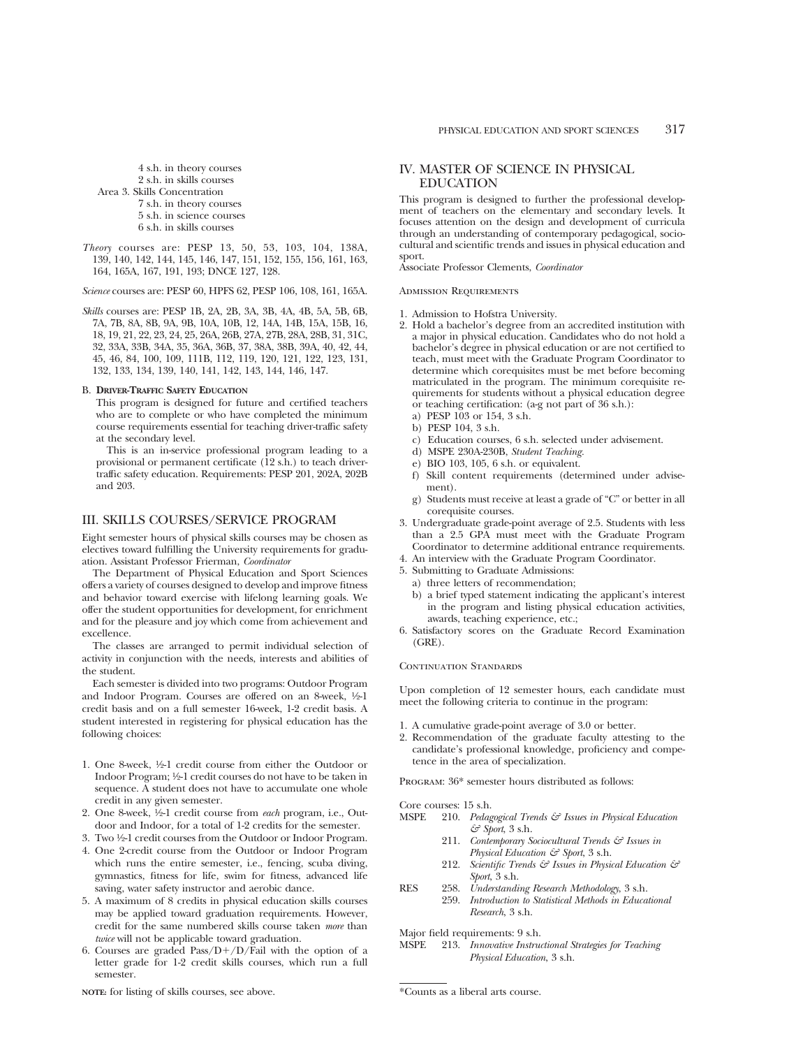4 s.h. in theory courses
2 s.h. in skills courses

Area 3. Skills Concentration

7 s.h. in theory courses
5 s.h. in science courses
6 s.h. in skills courses

*Theory* courses are: PESP 13, 50, 53, 103, 104, 138A, 139, 140, 142, 144, 145, 146, 147, 151, 152, 155, 156, 161, 163, 164, 165A, 167, 191, 193; DNCE 127, 128.

*Science* courses are: PESP 60, HPFS 62, PESP 106, 108, 161, 165A.

*Skills* courses are: PESP 1B, 2A, 2B, 3A, 3B, 4A, 4B, 5A, 5B, 6B, 7A, 7B, 8A, 8B, 9A, 9B, 10A, 10B, 12, 14A, 14B, 15A, 15B, 16, 18, 19, 21, 22, 23, 24, 25, 26A, 26B, 27A, 27B, 28A, 28B, 31, 31C, 32, 33A, 33B, 34A, 35, 36A, 36B, 37, 38A, 38B, 39A, 40, 42, 44, 45, 46, 84, 100, 109, 111B, 112, 119, 120, 121, 122, 123, 131, 132, 133, 134, 139, 140, 141, 142, 143, 144, 146, 147.

### B. Driver-Traffic Safety Education

This program is designed for future and certified teachers who are to complete or who have completed the minimum course requirements essential for teaching driver-traffic safety at the secondary level.

This is an in-service professional program leading to a provisional or permanent certificate (12 s.h.) to teach driver-traffic safety education. Requirements: PESP 201, 202A, 202B and 203.

## III. SKILLS COURSES/SERVICE PROGRAM

Eight semester hours of physical skills courses may be chosen as electives toward fulfilling the University requirements for graduation. Assistant Professor Frierman, *Coordinator*

The Department of Physical Education and Sport Sciences offers a variety of courses designed to develop and improve fitness and behavior toward exercise with lifelong learning goals. We offer the student opportunities for development, for enrichment and for the pleasure and joy which come from achievement and excellence.

The classes are arranged to permit individual selection of activity in conjunction with the needs, interests and abilities of the student.

Each semester is divided into two programs: Outdoor Program and Indoor Program. Courses are offered on an 8-week, ½-1 credit basis and on a full semester 16-week, 1-2 credit basis. A student interested in registering for physical education has the following choices:

1. One 8-week, ½-1 credit course from either the Outdoor or Indoor Program; ½-1 credit courses do not have to be taken in sequence. A student does not have to accumulate one whole credit in any given semester.
2. One 8-week, ½-1 credit course from *each* program, i.e., Outdoor and Indoor, for a total of 1-2 credits for the semester.
3. Two ½-1 credit courses from the Outdoor or Indoor Program.
4. One 2-credit course from the Outdoor or Indoor Program which runs the entire semester, i.e., fencing, scuba diving, gymnastics, fitness for life, swim for fitness, advanced life saving, water safety instructor and aerobic dance.
5. A maximum of 8 credits in physical education skills courses may be applied toward graduation requirements. However, credit for the same numbered skills course taken *more* than *twice* will not be applicable toward graduation.
6. Courses are graded Pass/D+/D/Fail with the option of a letter grade for 1-2 credit skills courses, which run a full semester.

**NOTE:** for listing of skills courses, see above.

## IV. MASTER OF SCIENCE IN PHYSICAL EDUCATION

This program is designed to further the professional development of teachers on the elementary and secondary levels. It focuses attention on the design and development of curricula through an understanding of contemporary pedagogical, sociocultural and scientific trends and issues in physical education and sport.

Associate Professor Clements, *Coordinator*

### Admission Requirements

1. Admission to Hofstra University.
2. Hold a bachelor's degree from an accredited institution with a major in physical education. Candidates who do not hold a bachelor's degree in physical education or are not certified to teach, must meet with the Graduate Program Coordinator to determine which corequisites must be met before becoming matriculated in the program. The minimum corequisite requirements for students without a physical education degree or teaching certification: (a-g not part of 36 s.h.):
   a) PESP 103 or 154, 3 s.h.
   b) PESP 104, 3 s.h.
   c) Education courses, 6 s.h. selected under advisement.
   d) MSPE 230A-230B, *Student Teaching*.
   e) BIO 103, 105, 6 s.h. or equivalent.
   f) Skill content requirements (determined under advisement).
   g) Students must receive at least a grade of "C" or better in all corequisite courses.
3. Undergraduate grade-point average of 2.5. Students with less than a 2.5 GPA must meet with the Graduate Program Coordinator to determine additional entrance requirements.
4. An interview with the Graduate Program Coordinator.
5. Submitting to Graduate Admissions:
   a) three letters of recommendation;
   b) a brief typed statement indicating the applicant's interest in the program and listing physical education activities, awards, teaching experience, etc.;
6. Satisfactory scores on the Graduate Record Examination (GRE).

### Continuation Standards

Upon completion of 12 semester hours, each candidate must meet the following criteria to continue in the program:

1. A cumulative grade-point average of 3.0 or better.
2. Recommendation of the graduate faculty attesting to the candidate's professional knowledge, proficiency and competence in the area of specialization.

Program: 36* semester hours distributed as follows:

Core courses: 15 s.h.

MSPE 210. *Pedagogical Trends & Issues in Physical Education & Sport*, 3 s.h.
211. *Contemporary Sociocultural Trends & Issues in Physical Education & Sport*, 3 s.h.
212. *Scientific Trends & Issues in Physical Education & Sport*, 3 s.h.

RES 258. *Understanding Research Methodology*, 3 s.h.
259. *Introduction to Statistical Methods in Educational Research*, 3 s.h.

Major field requirements: 9 s.h.

MSPE 213. *Innovative Instructional Strategies for Teaching Physical Education*, 3 s.h.

*Counts as a liberal arts course.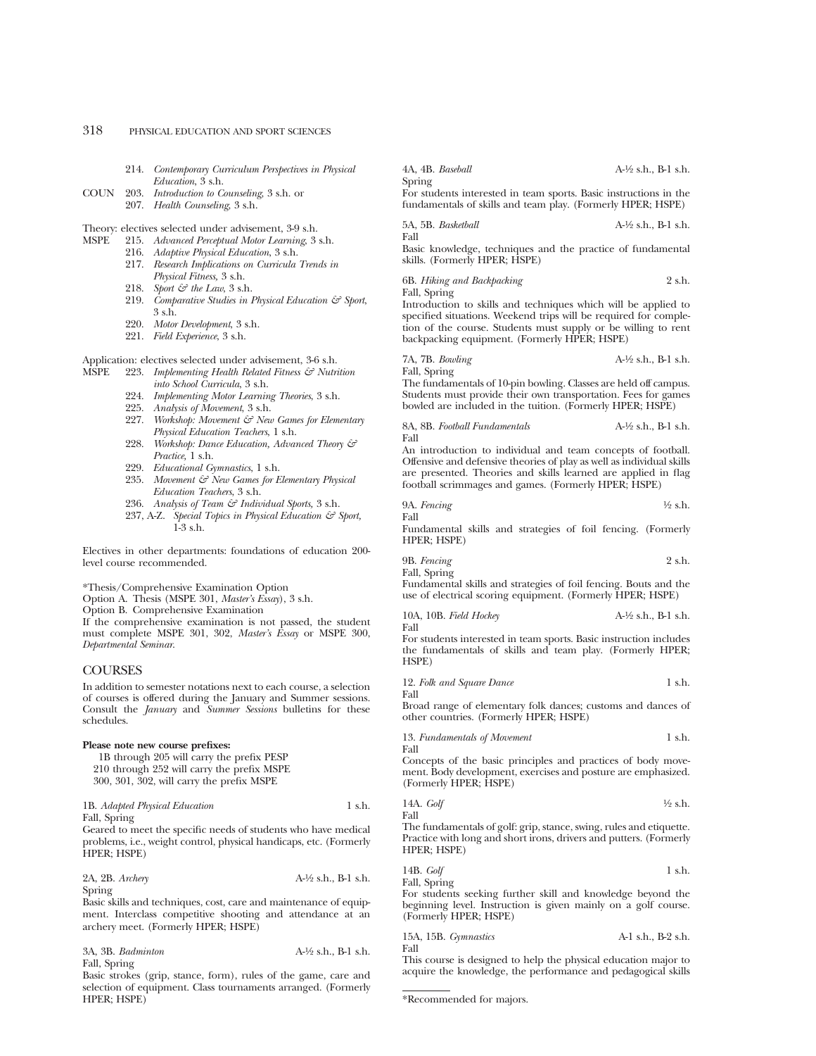214. *Contemporary Curriculum Perspectives in Physical Education*, 3 s.h.

COUN 203. *Introduction to Counseling*, 3 s.h. or
207. *Health Counseling*, 3 s.h.

Theory: electives selected under advisement, 3-9 s.h.

MSPE 215. *Advanced Perceptual Motor Learning*, 3 s.h.
216. *Adaptive Physical Education*, 3 s.h.
217. *Research Implications on Curricula Trends in Physical Fitness*, 3 s.h.
218. *Sport & the Law*, 3 s.h.
219. *Comparative Studies in Physical Education & Sport*, 3 s.h.
220. *Motor Development*, 3 s.h.
221. *Field Experience*, 3 s.h.

Application: electives selected under advisement, 3-6 s.h.

MSPE 223. *Implementing Health Related Fitness & Nutrition into School Curricula*, 3 s.h.
224. *Implementing Motor Learning Theories*, 3 s.h.
225. *Analysis of Movement*, 3 s.h.
227. *Workshop: Movement & New Games for Elementary Physical Education Teachers*, 1 s.h.
228. *Workshop: Dance Education, Advanced Theory & Practice*, 1 s.h.
229. *Educational Gymnastics*, 1 s.h.
235. *Movement & New Games for Elementary Physical Education Teachers*, 3 s.h.
236. *Analysis of Team & Individual Sports*, 3 s.h.
237, A-Z. *Special Topics in Physical Education & Sport*, 1-3 s.h.

Electives in other departments: foundations of education 200-level course recommended.

*Thesis/Comprehensive Examination Option

Option A. Thesis (MSPE 301, *Master's Essay*), 3 s.h.

Option B. Comprehensive Examination

If the comprehensive examination is not passed, the student must complete MSPE 301, 302, *Master's Essay* or MSPE 300, *Departmental Seminar*.

## COURSES

In addition to semester notations next to each course, a selection of courses is offered during the January and Summer sessions. Consult the *January* and *Summer Sessions* bulletins for these schedules.

**Please note new course prefixes:**

1B through 205 will carry the prefix PESP
210 through 252 will carry the prefix MSPE
300, 301, 302, will carry the prefix MSPE

1B. *Adapted Physical Education* 1 s.h.
Fall, Spring
Geared to meet the specific needs of students who have medical problems, i.e., weight control, physical handicaps, etc. (Formerly HPER; HSPE)

2A, 2B. *Archery* A-½ s.h., B-1 s.h.
Spring
Basic skills and techniques, cost, care and maintenance of equipment. Interclass competitive shooting and attendance at an archery meet. (Formerly HPER; HSPE)

3A, 3B. *Badminton* A-½ s.h., B-1 s.h.
Fall, Spring
Basic strokes (grip, stance, form), rules of the game, care and selection of equipment. Class tournaments arranged. (Formerly HPER; HSPE)

4A, 4B. *Baseball* A-½ s.h., B-1 s.h.
Spring
For students interested in team sports. Basic instructions in the fundamentals of skills and team play. (Formerly HPER; HSPE)

5A, 5B. *Basketball* A-½ s.h., B-1 s.h.
Fall
Basic knowledge, techniques and the practice of fundamental skills. (Formerly HPER; HSPE)

6B. *Hiking and Backpacking* 2 s.h.
Fall, Spring
Introduction to skills and techniques which will be applied to specified situations. Weekend trips will be required for completion of the course. Students must supply or be willing to rent backpacking equipment. (Formerly HPER; HSPE)

7A, 7B. *Bowling* A-½ s.h., B-1 s.h.
Fall, Spring
The fundamentals of 10-pin bowling. Classes are held off campus. Students must provide their own transportation. Fees for games bowled are included in the tuition. (Formerly HPER; HSPE)

8A, 8B. *Football Fundamentals* A-½ s.h., B-1 s.h.
Fall
An introduction to individual and team concepts of football. Offensive and defensive theories of play as well as individual skills are presented. Theories and skills learned are applied in flag football scrimmages and games. (Formerly HPER; HSPE)

9A. *Fencing* ½ s.h.
Fall
Fundamental skills and strategies of foil fencing. (Formerly HPER; HSPE)

9B. *Fencing* 2 s.h.
Fall, Spring
Fundamental skills and strategies of foil fencing. Bouts and the use of electrical scoring equipment. (Formerly HPER; HSPE)

10A, 10B. *Field Hockey* A-½ s.h., B-1 s.h.
Fall
For students interested in team sports. Basic instruction includes the fundamentals of skills and team play. (Formerly HPER; HSPE)

12. *Folk and Square Dance* 1 s.h.
Fall
Broad range of elementary folk dances; customs and dances of other countries. (Formerly HPER; HSPE)

13. *Fundamentals of Movement* 1 s.h.
Fall
Concepts of the basic principles and practices of body movement. Body development, exercises and posture are emphasized. (Formerly HPER; HSPE)

14A. *Golf* ½ s.h.
Fall
The fundamentals of golf: grip, stance, swing, rules and etiquette. Practice with long and short irons, drivers and putters. (Formerly HPER; HSPE)

14B. *Golf* 1 s.h.
Fall, Spring
For students seeking further skill and knowledge beyond the beginning level. Instruction is given mainly on a golf course. (Formerly HPER; HSPE)

15A, 15B. *Gymnastics* A-1 s.h., B-2 s.h.
Fall
This course is designed to help the physical education major to acquire the knowledge, the performance and pedagogical skills

*Recommended for majors.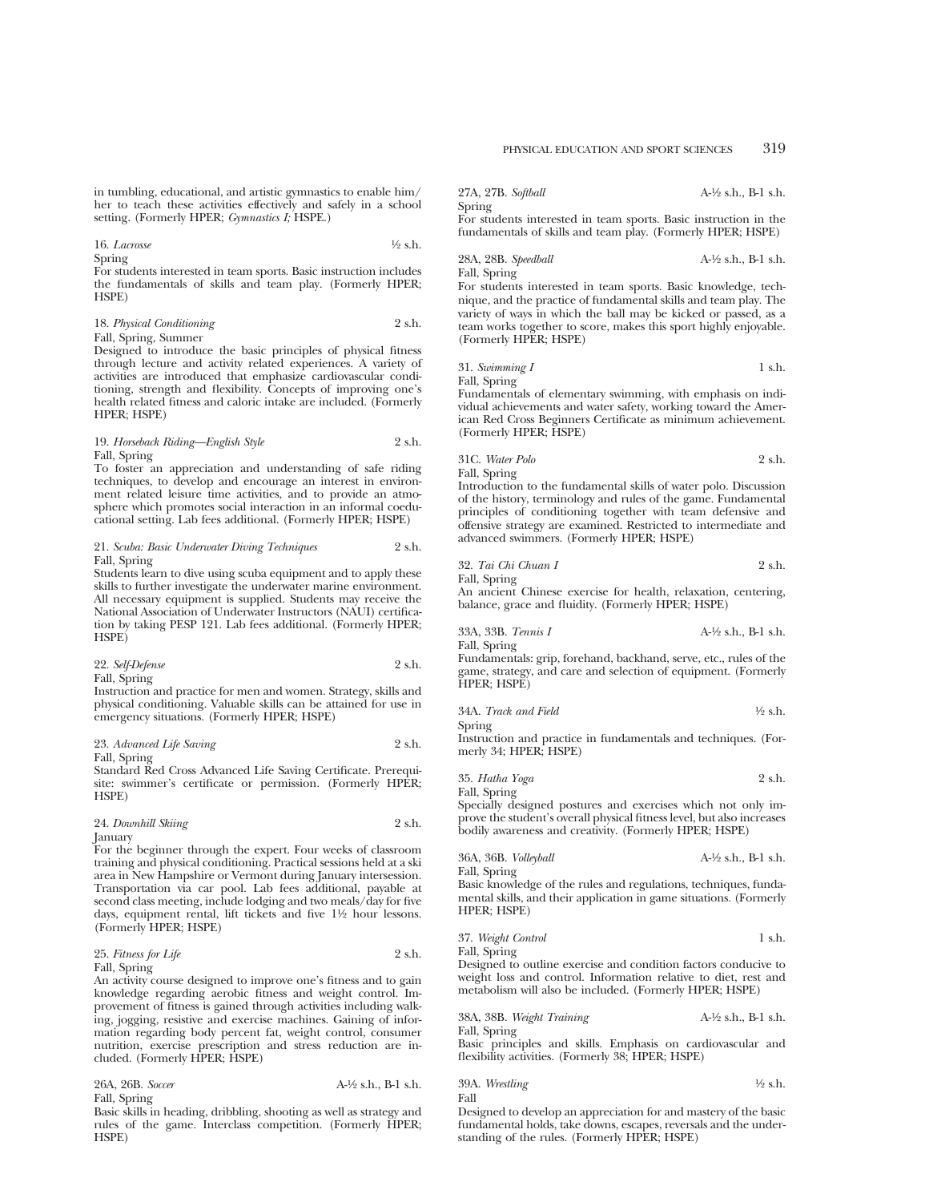in tumbling, educational, and artistic gymnastics to enable him/her to teach these activities effectively and safely in a school setting. (Formerly HPER; *Gymnastics I;* HSPE.)

16. *Lacrosse* ½ s.h.
Spring
For students interested in team sports. Basic instruction includes the fundamentals of skills and team play. (Formerly HPER; HSPE)

18. *Physical Conditioning* 2 s.h.
Fall, Spring, Summer
Designed to introduce the basic principles of physical fitness through lecture and activity related experiences. A variety of activities are introduced that emphasize cardiovascular conditioning, strength and flexibility. Concepts of improving one's health related fitness and caloric intake are included. (Formerly HPER; HSPE)

19. *Horseback Riding—English Style* 2 s.h.
Fall, Spring
To foster an appreciation and understanding of safe riding techniques, to develop and encourage an interest in environment related leisure time activities, and to provide an atmosphere which promotes social interaction in an informal coeducational setting. Lab fees additional. (Formerly HPER; HSPE)

21. *Scuba: Basic Underwater Diving Techniques* 2 s.h.
Fall, Spring
Students learn to dive using scuba equipment and to apply these skills to further investigate the underwater marine environment. All necessary equipment is supplied. Students may receive the National Association of Underwater Instructors (NAUI) certification by taking PESP 121. Lab fees additional. (Formerly HPER; HSPE)

22. *Self-Defense* 2 s.h.
Fall, Spring
Instruction and practice for men and women. Strategy, skills and physical conditioning. Valuable skills can be attained for use in emergency situations. (Formerly HPER; HSPE)

23. *Advanced Life Saving* 2 s.h.
Fall, Spring
Standard Red Cross Advanced Life Saving Certificate. Prerequisite: swimmer's certificate or permission. (Formerly HPER; HSPE)

24. *Downhill Skiing* 2 s.h.
January
For the beginner through the expert. Four weeks of classroom training and physical conditioning. Practical sessions held at a ski area in New Hampshire or Vermont during January intersession. Transportation via car pool. Lab fees additional, payable at second class meeting, include lodging and two meals/day for five days, equipment rental, lift tickets and five 1½ hour lessons. (Formerly HPER; HSPE)

25. *Fitness for Life* 2 s.h.
Fall, Spring
An activity course designed to improve one's fitness and to gain knowledge regarding aerobic fitness and weight control. Improvement of fitness is gained through activities including walking, jogging, resistive and exercise machines. Gaining of information regarding body percent fat, weight control, consumer nutrition, exercise prescription and stress reduction are included. (Formerly HPER; HSPE)

26A, 26B. *Soccer* A-½ s.h., B-1 s.h.
Fall, Spring
Basic skills in heading, dribbling, shooting as well as strategy and rules of the game. Interclass competition. (Formerly HPER; HSPE)

27A, 27B. *Softball* A-½ s.h., B-1 s.h.
Spring
For students interested in team sports. Basic instruction in the fundamentals of skills and team play. (Formerly HPER; HSPE)

28A, 28B. *Speedball* A-½ s.h., B-1 s.h.
Fall, Spring
For students interested in team sports. Basic knowledge, technique, and the practice of fundamental skills and team play. The variety of ways in which the ball may be kicked or passed, as a team works together to score, makes this sport highly enjoyable. (Formerly HPER; HSPE)

31. *Swimming I* 1 s.h.
Fall, Spring
Fundamentals of elementary swimming, with emphasis on individual achievements and water safety, working toward the American Red Cross Beginners Certificate as minimum achievement. (Formerly HPER; HSPE)

31C. *Water Polo* 2 s.h.
Fall, Spring
Introduction to the fundamental skills of water polo. Discussion of the history, terminology and rules of the game. Fundamental principles of conditioning together with team defensive and offensive strategy are examined. Restricted to intermediate and advanced swimmers. (Formerly HPER; HSPE)

32. *Tai Chi Chuan I* 2 s.h.
Fall, Spring
An ancient Chinese exercise for health, relaxation, centering, balance, grace and fluidity. (Formerly HPER; HSPE)

33A, 33B. *Tennis I* A-½ s.h., B-1 s.h.
Fall, Spring
Fundamentals: grip, forehand, backhand, serve, etc., rules of the game, strategy, and care and selection of equipment. (Formerly HPER; HSPE)

34A. *Track and Field* ½ s.h.
Spring
Instruction and practice in fundamentals and techniques. (Formerly 34; HPER; HSPE)

35. *Hatha Yoga* 2 s.h.
Fall, Spring
Specially designed postures and exercises which not only improve the student's overall physical fitness level, but also increases bodily awareness and creativity. (Formerly HPER; HSPE)

36A, 36B. *Volleyball* A-½ s.h., B-1 s.h.
Fall, Spring
Basic knowledge of the rules and regulations, techniques, fundamental skills, and their application in game situations. (Formerly HPER; HSPE)

37. *Weight Control* 1 s.h.
Fall, Spring
Designed to outline exercise and condition factors conducive to weight loss and control. Information relative to diet, rest and metabolism will also be included. (Formerly HPER; HSPE)

38A, 38B. *Weight Training* A-½ s.h., B-1 s.h.
Fall, Spring
Basic principles and skills. Emphasis on cardiovascular and flexibility activities. (Formerly 38; HPER; HSPE)

39A. *Wrestling* ½ s.h.
Fall
Designed to develop an appreciation for and mastery of the basic fundamental holds, take downs, escapes, reversals and the understanding of the rules. (Formerly HPER; HSPE)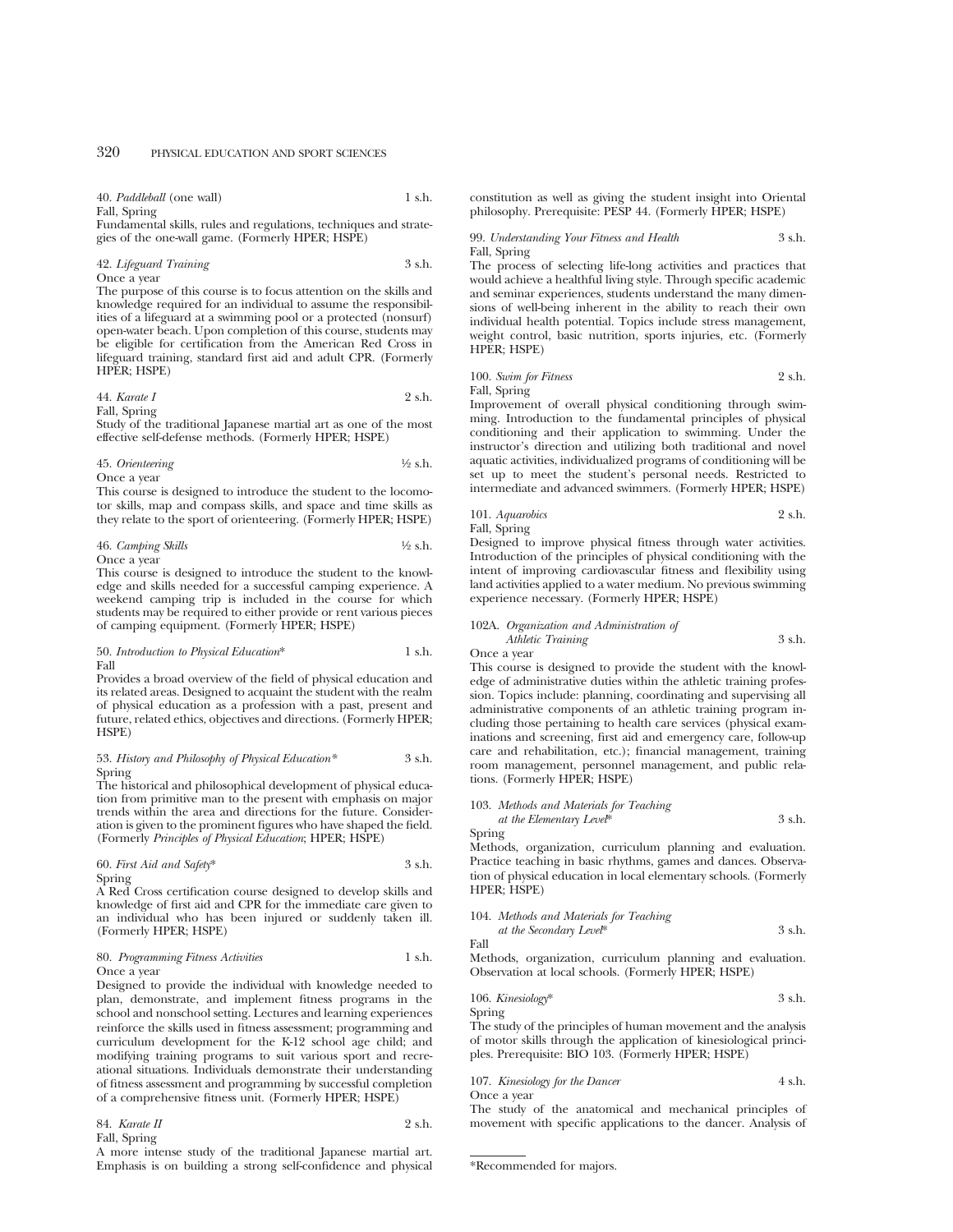40. *Paddleball* (one wall) 1 s.h.
Fall, Spring
Fundamental skills, rules and regulations, techniques and strategies of the one-wall game. (Formerly HPER; HSPE)

42. *Lifeguard Training* 3 s.h.
Once a year
The purpose of this course is to focus attention on the skills and knowledge required for an individual to assume the responsibilities of a lifeguard at a swimming pool or a protected (nonsurf) open-water beach. Upon completion of this course, students may be eligible for certification from the American Red Cross in lifeguard training, standard first aid and adult CPR. (Formerly HPER; HSPE)

44. *Karate I* 2 s.h.
Fall, Spring
Study of the traditional Japanese martial art as one of the most effective self-defense methods. (Formerly HPER; HSPE)

45. *Orienteering* ½ s.h.
Once a year
This course is designed to introduce the student to the locomotor skills, map and compass skills, and space and time skills as they relate to the sport of orienteering. (Formerly HPER; HSPE)

46. *Camping Skills* ½ s.h.
Once a year
This course is designed to introduce the student to the knowledge and skills needed for a successful camping experience. A weekend camping trip is included in the course for which students may be required to either provide or rent various pieces of camping equipment. (Formerly HPER; HSPE)

50. *Introduction to Physical Education** 1 s.h.
Fall
Provides a broad overview of the field of physical education and its related areas. Designed to acquaint the student with the realm of physical education as a profession with a past, present and future, related ethics, objectives and directions. (Formerly HPER; HSPE)

53. *History and Philosophy of Physical Education** 3 s.h.
Spring
The historical and philosophical development of physical education from primitive man to the present with emphasis on major trends within the area and directions for the future. Consideration is given to the prominent figures who have shaped the field. (Formerly *Principles of Physical Education*; HPER; HSPE)

60. *First Aid and Safety** 3 s.h.
Spring
A Red Cross certification course designed to develop skills and knowledge of first aid and CPR for the immediate care given to an individual who has been injured or suddenly taken ill. (Formerly HPER; HSPE)

80. *Programming Fitness Activities* 1 s.h.
Once a year
Designed to provide the individual with knowledge needed to plan, demonstrate, and implement fitness programs in the school and nonschool setting. Lectures and learning experiences reinforce the skills used in fitness assessment; programming and curriculum development for the K-12 school age child; and modifying training programs to suit various sport and recreational situations. Individuals demonstrate their understanding of fitness assessment and programming by successful completion of a comprehensive fitness unit. (Formerly HPER; HSPE)

84. *Karate II* 2 s.h.
Fall, Spring
A more intense study of the traditional Japanese martial art. Emphasis is on building a strong self-confidence and physical constitution as well as giving the student insight into Oriental philosophy. Prerequisite: PESP 44. (Formerly HPER; HSPE)

99. *Understanding Your Fitness and Health* 3 s.h.
Fall, Spring
The process of selecting life-long activities and practices that would achieve a healthful living style. Through specific academic and seminar experiences, students understand the many dimensions of well-being inherent in the ability to reach their own individual health potential. Topics include stress management, weight control, basic nutrition, sports injuries, etc. (Formerly HPER; HSPE)

100. *Swim for Fitness* 2 s.h.
Fall, Spring
Improvement of overall physical conditioning through swimming. Introduction to the fundamental principles of physical conditioning and their application to swimming. Under the instructor's direction and utilizing both traditional and novel aquatic activities, individualized programs of conditioning will be set up to meet the student's personal needs. Restricted to intermediate and advanced swimmers. (Formerly HPER; HSPE)

101. *Aquarobics* 2 s.h.
Fall, Spring
Designed to improve physical fitness through water activities. Introduction of the principles of physical conditioning with the intent of improving cardiovascular fitness and flexibility using land activities applied to a water medium. No previous swimming experience necessary. (Formerly HPER; HSPE)

102A. *Organization and Administration of Athletic Training* 3 s.h.
Once a year
This course is designed to provide the student with the knowledge of administrative duties within the athletic training profession. Topics include: planning, coordinating and supervising all administrative components of an athletic training program including those pertaining to health care services (physical examinations and screening, first aid and emergency care, follow-up care and rehabilitation, etc.); financial management, training room management, personnel management, and public relations. (Formerly HPER; HSPE)

103. *Methods and Materials for Teaching at the Elementary Level** 3 s.h.
Spring
Methods, organization, curriculum planning and evaluation. Practice teaching in basic rhythms, games and dances. Observation of physical education in local elementary schools. (Formerly HPER; HSPE)

104. *Methods and Materials for Teaching at the Secondary Level** 3 s.h.
Fall
Methods, organization, curriculum planning and evaluation. Observation at local schools. (Formerly HPER; HSPE)

106. *Kinesiology** 3 s.h.
Spring
The study of the principles of human movement and the analysis of motor skills through the application of kinesiological principles. Prerequisite: BIO 103. (Formerly HPER; HSPE)

107. *Kinesiology for the Dancer* 4 s.h.
Once a year
The study of the anatomical and mechanical principles of movement with specific applications to the dancer. Analysis of

*Recommended for majors.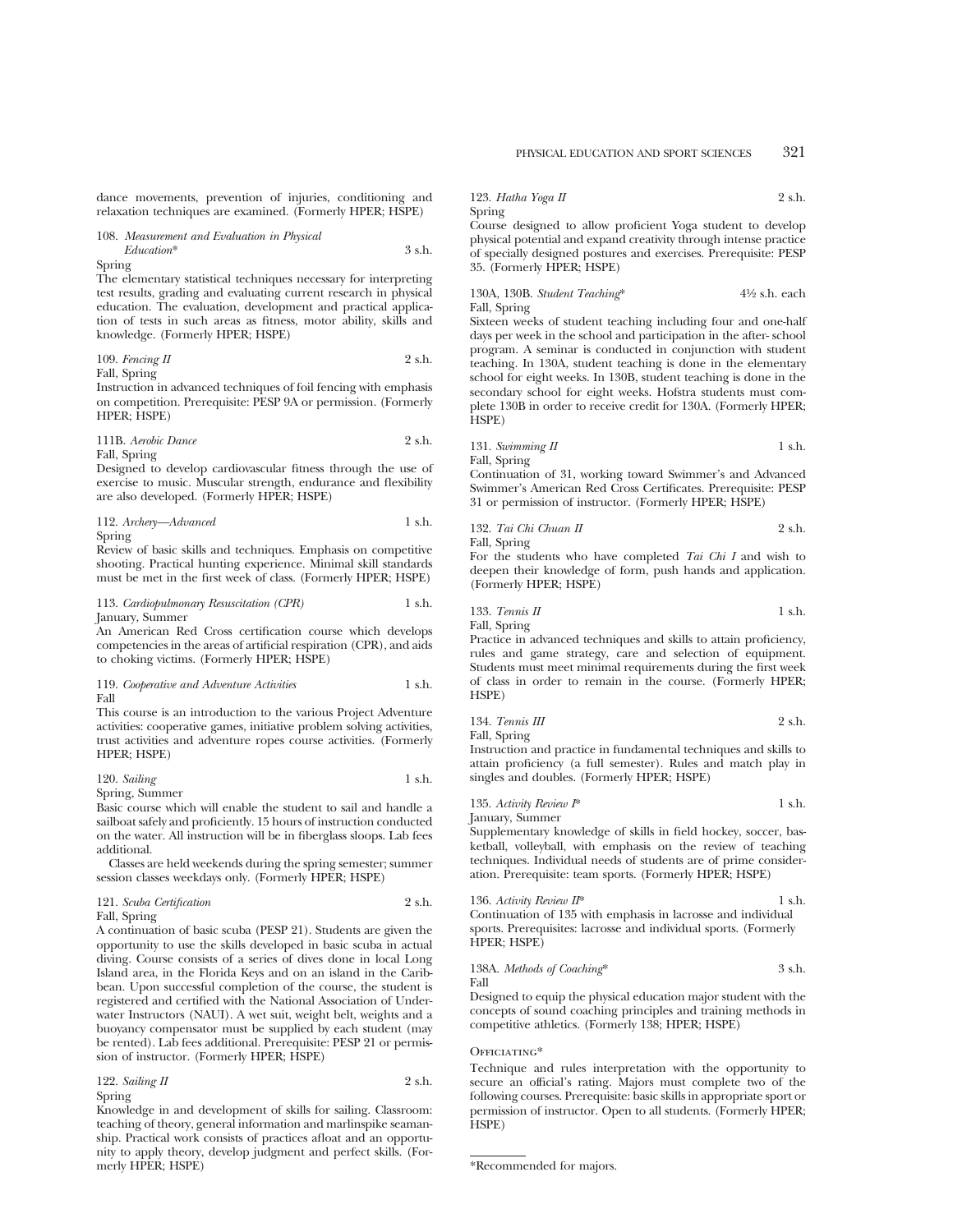dance movements, prevention of injuries, conditioning and relaxation techniques are examined. (Formerly HPER; HSPE)

108. *Measurement and Evaluation in Physical Education\** 3 s.h.
Spring
The elementary statistical techniques necessary for interpreting test results, grading and evaluating current research in physical education. The evaluation, development and practical application of tests in such areas as fitness, motor ability, skills and knowledge. (Formerly HPER; HSPE)

109. *Fencing II* 2 s.h.
Fall, Spring
Instruction in advanced techniques of foil fencing with emphasis on competition. Prerequisite: PESP 9A or permission. (Formerly HPER; HSPE)

111B. *Aerobic Dance* 2 s.h.
Fall, Spring
Designed to develop cardiovascular fitness through the use of exercise to music. Muscular strength, endurance and flexibility are also developed. (Formerly HPER; HSPE)

112. *Archery—Advanced* 1 s.h.
Spring
Review of basic skills and techniques. Emphasis on competitive shooting. Practical hunting experience. Minimal skill standards must be met in the first week of class. (Formerly HPER; HSPE)

113. *Cardiopulmonary Resuscitation (CPR)* 1 s.h.
January, Summer
An American Red Cross certification course which develops competencies in the areas of artificial respiration (CPR), and aids to choking victims. (Formerly HPER; HSPE)

119. *Cooperative and Adventure Activities* 1 s.h.
Fall
This course is an introduction to the various Project Adventure activities: cooperative games, initiative problem solving activities, trust activities and adventure ropes course activities. (Formerly HPER; HSPE)

120. *Sailing* 1 s.h.
Spring, Summer
Basic course which will enable the student to sail and handle a sailboat safely and proficiently. 15 hours of instruction conducted on the water. All instruction will be in fiberglass sloops. Lab fees additional.

Classes are held weekends during the spring semester; summer session classes weekdays only. (Formerly HPER; HSPE)

121. *Scuba Certification* 2 s.h.
Fall, Spring
A continuation of basic scuba (PESP 21). Students are given the opportunity to use the skills developed in basic scuba in actual diving. Course consists of a series of dives done in local Long Island area, in the Florida Keys and on an island in the Caribbean. Upon successful completion of the course, the student is registered and certified with the National Association of Underwater Instructors (NAUI). A wet suit, weight belt, weights and a buoyancy compensator must be supplied by each student (may be rented). Lab fees additional. Prerequisite: PESP 21 or permission of instructor. (Formerly HPER; HSPE)

122. *Sailing II* 2 s.h.
Spring
Knowledge in and development of skills for sailing. Classroom: teaching of theory, general information and marlinspike seamanship. Practical work consists of practices afloat and an opportunity to apply theory, develop judgment and perfect skills. (Formerly HPER; HSPE)

123. *Hatha Yoga II* 2 s.h.
Spring
Course designed to allow proficient Yoga student to develop physical potential and expand creativity through intense practice of specially designed postures and exercises. Prerequisite: PESP 35. (Formerly HPER; HSPE)

130A, 130B. *Student Teaching\** 4½ s.h. each
Fall, Spring
Sixteen weeks of student teaching including four and one-half days per week in the school and participation in the after- school program. A seminar is conducted in conjunction with student teaching. In 130A, student teaching is done in the elementary school for eight weeks. In 130B, student teaching is done in the secondary school for eight weeks. Hofstra students must complete 130B in order to receive credit for 130A. (Formerly HPER; HSPE)

131. *Swimming II* 1 s.h.
Fall, Spring
Continuation of 31, working toward Swimmer's and Advanced Swimmer's American Red Cross Certificates. Prerequisite: PESP 31 or permission of instructor. (Formerly HPER; HSPE)

132. *Tai Chi Chuan II* 2 s.h.
Fall, Spring
For the students who have completed *Tai Chi I* and wish to deepen their knowledge of form, push hands and application. (Formerly HPER; HSPE)

133. *Tennis II* 1 s.h.
Fall, Spring
Practice in advanced techniques and skills to attain proficiency, rules and game strategy, care and selection of equipment. Students must meet minimal requirements during the first week of class in order to remain in the course. (Formerly HPER; HSPE)

134. *Tennis III* 2 s.h.
Fall, Spring
Instruction and practice in fundamental techniques and skills to attain proficiency (a full semester). Rules and match play in singles and doubles. (Formerly HPER; HSPE)

135. *Activity Review I\** 1 s.h.
January, Summer
Supplementary knowledge of skills in field hockey, soccer, basketball, volleyball, with emphasis on the review of teaching techniques. Individual needs of students are of prime consideration. Prerequisite: team sports. (Formerly HPER; HSPE)

136. *Activity Review II\** 1 s.h.
Continuation of 135 with emphasis in lacrosse and individual sports. Prerequisites: lacrosse and individual sports. (Formerly HPER; HSPE)

138A. *Methods of Coaching\** 3 s.h.
Fall
Designed to equip the physical education major student with the concepts of sound coaching principles and training methods in competitive athletics. (Formerly 138; HPER; HSPE)

OFFICIATING\*

Technique and rules interpretation with the opportunity to secure an official's rating. Majors must complete two of the following courses. Prerequisite: basic skills in appropriate sport or permission of instructor. Open to all students. (Formerly HPER; HSPE)

---

\*Recommended for majors.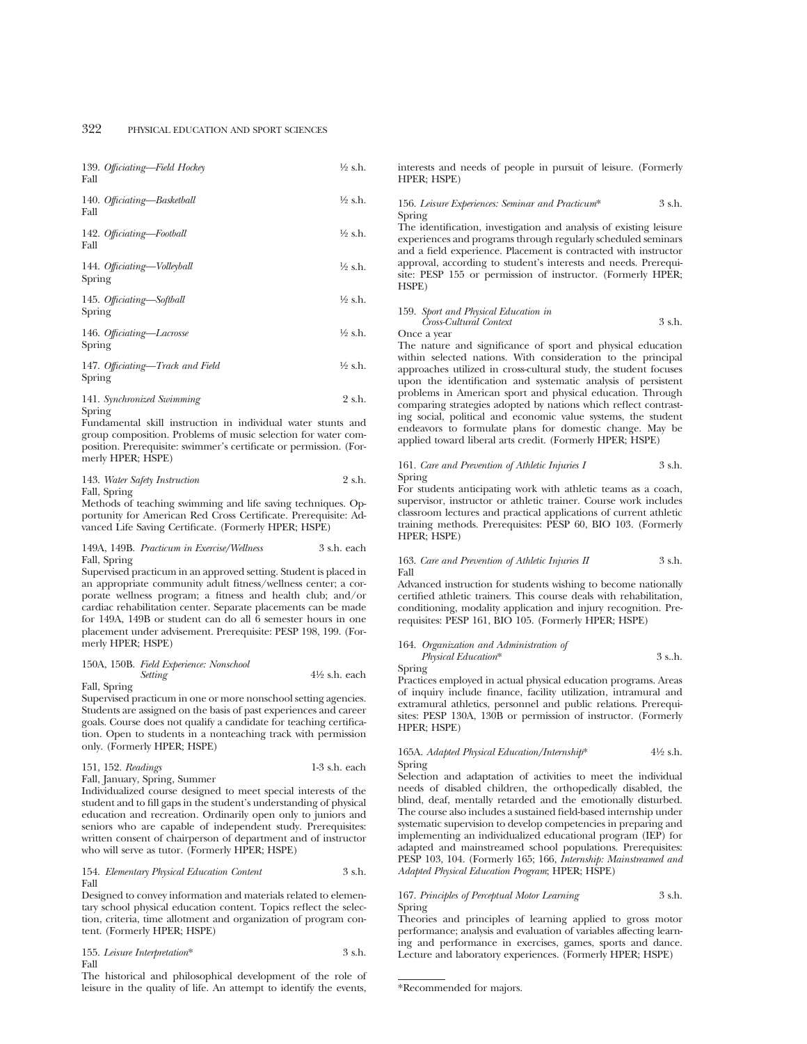139. *Officiating—Field Hockey* ½ s.h.
Fall

140. *Officiating—Basketball* ½ s.h.
Fall

142. *Officiating—Football* ½ s.h.
Fall

144. *Officiating—Volleyball* ½ s.h.
Spring

145. *Officiating—Softball* ½ s.h.
Spring

146. *Officiating—Lacrosse* ½ s.h.
Spring

147. *Officiating—Track and Field* ½ s.h.
Spring

141. *Synchronized Swimming* 2 s.h.
Spring
Fundamental skill instruction in individual water stunts and group composition. Problems of music selection for water composition. Prerequisite: swimmer's certificate or permission. (Formerly HPER; HSPE)

143. *Water Safety Instruction* 2 s.h.
Fall, Spring
Methods of teaching swimming and life saving techniques. Opportunity for American Red Cross Certificate. Prerequisite: Advanced Life Saving Certificate. (Formerly HPER; HSPE)

149A, 149B. *Practicum in Exercise/Wellness* 3 s.h. each
Fall, Spring
Supervised practicum in an approved setting. Student is placed in an appropriate community adult fitness/wellness center; a corporate wellness program; a fitness and health club; and/or cardiac rehabilitation center. Separate placements can be made for 149A, 149B or student can do all 6 semester hours in one placement under advisement. Prerequisite: PESP 198, 199. (Formerly HPER; HSPE)

150A, 150B. *Field Experience: Nonschool Setting* 4½ s.h. each
Fall, Spring
Supervised practicum in one or more nonschool setting agencies. Students are assigned on the basis of past experiences and career goals. Course does not qualify a candidate for teaching certification. Open to students in a nonteaching track with permission only. (Formerly HPER; HSPE)

151, 152. *Readings* 1-3 s.h. each
Fall, January, Spring, Summer
Individualized course designed to meet special interests of the student and to fill gaps in the student's understanding of physical education and recreation. Ordinarily open only to juniors and seniors who are capable of independent study. Prerequisites: written consent of chairperson of department and of instructor who will serve as tutor. (Formerly HPER; HSPE)

154. *Elementary Physical Education Content* 3 s.h.
Fall
Designed to convey information and materials related to elementary school physical education content. Topics reflect the selection, criteria, time allotment and organization of program content. (Formerly HPER; HSPE)

155. *Leisure Interpretation** 3 s.h.
Fall
The historical and philosophical development of the role of leisure in the quality of life. An attempt to identify the events, interests and needs of people in pursuit of leisure. (Formerly HPER; HSPE)

156. *Leisure Experiences: Seminar and Practicum** 3 s.h.
Spring
The identification, investigation and analysis of existing leisure experiences and programs through regularly scheduled seminars and a field experience. Placement is contracted with instructor approval, according to student's interests and needs. Prerequisite: PESP 155 or permission of instructor. (Formerly HPER; HSPE)

159. *Sport and Physical Education in Cross-Cultural Context* 3 s.h.
Once a year
The nature and significance of sport and physical education within selected nations. With consideration to the principal approaches utilized in cross-cultural study, the student focuses upon the identification and systematic analysis of persistent problems in American sport and physical education. Through comparing strategies adopted by nations which reflect contrasting social, political and economic value systems, the student endeavors to formulate plans for domestic change. May be applied toward liberal arts credit. (Formerly HPER; HSPE)

161. *Care and Prevention of Athletic Injuries I* 3 s.h.
Spring
For students anticipating work with athletic teams as a coach, supervisor, instructor or athletic trainer. Course work includes classroom lectures and practical applications of current athletic training methods. Prerequisites: PESP 60, BIO 103. (Formerly HPER; HSPE)

163. *Care and Prevention of Athletic Injuries II* 3 s.h.
Fall
Advanced instruction for students wishing to become nationally certified athletic trainers. This course deals with rehabilitation, conditioning, modality application and injury recognition. Prerequisites: PESP 161, BIO 105. (Formerly HPER; HSPE)

164. *Organization and Administration of Physical Education** 3 s..h.
Spring
Practices employed in actual physical education programs. Areas of inquiry include finance, facility utilization, intramural and extramural athletics, personnel and public relations. Prerequisites: PESP 130A, 130B or permission of instructor. (Formerly HPER; HSPE)

165A. *Adapted Physical Education/Internship** 4½ s.h.
Spring
Selection and adaptation of activities to meet the individual needs of disabled children, the orthopedically disabled, the blind, deaf, mentally retarded and the emotionally disturbed. The course also includes a sustained field-based internship under systematic supervision to develop competencies in preparing and implementing an individualized educational program (IEP) for adapted and mainstreamed school populations. Prerequisites: PESP 103, 104. (Formerly 165; 166, *Internship: Mainstreamed and Adapted Physical Education Program*; HPER; HSPE)

167. *Principles of Perceptual Motor Learning* 3 s.h.
Spring
Theories and principles of learning applied to gross motor performance; analysis and evaluation of variables affecting learning and performance in exercises, games, sports and dance. Lecture and laboratory experiences. (Formerly HPER; HSPE)

*Recommended for majors.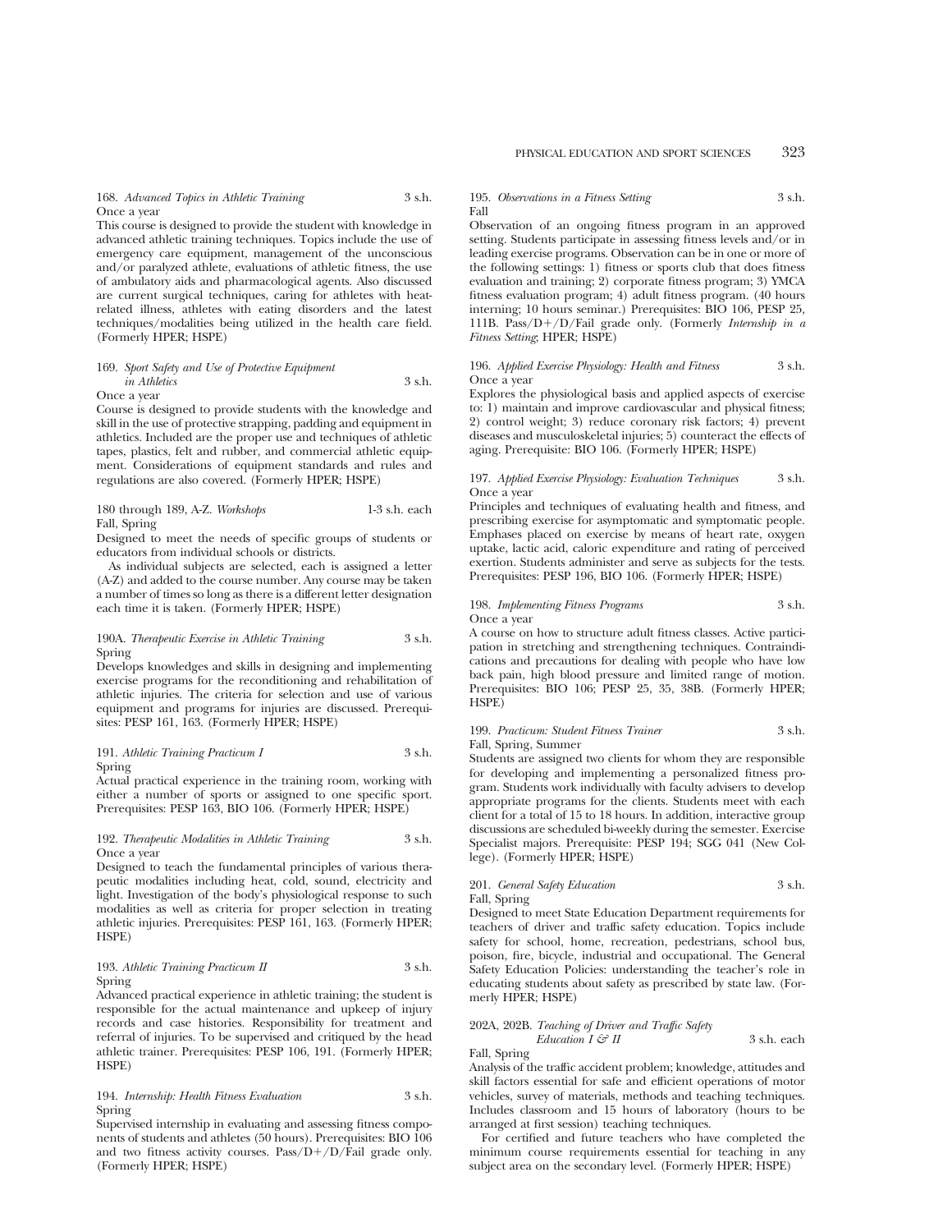168. *Advanced Topics in Athletic Training* 3 s.h.
Once a year

This course is designed to provide the student with knowledge in advanced athletic training techniques. Topics include the use of emergency care equipment, management of the unconscious and/or paralyzed athlete, evaluations of athletic fitness, the use of ambulatory aids and pharmacological agents. Also discussed are current surgical techniques, caring for athletes with heat-related illness, athletes with eating disorders and the latest techniques/modalities being utilized in the health care field. (Formerly HPER; HSPE)

169. *Sport Safety and Use of Protective Equipment in Athletics* 3 s.h.
Once a year

Course is designed to provide students with the knowledge and skill in the use of protective strapping, padding and equipment in athletics. Included are the proper use and techniques of athletic tapes, plastics, felt and rubber, and commercial athletic equipment. Considerations of equipment standards and rules and regulations are also covered. (Formerly HPER; HSPE)

180 through 189, A-Z. *Workshops* 1-3 s.h. each
Fall, Spring

Designed to meet the needs of specific groups of students or educators from individual schools or districts.

As individual subjects are selected, each is assigned a letter (A-Z) and added to the course number. Any course may be taken a number of times so long as there is a different letter designation each time it is taken. (Formerly HPER; HSPE)

190A. *Therapeutic Exercise in Athletic Training* 3 s.h.
Spring

Develops knowledges and skills in designing and implementing exercise programs for the reconditioning and rehabilitation of athletic injuries. The criteria for selection and use of various equipment and programs for injuries are discussed. Prerequisites: PESP 161, 163. (Formerly HPER; HSPE)

191. *Athletic Training Practicum I* 3 s.h.
Spring

Actual practical experience in the training room, working with either a number of sports or assigned to one specific sport. Prerequisites: PESP 163, BIO 106. (Formerly HPER; HSPE)

192. *Therapeutic Modalities in Athletic Training* 3 s.h.
Once a year

Designed to teach the fundamental principles of various therapeutic modalities including heat, cold, sound, electricity and light. Investigation of the body's physiological response to such modalities as well as criteria for proper selection in treating athletic injuries. Prerequisites: PESP 161, 163. (Formerly HPER; HSPE)

193. *Athletic Training Practicum II* 3 s.h.
Spring

Advanced practical experience in athletic training; the student is responsible for the actual maintenance and upkeep of injury records and case histories. Responsibility for treatment and referral of injuries. To be supervised and critiqued by the head athletic trainer. Prerequisites: PESP 106, 191. (Formerly HPER; HSPE)

194. *Internship: Health Fitness Evaluation* 3 s.h.
Spring

Supervised internship in evaluating and assessing fitness components of students and athletes (50 hours). Prerequisites: BIO 106 and two fitness activity courses. Pass/D+/D/Fail grade only. (Formerly HPER; HSPE)

195. *Observations in a Fitness Setting* 3 s.h.
Fall

Observation of an ongoing fitness program in an approved setting. Students participate in assessing fitness levels and/or in leading exercise programs. Observation can be in one or more of the following settings: 1) fitness or sports club that does fitness evaluation and training; 2) corporate fitness program; 3) YMCA fitness evaluation program; 4) adult fitness program. (40 hours interning; 10 hours seminar.) Prerequisites: BIO 106, PESP 25, 111B. Pass/D+/D/Fail grade only. (Formerly *Internship in a Fitness Setting*; HPER; HSPE)

196. *Applied Exercise Physiology: Health and Fitness* 3 s.h.
Once a year

Explores the physiological basis and applied aspects of exercise to: 1) maintain and improve cardiovascular and physical fitness; 2) control weight; 3) reduce coronary risk factors; 4) prevent diseases and musculoskeletal injuries; 5) counteract the effects of aging. Prerequisite: BIO 106. (Formerly HPER; HSPE)

197. *Applied Exercise Physiology: Evaluation Techniques* 3 s.h.
Once a year

Principles and techniques of evaluating health and fitness, and prescribing exercise for asymptomatic and symptomatic people. Emphases placed on exercise by means of heart rate, oxygen uptake, lactic acid, caloric expenditure and rating of perceived exertion. Students administer and serve as subjects for the tests. Prerequisites: PESP 196, BIO 106. (Formerly HPER; HSPE)

198. *Implementing Fitness Programs* 3 s.h.
Once a year

A course on how to structure adult fitness classes. Active participation in stretching and strengthening techniques. Contraindications and precautions for dealing with people who have low back pain, high blood pressure and limited range of motion. Prerequisites: BIO 106; PESP 25, 35, 38B. (Formerly HPER; HSPE)

199. *Practicum: Student Fitness Trainer* 3 s.h.
Fall, Spring, Summer

Students are assigned two clients for whom they are responsible for developing and implementing a personalized fitness program. Students work individually with faculty advisers to develop appropriate programs for the clients. Students meet with each client for a total of 15 to 18 hours. In addition, interactive group discussions are scheduled bi-weekly during the semester. Exercise Specialist majors. Prerequisite: PESP 194; SGG 041 (New College). (Formerly HPER; HSPE)

201. *General Safety Education* 3 s.h.
Fall, Spring

Designed to meet State Education Department requirements for teachers of driver and traffic safety education. Topics include safety for school, home, recreation, pedestrians, school bus, poison, fire, bicycle, industrial and occupational. The General Safety Education Policies: understanding the teacher's role in educating students about safety as prescribed by state law. (Formerly HPER; HSPE)

202A, 202B. *Teaching of Driver and Traffic Safety Education I & II* 3 s.h. each
Fall, Spring

Analysis of the traffic accident problem; knowledge, attitudes and skill factors essential for safe and efficient operations of motor vehicles, survey of materials, methods and teaching techniques. Includes classroom and 15 hours of laboratory (hours to be arranged at first session) teaching techniques.

For certified and future teachers who have completed the minimum course requirements essential for teaching in any subject area on the secondary level. (Formerly HPER; HSPE)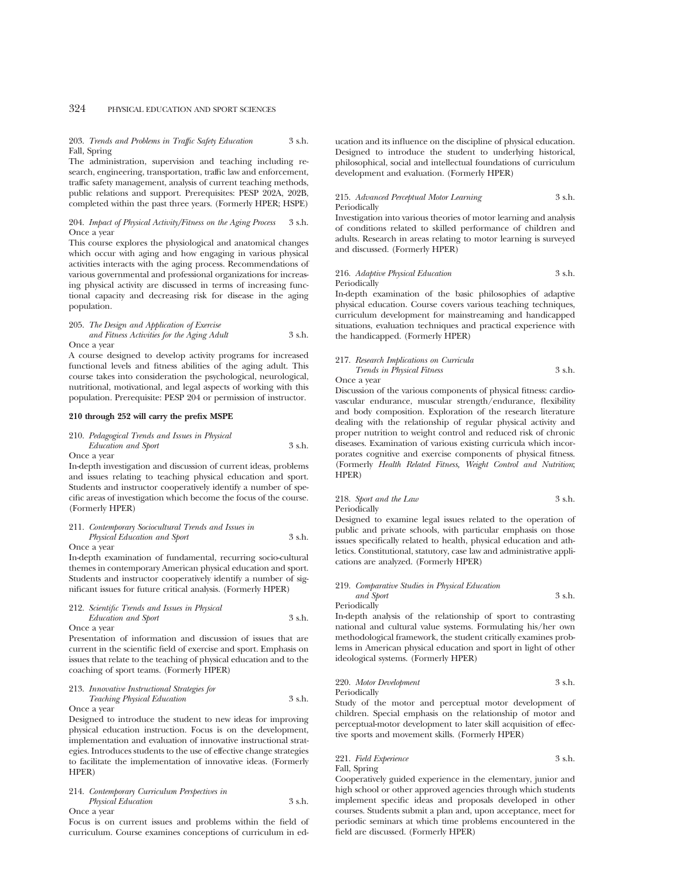203. *Trends and Problems in Traffic Safety Education* 3 s.h.
Fall, Spring

The administration, supervision and teaching including research, engineering, transportation, traffic law and enforcement, traffic safety management, analysis of current teaching methods, public relations and support. Prerequisites: PESP 202A, 202B, completed within the past three years. (Formerly HPER; HSPE)

204. *Impact of Physical Activity/Fitness on the Aging Process* 3 s.h.
Once a year

This course explores the physiological and anatomical changes which occur with aging and how engaging in various physical activities interacts with the aging process. Recommendations of various governmental and professional organizations for increasing physical activity are discussed in terms of increasing functional capacity and decreasing risk for disease in the aging population.

205. *The Design and Application of Exercise and Fitness Activities for the Aging Adult* 3 s.h.
Once a year

A course designed to develop activity programs for increased functional levels and fitness abilities of the aging adult. This course takes into consideration the psychological, neurological, nutritional, motivational, and legal aspects of working with this population. Prerequisite: PESP 204 or permission of instructor.

**210 through 252 will carry the prefix MSPE**

210. *Pedagogical Trends and Issues in Physical Education and Sport* 3 s.h.
Once a year

In-depth investigation and discussion of current ideas, problems and issues relating to teaching physical education and sport. Students and instructor cooperatively identify a number of specific areas of investigation which become the focus of the course. (Formerly HPER)

211. *Contemporary Sociocultural Trends and Issues in Physical Education and Sport* 3 s.h.
Once a year

In-depth examination of fundamental, recurring socio-cultural themes in contemporary American physical education and sport. Students and instructor cooperatively identify a number of significant issues for future critical analysis. (Formerly HPER)

212. *Scientific Trends and Issues in Physical Education and Sport* 3 s.h.
Once a year

Presentation of information and discussion of issues that are current in the scientific field of exercise and sport. Emphasis on issues that relate to the teaching of physical education and to the coaching of sport teams. (Formerly HPER)

213. *Innovative Instructional Strategies for Teaching Physical Education* 3 s.h.
Once a year

Designed to introduce the student to new ideas for improving physical education instruction. Focus is on the development, implementation and evaluation of innovative instructional strategies. Introduces students to the use of effective change strategies to facilitate the implementation of innovative ideas. (Formerly HPER)

214. *Contemporary Curriculum Perspectives in Physical Education* 3 s.h.
Once a year

Focus is on current issues and problems within the field of curriculum. Course examines conceptions of curriculum in education and its influence on the discipline of physical education. Designed to introduce the student to underlying historical, philosophical, social and intellectual foundations of curriculum development and evaluation. (Formerly HPER)

215. *Advanced Perceptual Motor Learning* 3 s.h.
Periodically

Investigation into various theories of motor learning and analysis of conditions related to skilled performance of children and adults. Research in areas relating to motor learning is surveyed and discussed. (Formerly HPER)

216. *Adaptive Physical Education* 3 s.h.
Periodically

In-depth examination of the basic philosophies of adaptive physical education. Course covers various teaching techniques, curriculum development for mainstreaming and handicapped situations, evaluation techniques and practical experience with the handicapped. (Formerly HPER)

217. *Research Implications on Curricula Trends in Physical Fitness* 3 s.h.
Once a year

Discussion of the various components of physical fitness: cardiovascular endurance, muscular strength/endurance, flexibility and body composition. Exploration of the research literature dealing with the relationship of regular physical activity and proper nutrition to weight control and reduced risk of chronic diseases. Examination of various existing curricula which incorporates cognitive and exercise components of physical fitness. (Formerly *Health Related Fitness, Weight Control and Nutrition*; HPER)

218. *Sport and the Law* 3 s.h.
Periodically

Designed to examine legal issues related to the operation of public and private schools, with particular emphasis on those issues specifically related to health, physical education and athletics. Constitutional, statutory, case law and administrative applications are analyzed. (Formerly HPER)

219. *Comparative Studies in Physical Education and Sport* 3 s.h.
Periodically

In-depth analysis of the relationship of sport to contrasting national and cultural value systems. Formulating his/her own methodological framework, the student critically examines problems in American physical education and sport in light of other ideological systems. (Formerly HPER)

220. *Motor Development* 3 s.h.
Periodically

Study of the motor and perceptual motor development of children. Special emphasis on the relationship of motor and perceptual-motor development to later skill acquisition of effective sports and movement skills. (Formerly HPER)

221. *Field Experience* 3 s.h.
Fall, Spring

Cooperatively guided experience in the elementary, junior and high school or other approved agencies through which students implement specific ideas and proposals developed in other courses. Students submit a plan and, upon acceptance, meet for periodic seminars at which time problems encountered in the field are discussed. (Formerly HPER)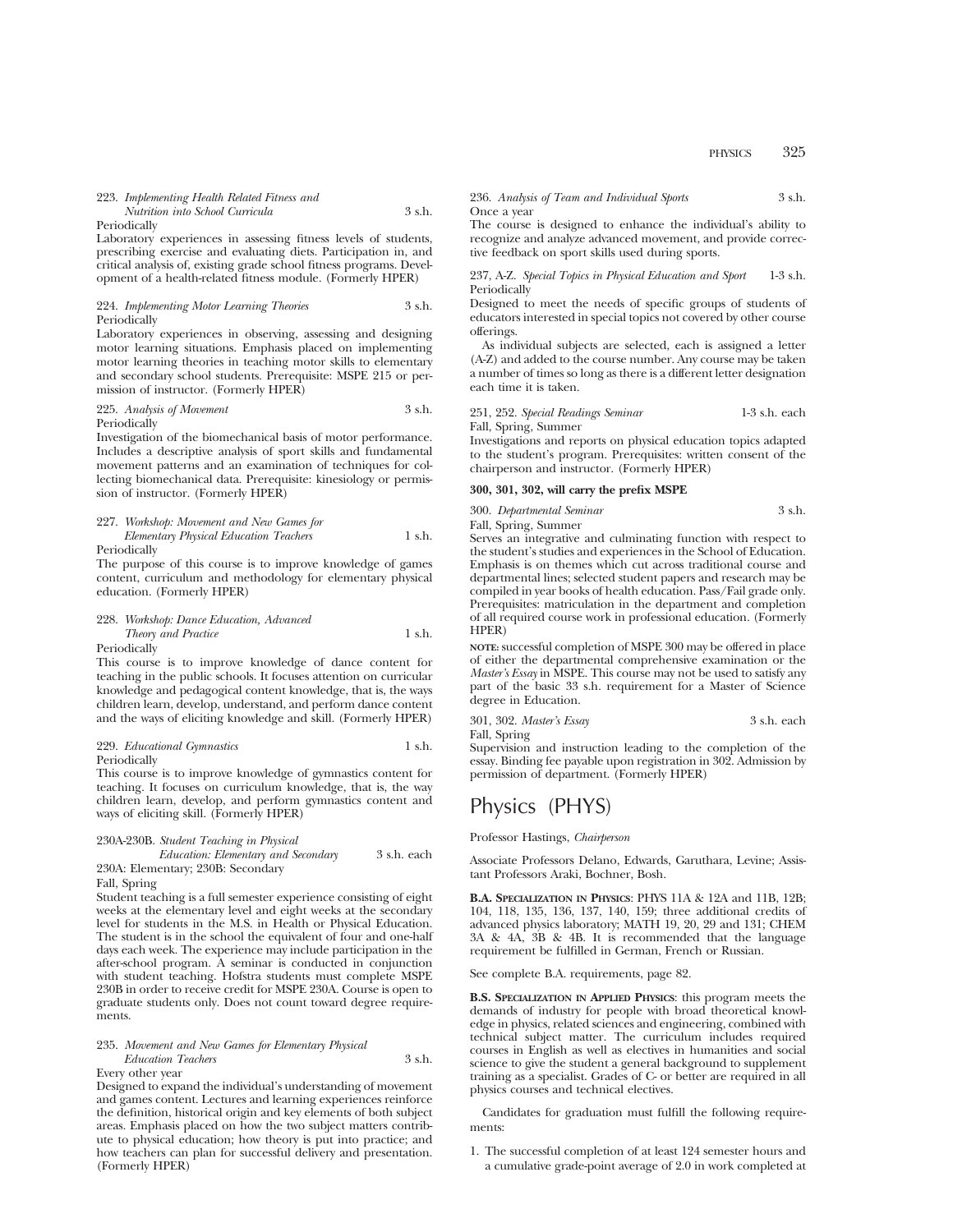223. *Implementing Health Related Fitness and Nutrition into School Curricula* 3 s.h.
Periodically
Laboratory experiences in assessing fitness levels of students, prescribing exercise and evaluating diets. Participation in, and critical analysis of, existing grade school fitness programs. Development of a health-related fitness module. (Formerly HPER)

224. *Implementing Motor Learning Theories* 3 s.h.
Periodically
Laboratory experiences in observing, assessing and designing motor learning situations. Emphasis placed on implementing motor learning theories in teaching motor skills to elementary and secondary school students. Prerequisite: MSPE 215 or permission of instructor. (Formerly HPER)

225. *Analysis of Movement* 3 s.h.
Periodically
Investigation of the biomechanical basis of motor performance. Includes a descriptive analysis of sport skills and fundamental movement patterns and an examination of techniques for collecting biomechanical data. Prerequisite: kinesiology or permission of instructor. (Formerly HPER)

227. *Workshop: Movement and New Games for Elementary Physical Education Teachers* 1 s.h.
Periodically
The purpose of this course is to improve knowledge of games content, curriculum and methodology for elementary physical education. (Formerly HPER)

228. *Workshop: Dance Education, Advanced Theory and Practice* 1 s.h.
Periodically
This course is to improve knowledge of dance content for teaching in the public schools. It focuses attention on curricular knowledge and pedagogical content knowledge, that is, the ways children learn, develop, understand, and perform dance content and the ways of eliciting knowledge and skill. (Formerly HPER)

229. *Educational Gymnastics* 1 s.h.
Periodically
This course is to improve knowledge of gymnastics content for teaching. It focuses on curriculum knowledge, that is, the way children learn, develop, and perform gymnastics content and ways of eliciting skill. (Formerly HPER)

230A-230B. *Student Teaching in Physical Education: Elementary and Secondary* 3 s.h. each
230A: Elementary; 230B: Secondary
Fall, Spring
Student teaching is a full semester experience consisting of eight weeks at the elementary level and eight weeks at the secondary level for students in the M.S. in Health or Physical Education. The student is in the school the equivalent of four and one-half days each week. The experience may include participation in the after-school program. A seminar is conducted in conjunction with student teaching. Hofstra students must complete MSPE 230B in order to receive credit for MSPE 230A. Course is open to graduate students only. Does not count toward degree requirements.

235. *Movement and New Games for Elementary Physical Education Teachers* 3 s.h.
Every other year
Designed to expand the individual's understanding of movement and games content. Lectures and learning experiences reinforce the definition, historical origin and key elements of both subject areas. Emphasis placed on how the two subject matters contribute to physical education; how theory is put into practice; and how teachers can plan for successful delivery and presentation. (Formerly HPER)

236. *Analysis of Team and Individual Sports* 3 s.h.
Once a year
The course is designed to enhance the individual's ability to recognize and analyze advanced movement, and provide corrective feedback on sport skills used during sports.

237, A-Z. *Special Topics in Physical Education and Sport* 1-3 s.h.
Periodically
Designed to meet the needs of specific groups of students of educators interested in special topics not covered by other course offerings.

As individual subjects are selected, each is assigned a letter (A-Z) and added to the course number. Any course may be taken a number of times so long as there is a different letter designation each time it is taken.

251, 252. *Special Readings Seminar* 1-3 s.h. each
Fall, Spring, Summer
Investigations and reports on physical education topics adapted to the student's program. Prerequisites: written consent of the chairperson and instructor. (Formerly HPER)

**300, 301, 302, will carry the prefix MSPE**

300. *Departmental Seminar* 3 s.h.
Fall, Spring, Summer
Serves an integrative and culminating function with respect to the student's studies and experiences in the School of Education. Emphasis is on themes which cut across traditional course and departmental lines; selected student papers and research may be compiled in year books of health education. Pass/Fail grade only. Prerequisites: matriculation in the department and completion of all required course work in professional education. (Formerly HPER)

**NOTE:** successful completion of MSPE 300 may be offered in place of either the departmental comprehensive examination or the *Master's Essay* in MSPE. This course may not be used to satisfy any part of the basic 33 s.h. requirement for a Master of Science degree in Education.

301, 302. *Master's Essay* 3 s.h. each
Fall, Spring
Supervision and instruction leading to the completion of the essay. Binding fee payable upon registration in 302. Admission by permission of department. (Formerly HPER)

# Physics (PHYS)

Professor Hastings, *Chairperson*

Associate Professors Delano, Edwards, Garuthara, Levine; Assistant Professors Araki, Bochner, Bosh.

**B.A. Specialization in Physics**: PHYS 11A & 12A and 11B, 12B; 104, 118, 135, 136, 137, 140, 159; three additional credits of advanced physics laboratory; MATH 19, 20, 29 and 131; CHEM 3A & 4A, 3B & 4B. It is recommended that the language requirement be fulfilled in German, French or Russian.

See complete B.A. requirements, page 82.

**B.S. Specialization in Applied Physics**: this program meets the demands of industry for people with broad theoretical knowledge in physics, related sciences and engineering, combined with technical subject matter. The curriculum includes required courses in English as well as electives in humanities and social science to give the student a general background to supplement training as a specialist. Grades of C- or better are required in all physics courses and technical electives.

Candidates for graduation must fulfill the following requirements:

1. The successful completion of at least 124 semester hours and a cumulative grade-point average of 2.0 in work completed at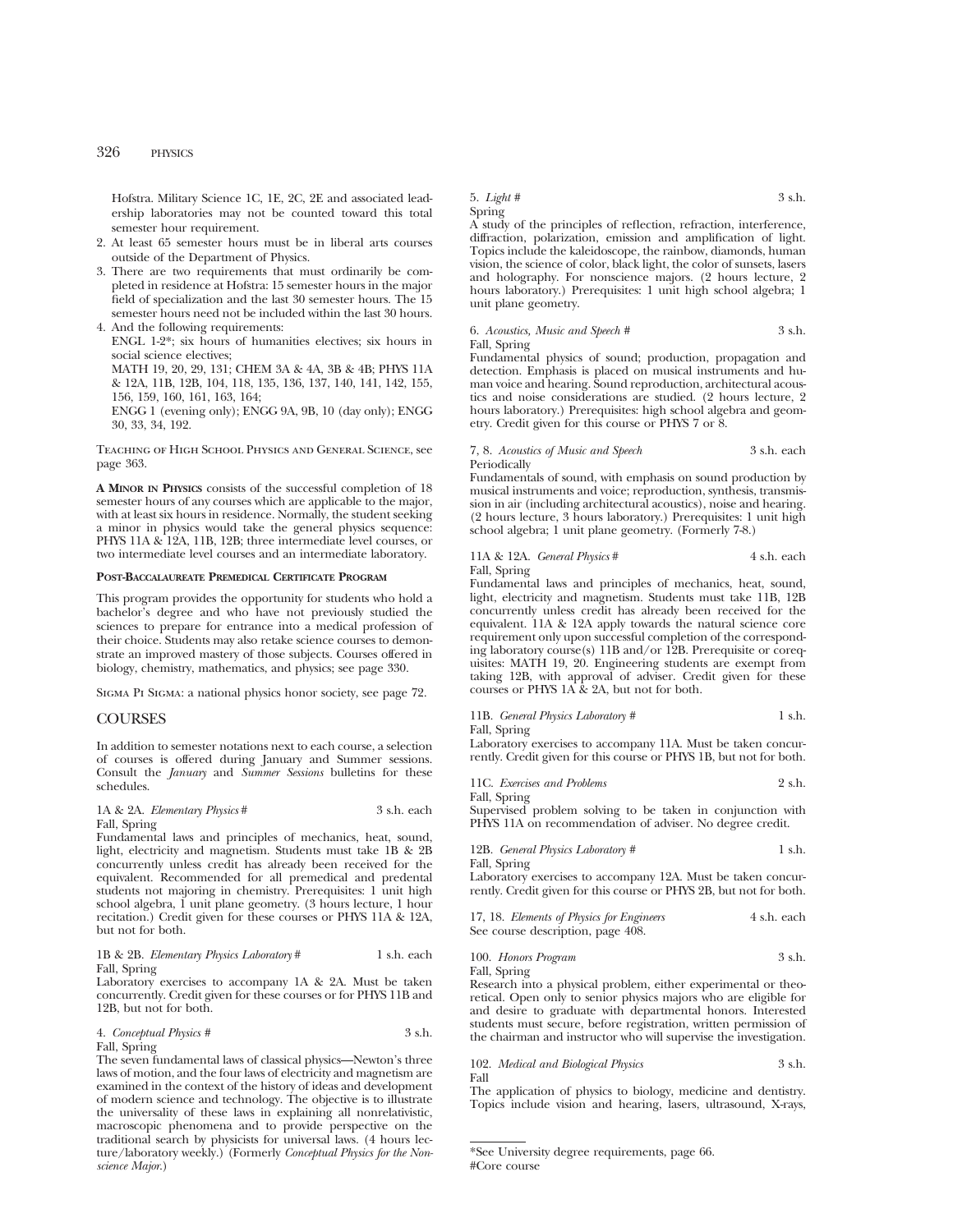Hofstra. Military Science 1C, 1E, 2C, 2E and associated leadership laboratories may not be counted toward this total semester hour requirement.

2. At least 65 semester hours must be in liberal arts courses outside of the Department of Physics.
3. There are two requirements that must ordinarily be completed in residence at Hofstra: 15 semester hours in the major field of specialization and the last 30 semester hours. The 15 semester hours need not be included within the last 30 hours.
4. And the following requirements:
   ENGL 1-2*; six hours of humanities electives; six hours in social science electives;
   MATH 19, 20, 29, 131; CHEM 3A & 4A, 3B & 4B; PHYS 11A & 12A, 11B, 12B, 104, 118, 135, 136, 137, 140, 141, 142, 155, 156, 159, 160, 161, 163, 164;
   ENGG 1 (evening only); ENGG 9A, 9B, 10 (day only); ENGG 30, 33, 34, 192.

Teaching of High School Physics and General Science, see page 363.

**A Minor in Physics** consists of the successful completion of 18 semester hours of any courses which are applicable to the major, with at least six hours in residence. Normally, the student seeking a minor in physics would take the general physics sequence: PHYS 11A & 12A, 11B, 12B; three intermediate level courses, or two intermediate level courses and an intermediate laboratory.

**Post-Baccalaureate Premedical Certificate Program**

This program provides the opportunity for students who hold a bachelor's degree and who have not previously studied the sciences to prepare for entrance into a medical profession of their choice. Students may also retake science courses to demonstrate an improved mastery of those subjects. Courses offered in biology, chemistry, mathematics, and physics; see page 330.

Sigma Pi Sigma: a national physics honor society, see page 72.

## COURSES

In addition to semester notations next to each course, a selection of courses is offered during January and Summer sessions. Consult the *January* and *Summer Sessions* bulletins for these schedules.

1A & 2A. *Elementary Physics* # — 3 s.h. each
Fall, Spring
Fundamental laws and principles of mechanics, heat, sound, light, electricity and magnetism. Students must take 1B & 2B concurrently unless credit has already been received for the equivalent. Recommended for all premedical and predental students not majoring in chemistry. Prerequisites: 1 unit high school algebra, 1 unit plane geometry. (3 hours lecture, 1 hour recitation.) Credit given for these courses or PHYS 11A & 12A, but not for both.

1B & 2B. *Elementary Physics Laboratory* # — 1 s.h. each
Fall, Spring
Laboratory exercises to accompany 1A & 2A. Must be taken concurrently. Credit given for these courses or for PHYS 11B and 12B, but not for both.

4. *Conceptual Physics* # — 3 s.h.
Fall, Spring
The seven fundamental laws of classical physics—Newton's three laws of motion, and the four laws of electricity and magnetism are examined in the context of the history of ideas and development of modern science and technology. The objective is to illustrate the universality of these laws in explaining all nonrelativistic, macroscopic phenomena and to provide perspective on the traditional search by physicists for universal laws. (4 hours lecture/laboratory weekly.) (Formerly *Conceptual Physics for the Nonscience Major.*)

5. *Light* # — 3 s.h.
Spring
A study of the principles of reflection, refraction, interference, diffraction, polarization, emission and amplification of light. Topics include the kaleidoscope, the rainbow, diamonds, human vision, the science of color, black light, the color of sunsets, lasers and holography. For nonscience majors. (2 hours lecture, 2 hours laboratory.) Prerequisites: 1 unit high school algebra; 1 unit plane geometry.

6. *Acoustics, Music and Speech* # — 3 s.h.
Fall, Spring
Fundamental physics of sound; production, propagation and detection. Emphasis is placed on musical instruments and human voice and hearing. Sound reproduction, architectural acoustics and noise considerations are studied. (2 hours lecture, 2 hours laboratory.) Prerequisites: high school algebra and geometry. Credit given for this course or PHYS 7 or 8.

7, 8. *Acoustics of Music and Speech* — 3 s.h. each
Periodically
Fundamentals of sound, with emphasis on sound production by musical instruments and voice; reproduction, synthesis, transmission in air (including architectural acoustics), noise and hearing. (2 hours lecture, 3 hours laboratory.) Prerequisites: 1 unit high school algebra; 1 unit plane geometry. (Formerly 7-8.)

11A & 12A. *General Physics* # — 4 s.h. each
Fall, Spring
Fundamental laws and principles of mechanics, heat, sound, light, electricity and magnetism. Students must take 11B, 12B concurrently unless credit has already been received for the equivalent. 11A & 12A apply towards the natural science core requirement only upon successful completion of the corresponding laboratory course(s) 11B and/or 12B. Prerequisite or corequisites: MATH 19, 20. Engineering students are exempt from taking 12B, with approval of adviser. Credit given for these courses or PHYS 1A & 2A, but not for both.

11B. *General Physics Laboratory* # — 1 s.h.
Fall, Spring
Laboratory exercises to accompany 11A. Must be taken concurrently. Credit given for this course or PHYS 1B, but not for both.

11C. *Exercises and Problems* — 2 s.h.
Fall, Spring
Supervised problem solving to be taken in conjunction with PHYS 11A on recommendation of adviser. No degree credit.

12B. *General Physics Laboratory* # — 1 s.h.
Fall, Spring
Laboratory exercises to accompany 12A. Must be taken concurrently. Credit given for this course or PHYS 2B, but not for both.

17, 18. *Elements of Physics for Engineers* — 4 s.h. each
See course description, page 408.

100. *Honors Program* — 3 s.h.
Fall, Spring
Research into a physical problem, either experimental or theoretical. Open only to senior physics majors who are eligible for and desire to graduate with departmental honors. Interested students must secure, before registration, written permission of the chairman and instructor who will supervise the investigation.

102. *Medical and Biological Physics* — 3 s.h.
Fall
The application of physics to biology, medicine and dentistry. Topics include vision and hearing, lasers, ultrasound, X-rays,

*See University degree requirements, page 66.
#Core course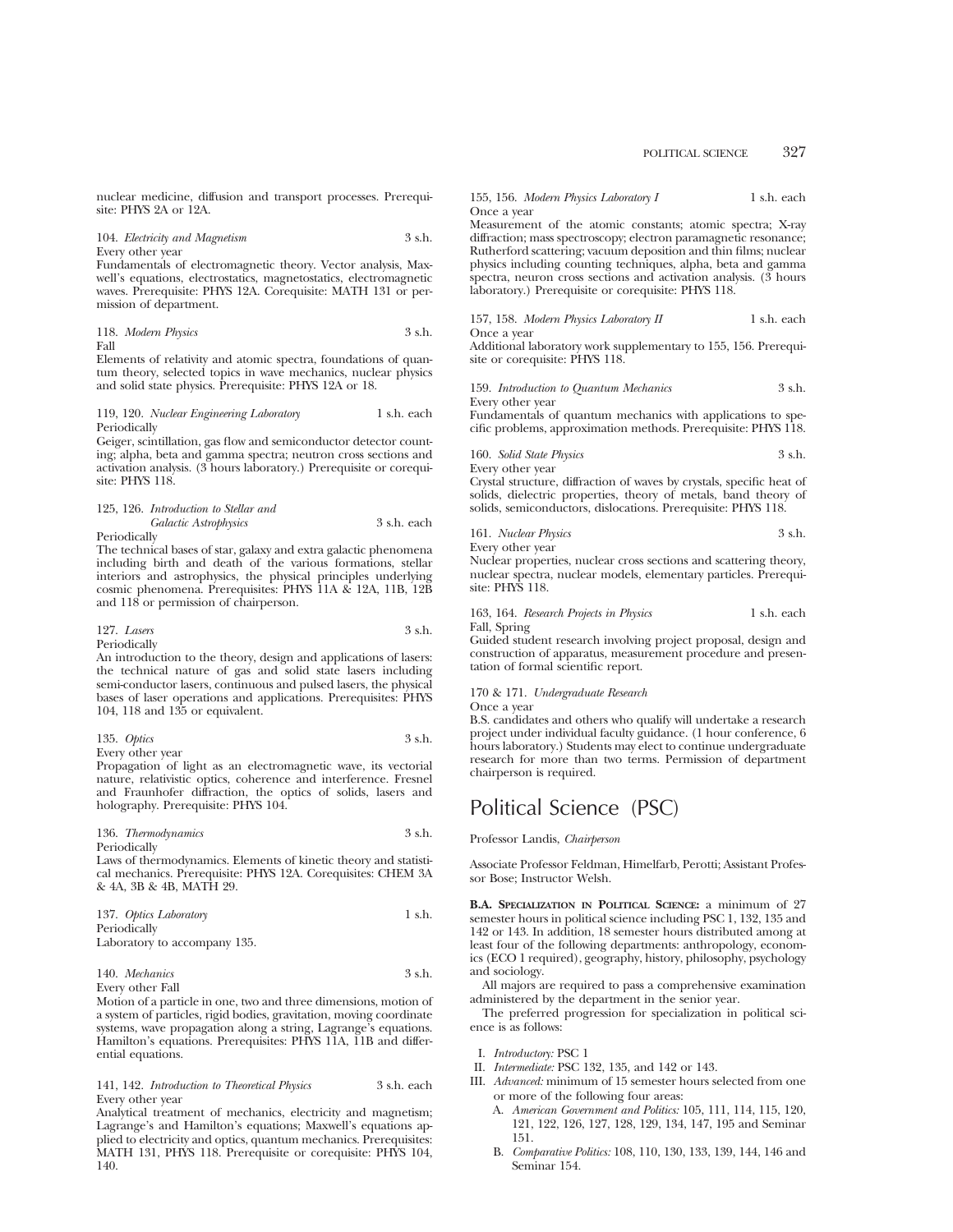nuclear medicine, diffusion and transport processes. Prerequisite: PHYS 2A or 12A.

104. *Electricity and Magnetism* 3 s.h.
Every other year
Fundamentals of electromagnetic theory. Vector analysis, Maxwell's equations, electrostatics, magnetostatics, electromagnetic waves. Prerequisite: PHYS 12A. Corequisite: MATH 131 or permission of department.

118. *Modern Physics* 3 s.h.
Fall
Elements of relativity and atomic spectra, foundations of quantum theory, selected topics in wave mechanics, nuclear physics and solid state physics. Prerequisite: PHYS 12A or 18.

119, 120. *Nuclear Engineering Laboratory* 1 s.h. each
Periodically
Geiger, scintillation, gas flow and semiconductor detector counting; alpha, beta and gamma spectra; neutron cross sections and activation analysis. (3 hours laboratory.) Prerequisite or corequisite: PHYS 118.

125, 126. *Introduction to Stellar and Galactic Astrophysics* 3 s.h. each
Periodically
The technical bases of star, galaxy and extra galactic phenomena including birth and death of the various formations, stellar interiors and astrophysics, the physical principles underlying cosmic phenomena. Prerequisites: PHYS 11A & 12A, 11B, 12B and 118 or permission of chairperson.

127. *Lasers* 3 s.h.
Periodically
An introduction to the theory, design and applications of lasers: the technical nature of gas and solid state lasers including semi-conductor lasers, continuous and pulsed lasers, the physical bases of laser operations and applications. Prerequisites: PHYS 104, 118 and 135 or equivalent.

135. *Optics* 3 s.h.
Every other year
Propagation of light as an electromagnetic wave, its vectorial nature, relativistic optics, coherence and interference. Fresnel and Fraunhofer diffraction, the optics of solids, lasers and holography. Prerequisite: PHYS 104.

136. *Thermodynamics* 3 s.h.
Periodically
Laws of thermodynamics. Elements of kinetic theory and statistical mechanics. Prerequisite: PHYS 12A. Corequisites: CHEM 3A & 4A, 3B & 4B, MATH 29.

137. *Optics Laboratory* 1 s.h.
Periodically
Laboratory to accompany 135.

140. *Mechanics* 3 s.h.
Every other Fall
Motion of a particle in one, two and three dimensions, motion of a system of particles, rigid bodies, gravitation, moving coordinate systems, wave propagation along a string, Lagrange's equations. Hamilton's equations. Prerequisites: PHYS 11A, 11B and differential equations.

141, 142. *Introduction to Theoretical Physics* 3 s.h. each
Every other year
Analytical treatment of mechanics, electricity and magnetism; Lagrange's and Hamilton's equations; Maxwell's equations applied to electricity and optics, quantum mechanics. Prerequisites: MATH 131, PHYS 118. Prerequisite or corequisite: PHYS 104, 140.

155, 156. *Modern Physics Laboratory I* 1 s.h. each
Once a year
Measurement of the atomic constants; atomic spectra; X-ray diffraction; mass spectroscopy; electron paramagnetic resonance; Rutherford scattering; vacuum deposition and thin films; nuclear physics including counting techniques, alpha, beta and gamma spectra, neuron cross sections and activation analysis. (3 hours laboratory.) Prerequisite or corequisite: PHYS 118.

157, 158. *Modern Physics Laboratory II* 1 s.h. each
Once a year
Additional laboratory work supplementary to 155, 156. Prerequisite or corequisite: PHYS 118.

159. *Introduction to Quantum Mechanics* 3 s.h.
Every other year
Fundamentals of quantum mechanics with applications to specific problems, approximation methods. Prerequisite: PHYS 118.

160. *Solid State Physics* 3 s.h.
Every other year
Crystal structure, diffraction of waves by crystals, specific heat of solids, dielectric properties, theory of metals, band theory of solids, semiconductors, dislocations. Prerequisite: PHYS 118.

161. *Nuclear Physics* 3 s.h.
Every other year
Nuclear properties, nuclear cross sections and scattering theory, nuclear spectra, nuclear models, elementary particles. Prerequisite: PHYS 118.

163, 164. *Research Projects in Physics* 1 s.h. each
Fall, Spring
Guided student research involving project proposal, design and construction of apparatus, measurement procedure and presentation of formal scientific report.

170 & 171. *Undergraduate Research*
Once a year
B.S. candidates and others who qualify will undertake a research project under individual faculty guidance. (1 hour conference, 6 hours laboratory.) Students may elect to continue undergraduate research for more than two terms. Permission of department chairperson is required.

# Political Science (PSC)

Professor Landis, *Chairperson*

Associate Professor Feldman, Himelfarb, Perotti; Assistant Professor Bose; Instructor Welsh.

**B.A. Specialization in Political Science:** a minimum of 27 semester hours in political science including PSC 1, 132, 135 and 142 or 143. In addition, 18 semester hours distributed among at least four of the following departments: anthropology, economics (ECO 1 required), geography, history, philosophy, psychology and sociology.

All majors are required to pass a comprehensive examination administered by the department in the senior year.

The preferred progression for specialization in political science is as follows:

I. *Introductory:* PSC 1
II. *Intermediate:* PSC 132, 135, and 142 or 143.
III. *Advanced:* minimum of 15 semester hours selected from one or more of the following four areas:
   A. *American Government and Politics:* 105, 111, 114, 115, 120, 121, 122, 126, 127, 128, 129, 134, 147, 195 and Seminar 151.
   B. *Comparative Politics:* 108, 110, 130, 133, 139, 144, 146 and Seminar 154.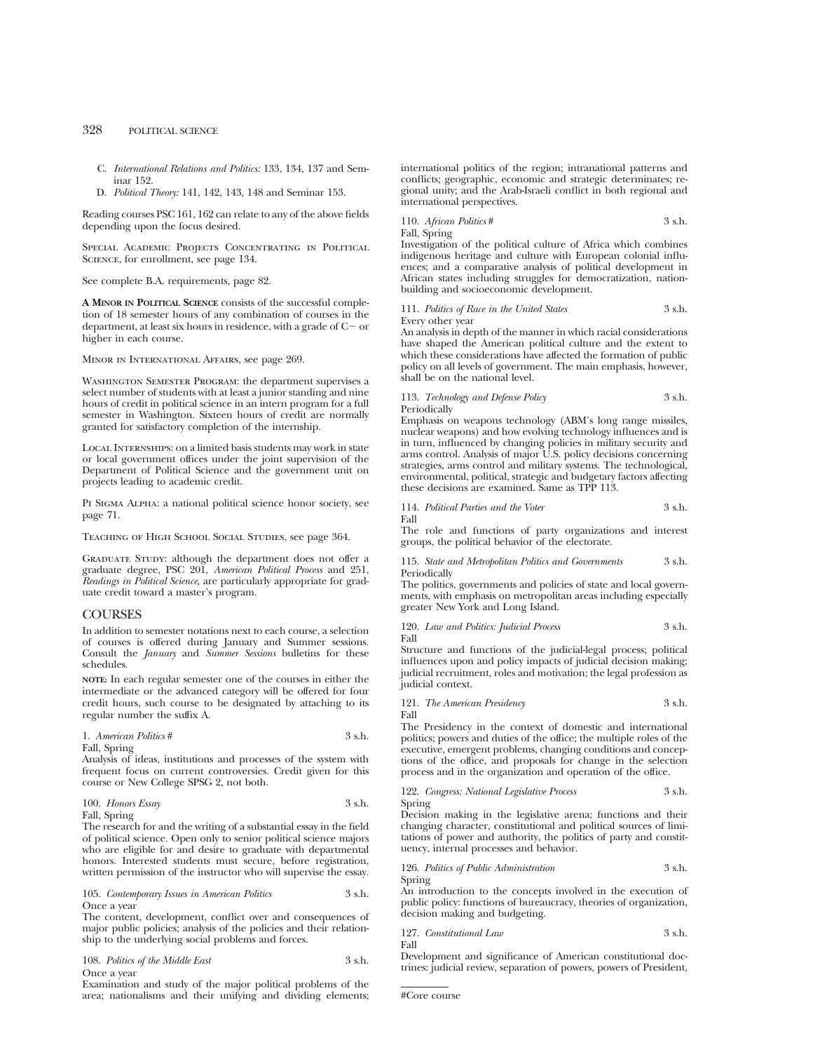C. *International Relations and Politics:* 133, 134, 137 and Seminar 152.

D. *Political Theory:* 141, 142, 143, 148 and Seminar 153.

Reading courses PSC 161, 162 can relate to any of the above fields depending upon the focus desired.

Special Academic Projects Concentrating in Political Science, for enrollment, see page 134.

See complete B.A. requirements, page 82.

**A Minor in Political Science** consists of the successful completion of 18 semester hours of any combination of courses in the department, at least six hours in residence, with a grade of C− or higher in each course.

Minor in International Affairs, see page 269.

Washington Semester Program: the department supervises a select number of students with at least a junior standing and nine hours of credit in political science in an intern program for a full semester in Washington. Sixteen hours of credit are normally granted for satisfactory completion of the internship.

Local Internships: on a limited basis students may work in state or local government offices under the joint supervision of the Department of Political Science and the government unit on projects leading to academic credit.

Pi Sigma Alpha: a national political science honor society, see page 71.

Teaching of High School Social Studies, see page 364.

Graduate Study: although the department does not offer a graduate degree, PSC 201, *American Political Process* and 251, *Readings in Political Science,* are particularly appropriate for graduate credit toward a master's program.

## COURSES

In addition to semester notations next to each course, a selection of courses is offered during January and Summer sessions. Consult the *January* and *Summer Sessions* bulletins for these schedules.

**note:** In each regular semester one of the courses in either the intermediate or the advanced category will be offered for four credit hours, such course to be designated by attaching to its regular number the suffix A.

1. *American Politics* # — 3 s.h.
Fall, Spring
Analysis of ideas, institutions and processes of the system with frequent focus on current controversies. Credit given for this course or New College SPSG 2, not both.

100. *Honors Essay* — 3 s.h.
Fall, Spring
The research for and the writing of a substantial essay in the field of political science. Open only to senior political science majors who are eligible for and desire to graduate with departmental honors. Interested students must secure, before registration, written permission of the instructor who will supervise the essay.

105. *Contemporary Issues in American Politics* — 3 s.h.
Once a year
The content, development, conflict over and consequences of major public policies; analysis of the policies and their relationship to the underlying social problems and forces.

108. *Politics of the Middle East* — 3 s.h.
Once a year
Examination and study of the major political problems of the area; nationalisms and their unifying and dividing elements; international politics of the region; intranational patterns and conflicts; geographic, economic and strategic determinates; regional unity; and the Arab-Israeli conflict in both regional and international perspectives.

110. *African Politics* # — 3 s.h.
Fall, Spring
Investigation of the political culture of Africa which combines indigenous heritage and culture with European colonial influences; and a comparative analysis of political development in African states including struggles for democratization, nation-building and socioeconomic development.

111. *Politics of Race in the United States* — 3 s.h.
Every other year
An analysis in depth of the manner in which racial considerations have shaped the American political culture and the extent to which these considerations have affected the formation of public policy on all levels of government. The main emphasis, however, shall be on the national level.

113. *Technology and Defense Policy* — 3 s.h.
Periodically
Emphasis on weapons technology (ABM's long range missiles, nuclear weapons) and how evolving technology influences and is in turn, influenced by changing policies in military security and arms control. Analysis of major U.S. policy decisions concerning strategies, arms control and military systems. The technological, environmental, political, strategic and budgetary factors affecting these decisions are examined. Same as TPP 113.

114. *Political Parties and the Voter* — 3 s.h.
Fall
The role and functions of party organizations and interest groups, the political behavior of the electorate.

115. *State and Metropolitan Politics and Governments* — 3 s.h.
Periodically
The politics, governments and policies of state and local governments, with emphasis on metropolitan areas including especially greater New York and Long Island.

120. *Law and Politics: Judicial Process* — 3 s.h.
Fall
Structure and functions of the judicial-legal process; political influences upon and policy impacts of judicial decision making; judicial recruitment, roles and motivation; the legal profession as judicial context.

121. *The American Presidency* — 3 s.h.
Fall
The Presidency in the context of domestic and international politics; powers and duties of the office; the multiple roles of the executive, emergent problems, changing conditions and conceptions of the office, and proposals for change in the selection process and in the organization and operation of the office.

122. *Congress: National Legislative Process* — 3 s.h.
Spring
Decision making in the legislative arena; functions and their changing character, constitutional and political sources of limitations of power and authority, the politics of party and constituency, internal processes and behavior.

126. *Politics of Public Administration* — 3 s.h.
Spring
An introduction to the concepts involved in the execution of public policy: functions of bureaucracy, theories of organization, decision making and budgeting.

127. *Constitutional Law* — 3 s.h.
Fall
Development and significance of American constitutional doctrines: judicial review, separation of powers, powers of President,

#Core course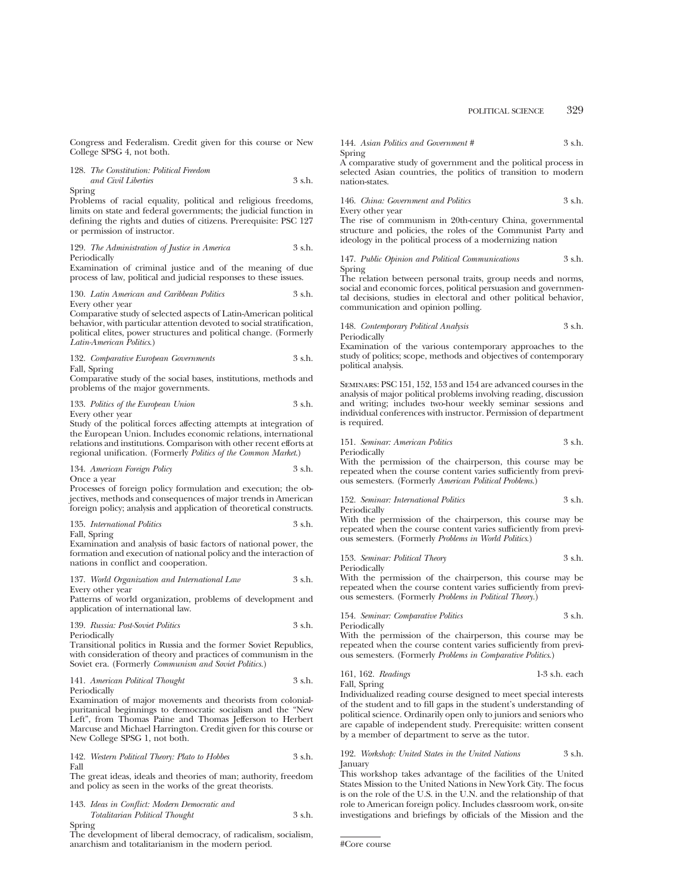Congress and Federalism. Credit given for this course or New College SPSG 4, not both.

128. *The Constitution: Political Freedom and Civil Liberties* 3 s.h.
Spring
Problems of racial equality, political and religious freedoms, limits on state and federal governments; the judicial function in defining the rights and duties of citizens. Prerequisite: PSC 127 or permission of instructor.

129. *The Administration of Justice in America* 3 s.h.
Periodically
Examination of criminal justice and of the meaning of due process of law, political and judicial responses to these issues.

130. *Latin American and Caribbean Politics* 3 s.h.
Every other year
Comparative study of selected aspects of Latin-American political behavior, with particular attention devoted to social stratification, political elites, power structures and political change. (Formerly *Latin-American Politics*.)

132. *Comparative European Governments* 3 s.h.
Fall, Spring
Comparative study of the social bases, institutions, methods and problems of the major governments.

133. *Politics of the European Union* 3 s.h.
Every other year
Study of the political forces affecting attempts at integration of the European Union. Includes economic relations, international relations and institutions. Comparison with other recent efforts at regional unification. (Formerly *Politics of the Common Market*.)

134. *American Foreign Policy* 3 s.h.
Once a year
Processes of foreign policy formulation and execution; the objectives, methods and consequences of major trends in American foreign policy; analysis and application of theoretical constructs.

135. *International Politics* 3 s.h.
Fall, Spring
Examination and analysis of basic factors of national power, the formation and execution of national policy and the interaction of nations in conflict and cooperation.

137. *World Organization and International Law* 3 s.h.
Every other year
Patterns of world organization, problems of development and application of international law.

139. *Russia: Post-Soviet Politics* 3 s.h.
Periodically
Transitional politics in Russia and the former Soviet Republics, with consideration of theory and practices of communism in the Soviet era. (Formerly *Communism and Soviet Politics*.)

141. *American Political Thought* 3 s.h.
Periodically
Examination of major movements and theorists from colonial-puritanical beginnings to democratic socialism and the "New Left", from Thomas Paine and Thomas Jefferson to Herbert Marcuse and Michael Harrington. Credit given for this course or New College SPSG 1, not both.

142. *Western Political Theory: Plato to Hobbes* 3 s.h.
Fall
The great ideas, ideals and theories of man; authority, freedom and policy as seen in the works of the great theorists.

143. *Ideas in Conflict: Modern Democratic and Totalitarian Political Thought* 3 s.h.
Spring
The development of liberal democracy, of radicalism, socialism, anarchism and totalitarianism in the modern period.

144. *Asian Politics and Government* # 3 s.h.
Spring
A comparative study of government and the political process in selected Asian countries, the politics of transition to modern nation-states.

146. *China: Government and Politics* 3 s.h.
Every other year
The rise of communism in 20th-century China, governmental structure and policies, the roles of the Communist Party and ideology in the political process of a modernizing nation

147. *Public Opinion and Political Communications* 3 s.h.
Spring
The relation between personal traits, group needs and norms, social and economic forces, political persuasion and governmental decisions, studies in electoral and other political behavior, communication and opinion polling.

148. *Contemporary Political Analysis* 3 s.h.
Periodically
Examination of the various contemporary approaches to the study of politics; scope, methods and objectives of contemporary political analysis.

SEMINARS: PSC 151, 152, 153 and 154 are advanced courses in the analysis of major political problems involving reading, discussion and writing; includes two-hour weekly seminar sessions and individual conferences with instructor. Permission of department is required.

151. *Seminar: American Politics* 3 s.h.
Periodically
With the permission of the chairperson, this course may be repeated when the course content varies sufficiently from previous semesters. (Formerly *American Political Problems*.)

152. *Seminar: International Politics* 3 s.h.
Periodically
With the permission of the chairperson, this course may be repeated when the course content varies sufficiently from previous semesters. (Formerly *Problems in World Politics*.)

153. *Seminar: Political Theory* 3 s.h.
Periodically
With the permission of the chairperson, this course may be repeated when the course content varies sufficiently from previous semesters. (Formerly *Problems in Political Theory*.)

154. *Seminar: Comparative Politics* 3 s.h.
Periodically
With the permission of the chairperson, this course may be repeated when the course content varies sufficiently from previous semesters. (Formerly *Problems in Comparative Politics*.)

161, 162. *Readings* 1-3 s.h. each
Fall, Spring
Individualized reading course designed to meet special interests of the student and to fill gaps in the student's understanding of political science. Ordinarily open only to juniors and seniors who are capable of independent study. Prerequisite: written consent by a member of department to serve as the tutor.

192. *Workshop: United States in the United Nations* 3 s.h.
January
This workshop takes advantage of the facilities of the United States Mission to the United Nations in New York City. The focus is on the role of the U.S. in the U.N. and the relationship of that role to American foreign policy. Includes classroom work, on-site investigations and briefings by officials of the Mission and the

#Core course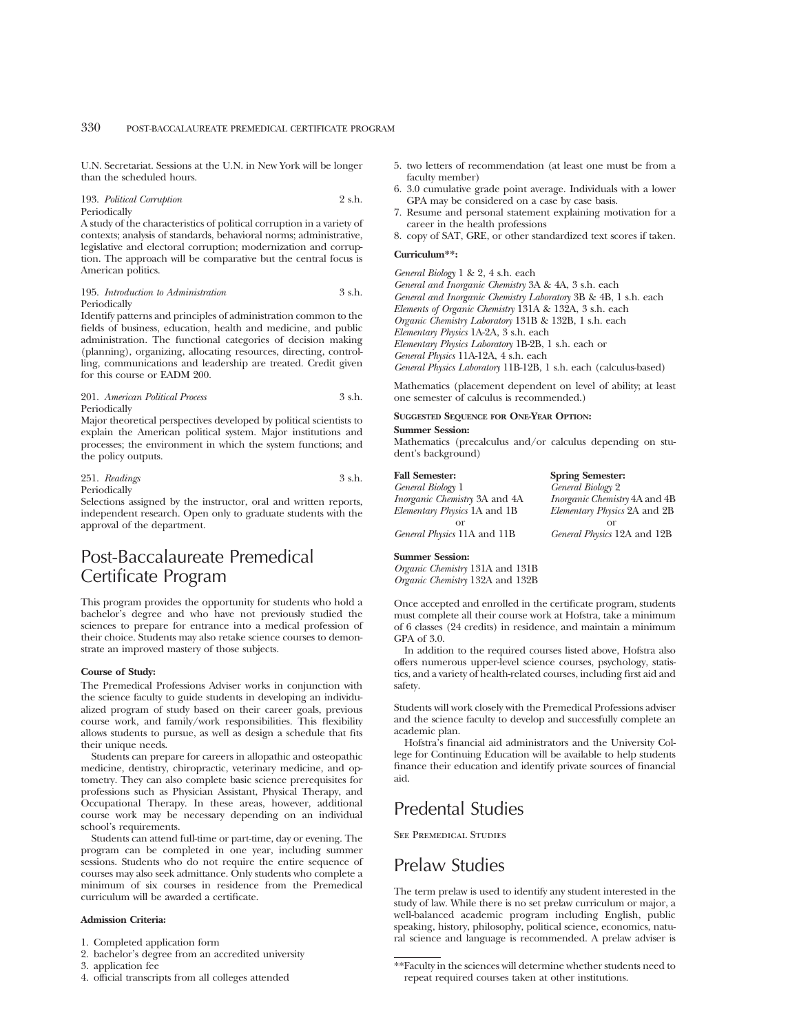U.N. Secretariat. Sessions at the U.N. in New York will be longer than the scheduled hours.

193. *Political Corruption* 2 s.h.
Periodically
A study of the characteristics of political corruption in a variety of contexts; analysis of standards, behavioral norms; administrative, legislative and electoral corruption; modernization and corruption. The approach will be comparative but the central focus is American politics.

195. *Introduction to Administration* 3 s.h.
Periodically
Identify patterns and principles of administration common to the fields of business, education, health and medicine, and public administration. The functional categories of decision making (planning), organizing, allocating resources, directing, controlling, communications and leadership are treated. Credit given for this course or EADM 200.

201. *American Political Process* 3 s.h.
Periodically
Major theoretical perspectives developed by political scientists to explain the American political system. Major institutions and processes; the environment in which the system functions; and the policy outputs.

251. *Readings* 3 s.h.
Periodically
Selections assigned by the instructor, oral and written reports, independent research. Open only to graduate students with the approval of the department.

# Post-Baccalaureate Premedical Certificate Program

This program provides the opportunity for students who hold a bachelor's degree and who have not previously studied the sciences to prepare for entrance into a medical profession of their choice. Students may also retake science courses to demonstrate an improved mastery of those subjects.

**Course of Study:**

The Premedical Professions Adviser works in conjunction with the science faculty to guide students in developing an individualized program of study based on their career goals, previous course work, and family/work responsibilities. This flexibility allows students to pursue, as well as design a schedule that fits their unique needs.

Students can prepare for careers in allopathic and osteopathic medicine, dentistry, chiropractic, veterinary medicine, and optometry. They can also complete basic science prerequisites for professions such as Physician Assistant, Physical Therapy, and Occupational Therapy. In these areas, however, additional course work may be necessary depending on an individual school's requirements.

Students can attend full-time or part-time, day or evening. The program can be completed in one year, including summer sessions. Students who do not require the entire sequence of courses may also seek admittance. Only students who complete a minimum of six courses in residence from the Premedical curriculum will be awarded a certificate.

**Admission Criteria:**

1. Completed application form
2. bachelor's degree from an accredited university
3. application fee
4. official transcripts from all colleges attended
5. two letters of recommendation (at least one must be from a faculty member)
6. 3.0 cumulative grade point average. Individuals with a lower GPA may be considered on a case by case basis.
7. Resume and personal statement explaining motivation for a career in the health professions
8. copy of SAT, GRE, or other standardized text scores if taken.

**Curriculum\*\*:**

*General Biology* 1 & 2, 4 s.h. each
*General and Inorganic Chemistry* 3A & 4A, 3 s.h. each
*General and Inorganic Chemistry Laboratory* 3B & 4B, 1 s.h. each
*Elements of Organic Chemistry* 131A & 132A, 3 s.h. each
*Organic Chemistry Laboratory* 131B & 132B, 1 s.h. each
*Elementary Physics* 1A-2A, 3 s.h. each
*Elementary Physics Laboratory* 1B-2B, 1 s.h. each or
*General Physics* 11A-12A, 4 s.h. each
*General Physics Laboratory* 11B-12B, 1 s.h. each (calculus-based)

Mathematics (placement dependent on level of ability; at least one semester of calculus is recommended.)

**Suggested Sequence for One-Year Option:**

**Summer Session:**
Mathematics (precalculus and/or calculus depending on student's background)

| Fall Semester: | Spring Semester: |
|---|---|
| *General Biology* 1 | *General Biology* 2 |
| *Inorganic Chemistry* 3A and 4A | *Inorganic Chemistry* 4A and 4B |
| *Elementary Physics* 1A and 1B | *Elementary Physics* 2A and 2B |
| or | or |
| *General Physics* 11A and 11B | *General Physics* 12A and 12B |

**Summer Session:**
*Organic Chemistry* 131A and 131B
*Organic Chemistry* 132A and 132B

Once accepted and enrolled in the certificate program, students must complete all their course work at Hofstra, take a minimum of 6 classes (24 credits) in residence, and maintain a minimum GPA of 3.0.

In addition to the required courses listed above, Hofstra also offers numerous upper-level science courses, psychology, statistics, and a variety of health-related courses, including first aid and safety.

Students will work closely with the Premedical Professions adviser and the science faculty to develop and successfully complete an academic plan.

Hofstra's financial aid administrators and the University College for Continuing Education will be available to help students finance their education and identify private sources of financial aid.

\*\*Faculty in the sciences will determine whether students need to repeat required courses taken at other institutions.

# Predental Studies

See Premedical Studies

# Prelaw Studies

The term prelaw is used to identify any student interested in the study of law. While there is no set prelaw curriculum or major, a well-balanced academic program including English, public speaking, history, philosophy, political science, economics, natural science and language is recommended. A prelaw adviser is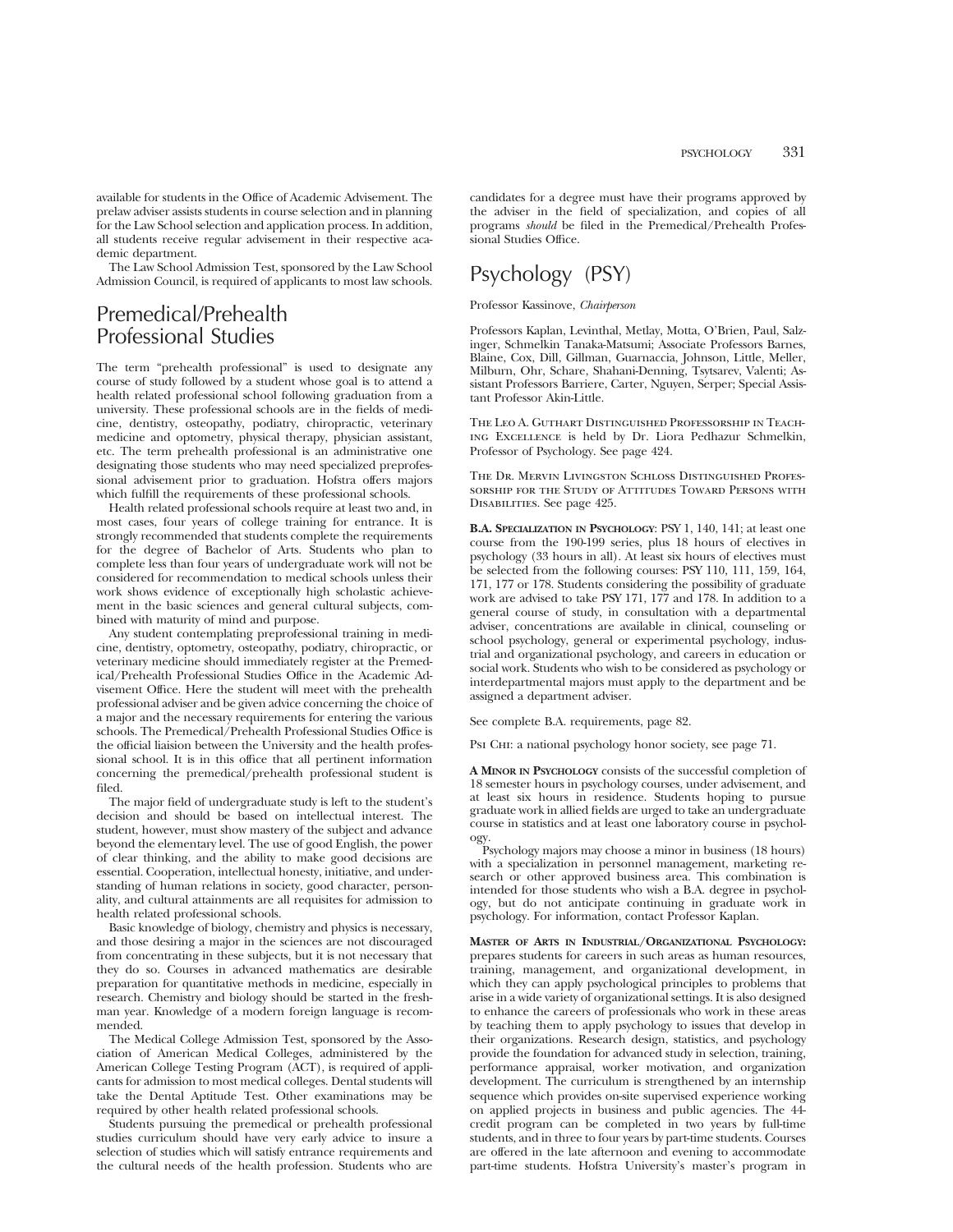available for students in the Office of Academic Advisement. The prelaw adviser assists students in course selection and in planning for the Law School selection and application process. In addition, all students receive regular advisement in their respective academic department.

The Law School Admission Test, sponsored by the Law School Admission Council, is required of applicants to most law schools.

## Premedical/Prehealth Professional Studies

The term "prehealth professional" is used to designate any course of study followed by a student whose goal is to attend a health related professional school following graduation from a university. These professional schools are in the fields of medicine, dentistry, osteopathy, podiatry, chiropractic, veterinary medicine and optometry, physical therapy, physician assistant, etc. The term prehealth professional is an administrative one designating those students who may need specialized preprofessional advisement prior to graduation. Hofstra offers majors which fulfill the requirements of these professional schools.

Health related professional schools require at least two and, in most cases, four years of college training for entrance. It is strongly recommended that students complete the requirements for the degree of Bachelor of Arts. Students who plan to complete less than four years of undergraduate work will not be considered for recommendation to medical schools unless their work shows evidence of exceptionally high scholastic achievement in the basic sciences and general cultural subjects, combined with maturity of mind and purpose.

Any student contemplating preprofessional training in medicine, dentistry, optometry, osteopathy, podiatry, chiropractic, or veterinary medicine should immediately register at the Premedical/Prehealth Professional Studies Office in the Academic Advisement Office. Here the student will meet with the prehealth professional adviser and be given advice concerning the choice of a major and the necessary requirements for entering the various schools. The Premedical/Prehealth Professional Studies Office is the official liaision between the University and the health professional school. It is in this office that all pertinent information concerning the premedical/prehealth professional student is filed.

The major field of undergraduate study is left to the student's decision and should be based on intellectual interest. The student, however, must show mastery of the subject and advance beyond the elementary level. The use of good English, the power of clear thinking, and the ability to make good decisions are essential. Cooperation, intellectual honesty, initiative, and understanding of human relations in society, good character, personality, and cultural attainments are all requisites for admission to health related professional schools.

Basic knowledge of biology, chemistry and physics is necessary, and those desiring a major in the sciences are not discouraged from concentrating in these subjects, but it is not necessary that they do so. Courses in advanced mathematics are desirable preparation for quantitative methods in medicine, especially in research. Chemistry and biology should be started in the freshman year. Knowledge of a modern foreign language is recommended.

The Medical College Admission Test, sponsored by the Association of American Medical Colleges, administered by the American College Testing Program (ACT), is required of applicants for admission to most medical colleges. Dental students will take the Dental Aptitude Test. Other examinations may be required by other health related professional schools.

Students pursuing the premedical or prehealth professional studies curriculum should have very early advice to insure a selection of studies which will satisfy entrance requirements and the cultural needs of the health profession. Students who are candidates for a degree must have their programs approved by the adviser in the field of specialization, and copies of all programs *should* be filed in the Premedical/Prehealth Professional Studies Office.

## Psychology (PSY)

Professor Kassinove, *Chairperson*

Professors Kaplan, Levinthal, Metlay, Motta, O'Brien, Paul, Salzinger, Schmelkin Tanaka-Matsumi; Associate Professors Barnes, Blaine, Cox, Dill, Gillman, Guarnaccia, Johnson, Little, Meller, Milburn, Ohr, Schare, Shahani-Denning, Tsytsarev, Valenti; Assistant Professors Barriere, Carter, Nguyen, Serper; Special Assistant Professor Akin-Little.

The Leo A. Guthart Distinguished Professorship in Teaching Excellence is held by Dr. Liora Pedhazur Schmelkin, Professor of Psychology. See page 424.

The Dr. Mervin Livingston Schloss Distinguished Professorship for the Study of Attitudes Toward Persons with Disabilities. See page 425.

**B.A. Specialization in Psychology**: PSY 1, 140, 141; at least one course from the 190-199 series, plus 18 hours of electives in psychology (33 hours in all). At least six hours of electives must be selected from the following courses: PSY 110, 111, 159, 164, 171, 177 or 178. Students considering the possibility of graduate work are advised to take PSY 171, 177 and 178. In addition to a general course of study, in consultation with a departmental adviser, concentrations are available in clinical, counseling or school psychology, general or experimental psychology, industrial and organizational psychology, and careers in education or social work. Students who wish to be considered as psychology or interdepartmental majors must apply to the department and be assigned a department adviser.

See complete B.A. requirements, page 82.

Psi Chi: a national psychology honor society, see page 71.

**A Minor in Psychology** consists of the successful completion of 18 semester hours in psychology courses, under advisement, and at least six hours in residence. Students hoping to pursue graduate work in allied fields are urged to take an undergraduate course in statistics and at least one laboratory course in psychology.

Psychology majors may choose a minor in business (18 hours) with a specialization in personnel management, marketing research or other approved business area. This combination is intended for those students who wish a B.A. degree in psychology, but do not anticipate continuing in graduate work in psychology. For information, contact Professor Kaplan.

**Master of Arts in Industrial/Organizational Psychology:** prepares students for careers in such areas as human resources, training, management, and organizational development, in which they can apply psychological principles to problems that arise in a wide variety of organizational settings. It is also designed to enhance the careers of professionals who work in these areas by teaching them to apply psychology to issues that develop in their organizations. Research design, statistics, and psychology provide the foundation for advanced study in selection, training, performance appraisal, worker motivation, and organization development. The curriculum is strengthened by an internship sequence which provides on-site supervised experience working on applied projects in business and public agencies. The 44-credit program can be completed in two years by full-time students, and in three to four years by part-time students. Courses are offered in the late afternoon and evening to accommodate part-time students. Hofstra University's master's program in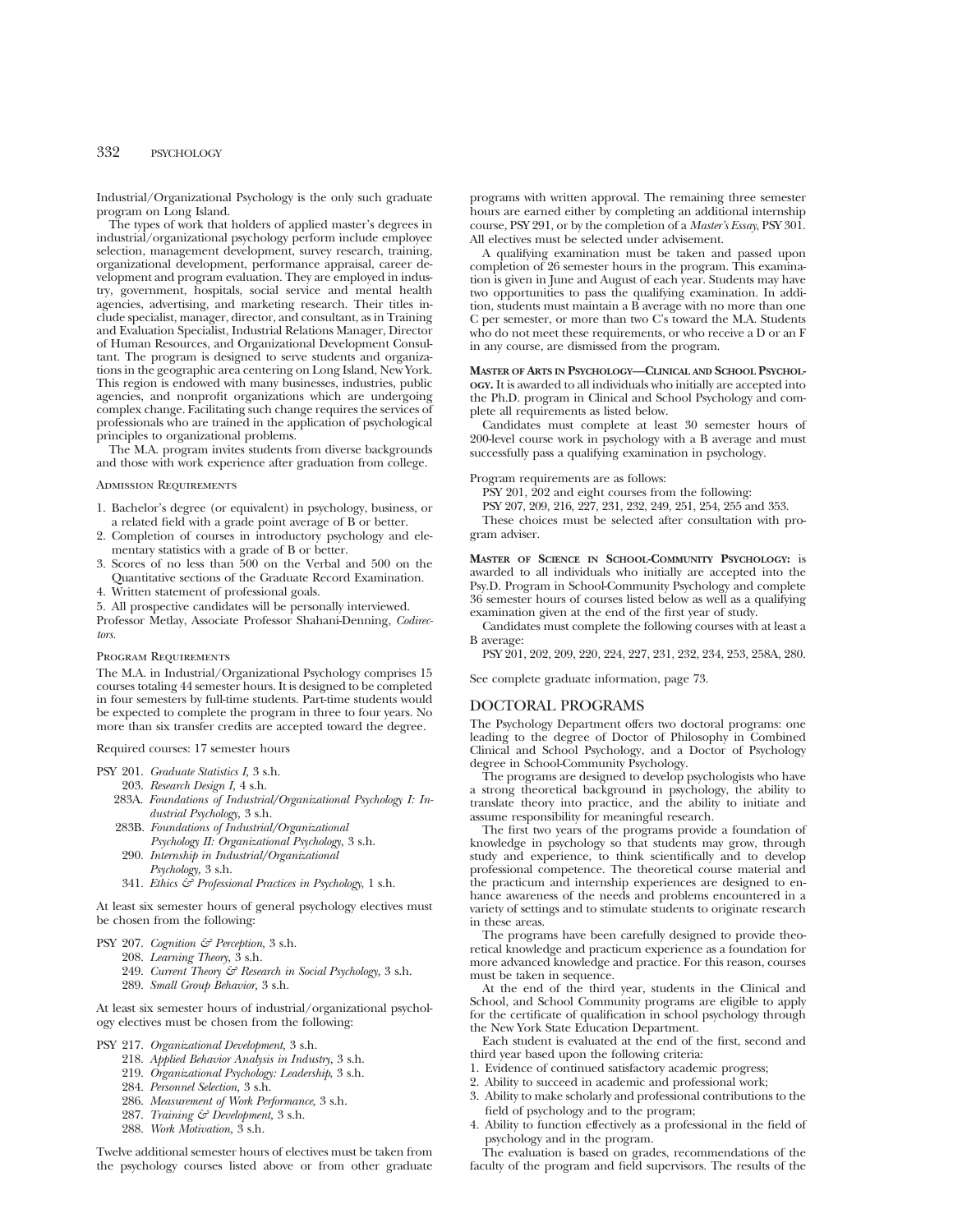Industrial/Organizational Psychology is the only such graduate program on Long Island.

The types of work that holders of applied master's degrees in industrial/organizational psychology perform include employee selection, management development, survey research, training, organizational development, performance appraisal, career development and program evaluation. They are employed in industry, government, hospitals, social service and mental health agencies, advertising, and marketing research. Their titles include specialist, manager, director, and consultant, as in Training and Evaluation Specialist, Industrial Relations Manager, Director of Human Resources, and Organizational Development Consultant. The program is designed to serve students and organizations in the geographic area centering on Long Island, New York. This region is endowed with many businesses, industries, public agencies, and nonprofit organizations which are undergoing complex change. Facilitating such change requires the services of professionals who are trained in the application of psychological principles to organizational problems.

The M.A. program invites students from diverse backgrounds and those with work experience after graduation from college.

Admission Requirements

1. Bachelor's degree (or equivalent) in psychology, business, or a related field with a grade point average of B or better.
2. Completion of courses in introductory psychology and elementary statistics with a grade of B or better.
3. Scores of no less than 500 on the Verbal and 500 on the Quantitative sections of the Graduate Record Examination.
4. Written statement of professional goals.
5. All prospective candidates will be personally interviewed.

Professor Metlay, Associate Professor Shahani-Denning, *Codirectors.*

Program Requirements

The M.A. in Industrial/Organizational Psychology comprises 15 courses totaling 44 semester hours. It is designed to be completed in four semesters by full-time students. Part-time students would be expected to complete the program in three to four years. No more than six transfer credits are accepted toward the degree.

Required courses: 17 semester hours

PSY 201. *Graduate Statistics I,* 3 s.h.
203. *Research Design I,* 4 s.h.
283A. *Foundations of Industrial/Organizational Psychology I: Industrial Psychology,* 3 s.h.
283B. *Foundations of Industrial/Organizational Psychology II: Organizational Psychology,* 3 s.h.
290. *Internship in Industrial/Organizational Psychology,* 3 s.h.
341. *Ethics & Professional Practices in Psychology,* 1 s.h.

At least six semester hours of general psychology electives must be chosen from the following:

PSY 207. *Cognition & Perception,* 3 s.h.
208. *Learning Theory,* 3 s.h.
249. *Current Theory & Research in Social Psychology,* 3 s.h.
289. *Small Group Behavior,* 3 s.h.

At least six semester hours of industrial/organizational psychology electives must be chosen from the following:

PSY 217. *Organizational Development,* 3 s.h.
218. *Applied Behavior Analysis in Industry,* 3 s.h.
219. *Organizational Psychology: Leadership,* 3 s.h.
284. *Personnel Selection,* 3 s.h.
286. *Measurement of Work Performance,* 3 s.h.
287. *Training & Development,* 3 s.h.
288. *Work Motivation,* 3 s.h.

Twelve additional semester hours of electives must be taken from the psychology courses listed above or from other graduate programs with written approval. The remaining three semester hours are earned either by completing an additional internship course, PSY 291, or by the completion of a *Master's Essay,* PSY 301. All electives must be selected under advisement.

A qualifying examination must be taken and passed upon completion of 26 semester hours in the program. This examination is given in June and August of each year. Students may have two opportunities to pass the qualifying examination. In addition, students must maintain a B average with no more than one C per semester, or more than two C's toward the M.A. Students who do not meet these requirements, or who receive a D or an F in any course, are dismissed from the program.

**Master of Arts in Psychology—Clinical and School Psychology.** It is awarded to all individuals who initially are accepted into the Ph.D. program in Clinical and School Psychology and complete all requirements as listed below.

Candidates must complete at least 30 semester hours of 200-level course work in psychology with a B average and must successfully pass a qualifying examination in psychology.

Program requirements are as follows:

PSY 201, 202 and eight courses from the following:

PSY 207, 209, 216, 227, 231, 232, 249, 251, 254, 255 and 353.

These choices must be selected after consultation with program adviser.

**Master of Science in School-Community Psychology:** is awarded to all individuals who initially are accepted into the Psy.D. Program in School-Community Psychology and complete 36 semester hours of courses listed below as well as a qualifying examination given at the end of the first year of study.

Candidates must complete the following courses with at least a B average:

PSY 201, 202, 209, 220, 224, 227, 231, 232, 234, 253, 258A, 280.

See complete graduate information, page 73.

## DOCTORAL PROGRAMS

The Psychology Department offers two doctoral programs: one leading to the degree of Doctor of Philosophy in Combined Clinical and School Psychology, and a Doctor of Psychology degree in School-Community Psychology.

The programs are designed to develop psychologists who have a strong theoretical background in psychology, the ability to translate theory into practice, and the ability to initiate and assume responsibility for meaningful research.

The first two years of the programs provide a foundation of knowledge in psychology so that students may grow, through study and experience, to think scientifically and to develop professional competence. The theoretical course material and the practicum and internship experiences are designed to enhance awareness of the needs and problems encountered in a variety of settings and to stimulate students to originate research in these areas.

The programs have been carefully designed to provide theoretical knowledge and practicum experience as a foundation for more advanced knowledge and practice. For this reason, courses must be taken in sequence.

At the end of the third year, students in the Clinical and School, and School Community programs are eligible to apply for the certificate of qualification in school psychology through the New York State Education Department.

Each student is evaluated at the end of the first, second and third year based upon the following criteria:

1. Evidence of continued satisfactory academic progress;
2. Ability to succeed in academic and professional work;
3. Ability to make scholarly and professional contributions to the field of psychology and to the program;
4. Ability to function effectively as a professional in the field of psychology and in the program.

The evaluation is based on grades, recommendations of the faculty of the program and field supervisors. The results of the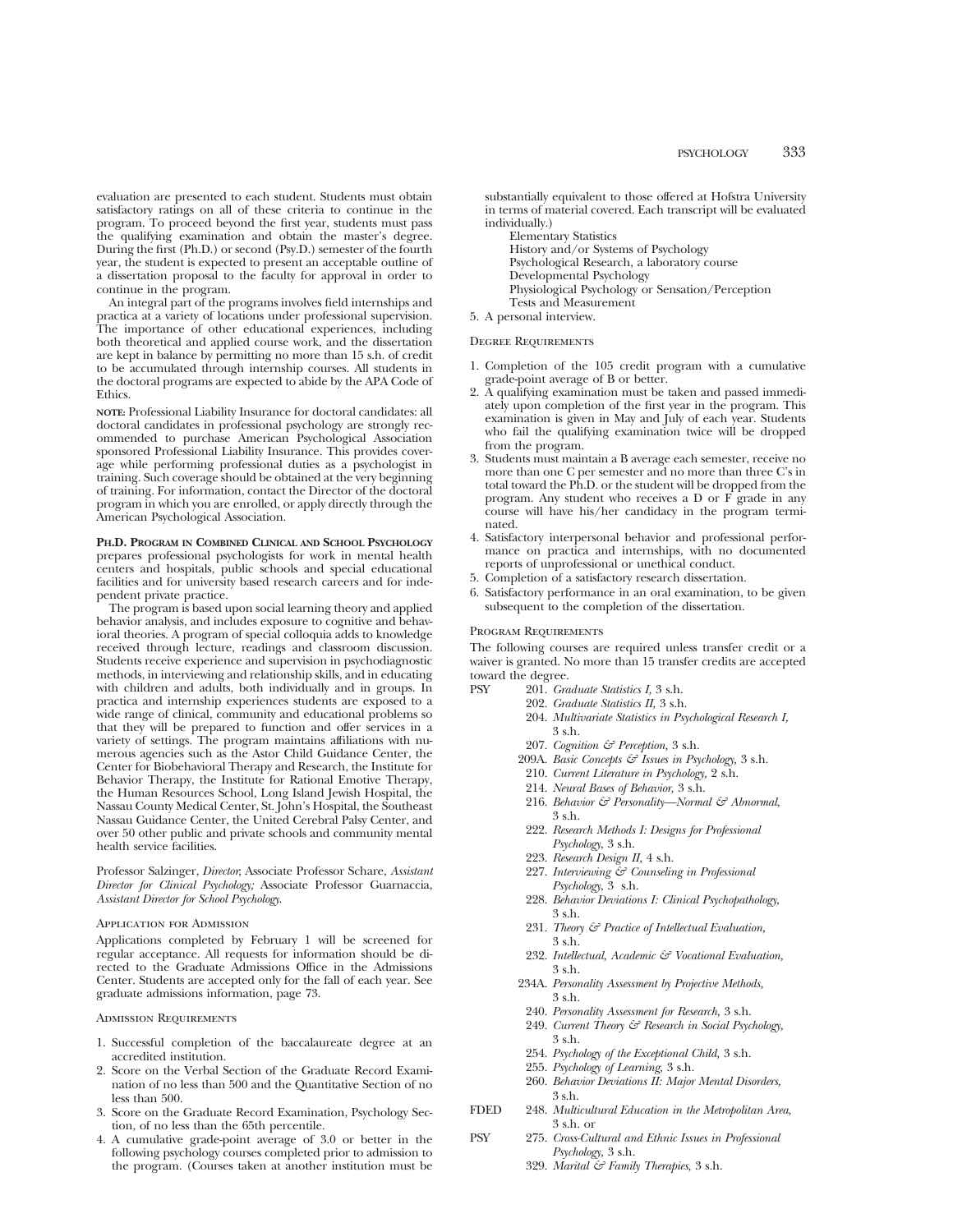evaluation are presented to each student. Students must obtain satisfactory ratings on all of these criteria to continue in the program. To proceed beyond the first year, students must pass the qualifying examination and obtain the master's degree. During the first (Ph.D.) or second (Psy.D.) semester of the fourth year, the student is expected to present an acceptable outline of a dissertation proposal to the faculty for approval in order to continue in the program.

An integral part of the programs involves field internships and practica at a variety of locations under professional supervision. The importance of other educational experiences, including both theoretical and applied course work, and the dissertation are kept in balance by permitting no more than 15 s.h. of credit to be accumulated through internship courses. All students in the doctoral programs are expected to abide by the APA Code of Ethics.

**NOTE:** Professional Liability Insurance for doctoral candidates: all doctoral candidates in professional psychology are strongly recommended to purchase American Psychological Association sponsored Professional Liability Insurance. This provides coverage while performing professional duties as a psychologist in training. Such coverage should be obtained at the very beginning of training. For information, contact the Director of the doctoral program in which you are enrolled, or apply directly through the American Psychological Association.

**PH.D. PROGRAM IN COMBINED CLINICAL AND SCHOOL PSYCHOLOGY** prepares professional psychologists for work in mental health centers and hospitals, public schools and special educational facilities and for university based research careers and for independent private practice.

The program is based upon social learning theory and applied behavior analysis, and includes exposure to cognitive and behavioral theories. A program of special colloquia adds to knowledge received through lecture, readings and classroom discussion. Students receive experience and supervision in psychodiagnostic methods, in interviewing and relationship skills, and in educating with children and adults, both individually and in groups. In practica and internship experiences students are exposed to a wide range of clinical, community and educational problems so that they will be prepared to function and offer services in a variety of settings. The program maintains affiliations with numerous agencies such as the Astor Child Guidance Center, the Center for Biobehavioral Therapy and Research, the Institute for Behavior Therapy, the Institute for Rational Emotive Therapy, the Human Resources School, Long Island Jewish Hospital, the Nassau County Medical Center, St. John's Hospital, the Southeast Nassau Guidance Center, the United Cerebral Palsy Center, and over 50 other public and private schools and community mental health service facilities.

Professor Salzinger, *Director*; Associate Professor Schare, *Assistant Director for Clinical Psychology;* Associate Professor Guarnaccia, *Assistant Director for School Psychology.*

### Application for Admission

Applications completed by February 1 will be screened for regular acceptance. All requests for information should be directed to the Graduate Admissions Office in the Admissions Center. Students are accepted only for the fall of each year. See graduate admissions information, page 73.

### Admission Requirements

1. Successful completion of the baccalaureate degree at an accredited institution.
2. Score on the Verbal Section of the Graduate Record Examination of no less than 500 and the Quantitative Section of no less than 500.
3. Score on the Graduate Record Examination, Psychology Section, of no less than the 65th percentile.
4. A cumulative grade-point average of 3.0 or better in the following psychology courses completed prior to admission to the program. (Courses taken at another institution must be substantially equivalent to those offered at Hofstra University in terms of material covered. Each transcript will be evaluated individually.)
   - Elementary Statistics
   - History and/or Systems of Psychology
   - Psychological Research, a laboratory course
   - Developmental Psychology
   - Physiological Psychology or Sensation/Perception
   - Tests and Measurement
5. A personal interview.

### Degree Requirements

1. Completion of the 105 credit program with a cumulative grade-point average of B or better.
2. A qualifying examination must be taken and passed immediately upon completion of the first year in the program. This examination is given in May and July of each year. Students who fail the qualifying examination twice will be dropped from the program.
3. Students must maintain a B average each semester, receive no more than one C per semester and no more than three C's in total toward the Ph.D. or the student will be dropped from the program. Any student who receives a D or F grade in any course will have his/her candidacy in the program terminated.
4. Satisfactory interpersonal behavior and professional performance on practica and internships, with no documented reports of unprofessional or unethical conduct.
5. Completion of a satisfactory research dissertation.
6. Satisfactory performance in an oral examination, to be given subsequent to the completion of the dissertation.

### Program Requirements

The following courses are required unless transfer credit or a waiver is granted. No more than 15 transfer credits are accepted toward the degree.

PSY
- 201. *Graduate Statistics I,* 3 s.h.
- 202. *Graduate Statistics II,* 3 s.h.
- 204. *Multivariate Statistics in Psychological Research I,* 3 s.h.
- 207. *Cognition & Perception,* 3 s.h.
- 209A. *Basic Concepts & Issues in Psychology,* 3 s.h.
- 210. *Current Literature in Psychology,* 2 s.h.
- 214. *Neural Bases of Behavior,* 3 s.h.
- 216. *Behavior & Personality—Normal & Abnormal,* 3 s.h.
- 222. *Research Methods I: Designs for Professional Psychology,* 3 s.h.
- 223. *Research Design II,* 4 s.h.
- 227. *Interviewing & Counseling in Professional Psychology,* 3 s.h.
- 228. *Behavior Deviations I: Clinical Psychopathology,* 3 s.h.
- 231. *Theory & Practice of Intellectual Evaluation,* 3 s.h.
- 232. *Intellectual, Academic & Vocational Evaluation,* 3 s.h.
- 234A. *Personality Assessment by Projective Methods,* 3 s.h.
- 240. *Personality Assessment for Research,* 3 s.h.
- 249. *Current Theory & Research in Social Psychology,* 3 s.h.
- 254. *Psychology of the Exceptional Child,* 3 s.h.
- 255. *Psychology of Learning,* 3 s.h.
- 260. *Behavior Deviations II: Major Mental Disorders,* 3 s.h.

FDED
- 248. *Multicultural Education in the Metropolitan Area,* 3 s.h. or

PSY
- 275. *Cross-Cultural and Ethnic Issues in Professional Psychology,* 3 s.h.
- 329. *Marital & Family Therapies,* 3 s.h.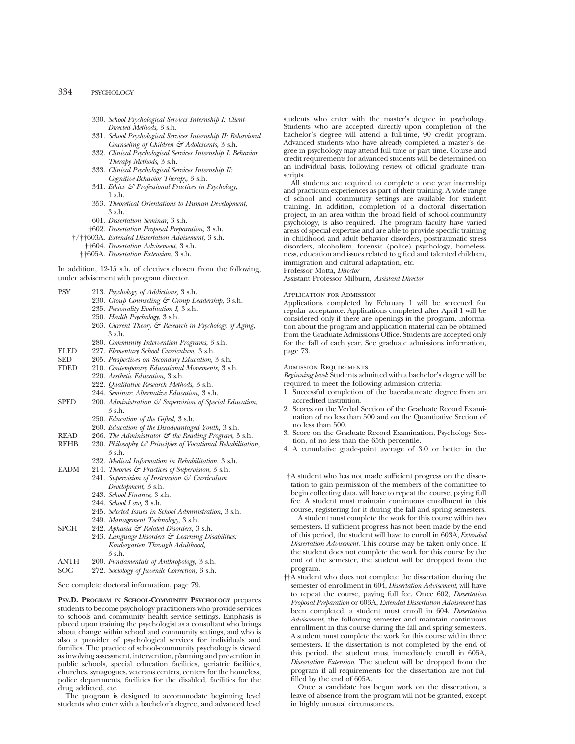330. *School Psychological Services Internship I: Client-Directed Methods,* 3 s.h.
331. *School Psychological Services Internship II: Behavioral Counseling of Children & Adolescents,* 3 s.h.
332. *Clinical Psychological Services Internship I: Behavior Therapy Methods,* 3 s.h.
333. *Clinical Psychological Services Internship II: Cognitive-Behavior Therapy,* 3 s.h.
341. *Ethics & Professional Practices in Psychology,* 1 s.h.
353. *Theoretical Orientations to Human Development,* 3 s.h.
601. *Dissertation Seminar,* 3 s.h.
†602. *Dissertation Proposal Preparation,* 3 s.h.
†/††603A. *Extended Dissertation Advisement,* 3 s.h.
††604. *Dissertation Advisement,* 3 s.h.
††605A. *Dissertation Extension,* 3 s.h.

In addition, 12-15 s.h. of electives chosen from the following, under advisement with program director.

PSY
- 213. *Psychology of Addictions,* 3 s.h.
- 230. *Group Counseling & Group Leadership,* 3 s.h.
- 235. *Personality Evaluation I,* 3 s.h.
- 250. *Health Psychology,* 3 s.h.
- 263. *Current Theory & Research in Psychology of Aging,* 3 s.h.
- 280. *Community Intervention Programs,* 3 s.h.

ELED
- 227. *Elementary School Curriculum,* 3 s.h.

SED
- 205. *Perspectives on Secondary Education,* 3 s.h.

FDED
- 210. *Contemporary Educational Movements,* 3 s.h.
- 220. *Aesthetic Education,* 3 s.h.
- 222. *Qualitative Research Methods,* 3 s.h.
- 244. *Seminar: Alternative Education,* 3 s.h.

SPED
- 200. *Administration & Supervision of Special Education,* 3 s.h.
- 250. *Education of the Gifted,* 3 s.h.
- 260. *Education of the Disadvantaged Youth,* 3 s.h.

READ
- 266. *The Administrator & the Reading Program,* 3 s.h.

REHB
- 230. *Philosophy & Principles of Vocational Rehabilitation,* 3 s.h.
- 232. *Medical Information in Rehabilitation,* 3 s.h.

EADM
- 214. *Theories & Practices of Supervision,* 3 s.h.
- 241. *Supervision of Instruction & Curriculum Development,* 3 s.h.
- 243. *School Finance,* 3 s.h.
- 244. *School Law,* 3 s.h.
- 245. *Selected Issues in School Administration,* 3 s.h.
- 249. *Management Technology,* 3 s.h.

SPCH
- 242. *Aphasia & Related Disorders,* 3 s.h.
- 243. *Language Disorders & Learning Disabilities: Kindergarten Through Adulthood,* 3 s.h.

ANTH
- 200. *Fundamentals of Anthropology,* 3 s.h.

SOC
- 272. *Sociology of Juvenile Correction,* 3 s.h.

See complete doctoral information, page 79.

**Psy.D. Program in School-Community Psychology** prepares students to become psychology practitioners who provide services to schools and community health service settings. Emphasis is placed upon training the psychologist as a consultant who brings about change within school and community settings, and who is also a provider of psychological services for individuals and families. The practice of school-community psychology is viewed as involving assessment, intervention, planning and prevention in public schools, special education facilities, geriatric facilities, churches, synagogues, veterans centers, centers for the homeless, police departments, facilities for the disabled, facilities for the drug addicted, etc.

The program is designed to accommodate beginning level students who enter with a bachelor's degree, and advanced level students who enter with the master's degree in psychology. Students who are accepted directly upon completion of the bachelor's degree will attend a full-time, 90 credit program. Advanced students who have already completed a master's degree in psychology may attend full time or part time. Course and credit requirements for advanced students will be determined on an individual basis, following review of official graduate transcripts.

All students are required to complete a one year internship and practicum experiences as part of their training. A wide range of school and community settings are available for student training. In addition, completion of a doctoral dissertation project, in an area within the broad field of school-community psychology, is also required. The program faculty have varied areas of special expertise and are able to provide specific training in childhood and adult behavior disorders, posttraumatic stress disorders, alcoholism, forensic (police) psychology, homelessness, education and issues related to gifted and talented children, immigration and cultural adaptation, etc.

Professor Motta, *Director*
Assistant Professor Milburn, *Assistant Director*

### Application for Admission

Applications completed by February 1 will be screened for regular acceptance. Applications completed after April 1 will be considered only if there are openings in the program. Information about the program and application material can be obtained from the Graduate Admissions Office. Students are accepted only for the fall of each year. See graduate admissions information, page 73.

### Admission Requirements

*Beginning level*: Students admitted with a bachelor's degree will be required to meet the following admission criteria:

1. Successful completion of the baccalaureate degree from an accredited institution.
2. Scores on the Verbal Section of the Graduate Record Examination of no less than 500 and on the Quantitative Section of no less than 500.
3. Score on the Graduate Record Examination, Psychology Section, of no less than the 65th percentile.
4. A cumulative grade-point average of 3.0 or better in the

---

†A student who has not made sufficient progress on the dissertation to gain permission of the members of the committee to begin collecting data, will have to repeat the course, paying full fee. A student must maintain continuous enrollment in this course, registering for it during the fall and spring semesters.

A student must complete the work for this course within two semesters. If sufficient progress has not been made by the end of this period, the student will have to enroll in 603A, *Extended Dissertation Advisement*. This course may be taken only once. If the student does not complete the work for this course by the end of the semester, the student will be dropped from the program.

††A student who does not complete the dissertation during the semester of enrollment in 604, *Dissertation Advisement*, will have to repeat the course, paying full fee. Once 602, *Dissertation Proposal Preparation* or 603A, *Extended Dissertation Advisement* has been completed, a student must enroll in 604, *Dissertation Advisement*, the following semester and maintain continuous enrollment in this course during the fall and spring semesters. A student must complete the work for this course within three semesters. If the dissertation is not completed by the end of this period, the student must immediately enroll in 605A, *Dissertation Extension*. The student will be dropped from the program if all requirements for the dissertation are not fulfilled by the end of 605A.

Once a candidate has begun work on the dissertation, a leave of absence from the program will not be granted, except in highly unusual circumstances.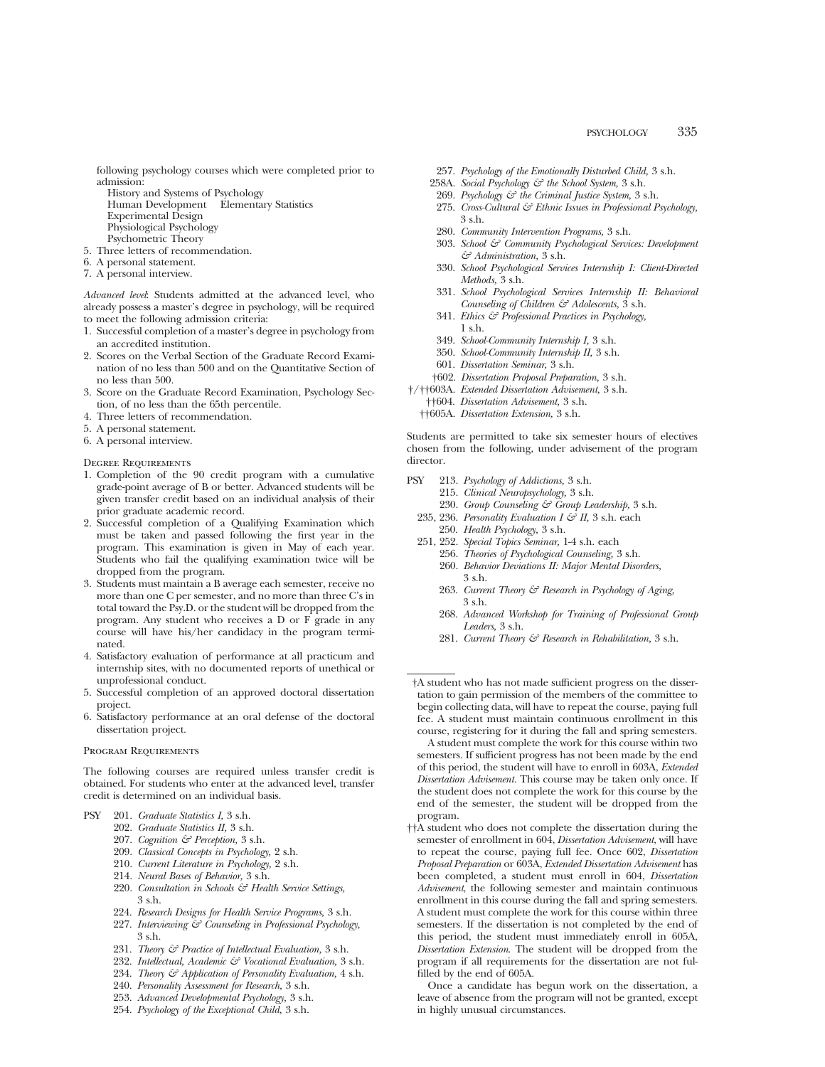following psychology courses which were completed prior to admission:

History and Systems of Psychology
Human Development  Elementary Statistics
Experimental Design
Physiological Psychology
Psychometric Theory

5. Three letters of recommendation.
6. A personal statement.
7. A personal interview.

*Advanced level*: Students admitted at the advanced level, who already possess a master's degree in psychology, will be required to meet the following admission criteria:

1. Successful completion of a master's degree in psychology from an accredited institution.
2. Scores on the Verbal Section of the Graduate Record Examination of no less than 500 and on the Quantitative Section of no less than 500.
3. Score on the Graduate Record Examination, Psychology Section, of no less than the 65th percentile.
4. Three letters of recommendation.
5. A personal statement.
6. A personal interview.

### Degree Requirements

1. Completion of the 90 credit program with a cumulative grade-point average of B or better. Advanced students will be given transfer credit based on an individual analysis of their prior graduate academic record.
2. Successful completion of a Qualifying Examination which must be taken and passed following the first year in the program. This examination is given in May of each year. Students who fail the qualifying examination twice will be dropped from the program.
3. Students must maintain a B average each semester, receive no more than one C per semester, and no more than three C's in total toward the Psy.D. or the student will be dropped from the program. Any student who receives a D or F grade in any course will have his/her candidacy in the program terminated.
4. Satisfactory evaluation of performance at all practicum and internship sites, with no documented reports of unethical or unprofessional conduct.
5. Successful completion of an approved doctoral dissertation project.
6. Satisfactory performance at an oral defense of the doctoral dissertation project.

### Program Requirements

The following courses are required unless transfer credit is obtained. For students who enter at the advanced level, transfer credit is determined on an individual basis.

PSY
- 201. *Graduate Statistics I,* 3 s.h.
- 202. *Graduate Statistics II,* 3 s.h.
- 207. *Cognition & Perception,* 3 s.h.
- 209. *Classical Concepts in Psychology,* 2 s.h.
- 210. *Current Literature in Psychology,* 2 s.h.
- 214. *Neural Bases of Behavior,* 3 s.h.
- 220. *Consultation in Schools & Health Service Settings,* 3 s.h.
- 224. *Research Designs for Health Service Programs,* 3 s.h.
- 227. *Interviewing & Counseling in Professional Psychology,* 3 s.h.
- 231. *Theory & Practice of Intellectual Evaluation,* 3 s.h.
- 232. *Intellectual, Academic & Vocational Evaluation,* 3 s.h.
- 234. *Theory & Application of Personality Evaluation,* 4 s.h.
- 240. *Personality Assessment for Research,* 3 s.h.
- 253. *Advanced Developmental Psychology,* 3 s.h.
- 254. *Psychology of the Exceptional Child,* 3 s.h.
- 257. *Psychology of the Emotionally Disturbed Child,* 3 s.h.
- 258A. *Social Psychology & the School System,* 3 s.h.
- 269. *Psychology & the Criminal Justice System,* 3 s.h.
- 275. *Cross-Cultural & Ethnic Issues in Professional Psychology,* 3 s.h.
- 280. *Community Intervention Programs,* 3 s.h.
- 303. *School & Community Psychological Services: Development & Administration,* 3 s.h.
- 330. *School Psychological Services Internship I: Client-Directed Methods,* 3 s.h.
- 331. *School Psychological Services Internship II: Behavioral Counseling of Children & Adolescents,* 3 s.h.
- 341. *Ethics & Professional Practices in Psychology,* 1 s.h.
- 349. *School-Community Internship I,* 3 s.h.
- 350. *School-Community Internship II,* 3 s.h.
- 601. *Dissertation Seminar,* 3 s.h.
- †602. *Dissertation Proposal Preparation,* 3 s.h.
- †/††603A. *Extended Dissertation Advisement,* 3 s.h.
- ††604. *Dissertation Advisement,* 3 s.h.
- ††605A. *Dissertation Extension,* 3 s.h.

Students are permitted to take six semester hours of electives chosen from the following, under advisement of the program director.

PSY
- 213. *Psychology of Addictions,* 3 s.h.
- 215. *Clinical Neuropsychology,* 3 s.h.
- 230. *Group Counseling & Group Leadership,* 3 s.h.
- 235, 236. *Personality Evaluation I & II,* 3 s.h. each
- 250. *Health Psychology,* 3 s.h.
- 251, 252. *Special Topics Seminar,* 1-4 s.h. each
- 256. *Theories of Psychological Counseling,* 3 s.h.
- 260. *Behavior Deviations II: Major Mental Disorders,* 3 s.h.
- 263. *Current Theory & Research in Psychology of Aging,* 3 s.h.
- 268. *Advanced Workshop for Training of Professional Group Leaders,* 3 s.h.
- 281. *Current Theory & Research in Rehabilitation,* 3 s.h.

---

†A student who has not made sufficient progress on the dissertation to gain permission of the members of the committee to begin collecting data, will have to repeat the course, paying full fee. A student must maintain continuous enrollment in this course, registering for it during the fall and spring semesters.

A student must complete the work for this course within two semesters. If sufficient progress has not been made by the end of this period, the student will have to enroll in 603A, *Extended Dissertation Advisement*. This course may be taken only once. If the student does not complete the work for this course by the end of the semester, the student will be dropped from the program.

††A student who does not complete the dissertation during the semester of enrollment in 604, *Dissertation Advisement*, will have to repeat the course, paying full fee. Once 602, *Dissertation Proposal Preparation* or 603A, *Extended Dissertation Advisement* has been completed, a student must enroll in 604, *Dissertation Advisement*, the following semester and maintain continuous enrollment in this course during the fall and spring semesters. A student must complete the work for this course within three semesters. If the dissertation is not completed by the end of this period, the student must immediately enroll in 605A, *Dissertation Extension*. The student will be dropped from the program if all requirements for the dissertation are not fulfilled by the end of 605A.

Once a candidate has begun work on the dissertation, a leave of absence from the program will not be granted, except in highly unusual circumstances.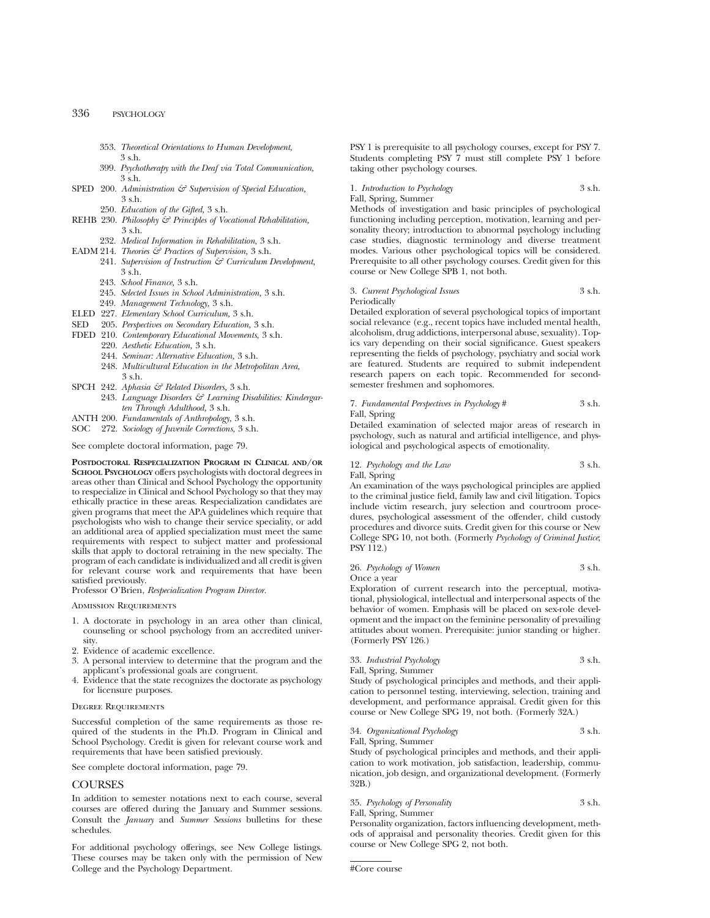353. *Theoretical Orientations to Human Development,* 3 s.h.

399. *Psychotherapy with the Deaf via Total Communication,* 3 s.h.

SPED 200. *Administration & Supervision of Special Education,* 3 s.h.

250. *Education of the Gifted,* 3 s.h.

REHB 230. *Philosophy & Principles of Vocational Rehabilitation,* 3 s.h.

232. *Medical Information in Rehabilitation,* 3 s.h.

EADM 214. *Theories & Practices of Supervision,* 3 s.h.

241. *Supervision of Instruction & Curriculum Development,* 3 s.h.

243. *School Finance,* 3 s.h.

245. *Selected Issues in School Administration,* 3 s.h.

249. *Management Technology,* 3 s.h.

ELED 227. *Elementary School Curriculum,* 3 s.h.

SED 205. *Perspectives on Secondary Education,* 3 s.h.

FDED 210. *Contemporary Educational Movements,* 3 s.h.

220. *Aesthetic Education,* 3 s.h.

244. *Seminar: Alternative Education,* 3 s.h.

248. *Multicultural Education in the Metropolitan Area,* 3 s.h.

SPCH 242. *Aphasia & Related Disorders,* 3 s.h.

243. *Language Disorders & Learning Disabilities: Kindergarten Through Adulthood,* 3 s.h.

ANTH 200. *Fundamentals of Anthropology,* 3 s.h.

SOC 272. *Sociology of Juvenile Corrections,* 3 s.h.

See complete doctoral information, page 79.

**Postdoctoral Respecialization Program in Clinical and/or School Psychology** offers psychologists with doctoral degrees in areas other than Clinical and School Psychology the opportunity to respecialize in Clinical and School Psychology so that they may ethically practice in these areas. Respecialization candidates are given programs that meet the APA guidelines which require that psychologists who wish to change their service speciality, or add an additional area of applied specialization must meet the same requirements with respect to subject matter and professional skills that apply to doctoral retraining in the new specialty. The program of each candidate is individualized and all credit is given for relevant course work and requirements that have been satisfied previously.
Professor O'Brien, *Respecialization Program Director.*

Admission Requirements

1. A doctorate in psychology in an area other than clinical, counseling or school psychology from an accredited university.
2. Evidence of academic excellence.
3. A personal interview to determine that the program and the applicant's professional goals are congruent.
4. Evidence that the state recognizes the doctorate as psychology for licensure purposes.

Degree Requirements

Successful completion of the same requirements as those required of the students in the Ph.D. Program in Clinical and School Psychology. Credit is given for relevant course work and requirements that have been satisfied previously.

See complete doctoral information, page 79.

## COURSES

In addition to semester notations next to each course, several courses are offered during the January and Summer sessions. Consult the *January* and *Summer Sessions* bulletins for these schedules.

For additional psychology offerings, see New College listings. These courses may be taken only with the permission of New College and the Psychology Department.

PSY 1 is prerequisite to all psychology courses, except for PSY 7. Students completing PSY 7 must still complete PSY 1 before taking other psychology courses.

1. *Introduction to Psychology* 3 s.h.
Fall, Spring, Summer
Methods of investigation and basic principles of psychological functioning including perception, motivation, learning and personality theory; introduction to abnormal psychology including case studies, diagnostic terminology and diverse treatment modes. Various other psychological topics will be considered. Prerequisite to all other psychology courses. Credit given for this course or New College SPB 1, not both.

3. *Current Psychological Issues* 3 s.h.
Periodically
Detailed exploration of several psychological topics of important social relevance (e.g., recent topics have included mental health, alcoholism, drug addictions, interpersonal abuse, sexuality). Topics vary depending on their social significance. Guest speakers representing the fields of psychology, psychiatry and social work are featured. Students are required to submit independent research papers on each topic. Recommended for second-semester freshmen and sophomores.

7. *Fundamental Perspectives in Psychology* # 3 s.h.
Fall, Spring
Detailed examination of selected major areas of research in psychology, such as natural and artificial intelligence, and physiological and psychological aspects of emotionality.

12. *Psychology and the Law* 3 s.h.
Fall, Spring
An examination of the ways psychological principles are applied to the criminal justice field, family law and civil litigation. Topics include victim research, jury selection and courtroom procedures, psychological assessment of the offender, child custody procedures and divorce suits. Credit given for this course or New College SPG 10, not both. (Formerly *Psychology of Criminal Justice*, PSY 112.)

26. *Psychology of Women* 3 s.h.
Once a year
Exploration of current research into the perceptual, motivational, physiological, intellectual and interpersonal aspects of the behavior of women. Emphasis will be placed on sex-role development and the impact on the feminine personality of prevailing attitudes about women. Prerequisite: junior standing or higher. (Formerly PSY 126.)

33. *Industrial Psychology* 3 s.h.
Fall, Spring, Summer
Study of psychological principles and methods, and their application to personnel testing, interviewing, selection, training and development, and performance appraisal. Credit given for this course or New College SPG 19, not both. (Formerly 32A.)

34. *Organizational Psychology* 3 s.h.
Fall, Spring, Summer
Study of psychological principles and methods, and their application to work motivation, job satisfaction, leadership, communication, job design, and organizational development. (Formerly 32B.)

35. *Psychology of Personality* 3 s.h.
Fall, Spring, Summer
Personality organization, factors influencing development, methods of appraisal and personality theories. Credit given for this course or New College SPG 2, not both.

#Core course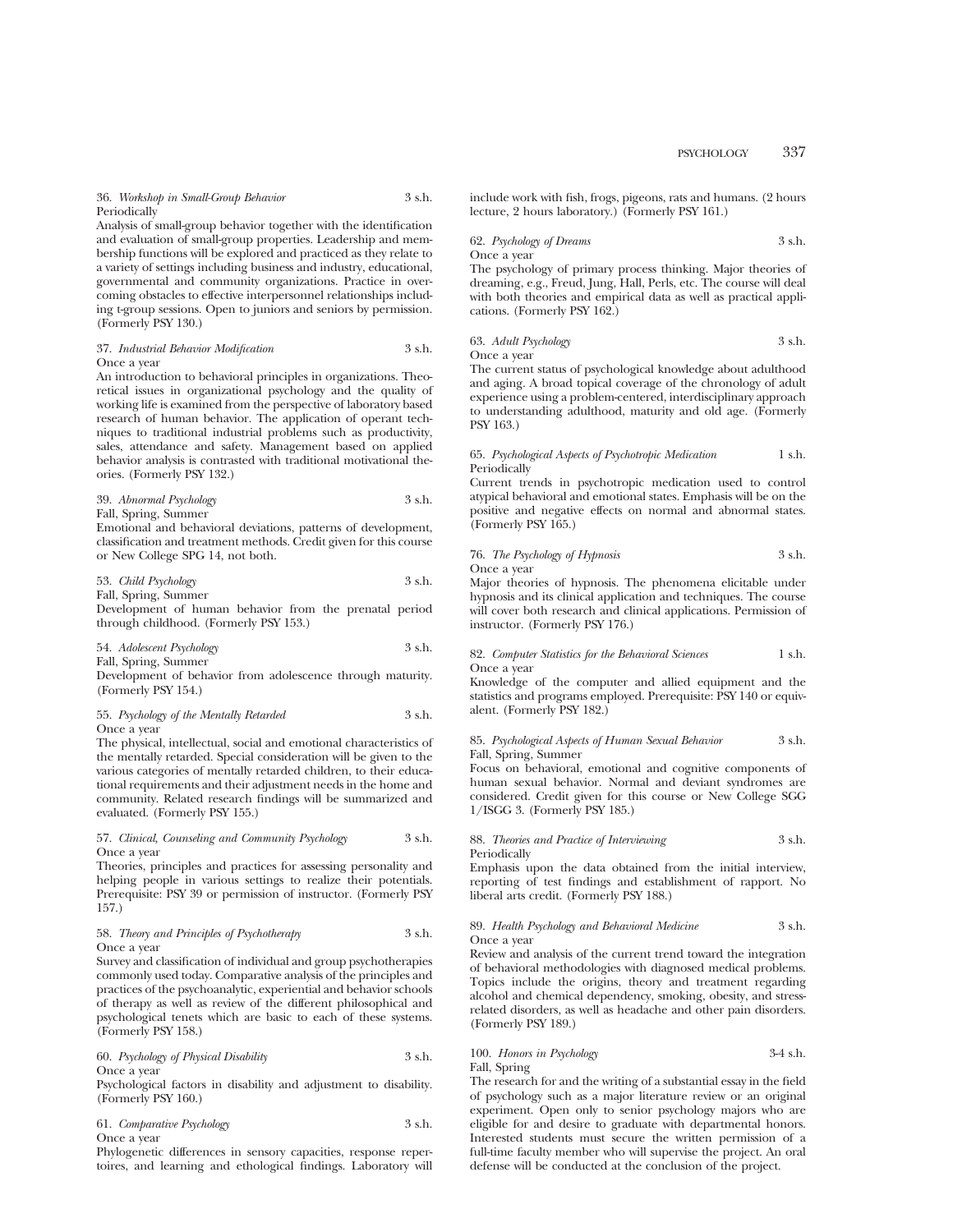36. *Workshop in Small-Group Behavior* 3 s.h.
Periodically

Analysis of small-group behavior together with the identification and evaluation of small-group properties. Leadership and membership functions will be explored and practiced as they relate to a variety of settings including business and industry, educational, governmental and community organizations. Practice in overcoming obstacles to effective interpersonnel relationships including t-group sessions. Open to juniors and seniors by permission. (Formerly PSY 130.)

37. *Industrial Behavior Modification* 3 s.h.
Once a year

An introduction to behavioral principles in organizations. Theoretical issues in organizational psychology and the quality of working life is examined from the perspective of laboratory based research of human behavior. The application of operant techniques to traditional industrial problems such as productivity, sales, attendance and safety. Management based on applied behavior analysis is contrasted with traditional motivational theories. (Formerly PSY 132.)

39. *Abnormal Psychology* 3 s.h.
Fall, Spring, Summer

Emotional and behavioral deviations, patterns of development, classification and treatment methods. Credit given for this course or New College SPG 14, not both.

53. *Child Psychology* 3 s.h.
Fall, Spring, Summer

Development of human behavior from the prenatal period through childhood. (Formerly PSY 153.)

54. *Adolescent Psychology* 3 s.h.
Fall, Spring, Summer

Development of behavior from adolescence through maturity. (Formerly PSY 154.)

55. *Psychology of the Mentally Retarded* 3 s.h.
Once a year

The physical, intellectual, social and emotional characteristics of the mentally retarded. Special consideration will be given to the various categories of mentally retarded children, to their educational requirements and their adjustment needs in the home and community. Related research findings will be summarized and evaluated. (Formerly PSY 155.)

57. *Clinical, Counseling and Community Psychology* 3 s.h.
Once a year

Theories, principles and practices for assessing personality and helping people in various settings to realize their potentials. Prerequisite: PSY 39 or permission of instructor. (Formerly PSY 157.)

58. *Theory and Principles of Psychotherapy* 3 s.h.
Once a year

Survey and classification of individual and group psychotherapies commonly used today. Comparative analysis of the principles and practices of the psychoanalytic, experiential and behavior schools of therapy as well as review of the different philosophical and psychological tenets which are basic to each of these systems. (Formerly PSY 158.)

60. *Psychology of Physical Disability* 3 s.h.
Once a year

Psychological factors in disability and adjustment to disability. (Formerly PSY 160.)

61. *Comparative Psychology* 3 s.h.
Once a year

Phylogenetic differences in sensory capacities, response repertoires, and learning and ethological findings. Laboratory will include work with fish, frogs, pigeons, rats and humans. (2 hours lecture, 2 hours laboratory.) (Formerly PSY 161.)

62. *Psychology of Dreams* 3 s.h.
Once a year

The psychology of primary process thinking. Major theories of dreaming, e.g., Freud, Jung, Hall, Perls, etc. The course will deal with both theories and empirical data as well as practical applications. (Formerly PSY 162.)

63. *Adult Psychology* 3 s.h.
Once a year

The current status of psychological knowledge about adulthood and aging. A broad topical coverage of the chronology of adult experience using a problem-centered, interdisciplinary approach to understanding adulthood, maturity and old age. (Formerly PSY 163.)

65. *Psychological Aspects of Psychotropic Medication* 1 s.h.
Periodically

Current trends in psychotropic medication used to control atypical behavioral and emotional states. Emphasis will be on the positive and negative effects on normal and abnormal states. (Formerly PSY 165.)

76. *The Psychology of Hypnosis* 3 s.h.
Once a year

Major theories of hypnosis. The phenomena elicitable under hypnosis and its clinical application and techniques. The course will cover both research and clinical applications. Permission of instructor. (Formerly PSY 176.)

82. *Computer Statistics for the Behavioral Sciences* 1 s.h.
Once a year

Knowledge of the computer and allied equipment and the statistics and programs employed. Prerequisite: PSY 140 or equivalent. (Formerly PSY 182.)

85. *Psychological Aspects of Human Sexual Behavior* 3 s.h.
Fall, Spring, Summer

Focus on behavioral, emotional and cognitive components of human sexual behavior. Normal and deviant syndromes are considered. Credit given for this course or New College SGG 1/ISGG 3. (Formerly PSY 185.)

88. *Theories and Practice of Interviewing* 3 s.h.
Periodically

Emphasis upon the data obtained from the initial interview, reporting of test findings and establishment of rapport. No liberal arts credit. (Formerly PSY 188.)

89. *Health Psychology and Behavioral Medicine* 3 s.h.
Once a year

Review and analysis of the current trend toward the integration of behavioral methodologies with diagnosed medical problems. Topics include the origins, theory and treatment regarding alcohol and chemical dependency, smoking, obesity, and stress-related disorders, as well as headache and other pain disorders. (Formerly PSY 189.)

100. *Honors in Psychology* 3-4 s.h.
Fall, Spring

The research for and the writing of a substantial essay in the field of psychology such as a major literature review or an original experiment. Open only to senior psychology majors who are eligible for and desire to graduate with departmental honors. Interested students must secure the written permission of a full-time faculty member who will supervise the project. An oral defense will be conducted at the conclusion of the project.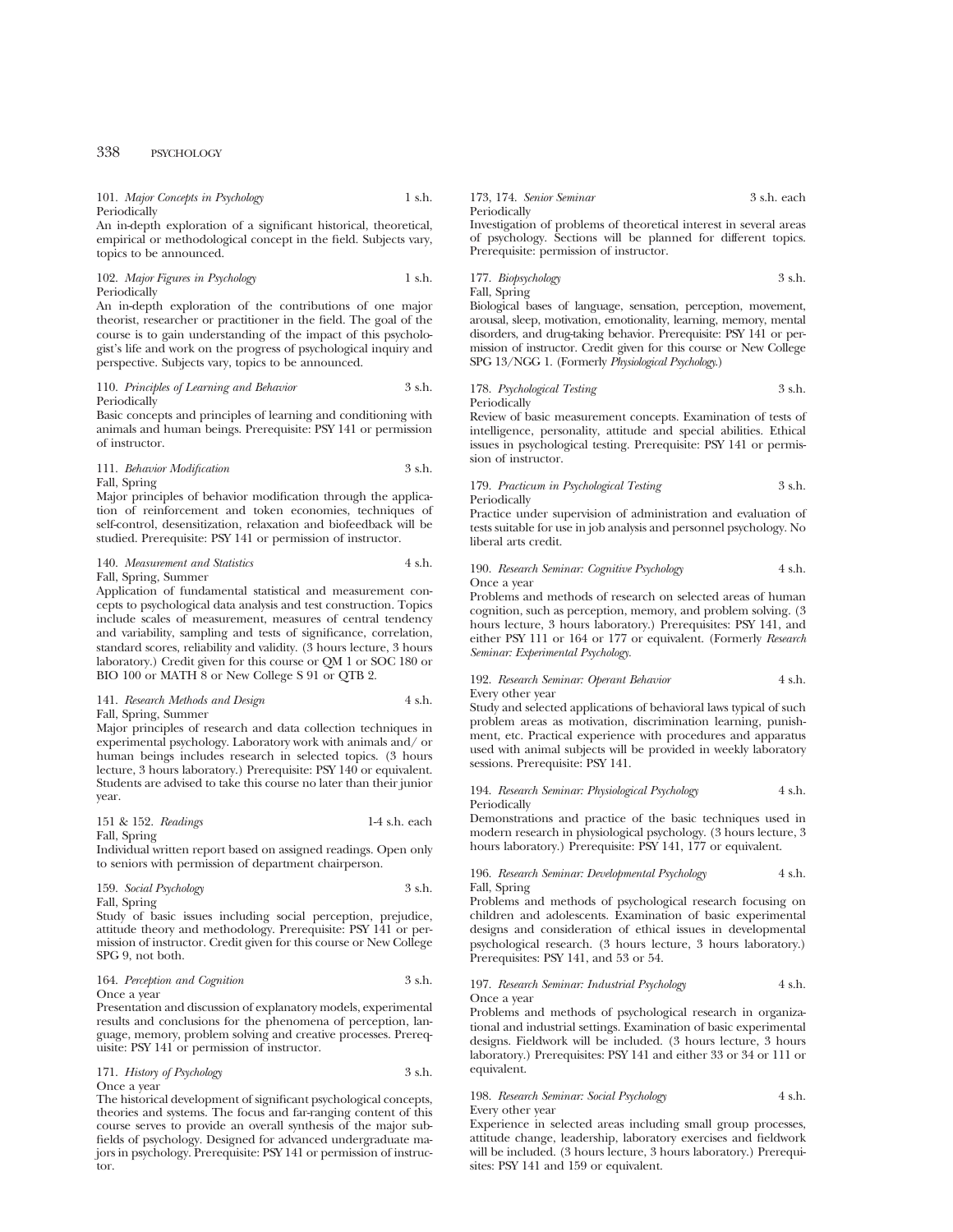101. *Major Concepts in Psychology* 1 s.h.
Periodically
An in-depth exploration of a significant historical, theoretical, empirical or methodological concept in the field. Subjects vary, topics to be announced.

102. *Major Figures in Psychology* 1 s.h.
Periodically
An in-depth exploration of the contributions of one major theorist, researcher or practitioner in the field. The goal of the course is to gain understanding of the impact of this psychologist's life and work on the progress of psychological inquiry and perspective. Subjects vary, topics to be announced.

110. *Principles of Learning and Behavior* 3 s.h.
Periodically
Basic concepts and principles of learning and conditioning with animals and human beings. Prerequisite: PSY 141 or permission of instructor.

111. *Behavior Modification* 3 s.h.
Fall, Spring
Major principles of behavior modification through the application of reinforcement and token economies, techniques of self-control, desensitization, relaxation and biofeedback will be studied. Prerequisite: PSY 141 or permission of instructor.

140. *Measurement and Statistics* 4 s.h.
Fall, Spring, Summer
Application of fundamental statistical and measurement concepts to psychological data analysis and test construction. Topics include scales of measurement, measures of central tendency and variability, sampling and tests of significance, correlation, standard scores, reliability and validity. (3 hours lecture, 3 hours laboratory.) Credit given for this course or QM 1 or SOC 180 or BIO 100 or MATH 8 or New College S 91 or QTB 2.

141. *Research Methods and Design* 4 s.h.
Fall, Spring, Summer
Major principles of research and data collection techniques in experimental psychology. Laboratory work with animals and/ or human beings includes research in selected topics. (3 hours lecture, 3 hours laboratory.) Prerequisite: PSY 140 or equivalent. Students are advised to take this course no later than their junior year.

151 & 152. *Readings* 1-4 s.h. each
Fall, Spring
Individual written report based on assigned readings. Open only to seniors with permission of department chairperson.

159. *Social Psychology* 3 s.h.
Fall, Spring
Study of basic issues including social perception, prejudice, attitude theory and methodology. Prerequisite: PSY 141 or permission of instructor. Credit given for this course or New College SPG 9, not both.

164. *Perception and Cognition* 3 s.h.
Once a year
Presentation and discussion of explanatory models, experimental results and conclusions for the phenomena of perception, language, memory, problem solving and creative processes. Prerequisite: PSY 141 or permission of instructor.

171. *History of Psychology* 3 s.h.
Once a year
The historical development of significant psychological concepts, theories and systems. The focus and far-ranging content of this course serves to provide an overall synthesis of the major subfields of psychology. Designed for advanced undergraduate majors in psychology. Prerequisite: PSY 141 or permission of instructor.

173, 174. *Senior Seminar* 3 s.h. each
Periodically
Investigation of problems of theoretical interest in several areas of psychology. Sections will be planned for different topics. Prerequisite: permission of instructor.

177. *Biopsychology* 3 s.h.
Fall, Spring
Biological bases of language, sensation, perception, movement, arousal, sleep, motivation, emotionality, learning, memory, mental disorders, and drug-taking behavior. Prerequisite: PSY 141 or permission of instructor. Credit given for this course or New College SPG 13/NGG 1. (Formerly *Physiological Psychology*.)

178. *Psychological Testing* 3 s.h.
Periodically
Review of basic measurement concepts. Examination of tests of intelligence, personality, attitude and special abilities. Ethical issues in psychological testing. Prerequisite: PSY 141 or permission of instructor.

179. *Practicum in Psychological Testing* 3 s.h.
Periodically
Practice under supervision of administration and evaluation of tests suitable for use in job analysis and personnel psychology. No liberal arts credit.

190. *Research Seminar: Cognitive Psychology* 4 s.h.
Once a year
Problems and methods of research on selected areas of human cognition, such as perception, memory, and problem solving. (3 hours lecture, 3 hours laboratory.) Prerequisites: PSY 141, and either PSY 111 or 164 or 177 or equivalent. (Formerly *Research Seminar: Experimental Psychology*.

192. *Research Seminar: Operant Behavior* 4 s.h.
Every other year
Study and selected applications of behavioral laws typical of such problem areas as motivation, discrimination learning, punishment, etc. Practical experience with procedures and apparatus used with animal subjects will be provided in weekly laboratory sessions. Prerequisite: PSY 141.

194. *Research Seminar: Physiological Psychology* 4 s.h.
Periodically
Demonstrations and practice of the basic techniques used in modern research in physiological psychology. (3 hours lecture, 3 hours laboratory.) Prerequisite: PSY 141, 177 or equivalent.

196. *Research Seminar: Developmental Psychology* 4 s.h.
Fall, Spring
Problems and methods of psychological research focusing on children and adolescents. Examination of basic experimental designs and consideration of ethical issues in developmental psychological research. (3 hours lecture, 3 hours laboratory.) Prerequisites: PSY 141, and 53 or 54.

197. *Research Seminar: Industrial Psychology* 4 s.h.
Once a year
Problems and methods of psychological research in organizational and industrial settings. Examination of basic experimental designs. Fieldwork will be included. (3 hours lecture, 3 hours laboratory.) Prerequisites: PSY 141 and either 33 or 34 or 111 or equivalent.

198. *Research Seminar: Social Psychology* 4 s.h.
Every other year
Experience in selected areas including small group processes, attitude change, leadership, laboratory exercises and fieldwork will be included. (3 hours lecture, 3 hours laboratory.) Prerequisites: PSY 141 and 159 or equivalent.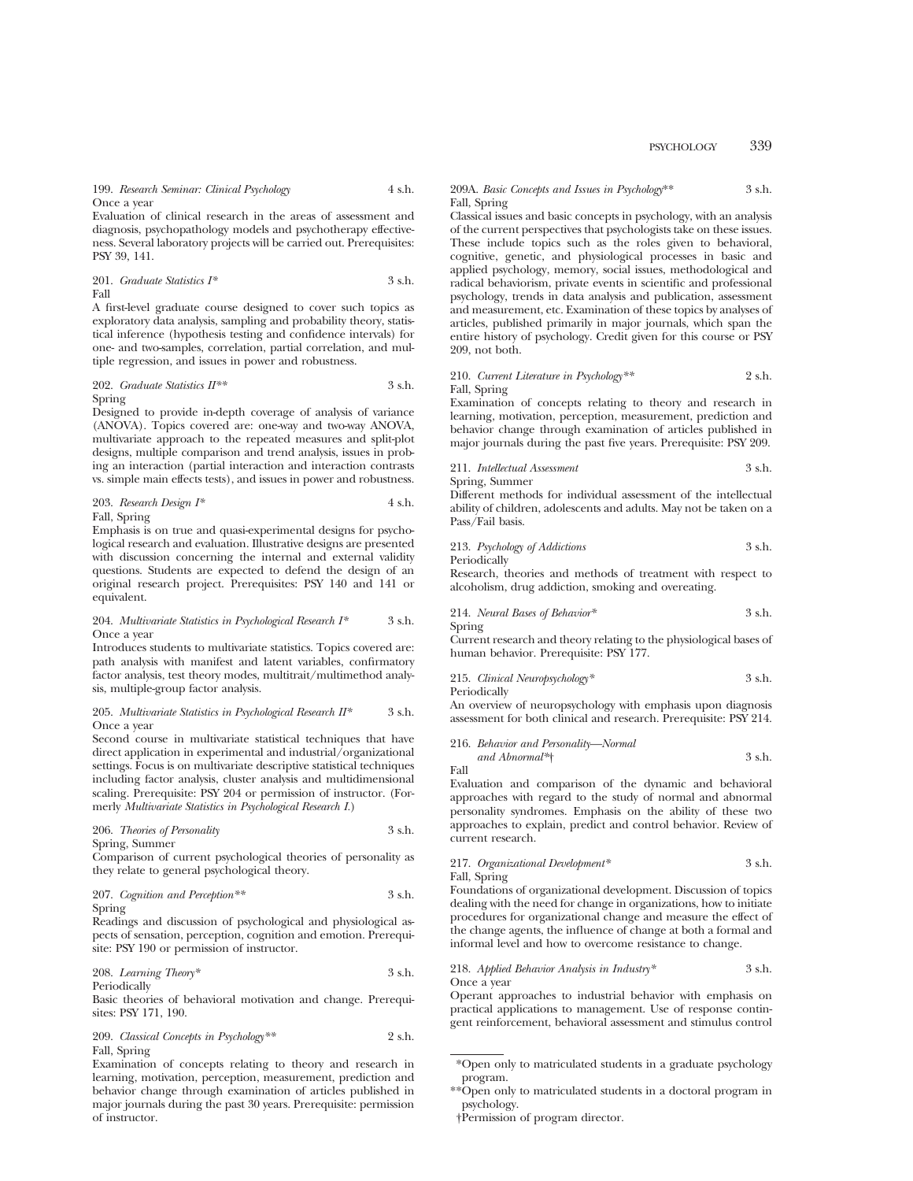199. *Research Seminar: Clinical Psychology* 4 s.h.
Once a year
Evaluation of clinical research in the areas of assessment and diagnosis, psychopathology models and psychotherapy effectiveness. Several laboratory projects will be carried out. Prerequisites: PSY 39, 141.

201. *Graduate Statistics I** 3 s.h.
Fall
A first-level graduate course designed to cover such topics as exploratory data analysis, sampling and probability theory, statistical inference (hypothesis testing and confidence intervals) for one- and two-samples, correlation, partial correlation, and multiple regression, and issues in power and robustness.

202. *Graduate Statistics II*** 3 s.h.
Spring
Designed to provide in-depth coverage of analysis of variance (ANOVA). Topics covered are: one-way and two-way ANOVA, multivariate approach to the repeated measures and split-plot designs, multiple comparison and trend analysis, issues in probing an interaction (partial interaction and interaction contrasts vs. simple main effects tests), and issues in power and robustness.

203. *Research Design I** 4 s.h.
Fall, Spring
Emphasis is on true and quasi-experimental designs for psychological research and evaluation. Illustrative designs are presented with discussion concerning the internal and external validity questions. Students are expected to defend the design of an original research project. Prerequisites: PSY 140 and 141 or equivalent.

204. *Multivariate Statistics in Psychological Research I** 3 s.h.
Once a year
Introduces students to multivariate statistics. Topics covered are: path analysis with manifest and latent variables, confirmatory factor analysis, test theory modes, multitrait/multimethod analysis, multiple-group factor analysis.

205. *Multivariate Statistics in Psychological Research II** 3 s.h.
Once a year
Second course in multivariate statistical techniques that have direct application in experimental and industrial/organizational settings. Focus is on multivariate descriptive statistical techniques including factor analysis, cluster analysis and multidimensional scaling. Prerequisite: PSY 204 or permission of instructor. (Formerly *Multivariate Statistics in Psychological Research I.*)

206. *Theories of Personality* 3 s.h.
Spring, Summer
Comparison of current psychological theories of personality as they relate to general psychological theory.

207. *Cognition and Perception*** 3 s.h.
Spring
Readings and discussion of psychological and physiological aspects of sensation, perception, cognition and emotion. Prerequisite: PSY 190 or permission of instructor.

208. *Learning Theory** 3 s.h.
Periodically
Basic theories of behavioral motivation and change. Prerequisites: PSY 171, 190.

209. *Classical Concepts in Psychology*** 2 s.h.
Fall, Spring
Examination of concepts relating to theory and research in learning, motivation, perception, measurement, prediction and behavior change through examination of articles published in major journals during the past 30 years. Prerequisite: permission of instructor.

209A. *Basic Concepts and Issues in Psychology*** 3 s.h.
Fall, Spring
Classical issues and basic concepts in psychology, with an analysis of the current perspectives that psychologists take on these issues. These include topics such as the roles given to behavioral, cognitive, genetic, and physiological processes in basic and applied psychology, memory, social issues, methodological and radical behaviorism, private events in scientific and professional psychology, trends in data analysis and publication, assessment and measurement, etc. Examination of these topics by analyses of articles, published primarily in major journals, which span the entire history of psychology. Credit given for this course or PSY 209, not both.

210. *Current Literature in Psychology*** 2 s.h.
Fall, Spring
Examination of concepts relating to theory and research in learning, motivation, perception, measurement, prediction and behavior change through examination of articles published in major journals during the past five years. Prerequisite: PSY 209.

211. *Intellectual Assessment* 3 s.h.
Spring, Summer
Different methods for individual assessment of the intellectual ability of children, adolescents and adults. May not be taken on a Pass/Fail basis.

213. *Psychology of Addictions* 3 s.h.
Periodically
Research, theories and methods of treatment with respect to alcoholism, drug addiction, smoking and overeating.

214. *Neural Bases of Behavior** 3 s.h.
Spring
Current research and theory relating to the physiological bases of human behavior. Prerequisite: PSY 177.

215. *Clinical Neuropsychology** 3 s.h.
Periodically
An overview of neuropsychology with emphasis upon diagnosis assessment for both clinical and research. Prerequisite: PSY 214.

216. *Behavior and Personality—Normal and Abnormal**† 3 s.h.
Fall
Evaluation and comparison of the dynamic and behavioral approaches with regard to the study of normal and abnormal personality syndromes. Emphasis on the ability of these two approaches to explain, predict and control behavior. Review of current research.

217. *Organizational Development** 3 s.h.
Fall, Spring
Foundations of organizational development. Discussion of topics dealing with the need for change in organizations, how to initiate procedures for organizational change and measure the effect of the change agents, the influence of change at both a formal and informal level and how to overcome resistance to change.

218. *Applied Behavior Analysis in Industry** 3 s.h.
Once a year
Operant approaches to industrial behavior with emphasis on practical applications to management. Use of response contingent reinforcement, behavioral assessment and stimulus control

---

*Open only to matriculated students in a graduate psychology program.

**Open only to matriculated students in a doctoral program in psychology.

†Permission of program director.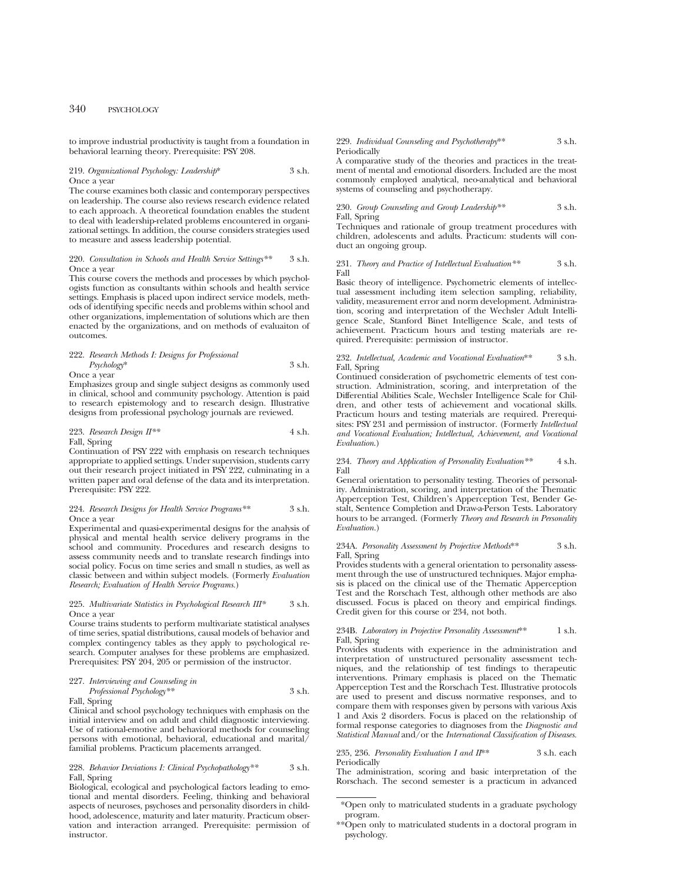to improve industrial productivity is taught from a foundation in behavioral learning theory. Prerequisite: PSY 208.

219. *Organizational Psychology: Leadership** 3 s.h.
Once a year
The course examines both classic and contemporary perspectives on leadership. The course also reviews research evidence related to each approach. A theoretical foundation enables the student to deal with leadership-related problems encountered in organizational settings. In addition, the course considers strategies used to measure and assess leadership potential.

220. *Consultation in Schools and Health Service Settings*** 3 s.h.
Once a year
This course covers the methods and processes by which psychologists function as consultants within schools and health service settings. Emphasis is placed upon indirect service models, methods of identifying specific needs and problems within school and other organizations, implementation of solutions which are then enacted by the organizations, and on methods of evaluaiton of outcomes.

222. *Research Methods I: Designs for Professional Psychology** 3 s.h.
Once a year
Emphasizes group and single subject designs as commonly used in clinical, school and community psychology. Attention is paid to research epistemology and to research design. Illustrative designs from professional psychology journals are reviewed.

223. *Research Design II*** 4 s.h.
Fall, Spring
Continuation of PSY 222 with emphasis on research techniques appropriate to applied settings. Under supervision, students carry out their research project initiated in PSY 222, culminating in a written paper and oral defense of the data and its interpretation. Prerequisite: PSY 222.

224. *Research Designs for Health Service Programs*** 3 s.h.
Once a year
Experimental and quasi-experimental designs for the analysis of physical and mental health service delivery programs in the school and community. Procedures and research designs to assess community needs and to translate research findings into social policy. Focus on time series and small n studies, as well as classic between and within subject models. (Formerly *Evaluation Research; Evaluation of Health Service Programs.*)

225. *Multivariate Statistics in Psychological Research III** 3 s.h.
Once a year
Course trains students to perform multivariate statistical analyses of time series, spatial distributions, causal models of behavior and complex contingency tables as they apply to psychological research. Computer analyses for these problems are emphasized. Prerequisites: PSY 204, 205 or permission of the instructor.

227. *Interviewing and Counseling in Professional Psychology*** 3 s.h.
Fall, Spring
Clinical and school psychology techniques with emphasis on the initial interview and on adult and child diagnostic interviewing. Use of rational-emotive and behavioral methods for counseling persons with emotional, behavioral, educational and marital/familial problems. Practicum placements arranged.

228. *Behavior Deviations I: Clinical Psychopathology*** 3 s.h.
Fall, Spring
Biological, ecological and psychological factors leading to emotional and mental disorders. Feeling, thinking and behavioral aspects of neuroses, psychoses and personality disorders in childhood, adolescence, maturity and later maturity. Practicum observation and interaction arranged. Prerequisite: permission of instructor.

229. *Individual Counseling and Psychotherapy*** 3 s.h.
Periodically
A comparative study of the theories and practices in the treatment of mental and emotional disorders. Included are the most commonly employed analytical, neo-analytical and behavioral systems of counseling and psychotherapy.

230. *Group Counseling and Group Leadership*** 3 s.h.
Fall, Spring
Techniques and rationale of group treatment procedures with children, adolescents and adults. Practicum: students will conduct an ongoing group.

231. *Theory and Practice of Intellectual Evaluation*** 3 s.h.
Fall
Basic theory of intelligence. Psychometric elements of intellectual assessment including item selection sampling, reliability, validity, measurement error and norm development. Administration, scoring and interpretation of the Wechsler Adult Intelligence Scale, Stanford Binet Intelligence Scale, and tests of achievement. Practicum hours and testing materials are required. Prerequisite: permission of instructor.

232. *Intellectual, Academic and Vocational Evaluation*** 3 s.h.
Fall, Spring
Continued consideration of psychometric elements of test construction. Administration, scoring, and interpretation of the Differential Abilities Scale, Wechsler Intelligence Scale for Children, and other tests of achievement and vocational skills. Practicum hours and testing materials are required. Prerequisites: PSY 231 and permission of instructor. (Formerly *Intellectual and Vocational Evaluation; Intellectual, Achievement, and Vocational Evaluation.*)

234. *Theory and Application of Personality Evaluation*** 4 s.h.
Fall
General orientation to personality testing. Theories of personality. Administration, scoring, and interpretation of the Thematic Apperception Test, Children's Apperception Test, Bender Gestalt, Sentence Completion and Draw-a-Person Tests. Laboratory hours to be arranged. (Formerly *Theory and Research in Personality Evaluation.*)

234A. *Personality Assessment by Projective Methods*** 3 s.h.
Fall, Spring
Provides students with a general orientation to personality assessment through the use of unstructured techniques. Major emphasis is placed on the clinical use of the Thematic Apperception Test and the Rorschach Test, although other methods are also discussed. Focus is placed on theory and empirical findings. Credit given for this course or 234, not both.

234B. *Laboratory in Projective Personality Assessment*** 1 s.h.
Fall, Spring
Provides students with experience in the administration and interpretation of unstructured personality assessment techniques, and the relationship of test findings to therapeutic interventions. Primary emphasis is placed on the Thematic Apperception Test and the Rorschach Test. Illustrative protocols are used to present and discuss normative responses, and to compare them with responses given by persons with various Axis 1 and Axis 2 disorders. Focus is placed on the relationship of formal response categories to diagnoses from the *Diagnostic and Statistical Manual* and/or the *International Classification of Diseases.*

235, 236. *Personality Evaluation I and II*** 3 s.h. each
Periodically
The administration, scoring and basic interpretation of the Rorschach. The second semester is a practicum in advanced

*Open only to matriculated students in a graduate psychology program.

**Open only to matriculated students in a doctoral program in psychology.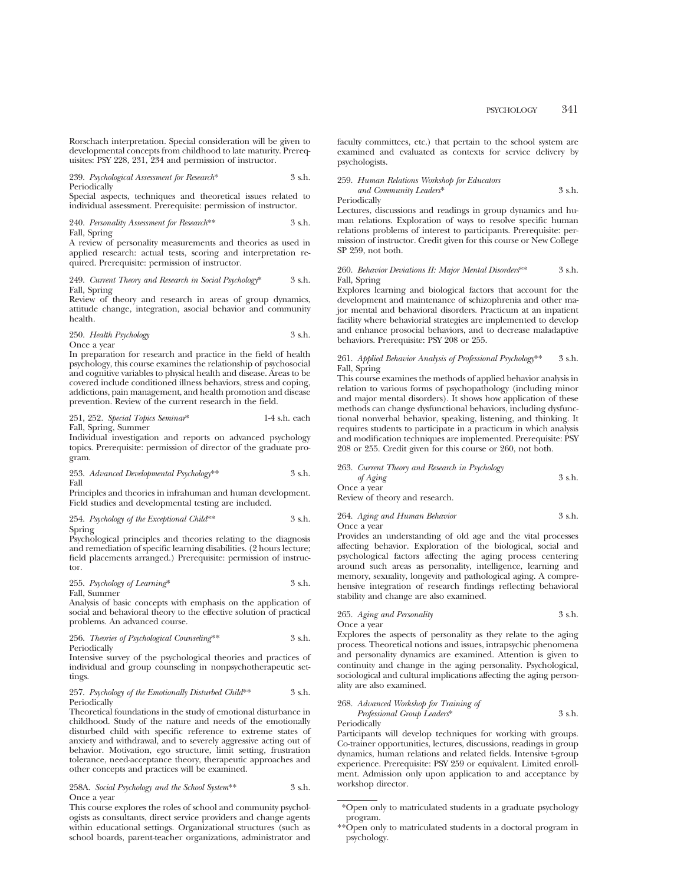Rorschach interpretation. Special consideration will be given to developmental concepts from childhood to late maturity. Prerequisites: PSY 228, 231, 234 and permission of instructor.

239. *Psychological Assessment for Research\** 3 s.h.
Periodically
Special aspects, techniques and theoretical issues related to individual assessment. Prerequisite: permission of instructor.

240. *Personality Assessment for Research\*\** 3 s.h.
Fall, Spring
A review of personality measurements and theories as used in applied research: actual tests, scoring and interpretation required. Prerequisite: permission of instructor.

249. *Current Theory and Research in Social Psychology\** 3 s.h.
Fall, Spring
Review of theory and research in areas of group dynamics, attitude change, integration, asocial behavior and community health.

250. *Health Psychology* 3 s.h.
Once a year
In preparation for research and practice in the field of health psychology, this course examines the relationship of psychosocial and cognitive variables to physical health and disease. Areas to be covered include conditioned illness behaviors, stress and coping, addictions, pain management, and health promotion and disease prevention. Review of the current research in the field.

251, 252. *Special Topics Seminar\** 1-4 s.h. each
Fall, Spring, Summer
Individual investigation and reports on advanced psychology topics. Prerequisite: permission of director of the graduate program.

253. *Advanced Developmental Psychology\*\** 3 s.h.
Fall
Principles and theories in infrahuman and human development. Field studies and developmental testing are included.

254. *Psychology of the Exceptional Child\*\** 3 s.h.
Spring
Psychological principles and theories relating to the diagnosis and remediation of specific learning disabilities. (2 hours lecture; field placements arranged.) Prerequisite: permission of instructor.

255. *Psychology of Learning\** 3 s.h.
Fall, Summer
Analysis of basic concepts with emphasis on the application of social and behavioral theory to the effective solution of practical problems. An advanced course.

256. *Theories of Psychological Counseling\*\** 3 s.h.
Periodically
Intensive survey of the psychological theories and practices of individual and group counseling in nonpsychotherapeutic settings.

257. *Psychology of the Emotionally Disturbed Child\*\** 3 s.h.
Periodically
Theoretical foundations in the study of emotional disturbance in childhood. Study of the nature and needs of the emotionally disturbed child with specific reference to extreme states of anxiety and withdrawal, and to severely aggressive acting out of behavior. Motivation, ego structure, limit setting, frustration tolerance, need-acceptance theory, therapeutic approaches and other concepts and practices will be examined.

258A. *Social Psychology and the School System\*\** 3 s.h.
Once a year
This course explores the roles of school and community psychologists as consultants, direct service providers and change agents within educational settings. Organizational structures (such as school boards, parent-teacher organizations, administrator and faculty committees, etc.) that pertain to the school system are examined and evaluated as contexts for service delivery by psychologists.

259. *Human Relations Workshop for Educators and Community Leaders\** 3 s.h.
Periodically
Lectures, discussions and readings in group dynamics and human relations. Exploration of ways to resolve specific human relations problems of interest to participants. Prerequisite: permission of instructor. Credit given for this course or New College SP 259, not both.

260. *Behavior Deviations II: Major Mental Disorders\*\** 3 s.h.
Fall, Spring
Explores learning and biological factors that account for the development and maintenance of schizophrenia and other major mental and behavioral disorders. Practicum at an inpatient facility where behaviorial strategies are implemented to develop and enhance prosocial behaviors, and to decrease maladaptive behaviors. Prerequisite: PSY 208 or 255.

261. *Applied Behavior Analysis of Professional Psychology\*\** 3 s.h.
Fall, Spring
This course examines the methods of applied behavior analysis in relation to various forms of psychopathology (including minor and major mental disorders). It shows how application of these methods can change dysfunctional behaviors, including dysfunctional nonverbal behavior, speaking, listening, and thinking. It requires students to participate in a practicum in which analysis and modification techniques are implemented. Prerequisite: PSY 208 or 255. Credit given for this course or 260, not both.

263. *Current Theory and Research in Psychology of Aging* 3 s.h.
Once a year
Review of theory and research.

264. *Aging and Human Behavior* 3 s.h.
Once a year
Provides an understanding of old age and the vital processes affecting behavior. Exploration of the biological, social and psychological factors affecting the aging process centering around such areas as personality, intelligence, learning and memory, sexuality, longevity and pathological aging. A comprehensive integration of research findings reflecting behavioral stability and change are also examined.

265. *Aging and Personality* 3 s.h.
Once a year
Explores the aspects of personality as they relate to the aging process. Theoretical notions and issues, intrapsychic phenomena and personality dynamics are examined. Attention is given to continuity and change in the aging personality. Psychological, sociological and cultural implications affecting the aging personality are also examined.

268. *Advanced Workshop for Training of Professional Group Leaders\** 3 s.h.
Periodically
Participants will develop techniques for working with groups. Co-trainer opportunities, lectures, discussions, readings in group dynamics, human relations and related fields. Intensive t-group experience. Prerequisite: PSY 259 or equivalent. Limited enrollment. Admission only upon application to and acceptance by workshop director.

---

\*Open only to matriculated students in a graduate psychology program.

\*\*Open only to matriculated students in a doctoral program in psychology.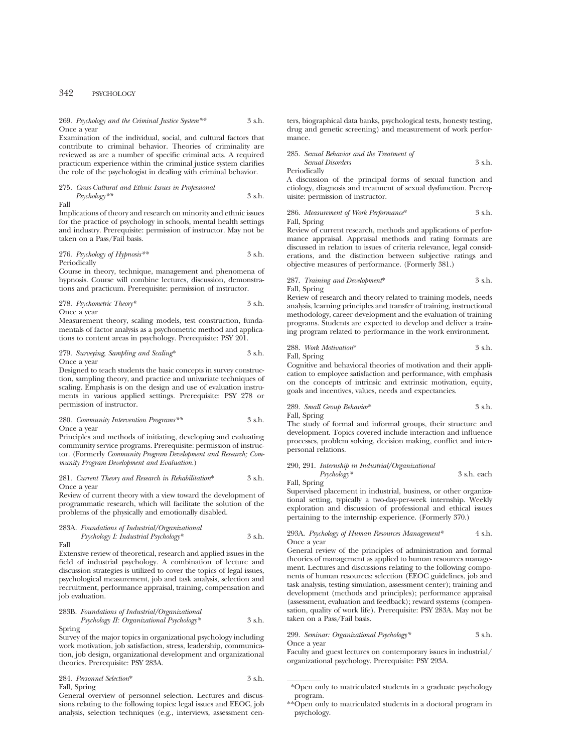269. *Psychology and the Criminal Justice System*** 3 s.h.
Once a year

Examination of the individual, social, and cultural factors that contribute to criminal behavior. Theories of criminality are reviewed as are a number of specific criminal acts. A required practicum experience within the criminal justice system clarifies the role of the psychologist in dealing with criminal behavior.

275. *Cross-Cultural and Ethnic Issues in Professional Psychology*** 3 s.h.
Fall

Implications of theory and research on minority and ethnic issues for the practice of psychology in schools, mental health settings and industry. Prerequisite: permission of instructor. May not be taken on a Pass/Fail basis.

276. *Psychology of Hypnosis*** 3 s.h.
Periodically

Course in theory, technique, management and phenomena of hypnosis. Course will combine lectures, discussion, demonstrations and practicum. Prerequisite: permission of instructor.

278. *Psychometric Theory** 3 s.h.
Once a year

Measurement theory, scaling models, test construction, fundamentals of factor analysis as a psychometric method and applications to content areas in psychology. Prerequisite: PSY 201.

279. *Surveying, Sampling and Scaling** 3 s.h.
Once a year

Designed to teach students the basic concepts in survey construction, sampling theory, and practice and univariate techniques of scaling. Emphasis is on the design and use of evaluation instruments in various applied settings. Prerequisite: PSY 278 or permission of instructor.

280. *Community Intervention Programs*** 3 s.h.
Once a year

Principles and methods of initiating, developing and evaluating community service programs. Prerequisite: permission of instructor. (Formerly *Community Program Development and Research; Community Program Development and Evaluation.*)

281. *Current Theory and Research in Rehabilitation** 3 s.h.
Once a year

Review of current theory with a view toward the development of programmatic research, which will facilitate the solution of the problems of the physically and emotionally disabled.

283A. *Foundations of Industrial/Organizational Psychology I: Industrial Psychology** 3 s.h.
Fall

Extensive review of theoretical, research and applied issues in the field of industrial psychology. A combination of lecture and discussion strategies is utilized to cover the topics of legal issues, psychological measurement, job and task analysis, selection and recruitment, performance appraisal, training, compensation and job evaluation.

283B. *Foundations of Industrial/Organizational Psychology II: Organizational Psychology** 3 s.h.
Spring

Survey of the major topics in organizational psychology including work motivation, job satisfaction, stress, leadership, communication, job design, organizational development and organizational theories. Prerequisite: PSY 283A.

284. *Personnel Selection** 3 s.h.
Fall, Spring

General overview of personnel selection. Lectures and discussions relating to the following topics: legal issues and EEOC, job analysis, selection techniques (e.g., interviews, assessment centers, biographical data banks, psychological tests, honesty testing, drug and genetic screening) and measurement of work performance.

285. *Sexual Behavior and the Treatment of Sexual Disorders* 3 s.h.
Periodically

A discussion of the principal forms of sexual function and etiology, diagnosis and treatment of sexual dysfunction. Prerequisite: permission of instructor.

286. *Measurement of Work Performance** 3 s.h.
Fall, Spring

Review of current research, methods and applications of performance appraisal. Appraisal methods and rating formats are discussed in relation to issues of criteria relevance, legal considerations, and the distinction between subjective ratings and objective measures of performance. (Formerly 381.)

287. *Training and Development** 3 s.h.
Fall, Spring

Review of research and theory related to training models, needs analysis, learning principles and transfer of training, instructional methodology, career development and the evaluation of training programs. Students are expected to develop and deliver a training program related to performance in the work environment.

288. *Work Motivation** 3 s.h.
Fall, Spring

Cognitive and behavioral theories of motivation and their application to employee satisfaction and performance, with emphasis on the concepts of intrinsic and extrinsic motivation, equity, goals and incentives, values, needs and expectancies.

289. *Small Group Behavior** 3 s.h.
Fall, Spring

The study of formal and informal groups, their structure and development. Topics covered include interaction and influence processes, problem solving, decision making, conflict and interpersonal relations.

290, 291. *Internship in Industrial/Organizational Psychology** 3 s.h. each
Fall, Spring

Supervised placement in industrial, business, or other organizational setting, typically a two-day-per-week internship. Weekly exploration and discussion of professional and ethical issues pertaining to the internship experience. (Formerly 370.)

293A. *Psychology of Human Resources Management** 4 s.h.
Once a year

General review of the principles of administration and formal theories of management as applied to human resources management. Lectures and discussions relating to the following components of human resources: selection (EEOC guidelines, job and task analysis, testing simulation, assessment center); training and development (methods and principles); performance appraisal (assessment, evaluation and feedback); reward systems (compensation, quality of work life). Prerequisite: PSY 283A. May not be taken on a Pass/Fail basis.

299. *Seminar: Organizational Psychology** 3 s.h.
Once a year

Faculty and guest lectures on contemporary issues in industrial/organizational psychology. Prerequisite: PSY 293A.

*Open only to matriculated students in a graduate psychology program.

**Open only to matriculated students in a doctoral program in psychology.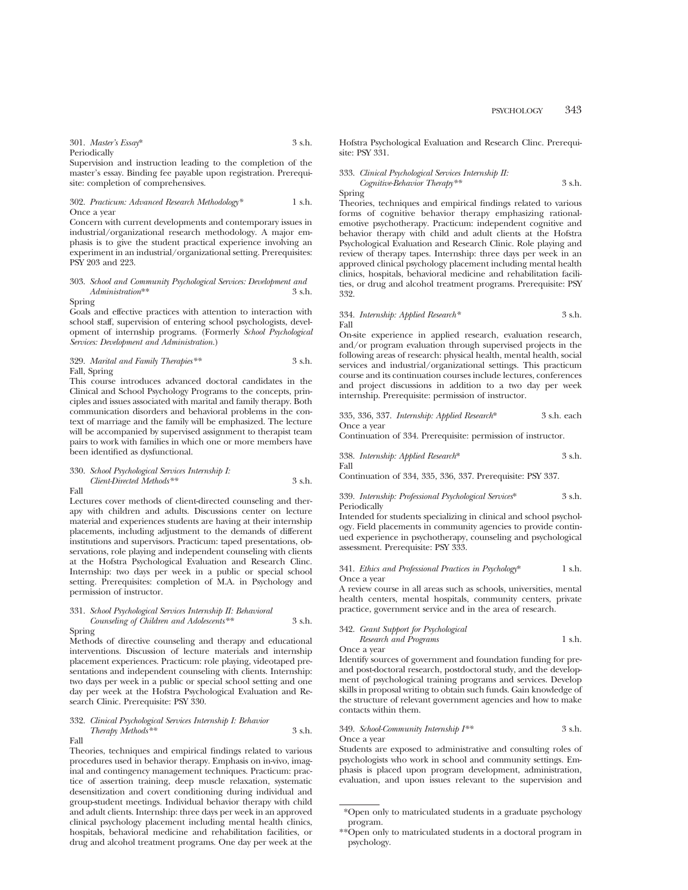301. *Master's Essay** 3 s.h.
Periodically
Supervision and instruction leading to the completion of the master's essay. Binding fee payable upon registration. Prerequisite: completion of comprehensives.

302. *Practicum: Advanced Research Methodology** 1 s.h.
Once a year
Concern with current developments and contemporary issues in industrial/organizational research methodology. A major emphasis is to give the student practical experience involving an experiment in an industrial/organizational setting. Prerequisites: PSY 203 and 223.

303. *School and Community Psychological Services: Development and Administration*** 3 s.h.
Spring
Goals and effective practices with attention to interaction with school staff, supervision of entering school psychologists, development of internship programs. (Formerly *School Psychological Services: Development and Administration*.)

329. *Marital and Family Therapies*** 3 s.h.
Fall, Spring
This course introduces advanced doctoral candidates in the Clinical and School Psychology Programs to the concepts, principles and issues associated with marital and family therapy. Both communication disorders and behavioral problems in the context of marriage and the family will be emphasized. The lecture will be accompanied by supervised assignment to therapist team pairs to work with families in which one or more members have been identified as dysfunctional.

330. *School Psychological Services Internship I: Client-Directed Methods*** 3 s.h.
Fall
Lectures cover methods of client-directed counseling and therapy with children and adults. Discussions center on lecture material and experiences students are having at their internship placements, including adjustment to the demands of different institutions and supervisors. Practicum: taped presentations, observations, role playing and independent counseling with clients at the Hofstra Psychological Evaluation and Research Clinc. Internship: two days per week in a public or special school setting. Prerequisites: completion of M.A. in Psychology and permission of instructor.

331. *School Psychological Services Internship II: Behavioral Counseling of Children and Adolescents*** 3 s.h.
Spring
Methods of directive counseling and therapy and educational interventions. Discussion of lecture materials and internship placement experiences. Practicum: role playing, videotaped presentations and independent counseling with clients. Internship: two days per week in a public or special school setting and one day per week at the Hofstra Psychological Evaluation and Research Clinic. Prerequisite: PSY 330.

332. *Clinical Psychological Services Internship I: Behavior Therapy Methods*** 3 s.h.
Fall
Theories, techniques and empirical findings related to various procedures used in behavior therapy. Emphasis on in-vivo, imaginal and contingency management techniques. Practicum: practice of assertion training, deep muscle relaxation, systematic desensitization and covert conditioning during individual and group-student meetings. Individual behavior therapy with child and adult clients. Internship: three days per week in an approved clinical psychology placement including mental health clinics, hospitals, behavioral medicine and rehabilitation facilities, or drug and alcohol treatment programs. One day per week at the Hofstra Psychological Evaluation and Research Clinc. Prerequisite: PSY 331.

333. *Clinical Psychological Services Internship II: Cognitive-Behavior Therapy*** 3 s.h.
Spring
Theories, techniques and empirical findings related to various forms of cognitive behavior therapy emphasizing rational-emotive psychotherapy. Practicum: independent cognitive and behavior therapy with child and adult clients at the Hofstra Psychological Evaluation and Research Clinic. Role playing and review of therapy tapes. Internship: three days per week in an approved clinical psychology placement including mental health clinics, hospitals, behavioral medicine and rehabilitation facilities, or drug and alcohol treatment programs. Prerequisite: PSY 332.

334. *Internship: Applied Research** 3 s.h.
Fall
On-site experience in applied research, evaluation research, and/or program evaluation through supervised projects in the following areas of research: physical health, mental health, social services and industrial/organizational settings. This practicum course and its continuation courses include lectures, conferences and project discussions in addition to a two day per week internship. Prerequisite: permission of instructor.

335, 336, 337. *Internship: Applied Research** 3 s.h. each
Once a year
Continuation of 334. Prerequisite: permission of instructor.

338. *Internship: Applied Research** 3 s.h.
Fall
Continuation of 334, 335, 336, 337. Prerequisite: PSY 337.

339. *Internship: Professional Psychological Services** 3 s.h.
Periodically
Intended for students specializing in clinical and school psychology. Field placements in community agencies to provide continued experience in psychotherapy, counseling and psychological assessment. Prerequisite: PSY 333.

341. *Ethics and Professional Practices in Psychology** 1 s.h.
Once a year
A review course in all areas such as schools, universities, mental health centers, mental hospitals, community centers, private practice, government service and in the area of research.

342. *Grant Support for Psychological Research and Programs* 1 s.h.
Once a year
Identify sources of government and foundation funding for pre- and post-doctoral research, postdoctoral study, and the development of psychological training programs and services. Develop skills in proposal writing to obtain such funds. Gain knowledge of the structure of relevant government agencies and how to make contacts within them.

349. *School-Community Internship I*** 3 s.h.
Once a year
Students are exposed to administrative and consulting roles of psychologists who work in school and community settings. Emphasis is placed upon program development, administration, evaluation, and upon issues relevant to the supervision and

---

*Open only to matriculated students in a graduate psychology program.

**Open only to matriculated students in a doctoral program in psychology.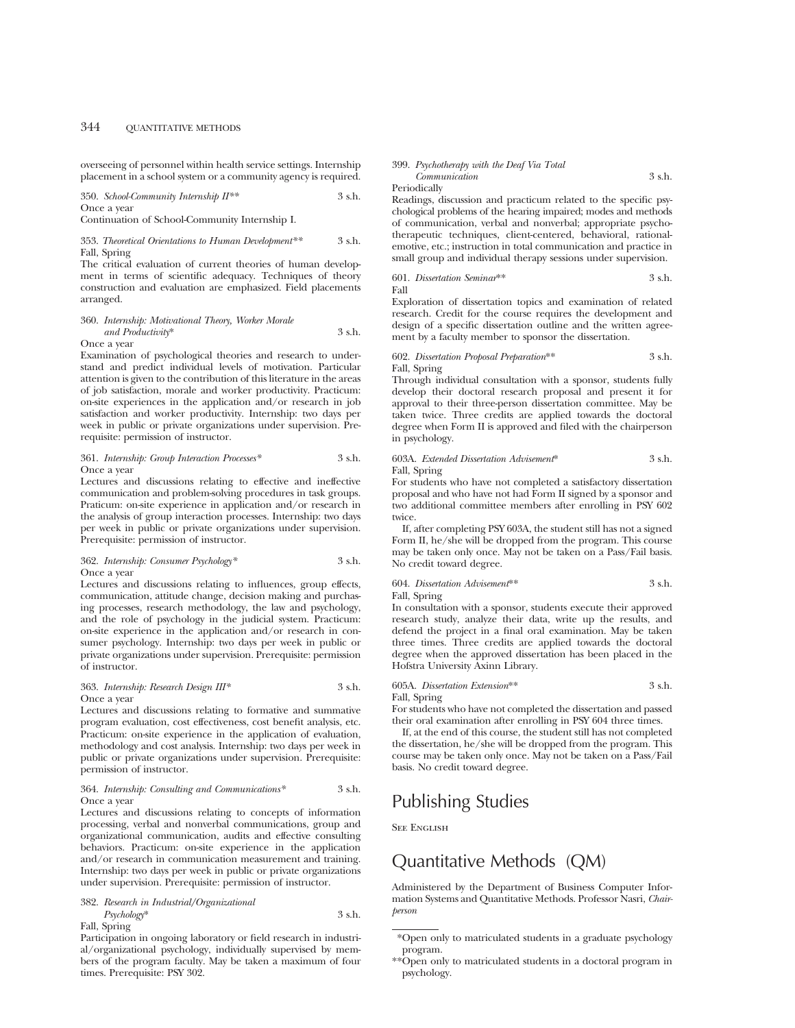overseeing of personnel within health service settings. Internship placement in a school system or a community agency is required.

350. *School-Community Internship II*** 3 s.h.
Once a year
Continuation of School-Community Internship I.

353. *Theoretical Orientations to Human Development*** 3 s.h.
Fall, Spring
The critical evaluation of current theories of human development in terms of scientific adequacy. Techniques of theory construction and evaluation are emphasized. Field placements arranged.

360. *Internship: Motivational Theory, Worker Morale and Productivity** 3 s.h.
Once a year
Examination of psychological theories and research to understand and predict individual levels of motivation. Particular attention is given to the contribution of this literature in the areas of job satisfaction, morale and worker productivity. Practicum: on-site experiences in the application and/or research in job satisfaction and worker productivity. Internship: two days per week in public or private organizations under supervision. Prerequisite: permission of instructor.

361. *Internship: Group Interaction Processes** 3 s.h.
Once a year
Lectures and discussions relating to effective and ineffective communication and problem-solving procedures in task groups. Praticum: on-site experience in application and/or research in the analysis of group interaction processes. Internship: two days per week in public or private organizations under supervision. Prerequisite: permission of instructor.

362. *Internship: Consumer Psychology** 3 s.h.
Once a year
Lectures and discussions relating to influences, group effects, communication, attitude change, decision making and purchasing processes, research methodology, the law and psychology, and the role of psychology in the judicial system. Practicum: on-site experience in the application and/or research in consumer psychology. Internship: two days per week in public or private organizations under supervision. Prerequisite: permission of instructor.

363. *Internship: Research Design III** 3 s.h.
Once a year
Lectures and discussions relating to formative and summative program evaluation, cost effectiveness, cost benefit analysis, etc. Practicum: on-site experience in the application of evaluation, methodology and cost analysis. Internship: two days per week in public or private organizations under supervision. Prerequisite: permission of instructor.

364. *Internship: Consulting and Communications** 3 s.h.
Once a year
Lectures and discussions relating to concepts of information processing, verbal and nonverbal communications, group and organizational communication, audits and effective consulting behaviors. Practicum: on-site experience in the application and/or research in communication measurement and training. Internship: two days per week in public or private organizations under supervision. Prerequisite: permission of instructor.

382. *Research in Industrial/Organizational Psychology** 3 s.h.
Fall, Spring
Participation in ongoing laboratory or field research in industrial/organizational psychology, individually supervised by members of the program faculty. May be taken a maximum of four times. Prerequisite: PSY 302.

399. *Psychotherapy with the Deaf Via Total Communication* 3 s.h.
Periodically
Readings, discussion and practicum related to the specific psychological problems of the hearing impaired; modes and methods of communication, verbal and nonverbal; appropriate psychotherapeutic techniques, client-centered, behavioral, rational-emotive, etc.; instruction in total communication and practice in small group and individual therapy sessions under supervision.

601. *Dissertation Seminar*** 3 s.h.
Fall
Exploration of dissertation topics and examination of related research. Credit for the course requires the development and design of a specific dissertation outline and the written agreement by a faculty member to sponsor the dissertation.

602. *Dissertation Proposal Preparation*** 3 s.h.
Fall, Spring
Through individual consultation with a sponsor, students fully develop their doctoral research proposal and present it for approval to their three-person dissertation committee. May be taken twice. Three credits are applied towards the doctoral degree when Form II is approved and filed with the chairperson in psychology.

603A. *Extended Dissertation Advisement** 3 s.h.
Fall, Spring
For students who have not completed a satisfactory dissertation proposal and who have not had Form II signed by a sponsor and two additional committee members after enrolling in PSY 602 twice.

If, after completing PSY 603A, the student still has not a signed Form II, he/she will be dropped from the program. This course may be taken only once. May not be taken on a Pass/Fail basis. No credit toward degree.

604. *Dissertation Advisement*** 3 s.h.
Fall, Spring
In consultation with a sponsor, students execute their approved research study, analyze their data, write up the results, and defend the project in a final oral examination. May be taken three times. Three credits are applied towards the doctoral degree when the approved dissertation has been placed in the Hofstra University Axinn Library.

605A. *Dissertation Extension*** 3 s.h.
Fall, Spring
For students who have not completed the dissertation and passed their oral examination after enrolling in PSY 604 three times.

If, at the end of this course, the student still has not completed the dissertation, he/she will be dropped from the program. This course may be taken only once. May not be taken on a Pass/Fail basis. No credit toward degree.

# Publishing Studies

See English

# Quantitative Methods (QM)

Administered by the Department of Business Computer Information Systems and Quantitative Methods. Professor Nasri, *Chairperson*

*Open only to matriculated students in a graduate psychology program.

**Open only to matriculated students in a doctoral program in psychology.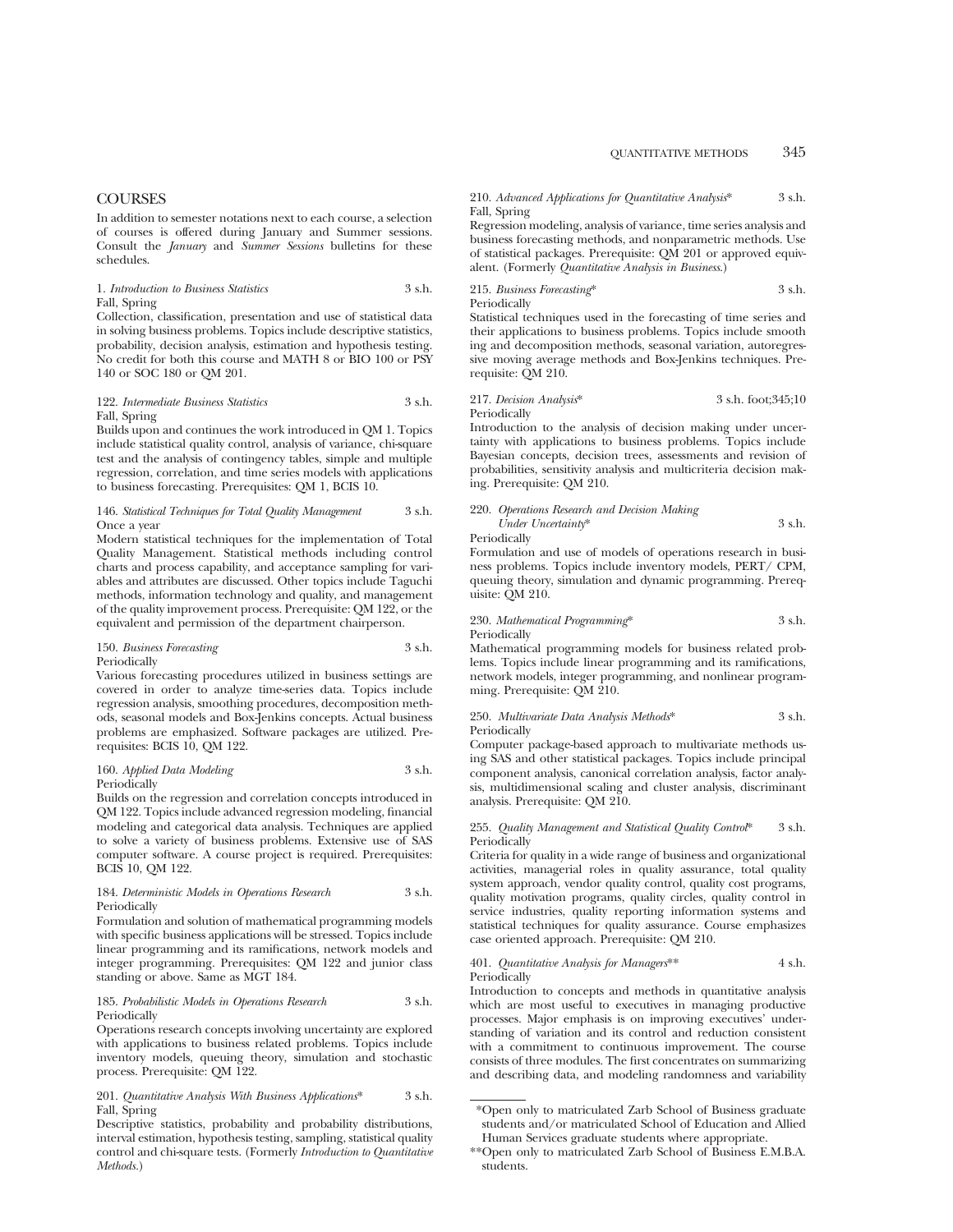## COURSES

In addition to semester notations next to each course, a selection of courses is offered during January and Summer sessions. Consult the *January* and *Summer Sessions* bulletins for these schedules.

1. *Introduction to Business Statistics* 3 s.h.
Fall, Spring
Collection, classification, presentation and use of statistical data in solving business problems. Topics include descriptive statistics, probability, decision analysis, estimation and hypothesis testing. No credit for both this course and MATH 8 or BIO 100 or PSY 140 or SOC 180 or QM 201.

122. *Intermediate Business Statistics* 3 s.h.
Fall, Spring
Builds upon and continues the work introduced in QM 1. Topics include statistical quality control, analysis of variance, chi-square test and the analysis of contingency tables, simple and multiple regression, correlation, and time series models with applications to business forecasting. Prerequisites: QM 1, BCIS 10.

146. *Statistical Techniques for Total Quality Management* 3 s.h.
Once a year
Modern statistical techniques for the implementation of Total Quality Management. Statistical methods including control charts and process capability, and acceptance sampling for variables and attributes are discussed. Other topics include Taguchi methods, information technology and quality, and management of the quality improvement process. Prerequisite: QM 122, or the equivalent and permission of the department chairperson.

150. *Business Forecasting* 3 s.h.
Periodically
Various forecasting procedures utilized in business settings are covered in order to analyze time-series data. Topics include regression analysis, smoothing procedures, decomposition methods, seasonal models and Box-Jenkins concepts. Actual business problems are emphasized. Software packages are utilized. Prerequisites: BCIS 10, QM 122.

160. *Applied Data Modeling* 3 s.h.
Periodically
Builds on the regression and correlation concepts introduced in QM 122. Topics include advanced regression modeling, financial modeling and categorical data analysis. Techniques are applied to solve a variety of business problems. Extensive use of SAS computer software. A course project is required. Prerequisites: BCIS 10, QM 122.

184. *Deterministic Models in Operations Research* 3 s.h.
Periodically
Formulation and solution of mathematical programming models with specific business applications will be stressed. Topics include linear programming and its ramifications, network models and integer programming. Prerequisites: QM 122 and junior class standing or above. Same as MGT 184.

185. *Probabilistic Models in Operations Research* 3 s.h.
Periodically
Operations research concepts involving uncertainty are explored with applications to business related problems. Topics include inventory models, queuing theory, simulation and stochastic process. Prerequisite: QM 122.

201. *Quantitative Analysis With Business Applications** 3 s.h.
Fall, Spring
Descriptive statistics, probability and probability distributions, interval estimation, hypothesis testing, sampling, statistical quality control and chi-square tests. (Formerly *Introduction to Quantitative Methods.*)

210. *Advanced Applications for Quantitative Analysis** 3 s.h.
Fall, Spring
Regression modeling, analysis of variance, time series analysis and business forecasting methods, and nonparametric methods. Use of statistical packages. Prerequisite: QM 201 or approved equivalent. (Formerly *Quantitative Analysis in Business.*)

215. *Business Forecasting** 3 s.h.
Periodically
Statistical techniques used in the forecasting of time series and their applications to business problems. Topics include smoothing and decomposition methods, seasonal variation, autoregressive moving average methods and Box-Jenkins techniques. Prerequisite: QM 210.

217. *Decision Analysis** 3 s.h. foot;345;10
Periodically
Introduction to the analysis of decision making under uncertainty with applications to business problems. Topics include Bayesian concepts, decision trees, assessments and revision of probabilities, sensitivity analysis and multicriteria decision making. Prerequisite: QM 210.

220. *Operations Research and Decision Making Under Uncertainty** 3 s.h.
Periodically
Formulation and use of models of operations research in business problems. Topics include inventory models, PERT/ CPM, queuing theory, simulation and dynamic programming. Prerequisite: QM 210.

230. *Mathematical Programming** 3 s.h.
Periodically
Mathematical programming models for business related problems. Topics include linear programming and its ramifications, network models, integer programming, and nonlinear programming. Prerequisite: QM 210.

250. *Multivariate Data Analysis Methods** 3 s.h.
Periodically
Computer package-based approach to multivariate methods using SAS and other statistical packages. Topics include principal component analysis, canonical correlation analysis, factor analysis, multidimensional scaling and cluster analysis, discriminant analysis. Prerequisite: QM 210.

255. *Quality Management and Statistical Quality Control** 3 s.h.
Periodically
Criteria for quality in a wide range of business and organizational activities, managerial roles in quality assurance, total quality system approach, vendor quality control, quality cost programs, quality motivation programs, quality circles, quality control in service industries, quality reporting information systems and statistical techniques for quality assurance. Course emphasizes case oriented approach. Prerequisite: QM 210.

401. *Quantitative Analysis for Managers*** 4 s.h.
Periodically
Introduction to concepts and methods in quantitative analysis which are most useful to executives in managing productive processes. Major emphasis is on improving executives' understanding of variation and its control and reduction consistent with a commitment to continuous improvement. The course consists of three modules. The first concentrates on summarizing and describing data, and modeling randomness and variability

*Open only to matriculated Zarb School of Business graduate students and/or matriculated School of Education and Allied Human Services graduate students where appropriate.

**Open only to matriculated Zarb School of Business E.M.B.A. students.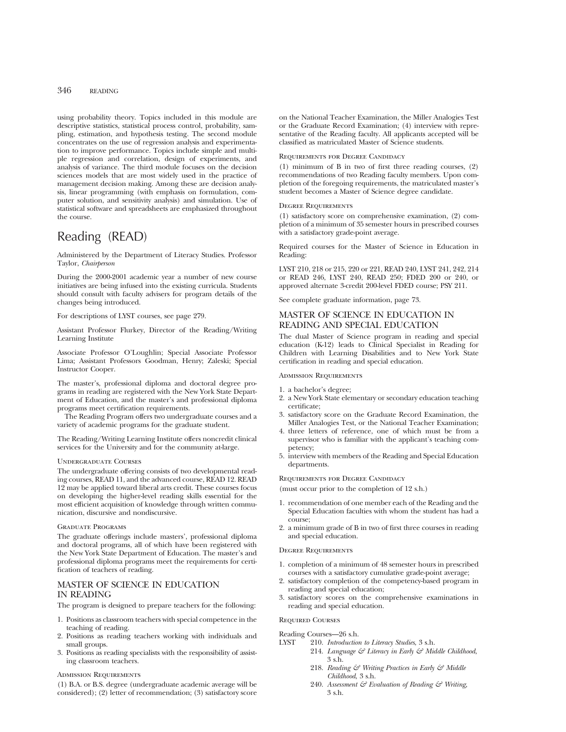using probability theory. Topics included in this module are descriptive statistics, statistical process control, probability, sampling, estimation, and hypothesis testing. The second module concentrates on the use of regression analysis and experimentation to improve performance. Topics include simple and multiple regression and correlation, design of experiments, and analysis of variance. The third module focuses on the decision sciences models that are most widely used in the practice of management decision making. Among these are decision analysis, linear programming (with emphasis on formulation, computer solution, and sensitivity analysis) and simulation. Use of statistical software and spreadsheets are emphasized throughout the course.

# Reading (READ)

Administered by the Department of Literacy Studies. Professor Taylor, *Chairperson*

During the 2000-2001 academic year a number of new course initiatives are being infused into the existing curricula. Students should consult with faculty advisers for program details of the changes being introduced.

For descriptions of LYST courses, see page 279.

Assistant Professor Flurkey, Director of the Reading/Writing Learning Institute

Associate Professor O'Loughlin; Special Associate Professor Lima; Assistant Professors Goodman, Henry; Zaleski; Special Instructor Cooper.

The master's, professional diploma and doctoral degree programs in reading are registered with the New York State Department of Education, and the master's and professional diploma programs meet certification requirements.

The Reading Program offers two undergraduate courses and a variety of academic programs for the graduate student.

The Reading/Writing Learning Institute offers noncredit clinical services for the University and for the community at-large.

### Undergraduate Courses

The undergraduate offering consists of two developmental reading courses, READ 11, and the advanced course, READ 12. READ 12 may be applied toward liberal arts credit. These courses focus on developing the higher-level reading skills essential for the most efficient acquisition of knowledge through written communication, discursive and nondiscursive.

### Graduate Programs

The graduate offerings include masters', professional diploma and doctoral programs, all of which have been registered with the New York State Department of Education. The master's and professional diploma programs meet the requirements for certification of teachers of reading.

## MASTER OF SCIENCE IN EDUCATION IN READING

The program is designed to prepare teachers for the following:

1. Positions as classroom teachers with special competence in the teaching of reading.
2. Positions as reading teachers working with individuals and small groups.
3. Positions as reading specialists with the responsibility of assisting classroom teachers.

### Admission Requirements

(1) B.A. or B.S. degree (undergraduate academic average will be considered); (2) letter of recommendation; (3) satisfactory score on the National Teacher Examination, the Miller Analogies Test or the Graduate Record Examination; (4) interview with representative of the Reading faculty. All applicants accepted will be classified as matriculated Master of Science students.

### Requirements for Degree Candidacy

(1) minimum of B in two of first three reading courses, (2) recommendations of two Reading faculty members. Upon completion of the foregoing requirements, the matriculated master's student becomes a Master of Science degree candidate.

### Degree Requirements

(1) satisfactory score on comprehensive examination, (2) completion of a minimum of 35 semester hours in prescribed courses with a satisfactory grade-point average.

Required courses for the Master of Science in Education in Reading:

LYST 210, 218 or 215, 220 or 221, READ 240, LYST 241, 242, 214 or READ 246, LYST 240, READ 250; FDED 200 or 240, or approved alternate 3-credit 200-level FDED course; PSY 211.

See complete graduate information, page 73.

## MASTER OF SCIENCE IN EDUCATION IN READING AND SPECIAL EDUCATION

The dual Master of Science program in reading and special education (K-12) leads to Clinical Specialist in Reading for Children with Learning Disabilities and to New York State certification in reading and special education.

### Admission Requirements

1. a bachelor's degree;
2. a New York State elementary or secondary education teaching certificate;
3. satisfactory score on the Graduate Record Examination, the Miller Analogies Test, or the National Teacher Examination;
4. three letters of reference, one of which must be from a supervisor who is familiar with the applicant's teaching competency;
5. interview with members of the Reading and Special Education departments.

### Requirements for Degree Candidacy

(must occur prior to the completion of 12 s.h.)

1. recommendation of one member each of the Reading and the Special Education faculties with whom the student has had a course;
2. a minimum grade of B in two of first three courses in reading and special education.

### Degree Requirements

1. completion of a minimum of 48 semester hours in prescribed courses with a satisfactory cumulative grade-point average;
2. satisfactory completion of the competency-based program in reading and special education;
3. satisfactory scores on the comprehensive examinations in reading and special education.

### Required Courses

Reading Courses—26 s.h.

LYST 210. *Introduction to Literacy Studies*, 3 s.h.
214. *Language & Literacy in Early & Middle Childhood*, 3 s.h.
218. *Reading & Writing Practices in Early & Middle Childhood*, 3 s.h.
240. *Assessment & Evaluation of Reading & Writing*, 3 s.h.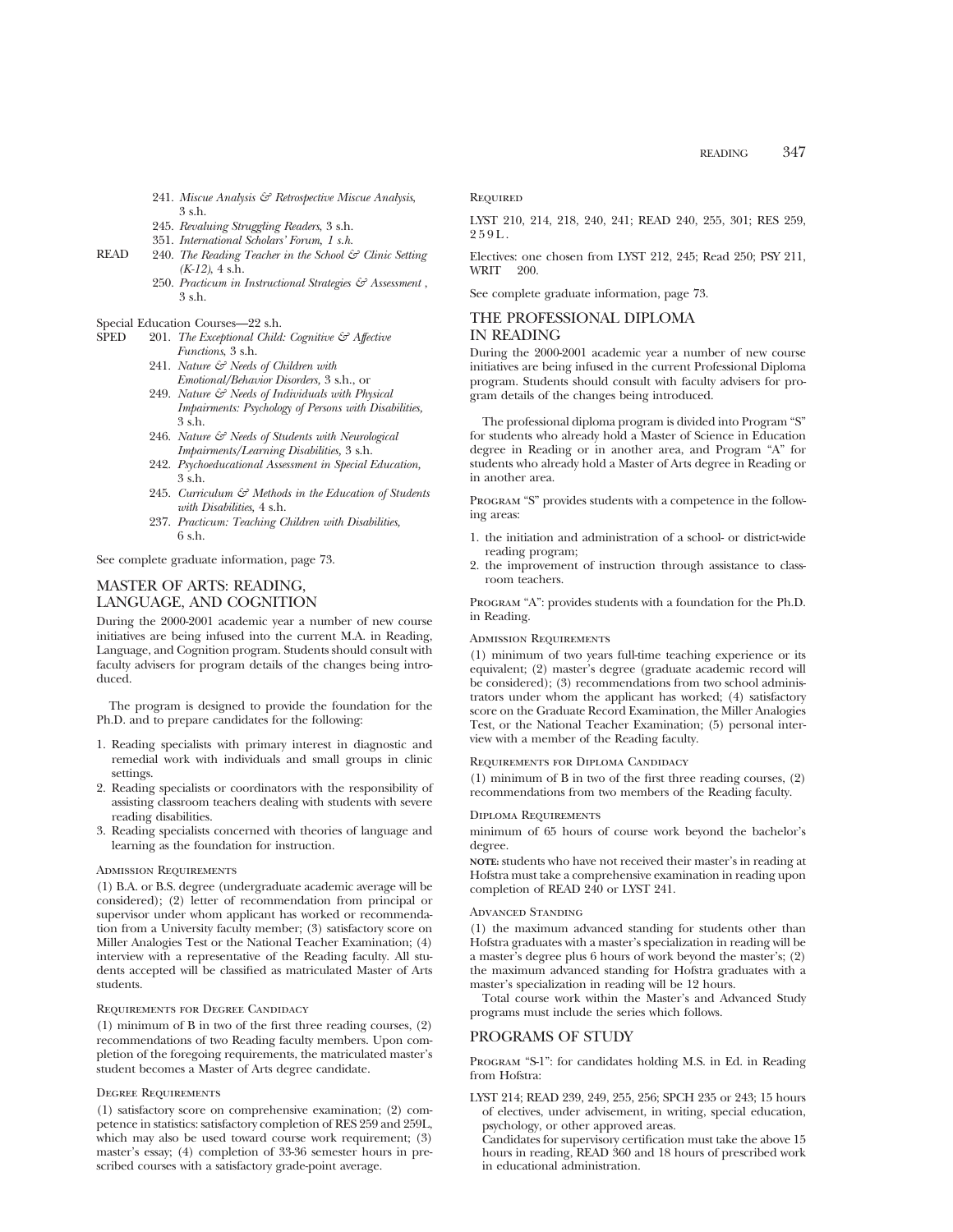241. *Miscue Analysis & Retrospective Miscue Analysis,* 3 s.h.
245. *Revaluing Struggling Readers,* 3 s.h.
351. *International Scholars' Forum, 1 s.h.*

READ 240. *The Reading Teacher in the School & Clinic Setting (K-12),* 4 s.h.
250. *Practicum in Instructional Strategies & Assessment ,* 3 s.h.

Special Education Courses—22 s.h.

SPED 201. *The Exceptional Child: Cognitive & Affective Functions,* 3 s.h.
241. *Nature & Needs of Children with Emotional/Behavior Disorders,* 3 s.h., or
249. *Nature & Needs of Individuals with Physical Impairments: Psychology of Persons with Disabilities,* 3 s.h.
246. *Nature & Needs of Students with Neurological Impairments/Learning Disabilities,* 3 s.h.
242. *Psychoeducational Assessment in Special Education,* 3 s.h.
245. *Curriculum & Methods in the Education of Students with Disabilities,* 4 s.h.
237. *Practicum: Teaching Children with Disabilities,* 6 s.h.

See complete graduate information, page 73.

## MASTER OF ARTS: READING, LANGUAGE, AND COGNITION

During the 2000-2001 academic year a number of new course initiatives are being infused into the current M.A. in Reading, Language, and Cognition program. Students should consult with faculty advisers for program details of the changes being introduced.

The program is designed to provide the foundation for the Ph.D. and to prepare candidates for the following:

1. Reading specialists with primary interest in diagnostic and remedial work with individuals and small groups in clinic settings.
2. Reading specialists or coordinators with the responsibility of assisting classroom teachers dealing with students with severe reading disabilities.
3. Reading specialists concerned with theories of language and learning as the foundation for instruction.

### Admission Requirements

(1) B.A. or B.S. degree (undergraduate academic average will be considered); (2) letter of recommendation from principal or supervisor under whom applicant has worked or recommendation from a University faculty member; (3) satisfactory score on Miller Analogies Test or the National Teacher Examination; (4) interview with a representative of the Reading faculty. All students accepted will be classified as matriculated Master of Arts students.

### Requirements for Degree Candidacy

(1) minimum of B in two of the first three reading courses, (2) recommendations of two Reading faculty members. Upon completion of the foregoing requirements, the matriculated master's student becomes a Master of Arts degree candidate.

### Degree Requirements

(1) satisfactory score on comprehensive examination; (2) competence in statistics: satisfactory completion of RES 259 and 259L, which may also be used toward course work requirement; (3) master's essay; (4) completion of 33-36 semester hours in prescribed courses with a satisfactory grade-point average.

### Required

LYST 210, 214, 218, 240, 241; READ 240, 255, 301; RES 259, 259L.

Electives: one chosen from LYST 212, 245; Read 250; PSY 211, WRIT 200.

See complete graduate information, page 73.

## THE PROFESSIONAL DIPLOMA IN READING

During the 2000-2001 academic year a number of new course initiatives are being infused in the current Professional Diploma program. Students should consult with faculty advisers for program details of the changes being introduced.

The professional diploma program is divided into Program "S" for students who already hold a Master of Science in Education degree in Reading or in another area, and Program "A" for students who already hold a Master of Arts degree in Reading or in another area.

Program "S" provides students with a competence in the following areas:

1. the initiation and administration of a school- or district-wide reading program;
2. the improvement of instruction through assistance to classroom teachers.

Program "A": provides students with a foundation for the Ph.D. in Reading.

### Admission Requirements

(1) minimum of two years full-time teaching experience or its equivalent; (2) master's degree (graduate academic record will be considered); (3) recommendations from two school administrators under whom the applicant has worked; (4) satisfactory score on the Graduate Record Examination, the Miller Analogies Test, or the National Teacher Examination; (5) personal interview with a member of the Reading faculty.

### Requirements for Diploma Candidacy

(1) minimum of B in two of the first three reading courses, (2) recommendations from two members of the Reading faculty.

### Diploma Requirements

minimum of 65 hours of course work beyond the bachelor's degree.

**note:** students who have not received their master's in reading at Hofstra must take a comprehensive examination in reading upon completion of READ 240 or LYST 241.

### Advanced Standing

(1) the maximum advanced standing for students other than Hofstra graduates with a master's specialization in reading will be a master's degree plus 6 hours of work beyond the master's; (2) the maximum advanced standing for Hofstra graduates with a master's specialization in reading will be 12 hours.

Total course work within the Master's and Advanced Study programs must include the series which follows.

## PROGRAMS OF STUDY

Program "S-1": for candidates holding M.S. in Ed. in Reading from Hofstra:

LYST 214; READ 239, 249, 255, 256; SPCH 235 or 243; 15 hours of electives, under advisement, in writing, special education, psychology, or other approved areas.

Candidates for supervisory certification must take the above 15 hours in reading, READ 360 and 18 hours of prescribed work in educational administration.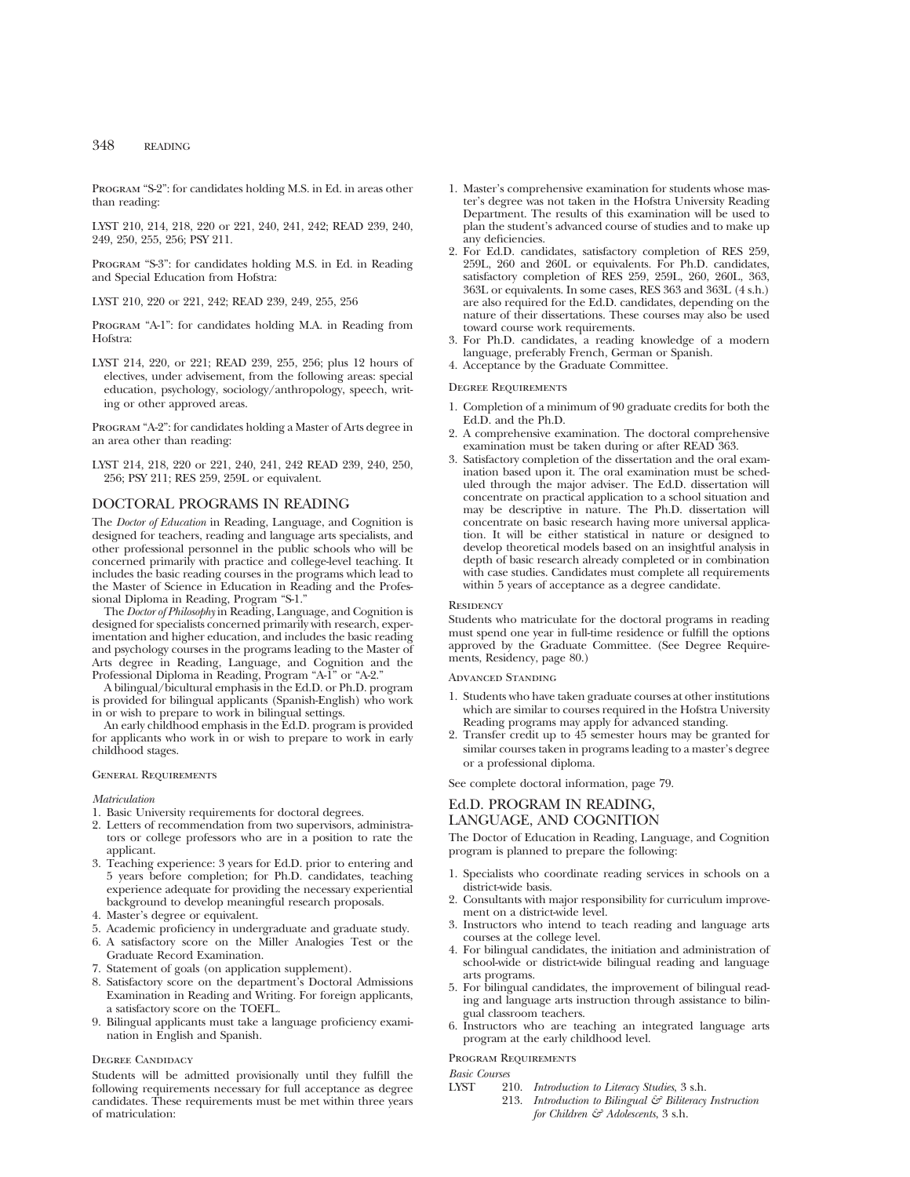Program "S-2": for candidates holding M.S. in Ed. in areas other than reading:

LYST 210, 214, 218, 220 or 221, 240, 241, 242; READ 239, 240, 249, 250, 255, 256; PSY 211.

Program "S-3": for candidates holding M.S. in Ed. in Reading and Special Education from Hofstra:

LYST 210, 220 or 221, 242; READ 239, 249, 255, 256

Program "A-1": for candidates holding M.A. in Reading from Hofstra:

LYST 214, 220, or 221; READ 239, 255, 256; plus 12 hours of electives, under advisement, from the following areas: special education, psychology, sociology/anthropology, speech, writing or other approved areas.

Program "A-2": for candidates holding a Master of Arts degree in an area other than reading:

LYST 214, 218, 220 or 221, 240, 241, 242 READ 239, 240, 250, 256; PSY 211; RES 259, 259L or equivalent.

## DOCTORAL PROGRAMS IN READING

The *Doctor of Education* in Reading, Language, and Cognition is designed for teachers, reading and language arts specialists, and other professional personnel in the public schools who will be concerned primarily with practice and college-level teaching. It includes the basic reading courses in the programs which lead to the Master of Science in Education in Reading and the Professional Diploma in Reading, Program "S-1."

The *Doctor of Philosophy* in Reading, Language, and Cognition is designed for specialists concerned primarily with research, experimentation and higher education, and includes the basic reading and psychology courses in the programs leading to the Master of Arts degree in Reading, Language, and Cognition and the Professional Diploma in Reading, Program "A-1" or "A-2."

A bilingual/bicultural emphasis in the Ed.D. or Ph.D. program is provided for bilingual applicants (Spanish-English) who work in or wish to prepare to work in bilingual settings.

An early childhood emphasis in the Ed.D. program is provided for applicants who work in or wish to prepare to work in early childhood stages.

### General Requirements

*Matriculation*

1. Basic University requirements for doctoral degrees.
2. Letters of recommendation from two supervisors, administrators or college professors who are in a position to rate the applicant.
3. Teaching experience: 3 years for Ed.D. prior to entering and 5 years before completion; for Ph.D. candidates, teaching experience adequate for providing the necessary experiential background to develop meaningful research proposals.
4. Master's degree or equivalent.
5. Academic proficiency in undergraduate and graduate study.
6. A satisfactory score on the Miller Analogies Test or the Graduate Record Examination.
7. Statement of goals (on application supplement).
8. Satisfactory score on the department's Doctoral Admissions Examination in Reading and Writing. For foreign applicants, a satisfactory score on the TOEFL.
9. Bilingual applicants must take a language proficiency examination in English and Spanish.

### Degree Candidacy

Students will be admitted provisionally until they fulfill the following requirements necessary for full acceptance as degree candidates. These requirements must be met within three years of matriculation:

1. Master's comprehensive examination for students whose master's degree was not taken in the Hofstra University Reading Department. The results of this examination will be used to plan the student's advanced course of studies and to make up any deficiencies.
2. For Ed.D. candidates, satisfactory completion of RES 259, 259L, 260 and 260L or equivalents. For Ph.D. candidates, satisfactory completion of RES 259, 259L, 260, 260L, 363, 363L or equivalents. In some cases, RES 363 and 363L (4 s.h.) are also required for the Ed.D. candidates, depending on the nature of their dissertations. These courses may also be used toward course work requirements.
3. For Ph.D. candidates, a reading knowledge of a modern language, preferably French, German or Spanish.
4. Acceptance by the Graduate Committee.

### Degree Requirements

1. Completion of a minimum of 90 graduate credits for both the Ed.D. and the Ph.D.
2. A comprehensive examination. The doctoral comprehensive examination must be taken during or after READ 363.
3. Satisfactory completion of the dissertation and the oral examination based upon it. The oral examination must be scheduled through the major adviser. The Ed.D. dissertation will concentrate on practical application to a school situation and may be descriptive in nature. The Ph.D. dissertation will concentrate on basic research having more universal application. It will be either statistical in nature or designed to develop theoretical models based on an insightful analysis in depth of basic research already completed or in combination with case studies. Candidates must complete all requirements within 5 years of acceptance as a degree candidate.

### Residency

Students who matriculate for the doctoral programs in reading must spend one year in full-time residence or fulfill the options approved by the Graduate Committee. (See Degree Requirements, Residency, page 80.)

### Advanced Standing

1. Students who have taken graduate courses at other institutions which are similar to courses required in the Hofstra University Reading programs may apply for advanced standing.
2. Transfer credit up to 45 semester hours may be granted for similar courses taken in programs leading to a master's degree or a professional diploma.

See complete doctoral information, page 79.

## Ed.D. PROGRAM IN READING, LANGUAGE, AND COGNITION

The Doctor of Education in Reading, Language, and Cognition program is planned to prepare the following:

1. Specialists who coordinate reading services in schools on a district-wide basis.
2. Consultants with major responsibility for curriculum improvement on a district-wide level.
3. Instructors who intend to teach reading and language arts courses at the college level.
4. For bilingual candidates, the initiation and administration of school-wide or district-wide bilingual reading and language arts programs.
5. For bilingual candidates, the improvement of bilingual reading and language arts instruction through assistance to bilingual classroom teachers.
6. Instructors who are teaching an integrated language arts program at the early childhood level.

### Program Requirements

*Basic Courses*

LYST 210. *Introduction to Literacy Studies*, 3 s.h.
213. *Introduction to Bilingual & Biliteracy Instruction for Children & Adolescents*, 3 s.h.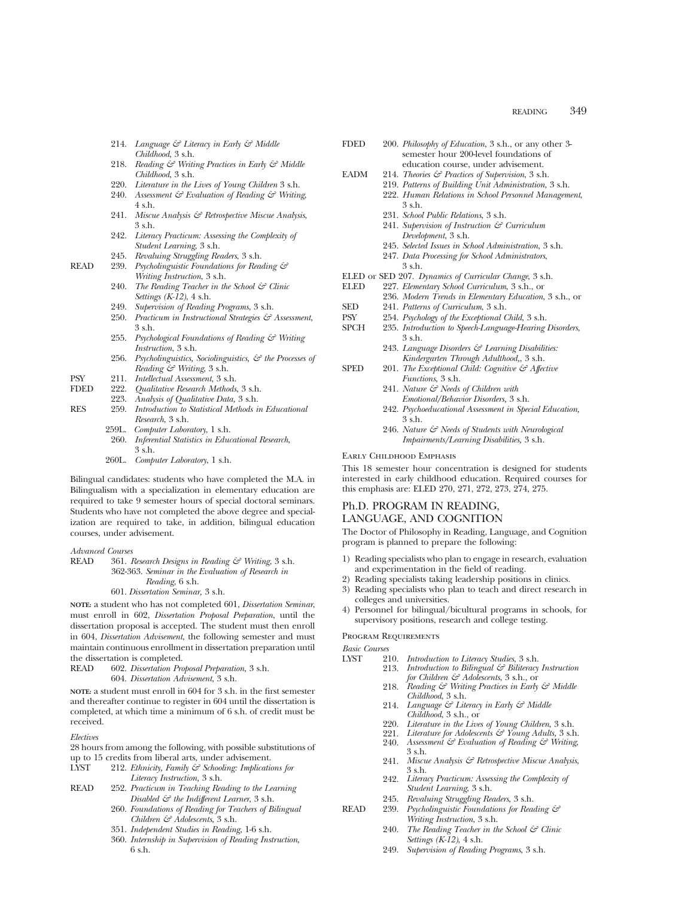214. *Language & Literacy in Early & Middle Childhood*, 3 s.h.
218. *Reading & Writing Practices in Early & Middle Childhood*, 3 s.h.
220. *Literature in the Lives of Young Children* 3 s.h.
240. *Assessment & Evaluation of Reading & Writing*, 4 s.h.
241. *Miscue Analysis & Retrospective Miscue Analysis*, 3 s.h.
242. *Literacy Practicum: Assessing the Complexity of Student Learning*, 3 s.h.
245. *Revaluing Struggling Readers*, 3 s.h.

READ 239. *Psycholinguistic Foundations for Reading & Writing Instruction*, 3 s.h.
240. *The Reading Teacher in the School & Clinic Settings (K-12)*, 4 s.h.
249. *Supervision of Reading Programs*, 3 s.h.
250. *Practicum in Instructional Strategies & Assessment*, 3 s.h.
255. *Psychological Foundations of Reading & Writing Instruction*, 3 s.h.
256. *Psycholinguistics, Sociolinguistics, & the Processes of Reading & Writing*, 3 s.h.

PSY 211. *Intellectual Assessment*, 3 s.h.

FDED 222. *Qualitative Research Methods*, 3 s.h.
223. *Analysis of Qualitative Data*, 3 s.h.

RES 259. *Introduction to Statistical Methods in Educational Research*, 3 s.h.
259L. *Computer Laboratory*, 1 s.h.
260. *Inferential Statistics in Educational Research*, 3 s.h.
260L. *Computer Laboratory*, 1 s.h.

Bilingual candidates: students who have completed the M.A. in Bilingualism with a specialization in elementary education are required to take 9 semester hours of special doctoral seminars. Students who have not completed the above degree and specialization are required to take, in addition, bilingual education courses, under advisement.

*Advanced Courses*

READ 361. *Research Designs in Reading & Writing*, 3 s.h.
362-363. *Seminar in the Evaluation of Research in Reading*, 6 s.h.
601. *Dissertation Seminar*, 3 s.h.

**NOTE:** a student who has not completed 601, *Dissertation Seminar*, must enroll in 602, *Dissertation Proposal Preparation*, until the dissertation proposal is accepted. The student must then enroll in 604, *Dissertation Advisement*, the following semester and must maintain continuous enrollment in dissertation preparation until the dissertation is completed.

READ 602. *Dissertation Proposal Preparation*, 3 s.h.
604. *Dissertation Advisement*, 3 s.h.

**NOTE:** a student must enroll in 604 for 3 s.h. in the first semester and thereafter continue to register in 604 until the dissertation is completed, at which time a minimum of 6 s.h. of credit must be received.

*Electives*

28 hours from among the following, with possible substitutions of up to 15 credits from liberal arts, under advisement.

LYST 212. *Ethnicity, Family & Schooling: Implications for Literacy Instruction*, 3 s.h.

READ 252. *Practicum in Teaching Reading to the Learning Disabled & the Indifferent Learner*, 3 s.h.
260. *Foundations of Reading for Teachers of Bilingual Children & Adolescents*, 3 s.h.
351. *Independent Studies in Reading*, 1-6 s.h.
360. *Internship in Supervision of Reading Instruction*, 6 s.h.

FDED 200. *Philosophy of Education*, 3 s.h., or any other 3-semester hour 200-level foundations of education course, under advisement.

EADM 214. *Theories & Practices of Supervision*, 3 s.h.
219. *Patterns of Building Unit Administration*, 3 s.h.
222. *Human Relations in School Personnel Management*, 3 s.h.
231. *School Public Relations*, 3 s.h.
241. *Supervision of Instruction & Curriculum Development*, 3 s.h.
245. *Selected Issues in School Administration*, 3 s.h.
247. *Data Processing for School Administrators*, 3 s.h.

ELED or SED 207. *Dynamics of Curricular Change*, 3 s.h.

ELED 227. *Elementary School Curriculum*, 3 s.h., or
236. *Modern Trends in Elementary Education*, 3 s.h., or

SED 241. *Patterns of Curriculum*, 3 s.h.

PSY 254. *Psychology of the Exceptional Child*, 3 s.h.

SPCH 235. *Introduction to Speech-Language-Hearing Disorders*, 3 s.h.
243. *Language Disorders & Learning Disabilities: Kindergarten Through Adulthood*,, 3 s.h.

SPED 201. *The Exceptional Child: Cognitive & Affective Functions*, 3 s.h.
241. *Nature & Needs of Children with Emotional/Behavior Disorders*, 3 s.h.
242. *Psychoeducational Assessment in Special Education*, 3 s.h.
246. *Nature & Needs of Students with Neurological Impairments/Learning Disabilities*, 3 s.h.

Early Childhood Emphasis

This 18 semester hour concentration is designed for students interested in early childhood education. Required courses for this emphasis are: ELED 270, 271, 272, 273, 274, 275.

## Ph.D. PROGRAM IN READING, LANGUAGE, AND COGNITION

The Doctor of Philosophy in Reading, Language, and Cognition program is planned to prepare the following:

1) Reading specialists who plan to engage in research, evaluation and experimentation in the field of reading.
2) Reading specialists taking leadership positions in clinics.
3) Reading specialists who plan to teach and direct research in colleges and universities.
4) Personnel for bilingual/bicultural programs in schools, for supervisory positions, research and college testing.

Program Requirements

*Basic Courses*

LYST 210. *Introduction to Literacy Studies*, 3 s.h.
213. *Introduction to Bilingual & Biliteracy Instruction for Children & Adolescents*, 3 s.h., or
218. *Reading & Writing Practices in Early & Middle Childhood*, 3 s.h.
214. *Language & Literacy in Early & Middle Childhood*, 3 s.h., or
220. *Literature in the Lives of Young Children*, 3 s.h.
221. *Literature for Adolescents & Young Adults*, 3 s.h.
240. *Assessment & Evaluation of Reading & Writing*, 3 s.h.
241. *Miscue Analysis & Retrospective Miscue Analysis*, 3 s.h.
242. *Literacy Practicum: Assessing the Complexity of Student Learning*, 3 s.h.
245. *Revaluing Struggling Readers*, 3 s.h.

READ 239. *Psycholinguistic Foundations for Reading & Writing Instruction*, 3 s.h.
240. *The Reading Teacher in the School & Clinic Settings (K-12)*, 4 s.h.
249. *Supervision of Reading Programs*, 3 s.h.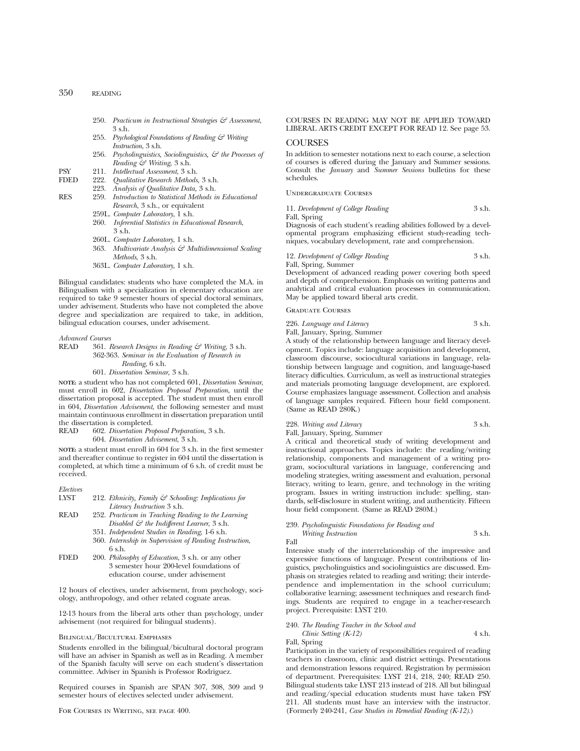250. *Practicum in Instructional Strategies & Assessment*, 3 s.h.
255. *Psychological Foundations of Reading & Writing Instruction*, 3 s.h.
256. *Psycholinguistics, Sociolinguistics, & the Processes of Reading & Writing*, 3 s.h.

PSY 211. *Intellectual Assessment*, 3 s.h.

FDED 222. *Qualitative Research Methods,* 3 s.h.
223. *Analysis of Qualitative Data,* 3 s.h.

RES 259. *Introduction to Statistical Methods in Educational Research*, 3 s.h., or equivalent
259L. *Computer Laboratory*, 1 s.h.
260. *Inferential Statistics in Educational Research*, 3 s.h.
260L. *Computer Laboratory*, 1 s.h.
363. *Multivariate Analysis & Multidimensional Scaling Methods*, 3 s.h.
363L. *Computer Laboratory*, 1 s.h.

Bilingual candidates: students who have completed the M.A. in Bilingualism with a specialization in elementary education are required to take 9 semester hours of special doctoral seminars, under advisement. Students who have not completed the above degree and specialization are required to take, in addition, bilingual education courses, under advisement.

*Advanced Courses*

READ 361. *Research Designs in Reading & Writing*, 3 s.h.
362-363. *Seminar in the Evaluation of Research in Reading*, 6 s.h.
601. *Dissertation Seminar,* 3 s.h.

**NOTE:** a student who has not completed 601, *Dissertation Seminar*, must enroll in 602, *Dissertation Proposal Preparation*, until the dissertation proposal is accepted. The student must then enroll in 604, *Dissertation Advisement*, the following semester and must maintain continuous enrollment in dissertation preparation until the dissertation is completed.

READ 602. *Dissertation Proposal Preparation*, 3 s.h.
604. *Dissertation Advisement*, 3 s.h.

**NOTE:** a student must enroll in 604 for 3 s.h. in the first semester and thereafter continue to register in 604 until the dissertation is completed, at which time a minimum of 6 s.h. of credit must be received.

*Electives*

LYST 212. *Ethnicity, Family & Schooling: Implications for Literacy Instruction* 3 s.h.

READ 252. *Practicum in Teaching Reading to the Learning Disabled & the Indifferent Learner*, 3 s.h.
351. *Independent Studies in Reading*, 1-6 s.h.
360. *Internship in Supervision of Reading Instruction*, 6 s.h.

FDED 200. *Philosophy of Education*, 3 s.h. or any other 3 semester hour 200-level foundations of education course, under advisement

12 hours of electives, under advisement, from psychology, sociology, anthropology, and other related cognate areas.

12-13 hours from the liberal arts other than psychology, under advisement (not required for bilingual students).

Bilingual/Bicultural Emphases

Students enrolled in the bilingual/bicultural doctoral program will have an adviser in Spanish as well as in Reading. A member of the Spanish faculty will serve on each student's dissertation committee. Adviser in Spanish is Professor Rodriguez.

Required courses in Spanish are SPAN 307, 308, 309 and 9 semester hours of electives selected under advisement.

For Courses in Writing, see page 400.

COURSES IN READING MAY NOT BE APPLIED TOWARD LIBERAL ARTS CREDIT EXCEPT FOR READ 12. See page 53.

## COURSES

In addition to semester notations next to each course, a selection of courses is offered during the January and Summer sessions. Consult the *January* and *Summer Sessions* bulletins for these schedules.

Undergraduate Courses

11. *Development of College Reading* 3 s.h.
Fall, Spring
Diagnosis of each student's reading abilities followed by a developmental program emphasizing efficient study-reading techniques, vocabulary development, rate and comprehension.

12. *Development of College Reading* 3 s.h.
Fall, Spring, Summer
Development of advanced reading power covering both speed and depth of comprehension. Emphasis on writing patterns and analytical and critical evaluation processes in communication. May be applied toward liberal arts credit.

Graduate Courses

226. *Language and Literacy* 3 s.h.
Fall, January, Spring, Summer
A study of the relationship between language and literacy development. Topics include: language acquisition and development, classroom discourse, sociocultural variations in language, relationship between language and cognition, and language-based literacy difficulties. Curriculum, as well as instructional strategies and materials promoting language development, are explored. Course emphasizes language assessment. Collection and analysis of language samples required. Fifteen hour field component. (Same as READ 280K.)

228. *Writing and Literacy* 3 s.h.
Fall, January, Spring, Summer
A critical and theoretical study of writing development and instructional approaches. Topics include: the reading/writing relationship, components and management of a writing program, sociocultural variations in language, conferencing and modeling strategies, writing assessment and evaluation, personal literacy, writing to learn, genre, and technology in the writing program. Issues in writing instruction include: spelling, standards, self-disclosure in student writing, and authenticity. Fifteen hour field component. (Same as READ 280M.)

239. *Psycholinguistic Foundations for Reading and Writing Instruction* 3 s.h.
Fall
Intensive study of the interrelationship of the impressive and expressive functions of language. Present contributions of linguistics, psycholinguistics and sociolinguistics are discussed. Emphasis on strategies related to reading and writing; their interdependence and implementation in the school curriculum; collaborative learning; assessment techniques and research findings. Students are required to engage in a teacher-research project. Prerequisite: LYST 210.

240. *The Reading Teacher in the School and Clinic Setting (K-12)* 4 s.h.
Fall, Spring
Participation in the variety of responsibilities required of reading teachers in classroom, clinic and district settings. Presentations and demonstration lessons required. Registration by permission of department. Prerequisites: LYST 214, 218, 240; READ 250. Bilingual students take LYST 213 instead of 218. All but bilingual and reading/special education students must have taken PSY 211. All students must have an interview with the instructor. (Formerly 240-241, *Case Studies in Remedial Reading (K-12)*.)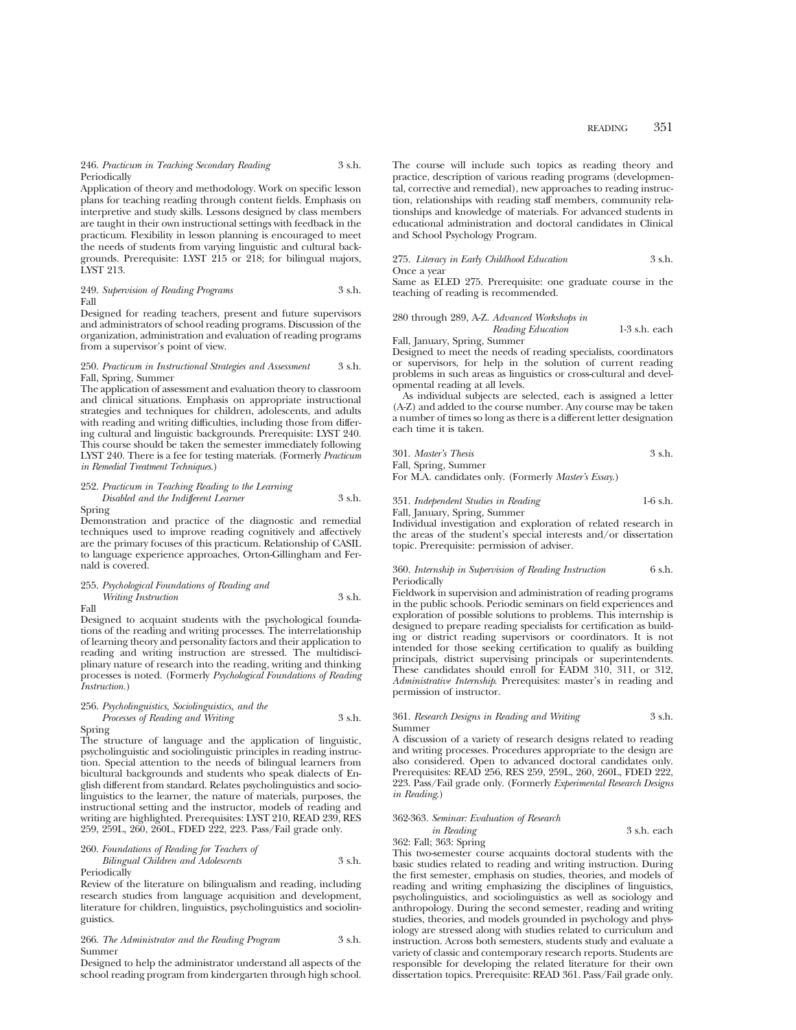246. *Practicum in Teaching Secondary Reading* 3 s.h.
Periodically
Application of theory and methodology. Work on specific lesson plans for teaching reading through content fields. Emphasis on interpretive and study skills. Lessons designed by class members are taught in their own instructional settings with feedback in the practicum. Flexibility in lesson planning is encouraged to meet the needs of students from varying linguistic and cultural backgrounds. Prerequisite: LYST 215 or 218; for bilingual majors, LYST 213.

249. *Supervision of Reading Programs* 3 s.h.
Fall
Designed for reading teachers, present and future supervisors and administrators of school reading programs. Discussion of the organization, administration and evaluation of reading programs from a supervisor's point of view.

250. *Practicum in Instructional Strategies and Assessment* 3 s.h.
Fall, Spring, Summer
The application of assessment and evaluation theory to classroom and clinical situations. Emphasis on appropriate instructional strategies and techniques for children, adolescents, and adults with reading and writing difficulties, including those from differing cultural and linguistic backgrounds. Prerequisite: LYST 240. This course should be taken the semester immediately following LYST 240. There is a fee for testing materials. (Formerly *Practicum in Remedial Treatment Techniques*.)

252. *Practicum in Teaching Reading to the Learning Disabled and the Indifferent Learner* 3 s.h.
Spring
Demonstration and practice of the diagnostic and remedial techniques used to improve reading cognitively and affectively are the primary focuses of this practicum. Relationship of CASIL to language experience approaches, Orton-Gillingham and Fernald is covered.

255. *Psychological Foundations of Reading and Writing Instruction* 3 s.h.
Fall
Designed to acquaint students with the psychological foundations of the reading and writing processes. The interrelationship of learning theory and personality factors and their application to reading and writing instruction are stressed. The multidisciplinary nature of research into the reading, writing and thinking processes is noted. (Formerly *Psychological Foundations of Reading Instruction*.)

256. *Psycholinguistics, Sociolinguistics, and the Processes of Reading and Writing* 3 s.h.
Spring
The structure of language and the application of linguistic, psycholinguistic and sociolinguistic principles in reading instruction. Special attention to the needs of bilingual learners from bicultural backgrounds and students who speak dialects of English different from standard. Relates psycholinguistics and sociolinguistics to the learner, the nature of materials, purposes, the instructional setting and the instructor, models of reading and writing are highlighted. Prerequisites: LYST 210, READ 239, RES 259, 259L, 260, 260L, FDED 222, 223. Pass/Fail grade only.

260. *Foundations of Reading for Teachers of Bilingual Children and Adolescents* 3 s.h.
Periodically
Review of the literature on bilingualism and reading, including research studies from language acquisition and development, literature for children, linguistics, psycholinguistics and sociolinguistics.

266. *The Administrator and the Reading Program* 3 s.h.
Summer
Designed to help the administrator understand all aspects of the school reading program from kindergarten through high school. The course will include such topics as reading theory and practice, description of various reading programs (developmental, corrective and remedial), new approaches to reading instruction, relationships with reading staff members, community relationships and knowledge of materials. For advanced students in educational administration and doctoral candidates in Clinical and School Psychology Program.

275. *Literacy in Early Childhood Education* 3 s.h.
Once a year
Same as ELED 275. Prerequisite: one graduate course in the teaching of reading is recommended.

280 through 289, A-Z. *Advanced Workshops in Reading Education* 1-3 s.h. each
Fall, January, Spring, Summer
Designed to meet the needs of reading specialists, coordinators or supervisors, for help in the solution of current reading problems in such areas as linguistics or cross-cultural and developmental reading at all levels.

As individual subjects are selected, each is assigned a letter (A-Z) and added to the course number. Any course may be taken a number of times so long as there is a different letter designation each time it is taken.

301. *Master's Thesis* 3 s.h.
Fall, Spring, Summer
For M.A. candidates only. (Formerly *Master's Essay*.)

351. *Independent Studies in Reading* 1-6 s.h.
Fall, January, Spring, Summer
Individual investigation and exploration of related research in the areas of the student's special interests and/or dissertation topic. Prerequisite: permission of adviser.

360. *Internship in Supervision of Reading Instruction* 6 s.h.
Periodically
Fieldwork in supervision and administration of reading programs in the public schools. Periodic seminars on field experiences and exploration of possible solutions to problems. This internship is designed to prepare reading specialists for certification as building or district reading supervisors or coordinators. It is not intended for those seeking certification to qualify as building principals, district supervising principals or superintendents. These candidates should enroll for EADM 310, 311, or 312, *Administrative Internship*. Prerequisites: master's in reading and permission of instructor.

361. *Research Designs in Reading and Writing* 3 s.h.
Summer
A discussion of a variety of research designs related to reading and writing processes. Procedures appropriate to the design are also considered. Open to advanced doctoral candidates only. Prerequisites: READ 256, RES 259, 259L, 260, 260L, FDED 222, 223. Pass/Fail grade only. (Formerly *Experimental Research Designs in Reading*.)

362-363. *Seminar: Evaluation of Research in Reading* 3 s.h. each
362: Fall; 363: Spring
This two-semester course acquaints doctoral students with the basic studies related to reading and writing instruction. During the first semester, emphasis on studies, theories, and models of reading and writing emphasizing the disciplines of linguistics, psycholinguistics, and sociolinguistics as well as sociology and anthropology. During the second semester, reading and writing studies, theories, and models grounded in psychology and physiology are stressed along with studies related to curriculum and instruction. Across both semesters, students study and evaluate a variety of classic and contemporary research reports. Students are responsible for developing the related literature for their own dissertation topics. Prerequisite: READ 361. Pass/Fail grade only.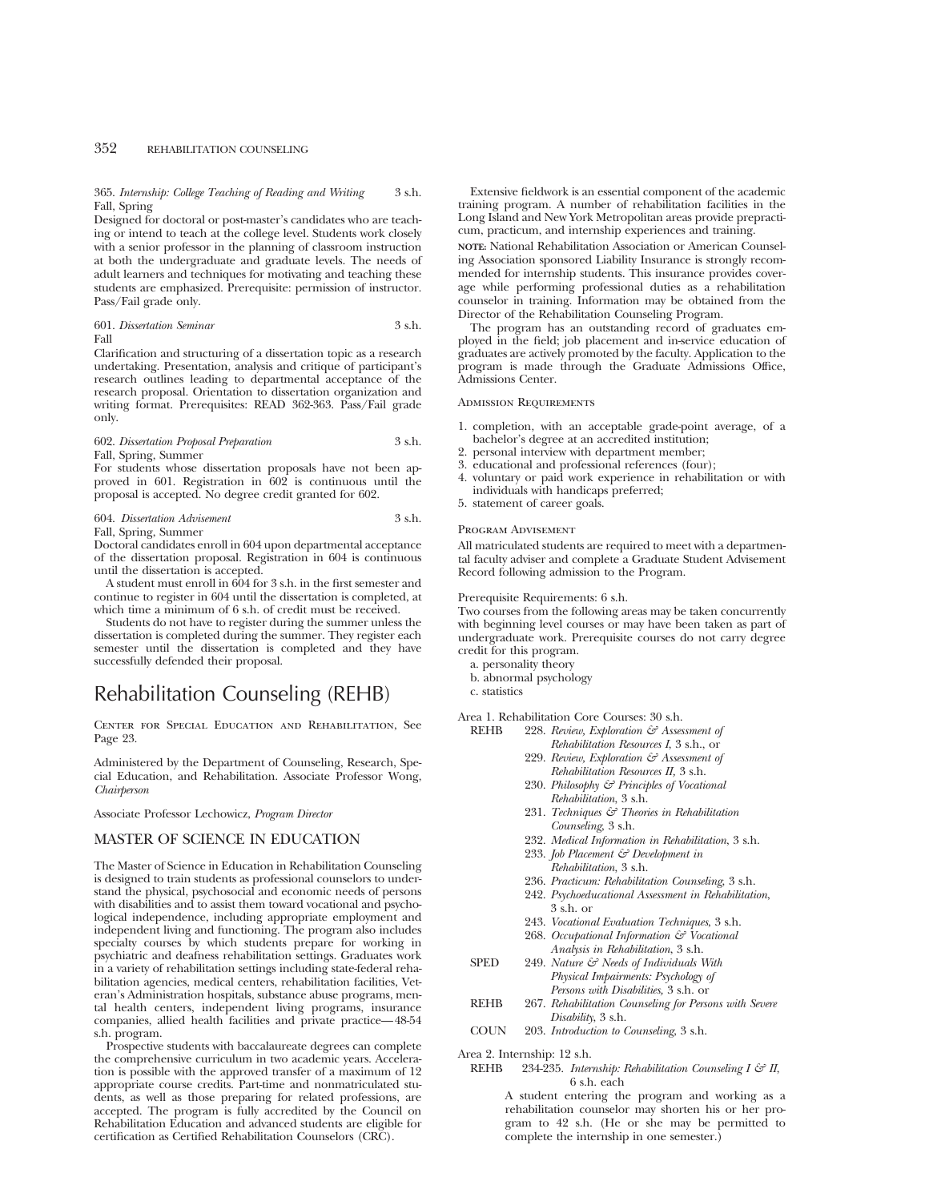365. *Internship: College Teaching of Reading and Writing* 3 s.h.
Fall, Spring

Designed for doctoral or post-master's candidates who are teaching or intend to teach at the college level. Students work closely with a senior professor in the planning of classroom instruction at both the undergraduate and graduate levels. The needs of adult learners and techniques for motivating and teaching these students are emphasized. Prerequisite: permission of instructor. Pass/Fail grade only.

601. *Dissertation Seminar* 3 s.h.
Fall

Clarification and structuring of a dissertation topic as a research undertaking. Presentation, analysis and critique of participant's research outlines leading to departmental acceptance of the research proposal. Orientation to dissertation organization and writing format. Prerequisites: READ 362-363. Pass/Fail grade only.

602. *Dissertation Proposal Preparation* 3 s.h.
Fall, Spring, Summer

For students whose dissertation proposals have not been approved in 601. Registration in 602 is continuous until the proposal is accepted. No degree credit granted for 602.

604. *Dissertation Advisement* 3 s.h.
Fall, Spring, Summer

Doctoral candidates enroll in 604 upon departmental acceptance of the dissertation proposal. Registration in 604 is continuous until the dissertation is accepted.

A student must enroll in 604 for 3 s.h. in the first semester and continue to register in 604 until the dissertation is completed, at which time a minimum of 6 s.h. of credit must be received.

Students do not have to register during the summer unless the dissertation is completed during the summer. They register each semester until the dissertation is completed and they have successfully defended their proposal.

# Rehabilitation Counseling (REHB)

Center for Special Education and Rehabilitation, See Page 23.

Administered by the Department of Counseling, Research, Special Education, and Rehabilitation. Associate Professor Wong, *Chairperson*

Associate Professor Lechowicz, *Program Director*

## MASTER OF SCIENCE IN EDUCATION

The Master of Science in Education in Rehabilitation Counseling is designed to train students as professional counselors to understand the physical, psychosocial and economic needs of persons with disabilities and to assist them toward vocational and psychological independence, including appropriate employment and independent living and functioning. The program also includes specialty courses by which students prepare for working in psychiatric and deafness rehabilitation settings. Graduates work in a variety of rehabilitation settings including state-federal rehabilitation agencies, medical centers, rehabilitation facilities, Veteran's Administration hospitals, substance abuse programs, mental health centers, independent living programs, insurance companies, allied health facilities and private practice—48-54 s.h. program.

Prospective students with baccalaureate degrees can complete the comprehensive curriculum in two academic years. Acceleration is possible with the approved transfer of a maximum of 12 appropriate course credits. Part-time and nonmatriculated students, as well as those preparing for related professions, are accepted. The program is fully accredited by the Council on Rehabilitation Education and advanced students are eligible for certification as Certified Rehabilitation Counselors (CRC).

Extensive fieldwork is an essential component of the academic training program. A number of rehabilitation facilities in the Long Island and New York Metropolitan areas provide prepracticum, practicum, and internship experiences and training.

NOTE: National Rehabilitation Association or American Counseling Association sponsored Liability Insurance is strongly recommended for internship students. This insurance provides coverage while performing professional duties as a rehabilitation counselor in training. Information may be obtained from the Director of the Rehabilitation Counseling Program.

The program has an outstanding record of graduates employed in the field; job placement and in-service education of graduates are actively promoted by the faculty. Application to the program is made through the Graduate Admissions Office, Admissions Center.

### Admission Requirements

1. completion, with an acceptable grade-point average, of a bachelor's degree at an accredited institution;
2. personal interview with department member;
3. educational and professional references (four);
4. voluntary or paid work experience in rehabilitation or with individuals with handicaps preferred;
5. statement of career goals.

### Program Advisement

All matriculated students are required to meet with a departmental faculty adviser and complete a Graduate Student Advisement Record following admission to the Program.

Prerequisite Requirements: 6 s.h.

Two courses from the following areas may be taken concurrently with beginning level courses or may have been taken as part of undergraduate work. Prerequisite courses do not carry degree credit for this program.

a. personality theory
b. abnormal psychology
c. statistics

Area 1. Rehabilitation Core Courses: 30 s.h.

REHB 228. *Review, Exploration & Assessment of Rehabilitation Resources I,* 3 s.h., or
229. *Review, Exploration & Assessment of Rehabilitation Resources II,* 3 s.h.
230. *Philosophy & Principles of Vocational Rehabilitation,* 3 s.h.
231. *Techniques & Theories in Rehabilitation Counseling,* 3 s.h.
232. *Medical Information in Rehabilitation,* 3 s.h.
233. *Job Placement & Development in Rehabilitation,* 3 s.h.
236. *Practicum: Rehabilitation Counseling,* 3 s.h.
242. *Psychoeducational Assessment in Rehabilitation,* 3 s.h. or
243. *Vocational Evaluation Techniques,* 3 s.h.
268. *Occupational Information & Vocational Analysis in Rehabilitation,* 3 s.h.

SPED 249. *Nature & Needs of Individuals With Physical Impairments: Psychology of Persons with Disabilities,* 3 s.h. or

REHB 267. *Rehabilitation Counseling for Persons with Severe Disability,* 3 s.h.

COUN 203. *Introduction to Counseling,* 3 s.h.

Area 2. Internship: 12 s.h.

REHB 234-235. *Internship: Rehabilitation Counseling I & II,* 6 s.h. each

A student entering the program and working as a rehabilitation counselor may shorten his or her program to 42 s.h. (He or she may be permitted to complete the internship in one semester.)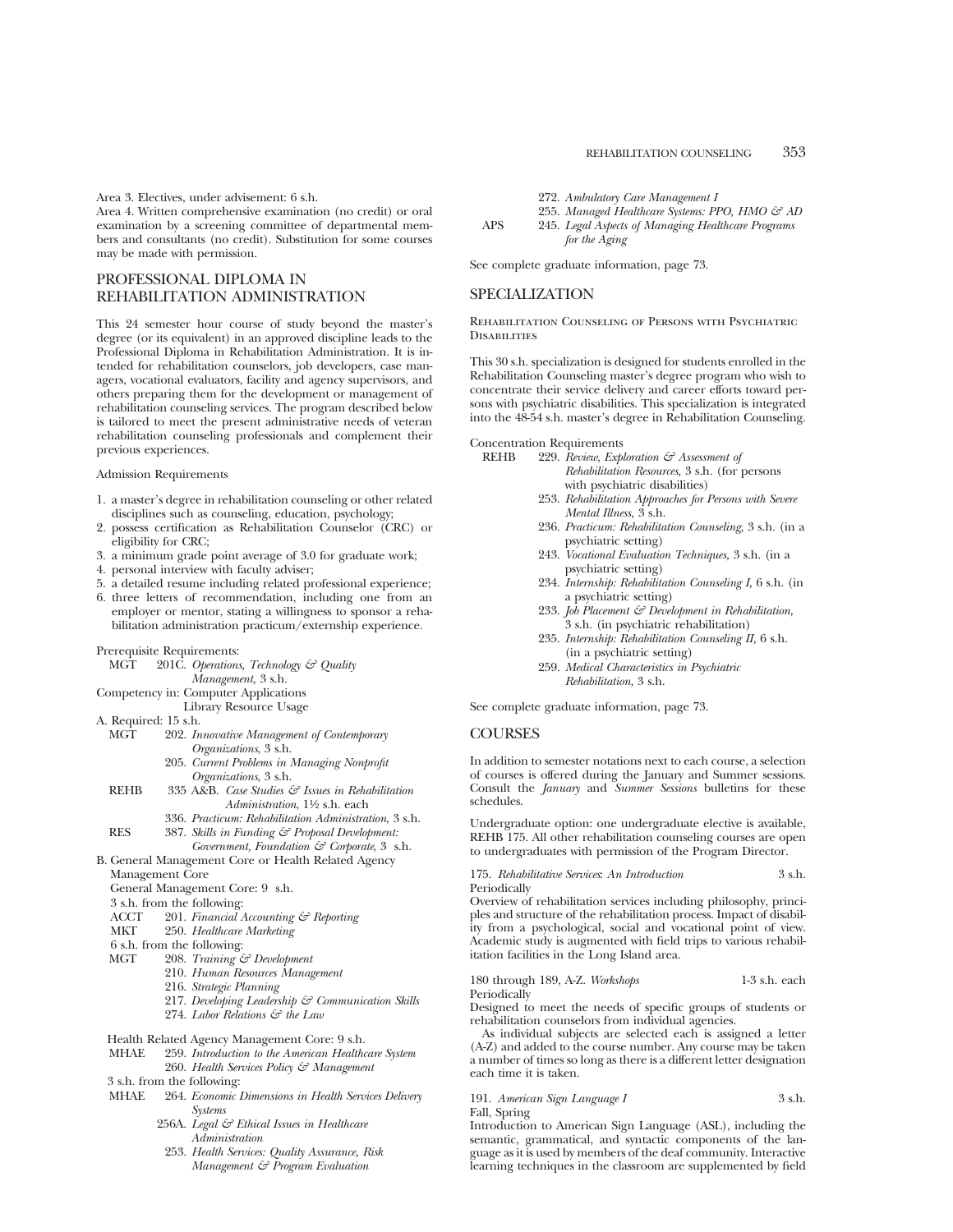Area 3. Electives, under advisement: 6 s.h.

Area 4. Written comprehensive examination (no credit) or oral examination by a screening committee of departmental members and consultants (no credit). Substitution for some courses may be made with permission.

## PROFESSIONAL DIPLOMA IN REHABILITATION ADMINISTRATION

This 24 semester hour course of study beyond the master's degree (or its equivalent) in an approved discipline leads to the Professional Diploma in Rehabilitation Administration. It is intended for rehabilitation counselors, job developers, case managers, vocational evaluators, facility and agency supervisors, and others preparing them for the development or management of rehabilitation counseling services. The program described below is tailored to meet the present administrative needs of veteran rehabilitation counseling professionals and complement their previous experiences.

Admission Requirements

1. a master's degree in rehabilitation counseling or other related disciplines such as counseling, education, psychology;
2. possess certification as Rehabilitation Counselor (CRC) or eligibility for CRC;
3. a minimum grade point average of 3.0 for graduate work;
4. personal interview with faculty adviser;
5. a detailed resume including related professional experience;
6. three letters of recommendation, including one from an employer or mentor, stating a willingness to sponsor a rehabilitation administration practicum/externship experience.

Prerequisite Requirements:

MGT 201C. *Operations, Technology & Quality Management,* 3 s.h.

Competency in: Computer Applications
Library Resource Usage

A. Required: 15 s.h.

MGT 202. *Innovative Management of Contemporary Organizations*, 3 s.h.
205. *Current Problems in Managing Nonprofit Organizations*, 3 s.h.

REHB 335 A&B. *Case Studies & Issues in Rehabilitation Administration*, 1½ s.h. each
336. *Practicum: Rehabilitation Administration*, 3 s.h.

RES 387. *Skills in Funding & Proposal Development: Government, Foundation & Corporate*, 3 s.h.

B. General Management Core or Health Related Agency Management Core

General Management Core: 9 s.h.

3 s.h. from the following:
ACCT 201. *Financial Accounting & Reporting*
MKT 250. *Healthcare Marketing*

6 s.h. from the following:
MGT 208. *Training & Development*
210. *Human Resources Management*
216. *Strategic Planning*
217. *Developing Leadership & Communication Skills*
274. *Labor Relations & the Law*

Health Related Agency Management Core: 9 s.h.
MHAE 259. *Introduction to the American Healthcare System*
260. *Health Services Policy & Management*

3 s.h. from the following:
MHAE 264. *Economic Dimensions in Health Services Delivery Systems*
256A. *Legal & Ethical Issues in Healthcare Administration*
253. *Health Services: Quality Assurance, Risk Management & Program Evaluation*
272. *Ambulatory Care Management I*
255. *Managed Healthcare Systems: PPO, HMO & AD*
APS 245. *Legal Aspects of Managing Healthcare Programs for the Aging*

See complete graduate information, page 73.

## SPECIALIZATION

### Rehabilitation Counseling of Persons with Psychiatric Disabilities

This 30 s.h. specialization is designed for students enrolled in the Rehabilitation Counseling master's degree program who wish to concentrate their service delivery and career efforts toward persons with psychiatric disabilities. This specialization is integrated into the 48-54 s.h. master's degree in Rehabilitation Counseling.

Concentration Requirements

REHB 229. *Review, Exploration & Assessment of Rehabilitation Resources,* 3 s.h. (for persons with psychiatric disabilities)
253. *Rehabilitation Approaches for Persons with Severe Mental Illness,* 3 s.h.
236. *Practicum: Rehabilitation Counseling,* 3 s.h. (in a psychiatric setting)
243. *Vocational Evaluation Techniques,* 3 s.h. (in a psychiatric setting)
234. *Internship: Rehabilitation Counseling I,* 6 s.h. (in a psychiatric setting)
233. *Job Placement & Development in Rehabilitation,* 3 s.h. (in psychiatric rehabilitation)
235. *Internship: Rehabilitation Counseling II,* 6 s.h. (in a psychiatric setting)
259. *Medical Characteristics in Psychiatric Rehabilitation,* 3 s.h.

See complete graduate information, page 73.

## COURSES

In addition to semester notations next to each course, a selection of courses is offered during the January and Summer sessions. Consult the *January* and *Summer Sessions* bulletins for these schedules.

Undergraduate option: one undergraduate elective is available, REHB 175. All other rehabilitation counseling courses are open to undergraduates with permission of the Program Director.

175. *Rehabilitative Services: An Introduction* 3 s.h.
Periodically
Overview of rehabilitation services including philosophy, principles and structure of the rehabilitation process. Impact of disability from a psychological, social and vocational point of view. Academic study is augmented with field trips to various rehabilitation facilities in the Long Island area.

180 through 189, A-Z. *Workshops* 1-3 s.h. each
Periodically
Designed to meet the needs of specific groups of students or rehabilitation counselors from individual agencies.

As individual subjects are selected each is assigned a letter (A-Z) and added to the course number. Any course may be taken a number of times so long as there is a different letter designation each time it is taken.

191. *American Sign Language I* 3 s.h.
Fall, Spring
Introduction to American Sign Language (ASL), including the semantic, grammatical, and syntactic components of the language as it is used by members of the deaf community. Interactive learning techniques in the classroom are supplemented by field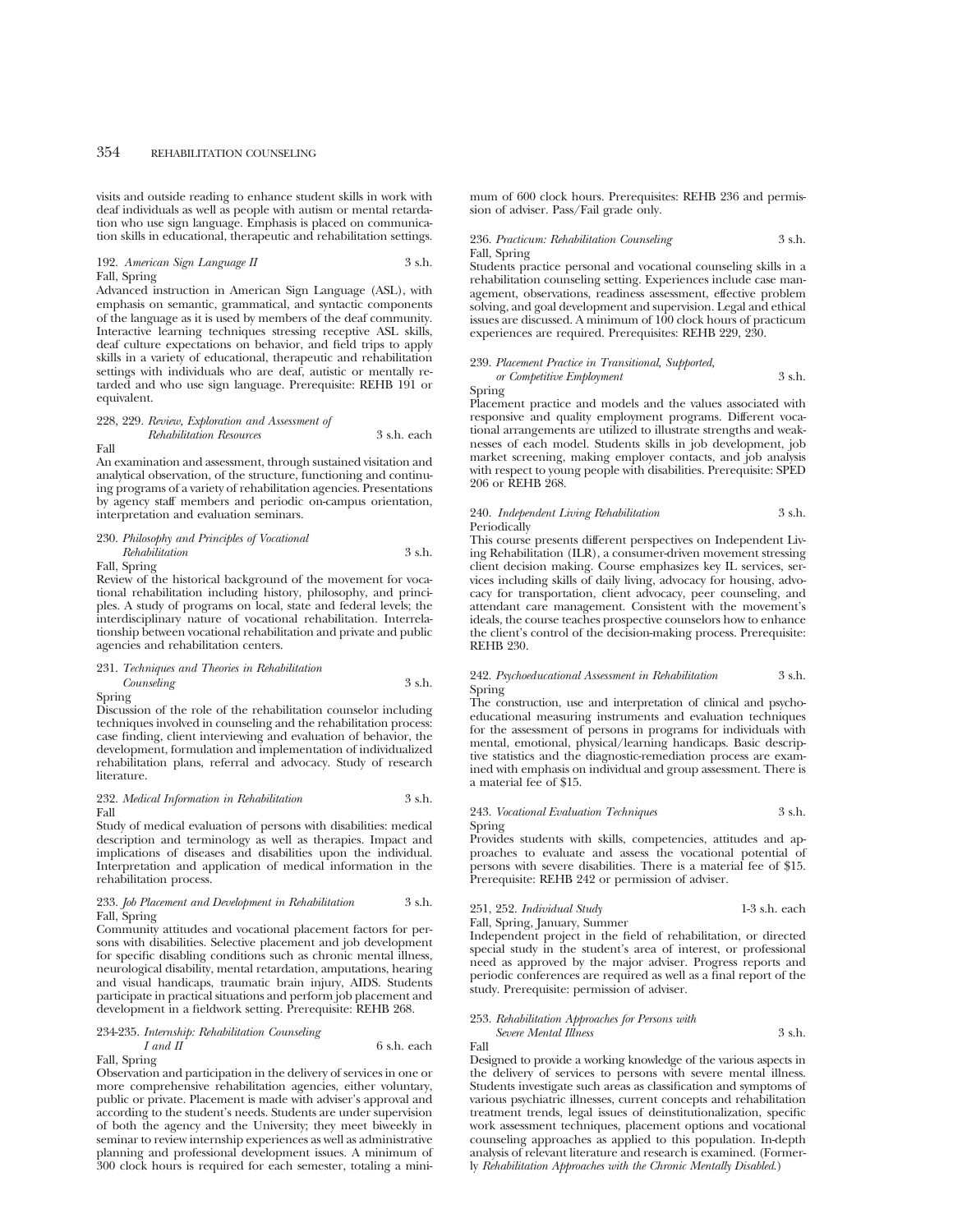visits and outside reading to enhance student skills in work with deaf individuals as well as people with autism or mental retardation who use sign language. Emphasis is placed on communication skills in educational, therapeutic and rehabilitation settings.

192. *American Sign Language II* 3 s.h.
Fall, Spring
Advanced instruction in American Sign Language (ASL), with emphasis on semantic, grammatical, and syntactic components of the language as it is used by members of the deaf community. Interactive learning techniques stressing receptive ASL skills, deaf culture expectations on behavior, and field trips to apply skills in a variety of educational, therapeutic and rehabilitation settings with individuals who are deaf, autistic or mentally retarded and who use sign language. Prerequisite: REHB 191 or equivalent.

228, 229. *Review, Exploration and Assessment of Rehabilitation Resources* 3 s.h. each
Fall
An examination and assessment, through sustained visitation and analytical observation, of the structure, functioning and continuing programs of a variety of rehabilitation agencies. Presentations by agency staff members and periodic on-campus orientation, interpretation and evaluation seminars.

230. *Philosophy and Principles of Vocational Rehabilitation* 3 s.h.
Fall, Spring
Review of the historical background of the movement for vocational rehabilitation including history, philosophy, and principles. A study of programs on local, state and federal levels; the interdisciplinary nature of vocational rehabilitation. Interrelationship between vocational rehabilitation and private and public agencies and rehabilitation centers.

231. *Techniques and Theories in Rehabilitation Counseling* 3 s.h.
Spring
Discussion of the role of the rehabilitation counselor including techniques involved in counseling and the rehabilitation process: case finding, client interviewing and evaluation of behavior, the development, formulation and implementation of individualized rehabilitation plans, referral and advocacy. Study of research literature.

232. *Medical Information in Rehabilitation* 3 s.h.
Fall
Study of medical evaluation of persons with disabilities: medical description and terminology as well as therapies. Impact and implications of diseases and disabilities upon the individual. Interpretation and application of medical information in the rehabilitation process.

233. *Job Placement and Development in Rehabilitation* 3 s.h.
Fall, Spring
Community attitudes and vocational placement factors for persons with disabilities. Selective placement and job development for specific disabling conditions such as chronic mental illness, neurological disability, mental retardation, amputations, hearing and visual handicaps, traumatic brain injury, AIDS. Students participate in practical situations and perform job placement and development in a fieldwork setting. Prerequisite: REHB 268.

234-235. *Internship: Rehabilitation Counseling I and II* 6 s.h. each
Fall, Spring
Observation and participation in the delivery of services in one or more comprehensive rehabilitation agencies, either voluntary, public or private. Placement is made with adviser's approval and according to the student's needs. Students are under supervision of both the agency and the University; they meet biweekly in seminar to review internship experiences as well as administrative planning and professional development issues. A minimum of 300 clock hours is required for each semester, totaling a minimum of 600 clock hours. Prerequisites: REHB 236 and permission of adviser. Pass/Fail grade only.

236. *Practicum: Rehabilitation Counseling* 3 s.h.
Fall, Spring
Students practice personal and vocational counseling skills in a rehabilitation counseling setting. Experiences include case management, observations, readiness assessment, effective problem solving, and goal development and supervision. Legal and ethical issues are discussed. A minimum of 100 clock hours of practicum experiences are required. Prerequisites: REHB 229, 230.

239. *Placement Practice in Transitional, Supported, or Competitive Employment* 3 s.h.
Spring
Placement practice and models and the values associated with responsive and quality employment programs. Different vocational arrangements are utilized to illustrate strengths and weaknesses of each model. Students skills in job development, job market screening, making employer contacts, and job analysis with respect to young people with disabilities. Prerequisite: SPED 206 or REHB 268.

240. *Independent Living Rehabilitation* 3 s.h.
Periodically
This course presents different perspectives on Independent Living Rehabilitation (ILR), a consumer-driven movement stressing client decision making. Course emphasizes key IL services, services including skills of daily living, advocacy for housing, advocacy for transportation, client advocacy, peer counseling, and attendant care management. Consistent with the movement's ideals, the course teaches prospective counselors how to enhance the client's control of the decision-making process. Prerequisite: REHB 230.

242. *Psychoeducational Assessment in Rehabilitation* 3 s.h.
Spring
The construction, use and interpretation of clinical and psychoeducational measuring instruments and evaluation techniques for the assessment of persons in programs for individuals with mental, emotional, physical/learning handicaps. Basic descriptive statistics and the diagnostic-remediation process are examined with emphasis on individual and group assessment. There is a material fee of $15.

243. *Vocational Evaluation Techniques* 3 s.h.
Spring
Provides students with skills, competencies, attitudes and approaches to evaluate and assess the vocational potential of persons with severe disabilities. There is a material fee of $15. Prerequisite: REHB 242 or permission of adviser.

251, 252. *Individual Study* 1-3 s.h. each
Fall, Spring, January, Summer
Independent project in the field of rehabilitation, or directed special study in the student's area of interest, or professional need as approved by the major adviser. Progress reports and periodic conferences are required as well as a final report of the study. Prerequisite: permission of adviser.

253. *Rehabilitation Approaches for Persons with Severe Mental Illness* 3 s.h.
Fall
Designed to provide a working knowledge of the various aspects in the delivery of services to persons with severe mental illness. Students investigate such areas as classification and symptoms of various psychiatric illnesses, current concepts and rehabilitation treatment trends, legal issues of deinstitutionalization, specific work assessment techniques, placement options and vocational counseling approaches as applied to this population. In-depth analysis of relevant literature and research is examined. (Formerly *Rehabilitation Approaches with the Chronic Mentally Disabled.*)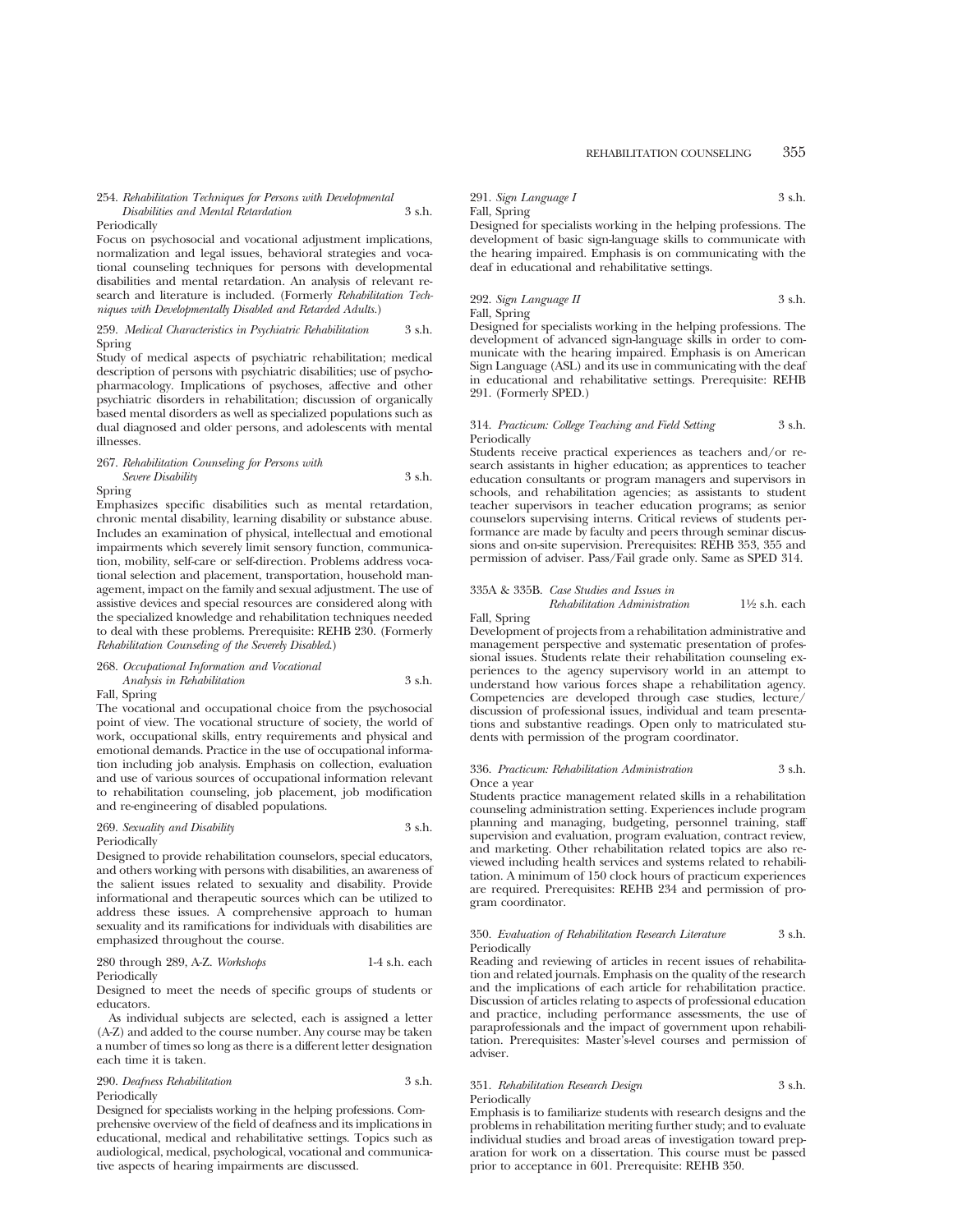254. *Rehabilitation Techniques for Persons with Developmental Disabilities and Mental Retardation* 3 s.h.
Periodically

Focus on psychosocial and vocational adjustment implications, normalization and legal issues, behavioral strategies and vocational counseling techniques for persons with developmental disabilities and mental retardation. An analysis of relevant research and literature is included. (Formerly *Rehabilitation Techniques with Developmentally Disabled and Retarded Adults.*)

259. *Medical Characteristics in Psychiatric Rehabilitation* 3 s.h.
Spring

Study of medical aspects of psychiatric rehabilitation; medical description of persons with psychiatric disabilities; use of psychopharmacology. Implications of psychoses, affective and other psychiatric disorders in rehabilitation; discussion of organically based mental disorders as well as specialized populations such as dual diagnosed and older persons, and adolescents with mental illnesses.

267. *Rehabilitation Counseling for Persons with Severe Disability* 3 s.h.
Spring

Emphasizes specific disabilities such as mental retardation, chronic mental disability, learning disability or substance abuse. Includes an examination of physical, intellectual and emotional impairments which severely limit sensory function, communication, mobility, self-care or self-direction. Problems address vocational selection and placement, transportation, household management, impact on the family and sexual adjustment. The use of assistive devices and special resources are considered along with the specialized knowledge and rehabilitation techniques needed to deal with these problems. Prerequisite: REHB 230. (Formerly *Rehabilitation Counseling of the Severely Disabled.*)

268. *Occupational Information and Vocational Analysis in Rehabilitation* 3 s.h.
Fall, Spring

The vocational and occupational choice from the psychosocial point of view. The vocational structure of society, the world of work, occupational skills, entry requirements and physical and emotional demands. Practice in the use of occupational information including job analysis. Emphasis on collection, evaluation and use of various sources of occupational information relevant to rehabilitation counseling, job placement, job modification and re-engineering of disabled populations.

269. *Sexuality and Disability* 3 s.h.
Periodically

Designed to provide rehabilitation counselors, special educators, and others working with persons with disabilities, an awareness of the salient issues related to sexuality and disability. Provide informational and therapeutic sources which can be utilized to address these issues. A comprehensive approach to human sexuality and its ramifications for individuals with disabilities are emphasized throughout the course.

280 through 289, A-Z. *Workshops* 1-4 s.h. each
Periodically

Designed to meet the needs of specific groups of students or educators.

As individual subjects are selected, each is assigned a letter (A-Z) and added to the course number. Any course may be taken a number of times so long as there is a different letter designation each time it is taken.

290. *Deafness Rehabilitation* 3 s.h.
Periodically

Designed for specialists working in the helping professions. Comprehensive overview of the field of deafness and its implications in educational, medical and rehabilitative settings. Topics such as audiological, medical, psychological, vocational and communicative aspects of hearing impairments are discussed.

291. *Sign Language I* 3 s.h.
Fall, Spring

Designed for specialists working in the helping professions. The development of basic sign-language skills to communicate with the hearing impaired. Emphasis is on communicating with the deaf in educational and rehabilitative settings.

292. *Sign Language II* 3 s.h.
Fall, Spring

Designed for specialists working in the helping professions. The development of advanced sign-language skills in order to communicate with the hearing impaired. Emphasis is on American Sign Language (ASL) and its use in communicating with the deaf in educational and rehabilitative settings. Prerequisite: REHB 291. (Formerly SPED.)

314. *Practicum: College Teaching and Field Setting* 3 s.h.
Periodically

Students receive practical experiences as teachers and/or research assistants in higher education; as apprentices to teacher education consultants or program managers and supervisors in schools, and rehabilitation agencies; as assistants to student teacher supervisors in teacher education programs; as senior counselors supervising interns. Critical reviews of students performance are made by faculty and peers through seminar discussions and on-site supervision. Prerequisites: REHB 353, 355 and permission of adviser. Pass/Fail grade only. Same as SPED 314.

335A & 335B. *Case Studies and Issues in Rehabilitation Administration* 1½ s.h. each
Fall, Spring

Development of projects from a rehabilitation administrative and management perspective and systematic presentation of professional issues. Students relate their rehabilitation counseling experiences to the agency supervisory world in an attempt to understand how various forces shape a rehabilitation agency. Competencies are developed through case studies, lecture/discussion of professional issues, individual and team presentations and substantive readings. Open only to matriculated students with permission of the program coordinator.

336. *Practicum: Rehabilitation Administration* 3 s.h.
Once a year

Students practice management related skills in a rehabilitation counseling administration setting. Experiences include program planning and managing, budgeting, personnel training, staff supervision and evaluation, program evaluation, contract review, and marketing. Other rehabilitation related topics are also reviewed including health services and systems related to rehabilitation. A minimum of 150 clock hours of practicum experiences are required. Prerequisites: REHB 234 and permission of program coordinator.

350. *Evaluation of Rehabilitation Research Literature* 3 s.h.
Periodically

Reading and reviewing of articles in recent issues of rehabilitation and related journals. Emphasis on the quality of the research and the implications of each article for rehabilitation practice. Discussion of articles relating to aspects of professional education and practice, including performance assessments, the use of paraprofessionals and the impact of government upon rehabilitation. Prerequisites: Master's-level courses and permission of adviser.

351. *Rehabilitation Research Design* 3 s.h.
Periodically

Emphasis is to familiarize students with research designs and the problems in rehabilitation meriting further study; and to evaluate individual studies and broad areas of investigation toward preparation for work on a dissertation. This course must be passed prior to acceptance in 601. Prerequisite: REHB 350.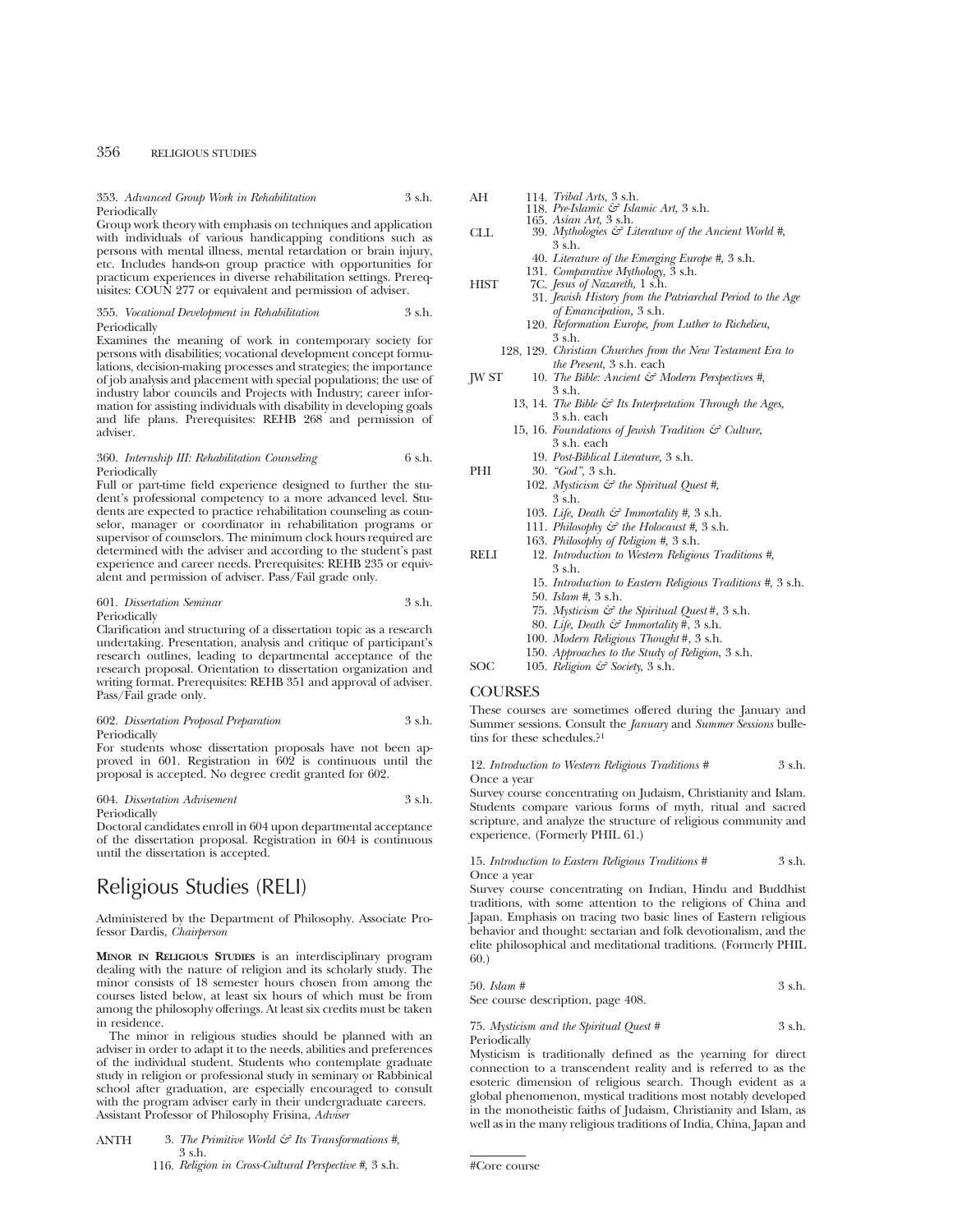353. *Advanced Group Work in Rehabilitation* 3 s.h.
Periodically
Group work theory with emphasis on techniques and application with individuals of various handicapping conditions such as persons with mental illness, mental retardation or brain injury, etc. Includes hands-on group practice with opportunities for practicum experiences in diverse rehabilitation settings. Prerequisites: COUN 277 or equivalent and permission of adviser.

355. *Vocational Development in Rehabilitation* 3 s.h.
Periodically
Examines the meaning of work in contemporary society for persons with disabilities; vocational development concept formulations, decision-making processes and strategies; the importance of job analysis and placement with special populations; the use of industry labor councils and Projects with Industry; career information for assisting individuals with disability in developing goals and life plans. Prerequisites: REHB 268 and permission of adviser.

360. *Internship III: Rehabilitation Counseling* 6 s.h.
Periodically
Full or part-time field experience designed to further the student's professional competency to a more advanced level. Students are expected to practice rehabilitation counseling as counselor, manager or coordinator in rehabilitation programs or supervisor of counselors. The minimum clock hours required are determined with the adviser and according to the student's past experience and career needs. Prerequisites: REHB 235 or equivalent and permission of adviser. Pass/Fail grade only.

601. *Dissertation Seminar* 3 s.h.
Periodically
Clarification and structuring of a dissertation topic as a research undertaking. Presentation, analysis and critique of participant's research outlines, leading to departmental acceptance of the research proposal. Orientation to dissertation organization and writing format. Prerequisites: REHB 351 and approval of adviser. Pass/Fail grade only.

602. *Dissertation Proposal Preparation* 3 s.h.
Periodically
For students whose dissertation proposals have not been approved in 601. Registration in 602 is continuous until the proposal is accepted. No degree credit granted for 602.

604. *Dissertation Advisement* 3 s.h.
Periodically
Doctoral candidates enroll in 604 upon departmental acceptance of the dissertation proposal. Registration in 604 is continuous until the dissertation is accepted.

# Religious Studies (RELI)

Administered by the Department of Philosophy. Associate Professor Dardis, *Chairperson*

**MINOR IN RELIGIOUS STUDIES** is an interdisciplinary program dealing with the nature of religion and its scholarly study. The minor consists of 18 semester hours chosen from among the courses listed below, at least six hours of which must be from among the philosophy offerings. At least six credits must be taken in residence.

The minor in religious studies should be planned with an adviser in order to adapt it to the needs, abilities and preferences of the individual student. Students who contemplate graduate study in religion or professional study in seminary or Rabbinical school after graduation, are especially encouraged to consult with the program adviser early in their undergraduate careers. Assistant Professor of Philosophy Frisina, *Adviser*

ANTH 3. *The Primitive World & Its Transformations #,* 3 s.h.
116. *Religion in Cross-Cultural Perspective #,* 3 s.h.

AH 114. *Tribal Arts,* 3 s.h.
118. *Pre-Islamic & Islamic Art,* 3 s.h.
165. *Asian Art,* 3 s.h.

CLL 39. *Mythologies & Literature of the Ancient World #,* 3 s.h.
40. *Literature of the Emerging Europe #,* 3 s.h.
131. *Comparative Mythology,* 3 s.h.

HIST 7C. *Jesus of Nazareth,* 1 s.h.
31. *Jewish History from the Patriarchal Period to the Age of Emancipation,* 3 s.h.
120. *Reformation Europe, from Luther to Richelieu,* 3 s.h.
128, 129. *Christian Churches from the New Testament Era to the Present,* 3 s.h. each

JW ST 10. *The Bible: Ancient & Modern Perspectives #,* 3 s.h.
13, 14. *The Bible & Its Interpretation Through the Ages,* 3 s.h. each
15, 16. *Foundations of Jewish Tradition & Culture,* 3 s.h. each
19. *Post-Biblical Literature,* 3 s.h.

PHI 30. *"God",* 3 s.h.
102. *Mysticism & the Spiritual Quest #,* 3 s.h.
103. *Life, Death & Immortality #,* 3 s.h.
111. *Philosophy & the Holocaust #,* 3 s.h.
163. *Philosophy of Religion #,* 3 s.h.

RELI 12. *Introduction to Western Religious Traditions #,* 3 s.h.
15. *Introduction to Eastern Religious Traditions #,* 3 s.h.
50. *Islam #,* 3 s.h.
75. *Mysticism & the Spiritual Quest #,* 3 s.h.
80. *Life, Death & Immortality #,* 3 s.h.
100. *Modern Religious Thought #,* 3 s.h.
150. *Approaches to the Study of Religion,* 3 s.h.

SOC 105. *Religion & Society,* 3 s.h.

## COURSES

These courses are sometimes offered during the January and Summer sessions. Consult the *January* and *Summer Sessions* bulletins for these schedules.?[1]

12. *Introduction to Western Religious Traditions #* 3 s.h.
Once a year
Survey course concentrating on Judaism, Christianity and Islam. Students compare various forms of myth, ritual and sacred scripture, and analyze the structure of religious community and experience. (Formerly PHIL 61.)

15. *Introduction to Eastern Religious Traditions #* 3 s.h.
Once a year
Survey course concentrating on Indian, Hindu and Buddhist traditions, with some attention to the religions of China and Japan. Emphasis on tracing two basic lines of Eastern religious behavior and thought: sectarian and folk devotionalism, and the elite philosophical and meditational traditions. (Formerly PHIL 60.)

50. *Islam #* 3 s.h.
See course description, page 408.

75. *Mysticism and the Spiritual Quest #* 3 s.h.
Periodically
Mysticism is traditionally defined as the yearning for direct connection to a transcendent reality and is referred to as the esoteric dimension of religious search. Though evident as a global phenomenon, mystical traditions most notably developed in the monotheistic faiths of Judaism, Christianity and Islam, as well as in the many religious traditions of India, China, Japan and

#Core course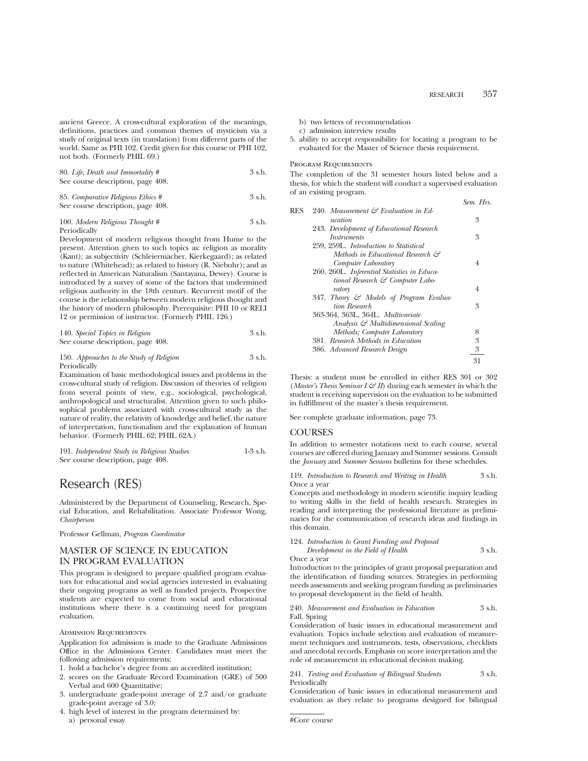ancient Greece. A cross-cultural exploration of the meanings, definitions, practices and common themes of mysticism via a study of original texts (in translation) from different parts of the world. Same as PHI 102. Credit given for this course or PHI 102, not both. (Formerly PHIL 69.)

80. *Life, Death and Immortality* # 3 s.h.
See course description, page 408.

85. *Comparative Religious Ethics* # 3 s.h.
See course description, page 408.

100. *Modern Religious Thought* # 3 s.h.
Periodically
Development of modern religious thought from Hume to the present. Attention given to such topics as: religion as morality (Kant); as subjectivity (Schleiermacher, Kierkegaard); as related to nature (Whitehead); as related to history (R. Niebuhr); and as reflected in American Naturalism (Santayana, Dewey). Course is introduced by a survey of some of the factors that undermined religious authority in the 18th century. Recurrent motif of the course is the relationship between modern religious thought and the history of modern philosophy. Prerequisite: PHI 10 or RELI 12 or permission of instructor. (Formerly PHIL 126.)

140. *Special Topics in Religion* 3 s.h.
See course description, page 408.

150. *Approaches to the Study of Religion* 3 s.h.
Periodically
Examination of basic methodological issues and problems in the cross-cultural study of religion. Discussion of theories of religion from several points of view, e.g., sociological, psychological, anthropological and structuralist. Attention given to such philosophical problems associated with cross-cultural study as the nature of reality, the relativity of knowledge and belief, the nature of interpretation, functionalism and the explanation of human behavior. (Formerly PHIL 62; PHIL 62A.)

191. *Independent Study in Religious Studies* 1-3 s.h.
See course description, page 408.

# Research (RES)

Administered by the Department of Counseling, Research, Special Education, and Rehabilitation. Associate Professor Wong, *Chairperson*

Professor Gellman, *Program Coordinator*

## MASTER OF SCIENCE IN EDUCATION IN PROGRAM EVALUATION

This program is designed to prepare qualified program evaluators for educational and social agencies interested in evaluating their ongoing programs as well as funded projects. Prospective students are expected to come from social and educational institutions where there is a continuing need for program evaluation.

### Admission Requirements

Application for admission is made to the Graduate Admissions Office in the Admissions Center. Candidates must meet the following admission requirements:

1. hold a bachelor's degree from an accredited institution;
2. scores on the Graduate Record Examination (GRE) of 500 Verbal and 600 Quantitative;
3. undergraduate grade-point average of 2.7 and/or graduate grade-point average of 3.0;
4. high level of interest in the program determined by:
   a) personal essay
   b) two letters of recommendation
   c) admission interview results
5. ability to accept responsibility for locating a program to be evaluated for the Master of Science thesis requirement.

### Program Requirements

The completion of the 31 semester hours listed below and a thesis, for which the student will conduct a supervised evaluation of an existing program.

| | | Sem. Hrs. |
|---|---|---|
| RES | 240. *Measurement & Evaluation in Education* | 3 |
| | 243. *Development of Educational Research Instruments* | 3 |
| | 259, 259L. *Introduction to Statistical Methods in Educational Research & Computer Laboratory* | 4 |
| | 260, 260L. *Inferential Statistics in Educational Research & Computer Laboratory* | 4 |
| | 347. *Theory & Models of Program Evaluation Research* | 3 |
| | 363-364, 363L, 364L. *Multivariate Analysis & Multidimensional Scaling Methods; Computer Laboratory* | 8 |
| | 381. *Research Methods in Education* | 3 |
| | 386. *Advanced Research Design* | 3 |
| | | 31 |

Thesis: a student must be enrolled in either RES 301 or 302 (*Master's Thesis Seminar I & II*) during each semester in which the student is receiving supervision on the evaluation to be submitted in fulfillment of the master's thesis requirement.

See complete graduate information, page 73.

## COURSES

In addition to semester notations next to each course, several courses are offered during January and Summer sessions. Consult the *January* and *Summer Sessions* bulletins for these schedules.

119. *Introduction to Research and Writing in Health* 3 s.h.
Once a year
Concepts and methodology in modern scientific inquiry leading to writing skills in the field of health research. Strategies in reading and interpreting the professional literature as preliminaries for the communication of research ideas and findings in this domain.

124. *Introduction to Grant Funding and Proposal Development in the Field of Health* 3 s.h.
Once a year
Introduction to the principles of grant proposal preparation and the identification of funding sources. Strategies in performing needs assessments and seeking program funding as preliminaries to proposal development in the field of health.

240. *Measurement and Evaluation in Education* 3 s.h.
Fall, Spring
Consideration of basic issues in educational measurement and evaluation. Topics include selection and evaluation of measurement techniques and instruments, tests, observations, checklists and anecdotal records. Emphasis on score interpretation and the role of measurement in educational decision making.

241. *Testing and Evaluation of Bilingual Students* 3 s.h.
Periodically
Consideration of basic issues in educational measurement and evaluation as they relate to programs designed for bilingual

#Core course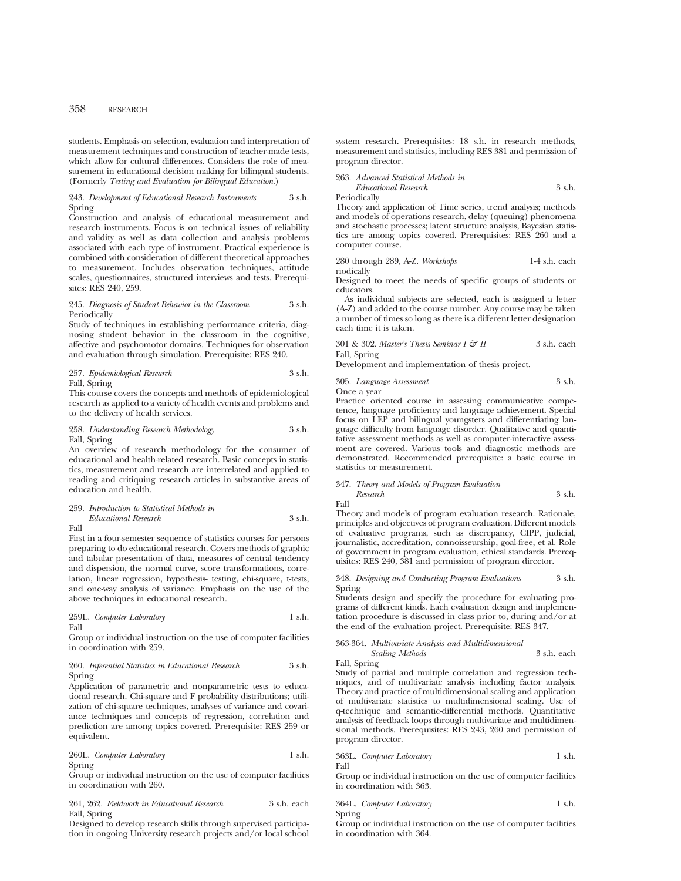students. Emphasis on selection, evaluation and interpretation of measurement techniques and construction of teacher-made tests, which allow for cultural differences. Considers the role of measurement in educational decision making for bilingual students. (Formerly *Testing and Evaluation for Bilingual Education.*)

243. *Development of Educational Research Instruments* 3 s.h.
Spring
Construction and analysis of educational measurement and research instruments. Focus is on technical issues of reliability and validity as well as data collection and analysis problems associated with each type of instrument. Practical experience is combined with consideration of different theoretical approaches to measurement. Includes observation techniques, attitude scales, questionnaires, structured interviews and tests. Prerequisites: RES 240, 259.

245. *Diagnosis of Student Behavior in the Classroom* 3 s.h.
Periodically
Study of techniques in establishing performance criteria, diagnosing student behavior in the classroom in the cognitive, affective and psychomotor domains. Techniques for observation and evaluation through simulation. Prerequisite: RES 240.

257. *Epidemiological Research* 3 s.h.
Fall, Spring
This course covers the concepts and methods of epidemiological research as applied to a variety of health events and problems and to the delivery of health services.

258. *Understanding Research Methodology* 3 s.h.
Fall, Spring
An overview of research methodology for the consumer of educational and health-related research. Basic concepts in statistics, measurement and research are interrelated and applied to reading and critiquing research articles in substantive areas of education and health.

259. *Introduction to Statistical Methods in Educational Research* 3 s.h.
Fall
First in a four-semester sequence of statistics courses for persons preparing to do educational research. Covers methods of graphic and tabular presentation of data, measures of central tendency and dispersion, the normal curve, score transformations, correlation, linear regression, hypothesis- testing, chi-square, t-tests, and one-way analysis of variance. Emphasis on the use of the above techniques in educational research.

259L. *Computer Laboratory* 1 s.h.
Fall
Group or individual instruction on the use of computer facilities in coordination with 259.

260. *Inferential Statistics in Educational Research* 3 s.h.
Spring
Application of parametric and nonparametric tests to educational research. Chi-square and F probability distributions; utilization of chi-square techniques, analyses of variance and covariance techniques and concepts of regression, correlation and prediction are among topics covered. Prerequisite: RES 259 or equivalent.

260L. *Computer Laboratory* 1 s.h.
Spring
Group or individual instruction on the use of computer facilities in coordination with 260.

261, 262. *Fieldwork in Educational Research* 3 s.h. each
Fall, Spring
Designed to develop research skills through supervised participation in ongoing University research projects and/or local school system research. Prerequisites: 18 s.h. in research methods, measurement and statistics, including RES 381 and permission of program director.

263. *Advanced Statistical Methods in Educational Research* 3 s.h.
Periodically
Theory and application of Time series, trend analysis; methods and models of operations research, delay (queuing) phenomena and stochastic processes; latent structure analysis, Bayesian statistics are among topics covered. Prerequisites: RES 260 and a computer course.

280 through 289, A-Z. *Workshops* 1-4 s.h. each
riodically
Designed to meet the needs of specific groups of students or educators.

As individual subjects are selected, each is assigned a letter (A-Z) and added to the course number. Any course may be taken a number of times so long as there is a different letter designation each time it is taken.

301 & 302. *Master's Thesis Seminar I & II* 3 s.h. each
Fall, Spring
Development and implementation of thesis project.

305. *Language Assessment* 3 s.h.
Once a year
Practice oriented course in assessing communicative competence, language proficiency and language achievement. Special focus on LEP and bilingual youngsters and differentiating language difficulty from language disorder. Qualitative and quantitative assessment methods as well as computer-interactive assessment are covered. Various tools and diagnostic methods are demonstrated. Recommended prerequisite: a basic course in statistics or measurement.

347. *Theory and Models of Program Evaluation Research* 3 s.h.
Fall
Theory and models of program evaluation research. Rationale, principles and objectives of program evaluation. Different models of evaluative programs, such as discrepancy, CIPP, judicial, journalistic, accreditation, connoisseurship, goal-free, et al. Role of government in program evaluation, ethical standards. Prerequisites: RES 240, 381 and permission of program director.

348. *Designing and Conducting Program Evaluations* 3 s.h.
Spring
Students design and specify the procedure for evaluating programs of different kinds. Each evaluation design and implementation procedure is discussed in class prior to, during and/or at the end of the evaluation project. Prerequisite: RES 347.

363-364. *Multivariate Analysis and Multidimensional Scaling Methods* 3 s.h. each
Fall, Spring
Study of partial and multiple correlation and regression techniques, and of multivariate analysis including factor analysis. Theory and practice of multidimensional scaling and application of multivariate statistics to multidimensional scaling. Use of q-technique and semantic-differential methods. Quantitative analysis of feedback loops through multivariate and multidimensional methods. Prerequisites: RES 243, 260 and permission of program director.

363L. *Computer Laboratory* 1 s.h.
Fall
Group or individual instruction on the use of computer facilities in coordination with 363.

364L. *Computer Laboratory* 1 s.h.
Spring
Group or individual instruction on the use of computer facilities in coordination with 364.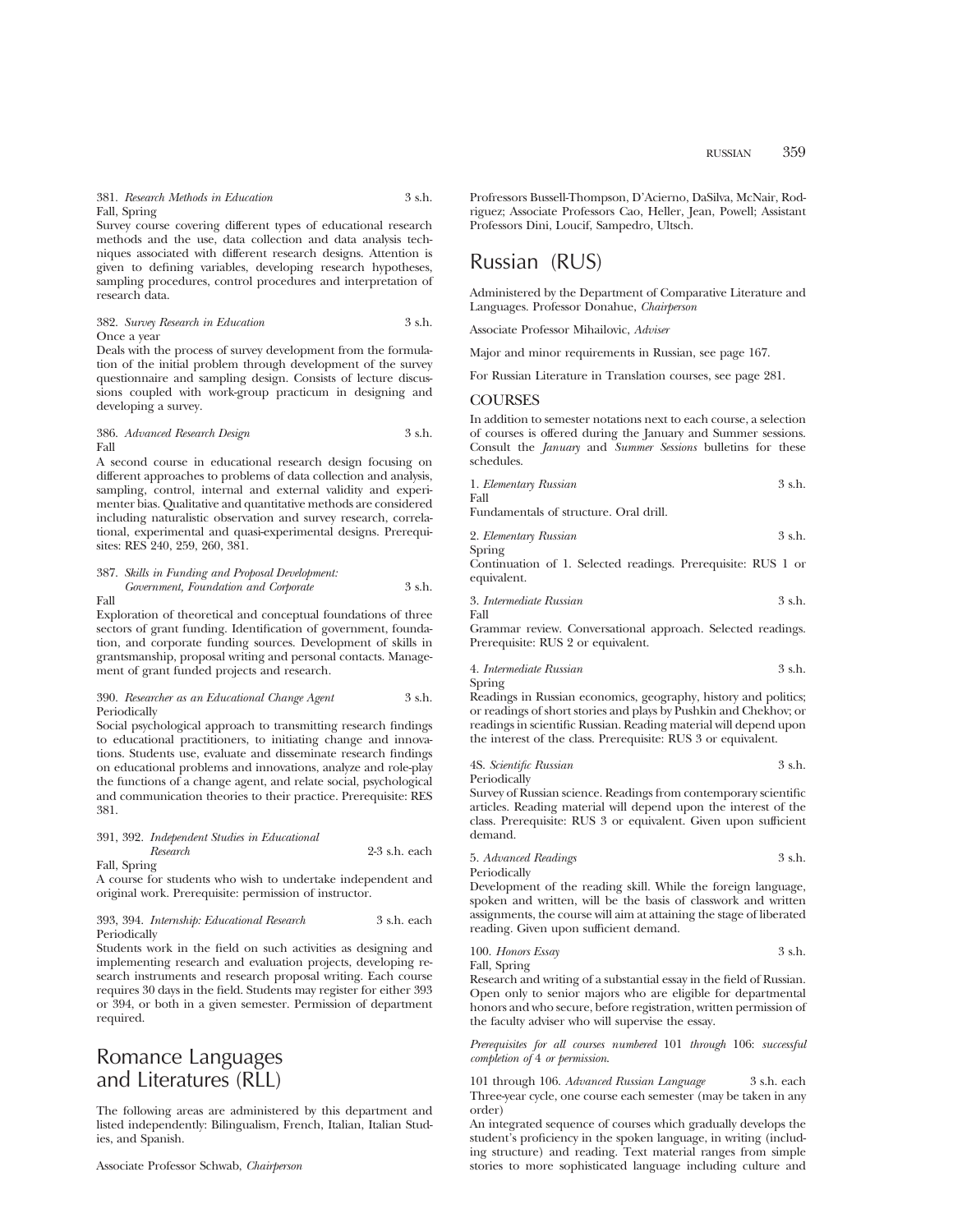381. *Research Methods in Education* 3 s.h.
Fall, Spring
Survey course covering different types of educational research methods and the use, data collection and data analysis techniques associated with different research designs. Attention is given to defining variables, developing research hypotheses, sampling procedures, control procedures and interpretation of research data.

382. *Survey Research in Education* 3 s.h.
Once a year
Deals with the process of survey development from the formulation of the initial problem through development of the survey questionnaire and sampling design. Consists of lecture discussions coupled with work-group practicum in designing and developing a survey.

386. *Advanced Research Design* 3 s.h.
Fall
A second course in educational research design focusing on different approaches to problems of data collection and analysis, sampling, control, internal and external validity and experimenter bias. Qualitative and quantitative methods are considered including naturalistic observation and survey research, correlational, experimental and quasi-experimental designs. Prerequisites: RES 240, 259, 260, 381.

387. *Skills in Funding and Proposal Development: Government, Foundation and Corporate* 3 s.h.
Fall
Exploration of theoretical and conceptual foundations of three sectors of grant funding. Identification of government, foundation, and corporate funding sources. Development of skills in grantsmanship, proposal writing and personal contacts. Management of grant funded projects and research.

390. *Researcher as an Educational Change Agent* 3 s.h.
Periodically
Social psychological approach to transmitting research findings to educational practitioners, to initiating change and innovations. Students use, evaluate and disseminate research findings on educational problems and innovations, analyze and role-play the functions of a change agent, and relate social, psychological and communication theories to their practice. Prerequisite: RES 381.

391, 392. *Independent Studies in Educational Research* 2-3 s.h. each
Fall, Spring
A course for students who wish to undertake independent and original work. Prerequisite: permission of instructor.

393, 394. *Internship: Educational Research* 3 s.h. each
Periodically
Students work in the field on such activities as designing and implementing research and evaluation projects, developing research instruments and research proposal writing. Each course requires 30 days in the field. Students may register for either 393 or 394, or both in a given semester. Permission of department required.

# Romance Languages and Literatures (RLL)

The following areas are administered by this department and listed independently: Bilingualism, French, Italian, Italian Studies, and Spanish.

Associate Professor Schwab, *Chairperson*

Profressors Bussell-Thompson, D'Acierno, DaSilva, McNair, Rodriguez; Associate Professors Cao, Heller, Jean, Powell; Assistant Professors Dini, Loucif, Sampedro, Ultsch.

# Russian (RUS)

Administered by the Department of Comparative Literature and Languages. Professor Donahue, *Chairperson*

Associate Professor Mihailovic, *Adviser*

Major and minor requirements in Russian, see page 167.

For Russian Literature in Translation courses, see page 281.

## COURSES

In addition to semester notations next to each course, a selection of courses is offered during the January and Summer sessions. Consult the *January* and *Summer Sessions* bulletins for these schedules.

1. *Elementary Russian* 3 s.h.
Fall
Fundamentals of structure. Oral drill.

2. *Elementary Russian* 3 s.h.
Spring
Continuation of 1. Selected readings. Prerequisite: RUS 1 or equivalent.

3. *Intermediate Russian* 3 s.h.
Fall
Grammar review. Conversational approach. Selected readings. Prerequisite: RUS 2 or equivalent.

4. *Intermediate Russian* 3 s.h.
Spring
Readings in Russian economics, geography, history and politics; or readings of short stories and plays by Pushkin and Chekhov; or readings in scientific Russian. Reading material will depend upon the interest of the class. Prerequisite: RUS 3 or equivalent.

4S. *Scientific Russian* 3 s.h.
Periodically
Survey of Russian science. Readings from contemporary scientific articles. Reading material will depend upon the interest of the class. Prerequisite: RUS 3 or equivalent. Given upon sufficient demand.

5. *Advanced Readings* 3 s.h.
Periodically
Development of the reading skill. While the foreign language, spoken and written, will be the basis of classwork and written assignments, the course will aim at attaining the stage of liberated reading. Given upon sufficient demand.

100. *Honors Essay* 3 s.h.
Fall, Spring
Research and writing of a substantial essay in the field of Russian. Open only to senior majors who are eligible for departmental honors and who secure, before registration, written permission of the faculty adviser who will supervise the essay.

*Prerequisites for all courses numbered* 101 *through* 106: *successful completion of* 4 *or permission.*

101 through 106. *Advanced Russian Language* 3 s.h. each
Three-year cycle, one course each semester (may be taken in any order)
An integrated sequence of courses which gradually develops the student's proficiency in the spoken language, in writing (including structure) and reading. Text material ranges from simple stories to more sophisticated language including culture and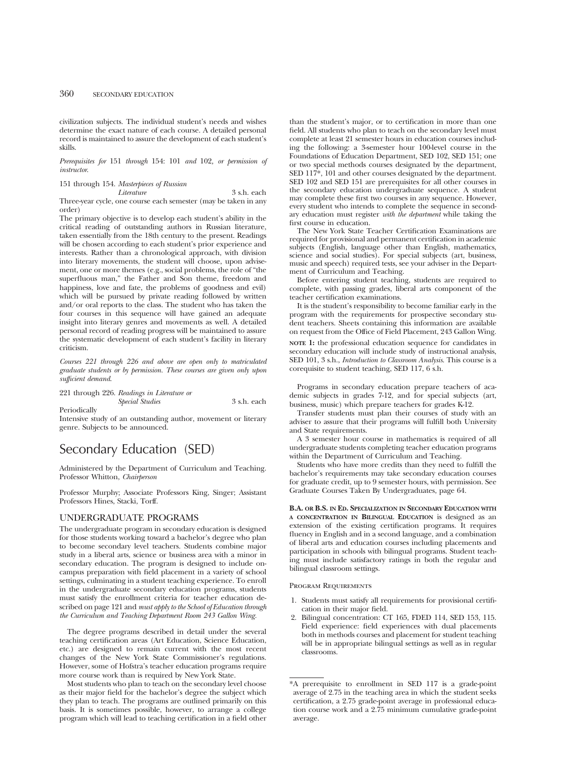civilization subjects. The individual student's needs and wishes determine the exact nature of each course. A detailed personal record is maintained to assure the development of each student's skills.

*Prerequisites for* 151 *through* 154: 101 *and* 102, *or permission of instructor.*

151 through 154. *Masterpieces of Russian Literature* 3 s.h. each

Three-year cycle, one course each semester (may be taken in any order)

The primary objective is to develop each student's ability in the critical reading of outstanding authors in Russian literature, taken essentially from the 18th century to the present. Readings will be chosen according to each student's prior experience and interests. Rather than a chronological approach, with division into literary movements, the student will choose, upon advisement, one or more themes (e.g., social problems, the role of "the superfluous man," the Father and Son theme, freedom and happiness, love and fate, the problems of goodness and evil) which will be pursued by private reading followed by written and/or oral reports to the class. The student who has taken the four courses in this sequence will have gained an adequate insight into literary genres and movements as well. A detailed personal record of reading progress will be maintained to assure the systematic development of each student's facility in literary criticism.

*Courses 221 through 226 and above are open only to matriculated graduate students or by permission. These courses are given only upon sufficient demand.*

221 through 226. *Readings in Literature or Special Studies* 3 s.h. each

Periodically

Intensive study of an outstanding author, movement or literary genre. Subjects to be announced.

# Secondary Education (SED)

Administered by the Department of Curriculum and Teaching. Professor Whitton, *Chairperson*

Professor Murphy; Associate Professors King, Singer; Assistant Professors Hines, Stacki, Torff.

## UNDERGRADUATE PROGRAMS

The undergraduate program in secondary education is designed for those students working toward a bachelor's degree who plan to become secondary level teachers. Students combine major study in a liberal arts, science or business area with a minor in secondary education. The program is designed to include on-campus preparation with field placement in a variety of school settings, culminating in a student teaching experience. To enroll in the undergraduate secondary education programs, students must satisfy the enrollment criteria for teacher education described on page 121 and *must apply to the School of Education through the Curriculum and Teaching Department Room 243 Gallon Wing.*

The degree programs described in detail under the several teaching certification areas (Art Education, Science Education, etc.) are designed to remain current with the most recent changes of the New York State Commissioner's regulations. However, some of Hofstra's teacher education programs require more course work than is required by New York State.

Most students who plan to teach on the secondary level choose as their major field for the bachelor's degree the subject which they plan to teach. The programs are outlined primarily on this basis. It is sometimes possible, however, to arrange a college program which will lead to teaching certification in a field other than the student's major, or to certification in more than one field. All students who plan to teach on the secondary level must complete at least 21 semester hours in education courses including the following: a 3-semester hour 100-level course in the Foundations of Education Department, SED 102, SED 151; one or two special methods courses designated by the department, SED 117*, 101 and other courses designated by the department. SED 102 and SED 151 are prerequisites for all other courses in the secondary education undergraduate sequence. A student may complete these first two courses in any sequence. However, every student who intends to complete the sequence in secondary education must register *with the department* while taking the first course in education.

The New York State Teacher Certification Examinations are required for provisional and permanent certification in academic subjects (English, language other than English, mathematics, science and social studies). For special subjects (art, business, music and speech) required tests, see your adviser in the Department of Curriculum and Teaching.

Before entering student teaching, students are required to complete, with passing grades, liberal arts component of the teacher certification examinations.

It is the student's responsibility to become familiar early in the program with the requirements for prospective secondary student teachers. Sheets containing this information are available on request from the Office of Field Placement, 243 Gallon Wing.

**NOTE 1:** the professional education sequence for candidates in secondary education will include study of instructional analysis, SED 101, 3 s.h., *Introduction to Classroom Analysis*. This course is a corequisite to student teaching, SED 117, 6 s.h.

Programs in secondary education prepare teachers of academic subjects in grades 7-12, and for special subjects (art, business, music) which prepare teachers for grades K-12.

Transfer students must plan their courses of study with an adviser to assure that their programs will fulfill both University and State requirements.

A 3 semester hour course in mathematics is required of all undergraduate students completing teacher education programs within the Department of Curriculum and Teaching.

Students who have more credits than they need to fulfill the bachelor's requirements may take secondary education courses for graduate credit, up to 9 semester hours, with permission. See Graduate Courses Taken By Undergraduates, page 64.

**B.A. or B.S. in Ed. Specialization in Secondary Education with a concentration in Bilingual Education** is designed as an extension of the existing certification programs. It requires fluency in English and in a second language, and a combination of liberal arts and education courses including placements and participation in schools with bilingual programs. Student teaching must include satisfactory ratings in both the regular and bilingual classroom settings.

### Program Requirements

1. Students must satisfy all requirements for provisional certification in their major field.
2. Bilingual concentration: CT 165, FDED 114, SED 153, 115. Field experience: field experiences with dual placements both in methods courses and placement for student teaching will be in appropriate bilingual settings as well as in regular classrooms.

*A prerequisite to enrollment in SED 117 is a grade-point average of 2.75 in the teaching area in which the student seeks certification, a 2.75 grade-point average in professional education course work and a 2.75 minimum cumulative grade-point average.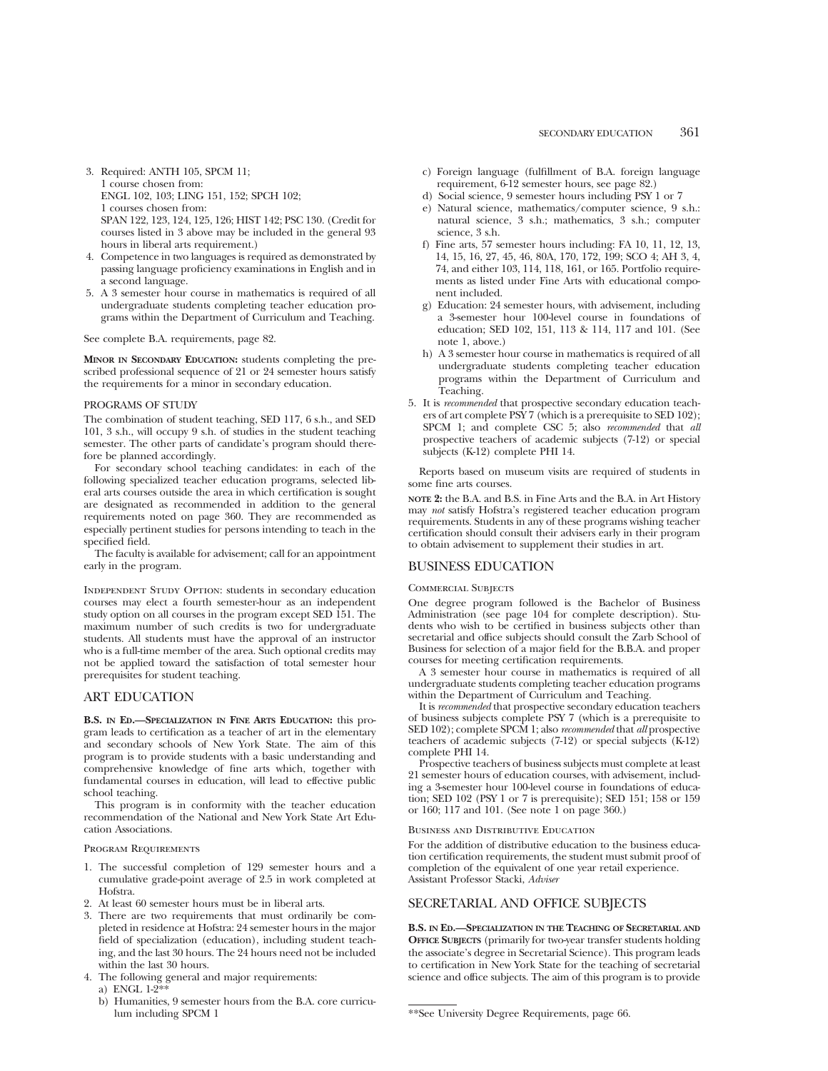3. Required: ANTH 105, SPCM 11;
   1 course chosen from:
   ENGL 102, 103; LING 151, 152; SPCH 102;
   1 courses chosen from:
   SPAN 122, 123, 124, 125, 126; HIST 142; PSC 130. (Credit for courses listed in 3 above may be included in the general 93 hours in liberal arts requirement.)
4. Competence in two languages is required as demonstrated by passing language proficiency examinations in English and in a second language.
5. A 3 semester hour course in mathematics is required of all undergraduate students completing teacher education programs within the Department of Curriculum and Teaching.

See complete B.A. requirements, page 82.

**Minor in Secondary Education:** students completing the prescribed professional sequence of 21 or 24 semester hours satisfy the requirements for a minor in secondary education.

PROGRAMS OF STUDY

The combination of student teaching, SED 117, 6 s.h., and SED 101, 3 s.h., will occupy 9 s.h. of studies in the student teaching semester. The other parts of candidate's program should therefore be planned accordingly.

For secondary school teaching candidates: in each of the following specialized teacher education programs, selected liberal arts courses outside the area in which certification is sought are designated as recommended in addition to the general requirements noted on page 360. They are recommended as especially pertinent studies for persons intending to teach in the specified field.

The faculty is available for advisement; call for an appointment early in the program.

Independent Study Option: students in secondary education courses may elect a fourth semester-hour as an independent study option on all courses in the program except SED 151. The maximum number of such credits is two for undergraduate students. All students must have the approval of an instructor who is a full-time member of the area. Such optional credits may not be applied toward the satisfaction of total semester hour prerequisites for student teaching.

## ART EDUCATION

**B.S. in Ed.—Specialization in Fine Arts Education:** this program leads to certification as a teacher of art in the elementary and secondary schools of New York State. The aim of this program is to provide students with a basic understanding and comprehensive knowledge of fine arts which, together with fundamental courses in education, will lead to effective public school teaching.

This program is in conformity with the teacher education recommendation of the National and New York State Art Education Associations.

Program Requirements

1. The successful completion of 129 semester hours and a cumulative grade-point average of 2.5 in work completed at Hofstra.
2. At least 60 semester hours must be in liberal arts.
3. There are two requirements that must ordinarily be completed in residence at Hofstra: 24 semester hours in the major field of specialization (education), including student teaching, and the last 30 hours. The 24 hours need not be included within the last 30 hours.
4. The following general and major requirements:
   a) ENGL 1-2**
   b) Humanities, 9 semester hours from the B.A. core curriculum including SPCM 1
   c) Foreign language (fulfillment of B.A. foreign language requirement, 6-12 semester hours, see page 82.)
   d) Social science, 9 semester hours including PSY 1 or 7
   e) Natural science, mathematics/computer science, 9 s.h.: natural science, 3 s.h.; mathematics, 3 s.h.; computer science, 3 s.h.
   f) Fine arts, 57 semester hours including: FA 10, 11, 12, 13, 14, 15, 16, 27, 45, 46, 80A, 170, 172, 199; SCO 4; AH 3, 4, 74, and either 103, 114, 118, 161, or 165. Portfolio requirements as listed under Fine Arts with educational component included.
   g) Education: 24 semester hours, with advisement, including a 3-semester hour 100-level course in foundations of education; SED 102, 151, 113 & 114, 117 and 101. (See note 1, above.)
   h) A 3 semester hour course in mathematics is required of all undergraduate students completing teacher education programs within the Department of Curriculum and Teaching.
5. It is *recommended* that prospective secondary education teachers of art complete PSY 7 (which is a prerequisite to SED 102); SPCM 1; and complete CSC 5; also *recommended* that *all* prospective teachers of academic subjects (7-12) or special subjects (K-12) complete PHI 14.

Reports based on museum visits are required of students in some fine arts courses.

**Note 2:** the B.A. and B.S. in Fine Arts and the B.A. in Art History may *not* satisfy Hofstra's registered teacher education program requirements. Students in any of these programs wishing teacher certification should consult their advisers early in their program to obtain advisement to supplement their studies in art.

## BUSINESS EDUCATION

Commercial Subjects

One degree program followed is the Bachelor of Business Administration (see page 104 for complete description). Students who wish to be certified in business subjects other than secretarial and office subjects should consult the Zarb School of Business for selection of a major field for the B.B.A. and proper courses for meeting certification requirements.

A 3 semester hour course in mathematics is required of all undergraduate students completing teacher education programs within the Department of Curriculum and Teaching.

It is *recommended* that prospective secondary education teachers of business subjects complete PSY 7 (which is a prerequisite to SED 102); complete SPCM 1; also *recommended* that *all* prospective teachers of academic subjects (7-12) or special subjects (K-12) complete PHI 14.

Prospective teachers of business subjects must complete at least 21 semester hours of education courses, with advisement, including a 3-semester hour 100-level course in foundations of education; SED 102 (PSY 1 or 7 is prerequisite); SED 151; 158 or 159 or 160; 117 and 101. (See note 1 on page 360.)

Business and Distributive Education

For the addition of distributive education to the business education certification requirements, the student must submit proof of completion of the equivalent of one year retail experience.
Assistant Professor Stacki, *Adviser*

## SECRETARIAL AND OFFICE SUBJECTS

**B.S. in Ed.—Specialization in the Teaching of Secretarial and Office Subjects** (primarily for two-year transfer students holding the associate's degree in Secretarial Science). This program leads to certification in New York State for the teaching of secretarial science and office subjects. The aim of this program is to provide

**See University Degree Requirements, page 66.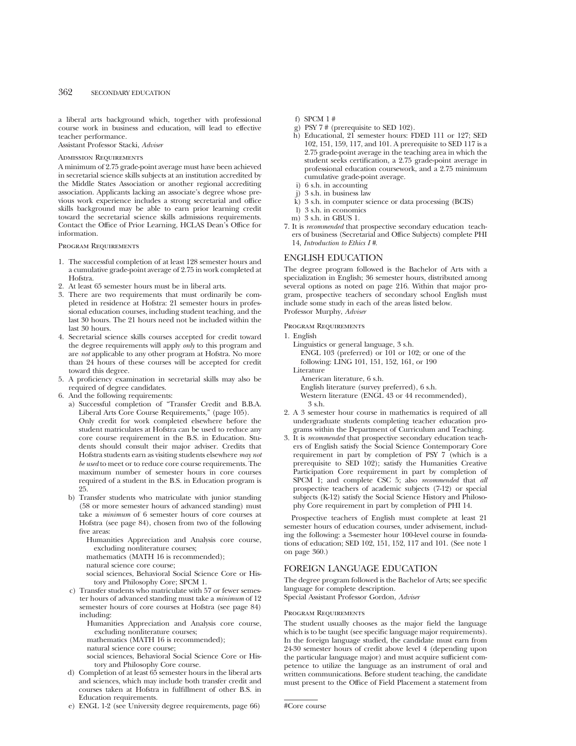a liberal arts background which, together with professional course work in business and education, will lead to effective teacher performance.
Assistant Professor Stacki, *Adviser*

#### Admission Requirements

A minimum of 2.75 grade-point average must have been achieved in secretarial science skills subjects at an institution accredited by the Middle States Association or another regional accrediting association. Applicants lacking an associate's degree whose previous work experience includes a strong secretarial and office skills background may be able to earn prior learning credit toward the secretarial science skills admissions requirements. Contact the Office of Prior Learning, HCLAS Dean's Office for information.

#### Program Requirements

1. The successful completion of at least 128 semester hours and a cumulative grade-point average of 2.75 in work completed at Hofstra.
2. At least 65 semester hours must be in liberal arts.
3. There are two requirements that must ordinarily be completed in residence at Hofstra: 21 semester hours in professional education courses, including student teaching, and the last 30 hours. The 21 hours need not be included within the last 30 hours.
4. Secretarial science skills courses accepted for credit toward the degree requirements will apply *only* to this program and are *not* applicable to any other program at Hofstra. No more than 24 hours of these courses will be accepted for credit toward this degree.
5. A proficiency examination in secretarial skills may also be required of degree candidates.
6. And the following requirements:
   a) Successful completion of "Transfer Credit and B.B.A. Liberal Arts Core Course Requirements," (page 105). Only credit for work completed elsewhere before the student matriculates at Hofstra can be used to reduce any core course requirement in the B.S. in Education. Students should consult their major adviser. Credits that Hofstra students earn as visiting students elsewhere *may not be used* to meet or to reduce core course requirements. The maximum number of semester hours in core courses required of a student in the B.S. in Education program is 25.
   b) Transfer students who matriculate with junior standing (58 or more semester hours of advanced standing) must take a *minimum* of 6 semester hours of core courses at Hofstra (see page 84), chosen from two of the following five areas:
      Humanities Appreciation and Analysis core course, excluding nonliterature courses;
      mathematics (MATH 16 is recommended);
      natural science core course;
      social sciences, Behavioral Social Science Core or History and Philosophy Core; SPCM 1.
   c) Transfer students who matriculate with 57 or fewer semester hours of advanced standing must take a *minimum* of 12 semester hours of core courses at Hofstra (see page 84) including:
      Humanities Appreciation and Analysis core course, excluding nonliterature courses;
      mathematics (MATH 16 is recommended);
      natural science core course;
      social sciences, Behavioral Social Science Core or History and Philosophy Core course.
   d) Completion of at least 65 semester hours in the liberal arts and sciences, which may include both transfer credit and courses taken at Hofstra in fulfillment of other B.S. in Education requirements.
   e) ENGL 1-2 (see University degree requirements, page 66)
   f) SPCM 1 #
   g) PSY 7 # (prerequisite to SED 102).
   h) Educational, 21 semester hours: FDED 111 or 127; SED 102, 151, 159, 117, and 101. A prerequisite to SED 117 is a 2.75 grade-point average in the teaching area in which the student seeks certification, a 2.75 grade-point average in professional education coursework, and a 2.75 minimum cumulative grade-point average.
   i) 6 s.h. in accounting
   j) 3 s.h. in business law
   k) 3 s.h. in computer science or data processing (BCIS)
   l) 3 s.h. in economics
   m) 3 s.h. in GBUS 1.
7. It is *recommended* that prospective secondary education teachers of business (Secretarial and Office Subjects) complete PHI 14, *Introduction to Ethics I #*.

## ENGLISH EDUCATION

The degree program followed is the Bachelor of Arts with a specialization in English; 36 semester hours, distributed among several options as noted on page 216. Within that major program, prospective teachers of secondary school English must include some study in each of the areas listed below.
Professor Murphy, *Adviser*

#### Program Requirements

1. English
   Linguistics or general language, 3 s.h.
      ENGL 103 (preferred) or 101 or 102; or one of the following: LING 101, 151, 152, 161, or 190
   Literature
      American literature, 6 s.h.
      English literature (survey preferred), 6 s.h.
      Western literature (ENGL 43 or 44 recommended), 3 s.h.
2. A 3 semester hour course in mathematics is required of all undergraduate students completing teacher education programs within the Department of Curriculum and Teaching.
3. It is *recommended* that prospective secondary education teachers of English satisfy the Social Science Contemporary Core requirement in part by completion of PSY 7 (which is a prerequisite to SED 102); satisfy the Humanities Creative Participation Core requirement in part by completion of SPCM 1; and complete CSC 5; also *recommended* that *all* prospective teachers of academic subjects (7-12) or special subjects (K-12) satisfy the Social Science History and Philosophy Core requirement in part by completion of PHI 14.

Prospective teachers of English must complete at least 21 semester hours of education courses, under advisement, including the following: a 3-semester hour 100-level course in foundations of education; SED 102, 151, 152, 117 and 101. (See note 1 on page 360.)

## FOREIGN LANGUAGE EDUCATION

The degree program followed is the Bachelor of Arts; see specific language for complete description.
Special Assistant Professor Gordon, *Adviser*

#### Program Requirements

The student usually chooses as the major field the language which is to be taught (see specific language major requirements). In the foreign language studied, the candidate must earn from 24-30 semester hours of credit above level 4 (depending upon the particular language major) and must acquire sufficient competence to utilize the language as an instrument of oral and written communications. Before student teaching, the candidate must present to the Office of Field Placement a statement from

#Core course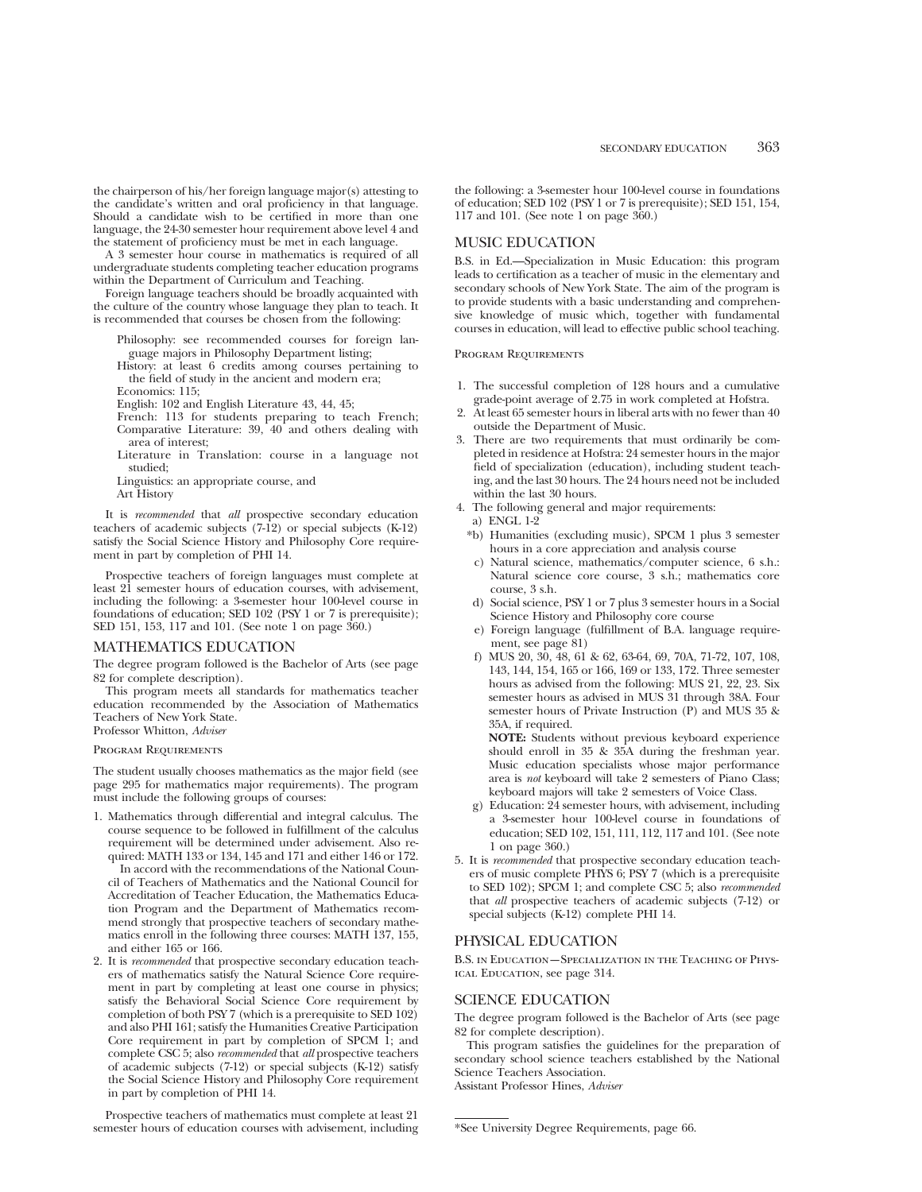the chairperson of his/her foreign language major(s) attesting to the candidate's written and oral proficiency in that language. Should a candidate wish to be certified in more than one language, the 24-30 semester hour requirement above level 4 and the statement of proficiency must be met in each language.

A 3 semester hour course in mathematics is required of all undergraduate students completing teacher education programs within the Department of Curriculum and Teaching.

Foreign language teachers should be broadly acquainted with the culture of the country whose language they plan to teach. It is recommended that courses be chosen from the following:

- Philosophy: see recommended courses for foreign language majors in Philosophy Department listing;
- History: at least 6 credits among courses pertaining to the field of study in the ancient and modern era;
- Economics: 115;
- English: 102 and English Literature 43, 44, 45;
- French: 113 for students preparing to teach French;
- Comparative Literature: 39, 40 and others dealing with area of interest;
- Literature in Translation: course in a language not studied;
- Linguistics: an appropriate course, and
- Art History

It is *recommended* that *all* prospective secondary education teachers of academic subjects (7-12) or special subjects (K-12) satisfy the Social Science History and Philosophy Core requirement in part by completion of PHI 14.

Prospective teachers of foreign languages must complete at least 21 semester hours of education courses, with advisement, including the following: a 3-semester hour 100-level course in foundations of education; SED 102 (PSY 1 or 7 is prerequisite); SED 151, 153, 117 and 101. (See note 1 on page 360.)

## MATHEMATICS EDUCATION

The degree program followed is the Bachelor of Arts (see page 82 for complete description).

This program meets all standards for mathematics teacher education recommended by the Association of Mathematics Teachers of New York State.

Professor Whitton, *Adviser*

### Program Requirements

The student usually chooses mathematics as the major field (see page 295 for mathematics major requirements). The program must include the following groups of courses:

1. Mathematics through differential and integral calculus. The course sequence to be followed in fulfillment of the calculus requirement will be determined under advisement. Also required: MATH 133 or 134, 145 and 171 and either 146 or 172.

   In accord with the recommendations of the National Council of Teachers of Mathematics and the National Council for Accreditation of Teacher Education, the Mathematics Education Program and the Department of Mathematics recommend strongly that prospective teachers of secondary mathematics enroll in the following three courses: MATH 137, 155, and either 165 or 166.
2. It is *recommended* that prospective secondary education teachers of mathematics satisfy the Natural Science Core requirement in part by completing at least one course in physics; satisfy the Behavioral Social Science Core requirement by completion of both PSY 7 (which is a prerequisite to SED 102) and also PHI 161; satisfy the Humanities Creative Participation Core requirement in part by completion of SPCM 1; and complete CSC 5; also *recommended* that *all* prospective teachers of academic subjects (7-12) or special subjects (K-12) satisfy the Social Science History and Philosophy Core requirement in part by completion of PHI 14.

Prospective teachers of mathematics must complete at least 21 semester hours of education courses with advisement, including the following: a 3-semester hour 100-level course in foundations of education; SED 102 (PSY 1 or 7 is prerequisite); SED 151, 154, 117 and 101. (See note 1 on page 360.)

## MUSIC EDUCATION

B.S. in Ed.—Specialization in Music Education: this program leads to certification as a teacher of music in the elementary and secondary schools of New York State. The aim of the program is to provide students with a basic understanding and comprehensive knowledge of music which, together with fundamental courses in education, will lead to effective public school teaching.

### Program Requirements

1. The successful completion of 128 hours and a cumulative grade-point average of 2.75 in work completed at Hofstra.
2. At least 65 semester hours in liberal arts with no fewer than 40 outside the Department of Music.
3. There are two requirements that must ordinarily be completed in residence at Hofstra: 24 semester hours in the major field of specialization (education), including student teaching, and the last 30 hours. The 24 hours need not be included within the last 30 hours.
4. The following general and major requirements:
   - a) ENGL 1-2
   - *b) Humanities (excluding music), SPCM 1 plus 3 semester hours in a core appreciation and analysis course
   - c) Natural science, mathematics/computer science, 6 s.h.: Natural science core course, 3 s.h.; mathematics core course, 3 s.h.
   - d) Social science, PSY 1 or 7 plus 3 semester hours in a Social Science History and Philosophy core course
   - e) Foreign language (fulfillment of B.A. language requirement, see page 81)
   - f) MUS 20, 30, 48, 61 & 62, 63-64, 69, 70A, 71-72, 107, 108, 143, 144, 154, 165 or 166, 169 or 133, 172. Three semester hours as advised from the following: MUS 21, 22, 23. Six semester hours as advised in MUS 31 through 38A. Four semester hours of Private Instruction (P) and MUS 35 & 35A, if required.

     **NOTE:** Students without previous keyboard experience should enroll in 35 & 35A during the freshman year. Music education specialists whose major performance area is *not* keyboard will take 2 semesters of Piano Class; keyboard majors will take 2 semesters of Voice Class.
   - g) Education: 24 semester hours, with advisement, including a 3-semester hour 100-level course in foundations of education; SED 102, 151, 111, 112, 117 and 101. (See note 1 on page 360.)
5. It is *recommended* that prospective secondary education teachers of music complete PHYS 6; PSY 7 (which is a prerequisite to SED 102); SPCM 1; and complete CSC 5; also *recommended* that *all* prospective teachers of academic subjects (7-12) or special subjects (K-12) complete PHI 14.

## PHYSICAL EDUCATION

B.S. in Education—Specialization in the Teaching of Physical Education, see page 314.

## SCIENCE EDUCATION

The degree program followed is the Bachelor of Arts (see page 82 for complete description).

This program satisfies the guidelines for the preparation of secondary school science teachers established by the National Science Teachers Association.

Assistant Professor Hines, *Adviser*

---

*See University Degree Requirements, page 66.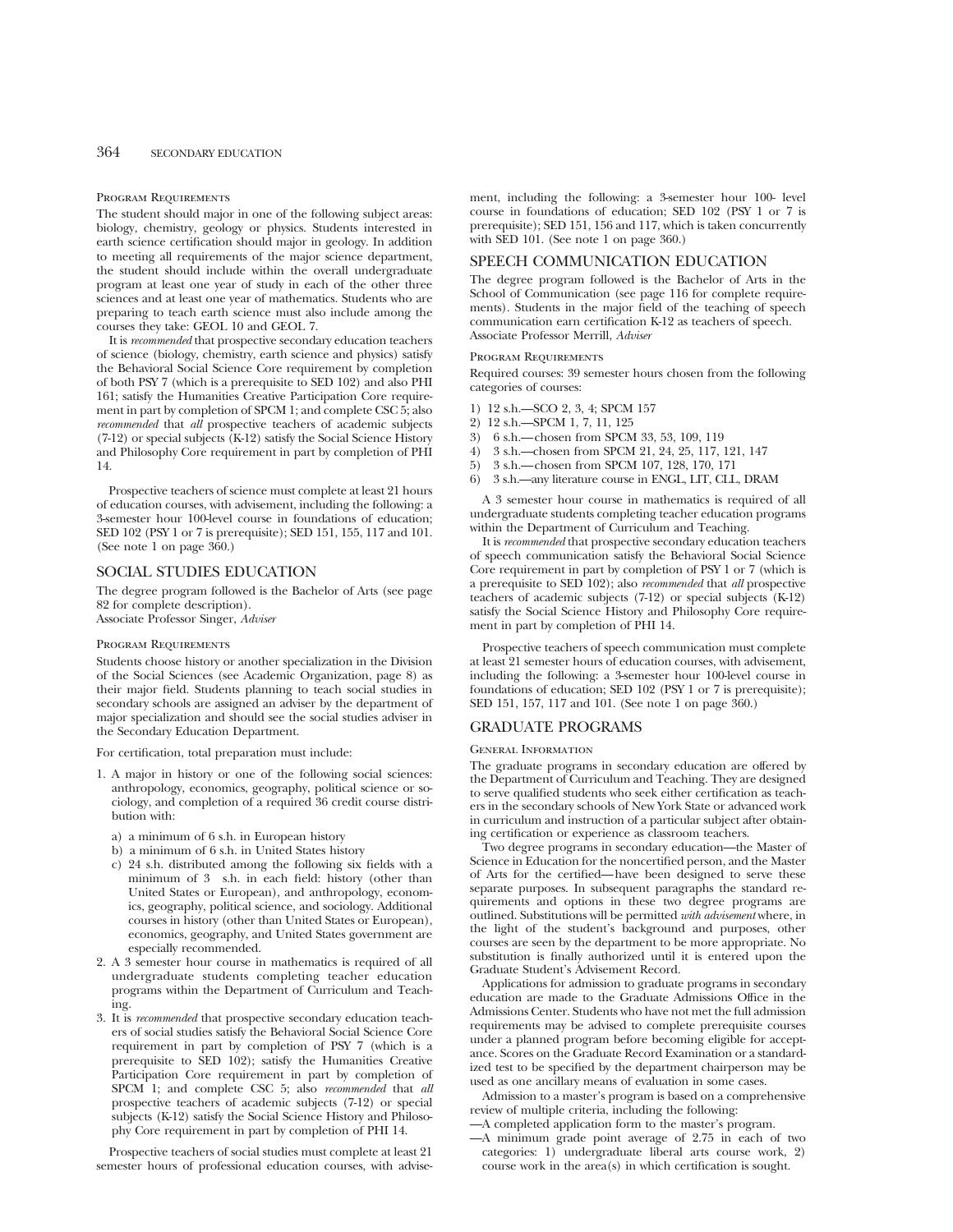#### Program Requirements

The student should major in one of the following subject areas: biology, chemistry, geology or physics. Students interested in earth science certification should major in geology. In addition to meeting all requirements of the major science department, the student should include within the overall undergraduate program at least one year of study in each of the other three sciences and at least one year of mathematics. Students who are preparing to teach earth science must also include among the courses they take: GEOL 10 and GEOL 7.

It is *recommended* that prospective secondary education teachers of science (biology, chemistry, earth science and physics) satisfy the Behavioral Social Science Core requirement by completion of both PSY 7 (which is a prerequisite to SED 102) and also PHI 161; satisfy the Humanities Creative Participation Core requirement in part by completion of SPCM 1; and complete CSC 5; also *recommended* that *all* prospective teachers of academic subjects (7-12) or special subjects (K-12) satisfy the Social Science History and Philosophy Core requirement in part by completion of PHI 14.

Prospective teachers of science must complete at least 21 hours of education courses, with advisement, including the following: a 3-semester hour 100-level course in foundations of education; SED 102 (PSY 1 or 7 is prerequisite); SED 151, 155, 117 and 101. (See note 1 on page 360.)

## SOCIAL STUDIES EDUCATION

The degree program followed is the Bachelor of Arts (see page 82 for complete description).
Associate Professor Singer, *Adviser*

#### Program Requirements

Students choose history or another specialization in the Division of the Social Sciences (see Academic Organization, page 8) as their major field. Students planning to teach social studies in secondary schools are assigned an adviser by the department of major specialization and should see the social studies adviser in the Secondary Education Department.

For certification, total preparation must include:

1. A major in history or one of the following social sciences: anthropology, economics, geography, political science or sociology, and completion of a required 36 credit course distribution with:
   a) a minimum of 6 s.h. in European history
   b) a minimum of 6 s.h. in United States history
   c) 24 s.h. distributed among the following six fields with a minimum of 3 s.h. in each field: history (other than United States or European), and anthropology, economics, geography, political science, and sociology. Additional courses in history (other than United States or European), economics, geography, and United States government are especially recommended.
2. A 3 semester hour course in mathematics is required of all undergraduate students completing teacher education programs within the Department of Curriculum and Teaching.
3. It is *recommended* that prospective secondary education teachers of social studies satisfy the Behavioral Social Science Core requirement in part by completion of PSY 7 (which is a prerequisite to SED 102); satisfy the Humanities Creative Participation Core requirement in part by completion of SPCM 1; and complete CSC 5; also *recommended* that *all* prospective teachers of academic subjects (7-12) or special subjects (K-12) satisfy the Social Science History and Philosophy Core requirement in part by completion of PHI 14.

Prospective teachers of social studies must complete at least 21 semester hours of professional education courses, with advisement, including the following: a 3-semester hour 100- level course in foundations of education; SED 102 (PSY 1 or 7 is prerequisite); SED 151, 156 and 117, which is taken concurrently with SED 101. (See note 1 on page 360.)

## SPEECH COMMUNICATION EDUCATION

The degree program followed is the Bachelor of Arts in the School of Communication (see page 116 for complete requirements). Students in the major field of the teaching of speech communication earn certification K-12 as teachers of speech.
Associate Professor Merrill, *Adviser*

#### Program Requirements

Required courses: 39 semester hours chosen from the following categories of courses:

1) 12 s.h.—SCO 2, 3, 4; SPCM 157
2) 12 s.h.—SPCM 1, 7, 11, 125
3) 6 s.h.— chosen from SPCM 33, 53, 109, 119
4) 3 s.h.—chosen from SPCM 21, 24, 25, 117, 121, 147
5) 3 s.h.— chosen from SPCM 107, 128, 170, 171
6) 3 s.h.—any literature course in ENGL, LIT, CLL, DRAM

A 3 semester hour course in mathematics is required of all undergraduate students completing teacher education programs within the Department of Curriculum and Teaching.

It is *recommended* that prospective secondary education teachers of speech communication satisfy the Behavioral Social Science Core requirement in part by completion of PSY 1 or 7 (which is a prerequisite to SED 102); also *recommended* that *all* prospective teachers of academic subjects (7-12) or special subjects (K-12) satisfy the Social Science History and Philosophy Core requirement in part by completion of PHI 14.

Prospective teachers of speech communication must complete at least 21 semester hours of education courses, with advisement, including the following: a 3-semester hour 100-level course in foundations of education; SED 102 (PSY 1 or 7 is prerequisite); SED 151, 157, 117 and 101. (See note 1 on page 360.)

## GRADUATE PROGRAMS

#### General Information

The graduate programs in secondary education are offered by the Department of Curriculum and Teaching. They are designed to serve qualified students who seek either certification as teachers in the secondary schools of New York State or advanced work in curriculum and instruction of a particular subject after obtaining certification or experience as classroom teachers.

Two degree programs in secondary education—the Master of Science in Education for the noncertified person, and the Master of Arts for the certified—have been designed to serve these separate purposes. In subsequent paragraphs the standard requirements and options in these two degree programs are outlined. Substitutions will be permitted *with advisement* where, in the light of the student's background and purposes, other courses are seen by the department to be more appropriate. No substitution is finally authorized until it is entered upon the Graduate Student's Advisement Record.

Applications for admission to graduate programs in secondary education are made to the Graduate Admissions Office in the Admissions Center. Students who have not met the full admission requirements may be advised to complete prerequisite courses under a planned program before becoming eligible for acceptance. Scores on the Graduate Record Examination or a standardized test to be specified by the department chairperson may be used as one ancillary means of evaluation in some cases.

Admission to a master's program is based on a comprehensive review of multiple criteria, including the following:

—A completed application form to the master's program.
—A minimum grade point average of 2.75 in each of two categories: 1) undergraduate liberal arts course work, 2) course work in the area(s) in which certification is sought.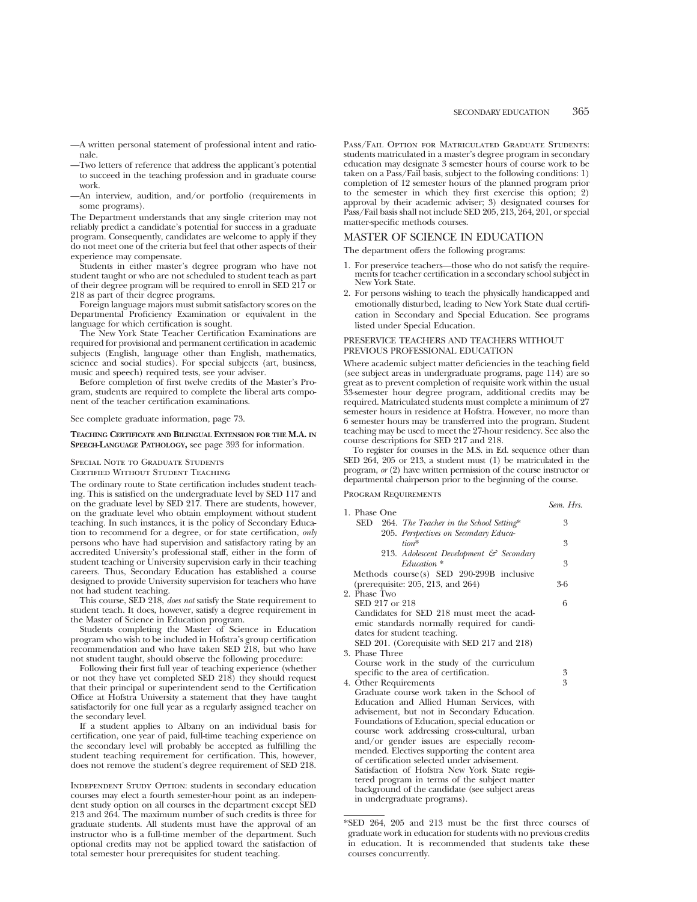—A written personal statement of professional intent and rationale.

—Two letters of reference that address the applicant's potential to succeed in the teaching profession and in graduate course work.

—An interview, audition, and/or portfolio (requirements in some programs).

The Department understands that any single criterion may not reliably predict a candidate's potential for success in a graduate program. Consequently, candidates are welcome to apply if they do not meet one of the criteria but feel that other aspects of their experience may compensate.

Students in either master's degree program who have not student taught or who are not scheduled to student teach as part of their degree program will be required to enroll in SED 217 or 218 as part of their degree programs.

Foreign language majors must submit satisfactory scores on the Departmental Proficiency Examination or equivalent in the language for which certification is sought.

The New York State Teacher Certification Examinations are required for provisional and permanent certification in academic subjects (English, language other than English, mathematics, science and social studies). For special subjects (art, business, music and speech) required tests, see your adviser.

Before completion of first twelve credits of the Master's Program, students are required to complete the liberal arts component of the teacher certification examinations.

See complete graduate information, page 73.

**Teaching Certificate and Bilingual Extension for the M.A. in Speech-Language Pathology,** see page 393 for information.

Special Note to Graduate Students
Certified Without Student Teaching

The ordinary route to State certification includes student teaching. This is satisfied on the undergraduate level by SED 117 and on the graduate level by SED 217. There are students, however, on the graduate level who obtain employment without student teaching. In such instances, it is the policy of Secondary Education to recommend for a degree, or for state certification, *only* persons who have had supervision and satisfactory rating by an accredited University's professional staff, either in the form of student teaching or University supervision early in their teaching careers. Thus, Secondary Education has established a course designed to provide University supervision for teachers who have not had student teaching.

This course, SED 218, *does not* satisfy the State requirement to student teach. It does, however, satisfy a degree requirement in the Master of Science in Education program.

Students completing the Master of Science in Education program who wish to be included in Hofstra's group certification recommendation and who have taken SED 218, but who have not student taught, should observe the following procedure:

Following their first full year of teaching experience (whether or not they have yet completed SED 218) they should request that their principal or superintendent send to the Certification Office at Hofstra University a statement that they have taught satisfactorily for one full year as a regularly assigned teacher on the secondary level.

If a student applies to Albany on an individual basis for certification, one year of paid, full-time teaching experience on the secondary level will probably be accepted as fulfilling the student teaching requirement for certification. This, however, does not remove the student's degree requirement of SED 218.

Independent Study Option: students in secondary education courses may elect a fourth semester-hour point as an independent study option on all courses in the department except SED 213 and 264. The maximum number of such credits is three for graduate students. All students must have the approval of an instructor who is a full-time member of the department. Such optional credits may not be applied toward the satisfaction of total semester hour prerequisites for student teaching.

Pass/Fail Option for Matriculated Graduate Students: students matriculated in a master's degree program in secondary education may designate 3 semester hours of course work to be taken on a Pass/Fail basis, subject to the following conditions: 1) completion of 12 semester hours of the planned program prior to the semester in which they first exercise this option; 2) approval by their academic adviser; 3) designated courses for Pass/Fail basis shall not include SED 205, 213, 264, 201, or special matter-specific methods courses.

## MASTER OF SCIENCE IN EDUCATION

The department offers the following programs:

1. For preservice teachers—those who do not satisfy the requirements for teacher certification in a secondary school subject in New York State.
2. For persons wishing to teach the physically handicapped and emotionally disturbed, leading to New York State dual certification in Secondary and Special Education. See programs listed under Special Education.

### PRESERVICE TEACHERS AND TEACHERS WITHOUT PREVIOUS PROFESSIONAL EDUCATION

Where academic subject matter deficiencies in the teaching field (see subject areas in undergraduate programs, page 114) are so great as to prevent completion of requisite work within the usual 33-semester hour degree program, additional credits may be required. Matriculated students must complete a minimum of 27 semester hours in residence at Hofstra. However, no more than 6 semester hours may be transferred into the program. Student teaching may be used to meet the 27-hour residency. See also the course descriptions for SED 217 and 218.

To register for courses in the M.S. in Ed. sequence other than SED 264, 205 or 213, a student must (1) be matriculated in the program, *or* (2) have written permission of the course instructor or departmental chairperson prior to the beginning of the course.

Program Requirements

| | *Sem. Hrs.* |
|---|---|
| 1. Phase One | |
| SED 264. *The Teacher in the School Setting*\* | 3 |
| 205. *Perspectives on Secondary Education*\* | 3 |
| 213. *Adolescent Development & Secondary Education* \* | 3 |
| Methods course(s) SED 290-299B inclusive (prerequisite: 205, 213, and 264) | 3-6 |
| 2. Phase Two | |
| SED 217 or 218 | 6 |
| Candidates for SED 218 must meet the academic standards normally required for candidates for student teaching. | |
| SED 201. (Corequisite with SED 217 and 218) | |
| 3. Phase Three | |
| Course work in the study of the curriculum specific to the area of certification. | 3 |
| 4. Other Requirements | 3 |
| Graduate course work taken in the School of Education and Allied Human Services, with advisement, but not in Secondary Education. Foundations of Education, special education or course work addressing cross-cultural, urban and/or gender issues are especially recommended. Electives supporting the content area of certification selected under advisement. | |
| Satisfaction of Hofstra New York State registered program in terms of the subject matter background of the candidate (see subject areas in undergraduate programs). | |

\*SED 264, 205 and 213 must be the first three courses of graduate work in education for students with no previous credits in education. It is recommended that students take these courses concurrently.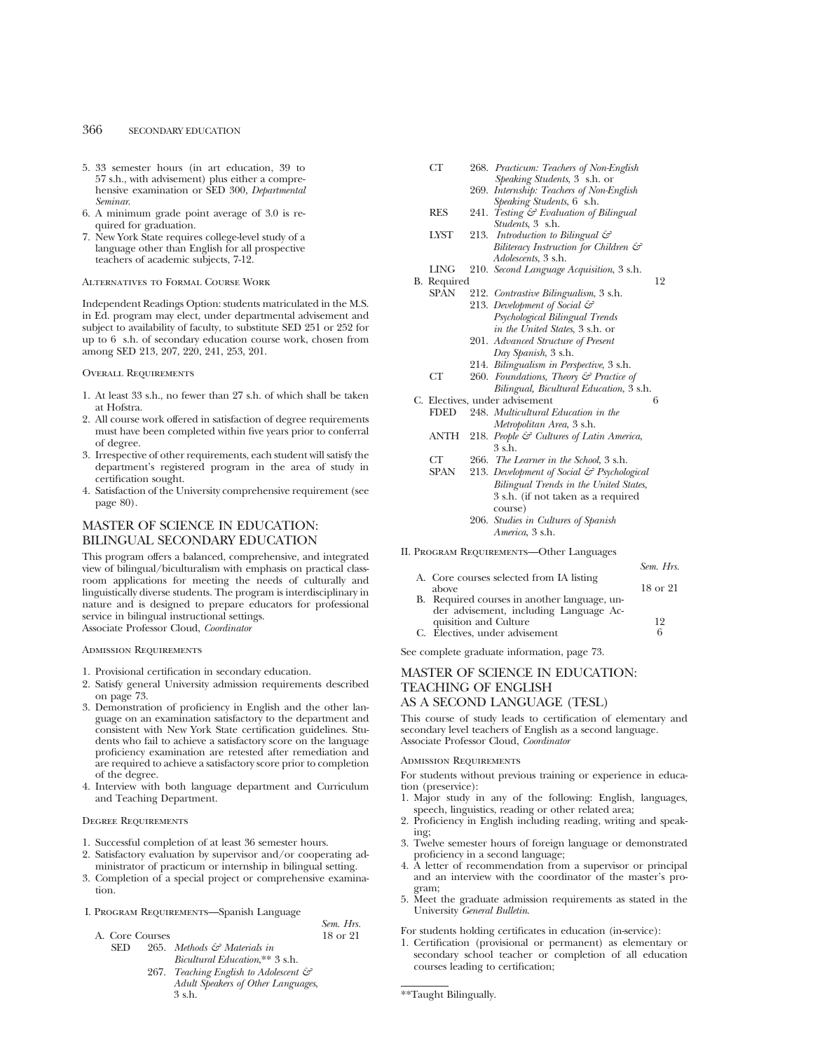5. 33 semester hours (in art education, 39 to 57 s.h., with advisement) plus either a comprehensive examination or SED 300, *Departmental Seminar*.
6. A minimum grade point average of 3.0 is required for graduation.
7. New York State requires college-level study of a language other than English for all prospective teachers of academic subjects, 7-12.

#### Alternatives to Formal Course Work

Independent Readings Option: students matriculated in the M.S. in Ed. program may elect, under departmental advisement and subject to availability of faculty, to substitute SED 251 or 252 for up to 6 s.h. of secondary education course work, chosen from among SED 213, 207, 220, 241, 253, 201.

#### Overall Requirements

1. At least 33 s.h., no fewer than 27 s.h. of which shall be taken at Hofstra.
2. All course work offered in satisfaction of degree requirements must have been completed within five years prior to conferral of degree.
3. Irrespective of other requirements, each student will satisfy the department's registered program in the area of study in certification sought.
4. Satisfaction of the University comprehensive requirement (see page 80).

## MASTER OF SCIENCE IN EDUCATION: BILINGUAL SECONDARY EDUCATION

This program offers a balanced, comprehensive, and integrated view of bilingual/biculturalism with emphasis on practical classroom applications for meeting the needs of culturally and linguistically diverse students. The program is interdisciplinary in nature and is designed to prepare educators for professional service in bilingual instructional settings.
Associate Professor Cloud, *Coordinator*

#### Admission Requirements

1. Provisional certification in secondary education.
2. Satisfy general University admission requirements described on page 73.
3. Demonstration of proficiency in English and the other language on an examination satisfactory to the department and consistent with New York State certification guidelines. Students who fail to achieve a satisfactory score on the language proficiency examination are retested after remediation and are required to achieve a satisfactory score prior to completion of the degree.
4. Interview with both language department and Curriculum and Teaching Department.

#### Degree Requirements

1. Successful completion of at least 36 semester hours.
2. Satisfactory evaluation by supervisor and/or cooperating administrator of practicum or internship in bilingual setting.
3. Completion of a special project or comprehensive examination.

#### I. Program Requirements—Spanish Language

| | | | Sem. Hrs. |
|---|---|---|---|
| A. Core Courses | | | 18 or 21 |
| SED | 265. | *Methods & Materials in Bicultural Education*,** 3 s.h. | |
| | 267. | *Teaching English to Adolescent & Adult Speakers of Other Languages*, 3 s.h. | |
| CT | 268. | *Practicum: Teachers of Non-English Speaking Students*, 3 s.h. or | |
| | 269. | *Internship: Teachers of Non-English Speaking Students*, 6 s.h. | |
| RES | 241. | *Testing & Evaluation of Bilingual Students*, 3 s.h. | |
| LYST | 213. | *Introduction to Bilingual & Biliteracy Instruction for Children & Adolescents*, 3 s.h. | |
| LING | 210. | *Second Language Acquisition*, 3 s.h. | |
| B. Required | | | 12 |
| SPAN | 212. | *Contrastive Bilingualism*, 3 s.h. | |
| | 213. | *Development of Social & Psychological Bilingual Trends in the United States*, 3 s.h. or | |
| | 201. | *Advanced Structure of Present Day Spanish*, 3 s.h. | |
| | 214. | *Bilingualism in Perspective*, 3 s.h. | |
| CT | 260. | *Foundations, Theory & Practice of Bilingual, Bicultural Education*, 3 s.h. | |
| C. Electives, under advisement | | | 6 |
| FDED | 248. | *Multicultural Education in the Metropolitan Area*, 3 s.h. | |
| ANTH | 218. | *People & Cultures of Latin America*, 3 s.h. | |
| CT | 266. | *The Learner in the School*, 3 s.h. | |
| SPAN | 213. | *Development of Social & Psychological Bilingual Trends in the United States*, 3 s.h. (if not taken as a required course) | |
| | 206. | *Studies in Cultures of Spanish America*, 3 s.h. | |

#### II. Program Requirements—Other Languages

| | Sem. Hrs. |
|---|---|
| A. Core courses selected from IA listing above | 18 or 21 |
| B. Required courses in another language, under advisement, including Language Acquisition and Culture | 12 |
| C. Electives, under advisement | 6 |

See complete graduate information, page 73.

## MASTER OF SCIENCE IN EDUCATION: TEACHING OF ENGLISH AS A SECOND LANGUAGE (TESL)

This course of study leads to certification of elementary and secondary level teachers of English as a second language.
Associate Professor Cloud, *Coordinator*

#### Admission Requirements

For students without previous training or experience in education (preservice):

1. Major study in any of the following: English, languages, speech, linguistics, reading or other related area;
2. Proficiency in English including reading, writing and speaking;
3. Twelve semester hours of foreign language or demonstrated proficiency in a second language;
4. A letter of recommendation from a supervisor or principal and an interview with the coordinator of the master's program;
5. Meet the graduate admission requirements as stated in the University *General Bulletin*.

For students holding certificates in education (in-service):

1. Certification (provisional or permanent) as elementary or secondary school teacher or completion of all education courses leading to certification;

**Taught Bilingually.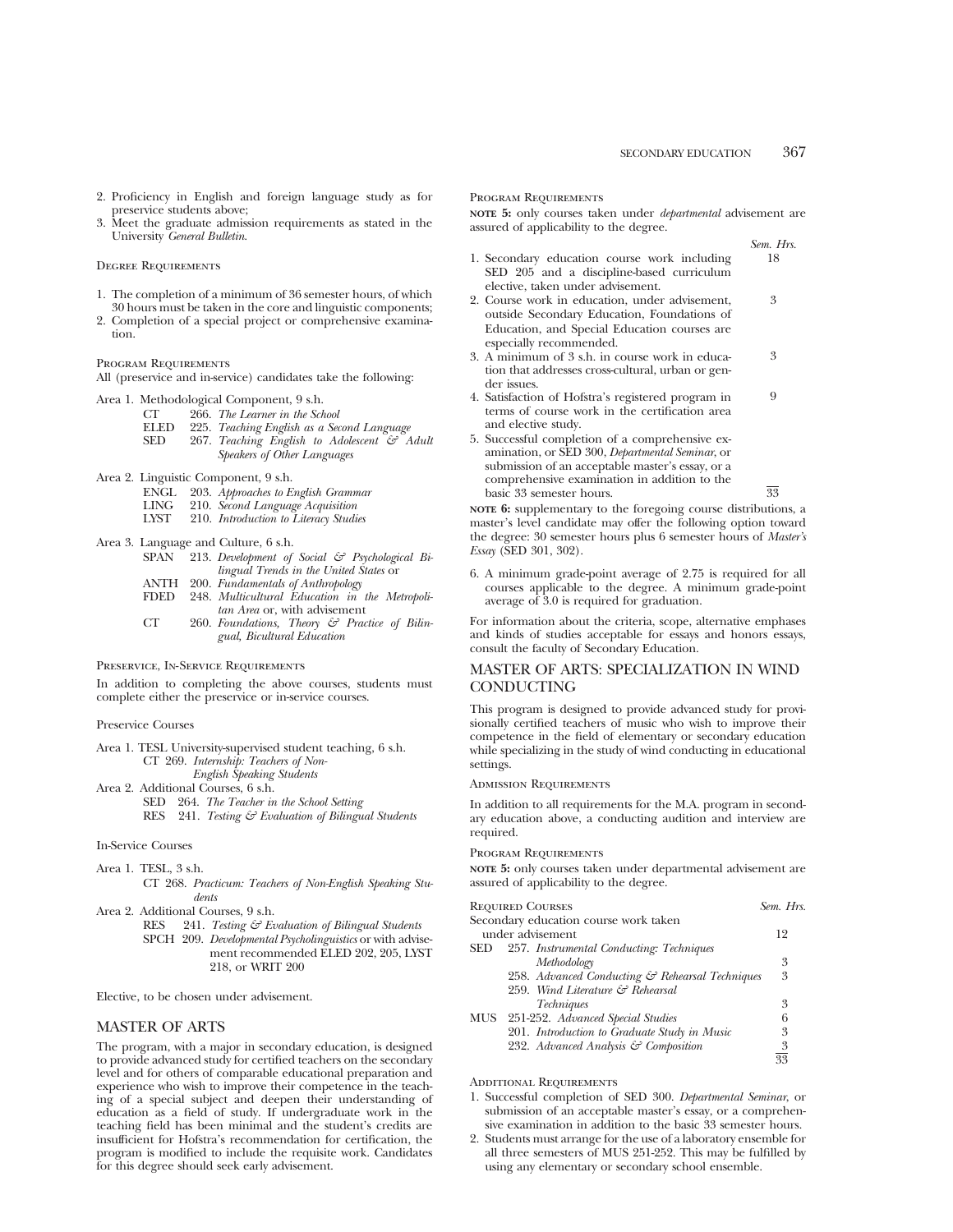2. Proficiency in English and foreign language study as for preservice students above;
3. Meet the graduate admission requirements as stated in the University *General Bulletin*.

Degree Requirements

1. The completion of a minimum of 36 semester hours, of which 30 hours must be taken in the core and linguistic components;
2. Completion of a special project or comprehensive examination.

Program Requirements

All (preservice and in-service) candidates take the following:

Area 1. Methodological Component, 9 s.h.
- CT 266. *The Learner in the School*
- ELED 225. *Teaching English as a Second Language*
- SED 267. *Teaching English to Adolescent & Adult Speakers of Other Languages*

Area 2. Linguistic Component, 9 s.h.
- ENGL 203. *Approaches to English Grammar*
- LING 210. *Second Language Acquisition*
- LYST 210. *Introduction to Literacy Studies*

Area 3. Language and Culture, 6 s.h.
- SPAN 213. *Development of Social & Psychological Bilingual Trends in the United States* or
- ANTH 200. *Fundamentals of Anthropology*
- FDED 248. *Multicultural Education in the Metropolitan Area* or, with advisement
- CT 260. *Foundations, Theory & Practice of Bilingual, Bicultural Education*

Preservice, In-Service Requirements

In addition to completing the above courses, students must complete either the preservice or in-service courses.

Preservice Courses

Area 1. TESL University-supervised student teaching, 6 s.h.
- CT 269. *Internship: Teachers of Non-English Speaking Students*

Area 2. Additional Courses, 6 s.h.
- SED 264. *The Teacher in the School Setting*
- RES 241. *Testing & Evaluation of Bilingual Students*

In-Service Courses

Area 1. TESL, 3 s.h.
- CT 268. *Practicum: Teachers of Non-English Speaking Students*

Area 2. Additional Courses, 9 s.h.
- RES 241. *Testing & Evaluation of Bilingual Students*
- SPCH 209. *Developmental Psycholinguistics* or with advisement recommended ELED 202, 205, LYST 218, or WRIT 200

Elective, to be chosen under advisement.

## MASTER OF ARTS

The program, with a major in secondary education, is designed to provide advanced study for certified teachers on the secondary level and for others of comparable educational preparation and experience who wish to improve their competence in the teaching of a special subject and deepen their understanding of education as a field of study. If undergraduate work in the teaching field has been minimal and the student's credits are insufficient for Hofstra's recommendation for certification, the program is modified to include the requisite work. Candidates for this degree should seek early advisement.

Program Requirements

**note 5:** only courses taken under *departmental* advisement are assured of applicability to the degree.

| | *Sem. Hrs.* |
|---|---|
| 1. Secondary education course work including SED 205 and a discipline-based curriculum elective, taken under advisement. | 18 |
| 2. Course work in education, under advisement, outside Secondary Education, Foundations of Education, and Special Education courses are especially recommended. | 3 |
| 3. A minimum of 3 s.h. in course work in education that addresses cross-cultural, urban or gender issues. | 3 |
| 4. Satisfaction of Hofstra's registered program in terms of course work in the certification area and elective study. | 9 |
| 5. Successful completion of a comprehensive examination, or SED 300, *Departmental Seminar*, or submission of an acceptable master's essay, or a comprehensive examination in addition to the basic 33 semester hours. | 33 |

**note 6:** supplementary to the foregoing course distributions, a master's level candidate may offer the following option toward the degree: 30 semester hours plus 6 semester hours of *Master's Essay* (SED 301, 302).

6. A minimum grade-point average of 2.75 is required for all courses applicable to the degree. A minimum grade-point average of 3.0 is required for graduation.

For information about the criteria, scope, alternative emphases and kinds of studies acceptable for essays and honors essays, consult the faculty of Secondary Education.

## MASTER OF ARTS: SPECIALIZATION IN WIND CONDUCTING

This program is designed to provide advanced study for provisionally certified teachers of music who wish to improve their competence in the field of elementary or secondary education while specializing in the study of wind conducting in educational settings.

Admission Requirements

In addition to all requirements for the M.A. program in secondary education above, a conducting audition and interview are required.

Program Requirements

**note 5:** only courses taken under departmental advisement are assured of applicability to the degree.

| Required Courses | *Sem. Hrs.* |
|---|---|
| Secondary education course work taken under advisement | 12 |
| SED 257. *Instrumental Conducting: Techniques Methodology* | 3 |
| 258. *Advanced Conducting & Rehearsal Techniques* | 3 |
| 259. *Wind Literature & Rehearsal Techniques* | 3 |
| MUS 251-252. *Advanced Special Studies* | 6 |
| 201. *Introduction to Graduate Study in Music* | 3 |
| 232. *Advanced Analysis & Composition* | 3 |
| | 33 |

Additional Requirements

1. Successful completion of SED 300. *Departmental Seminar*, or submission of an acceptable master's essay, or a comprehensive examination in addition to the basic 33 semester hours.
2. Students must arrange for the use of a laboratory ensemble for all three semesters of MUS 251-252. This may be fulfilled by using any elementary or secondary school ensemble.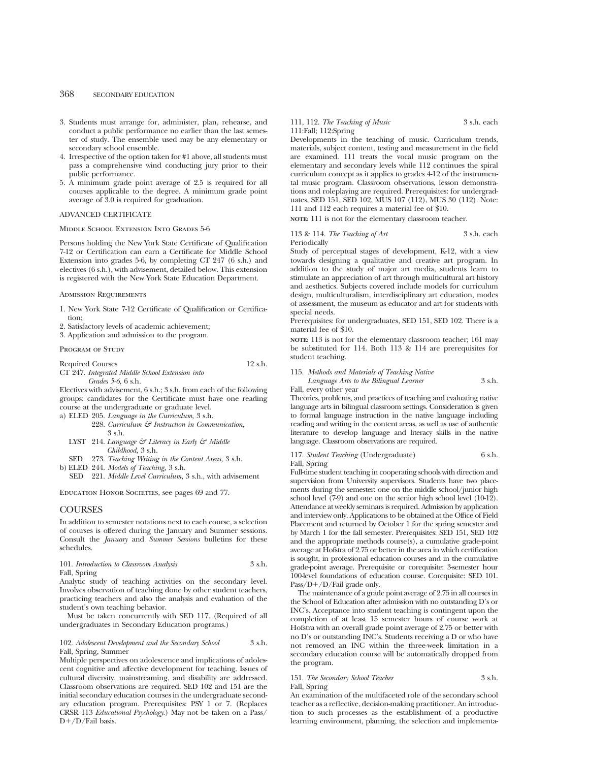3. Students must arrange for, administer, plan, rehearse, and conduct a public performance no earlier than the last semester of study. The ensemble used may be any elementary or secondary school ensemble.
4. Irrespective of the option taken for #1 above, all students must pass a comprehensive wind conducting jury prior to their public performance.
5. A minimum grade point average of 2.5 is required for all courses applicable to the degree. A minimum grade point average of 3.0 is required for graduation.

## ADVANCED CERTIFICATE

### Middle School Extension Into Grades 5-6

Persons holding the New York State Certificate of Qualification 7-12 or Certification can earn a Certificate for Middle School Extension into grades 5-6, by completing CT 247 (6 s.h.) and electives (6 s.h.), with advisement, detailed below. This extension is registered with the New York State Education Department.

### Admission Requirements

1. New York State 7-12 Certificate of Qualification or Certification;
2. Satisfactory levels of academic achievement;
3. Application and admission to the program.

### Program of Study

Required Courses 12 s.h.

CT 247. *Integrated Middle School Extension into Grades 5-6,* 6 s.h.

Electives with advisement, 6 s.h.; 3 s.h. from each of the following groups: candidates for the Certificate must have one reading course at the undergraduate or graduate level.

a) ELED 205. *Language in the Curriculum,* 3 s.h.
   228. *Curriculum & Instruction in Communication,* 3 s.h.
   LYST 214. *Language & Literacy in Early & Middle Childhood,* 3 s.h.
   SED 273. *Teaching Writing in the Content Areas,* 3 s.h.

b) ELED 244. *Models of Teaching,* 3 s.h.
   SED 221. *Middle Level Curriculum,* 3 s.h., with advisement

Education Honor Societies, see pages 69 and 77.

## COURSES

In addition to semester notations next to each course, a selection of courses is offered during the January and Summer sessions. Consult the *January* and *Summer Sessions* bulletins for these schedules.

**101.** *Introduction to Classroom Analysis* 3 s.h.
Fall, Spring

Analytic study of teaching activities on the secondary level. Involves observation of teaching done by other student teachers, practicing teachers and also the analysis and evaluation of the student's own teaching behavior.

Must be taken concurrently with SED 117. (Required of all undergraduates in Secondary Education programs.)

**102.** *Adolescent Development and the Secondary School* 3 s.h.
Fall, Spring, Summer

Multiple perspectives on adolescence and implications of adolescent cognitive and affective development for teaching. Issues of cultural diversity, mainstreaming, and disability are addressed. Classroom observations are required. SED 102 and 151 are the initial secondary education courses in the undergraduate secondary education program. Prerequisites: PSY 1 or 7. (Replaces CRSR 113 *Educational Psychology.*) May not be taken on a Pass/D+/D/Fail basis.

**111, 112.** *The Teaching of Music* 3 s.h. each
111:Fall; 112:Spring

Developments in the teaching of music. Curriculum trends, materials, subject content, testing and measurement in the field are examined. 111 treats the vocal music program on the elementary and secondary levels while 112 continues the spiral curriculum concept as it applies to grades 4-12 of the instrumental music program. Classroom observations, lesson demonstrations and roleplaying are required. Prerequisites: for undergraduates, SED 151, SED 102, MUS 107 (112), MUS 30 (112). Note: 111 and 112 each requires a material fee of $10.

**NOTE:** 111 is not for the elementary classroom teacher.

**113 & 114.** *The Teaching of Art* 3 s.h. each
Periodically

Study of perceptual stages of development, K-12, with a view towards designing a qualitative and creative art program. In addition to the study of major art media, students learn to stimulate an appreciation of art through multicultural art history and aesthetics. Subjects covered include models for curriculum design, multiculturalism, interdisciplinary art education, modes of assessment, the museum as educator and art for students with special needs.

Prerequisites: for undergraduates, SED 151, SED 102. There is a material fee of $10.

**NOTE:** 113 is not for the elementary classroom teacher; 161 may be substituted for 114. Both 113 & 114 are prerequisites for student teaching.

**115.** *Methods and Materials of Teaching Native Language Arts to the Bilingual Learner* 3 s.h.
Fall, every other year

Theories, problems, and practices of teaching and evaluating native language arts in bilingual classroom settings. Consideration is given to formal language instruction in the native language including reading and writing in the content areas, as well as use of authentic literature to develop language and literacy skills in the native language. Classroom observations are required.

**117.** *Student Teaching* (Undergraduate) 6 s.h.
Fall, Spring

Full-time student teaching in cooperating schools with direction and supervision from University supervisors. Students have two placements during the semester: one on the middle school/junior high school level (7-9) and one on the senior high school level (10-12). Attendance at weekly seminars is required. Admission by application and interview only. Applications to be obtained at the Office of Field Placement and returned by October 1 for the spring semester and by March 1 for the fall semester. Prerequisites: SED 151, SED 102 and the appropriate methods course(s), a cumulative grade-point average at Hofstra of 2.75 or better in the area in which certification is sought, in professional education courses and in the cumulative grade-point average. Prerequisite or corequisite: 3-semester hour 100-level foundations of education course. Corequisite: SED 101. Pass/D+/D/Fail grade only.

The maintenance of a grade point average of 2.75 in all courses in the School of Education after admission with no outstanding D's or INC's. Acceptance into student teaching is contingent upon the completion of at least 15 semester hours of course work at Hofstra with an overall grade point average of 2.75 or better with no D's or outstanding INC's. Students receiving a D or who have not removed an INC within the three-week limitation in a secondary education course will be automatically dropped from the program.

**151.** *The Secondary School Teacher* 3 s.h.
Fall, Spring

An examination of the multifaceted role of the secondary school teacher as a reflective, decision-making practitioner. An introduction to such processes as the establishment of a productive learning environment, planning, the selection and implementa-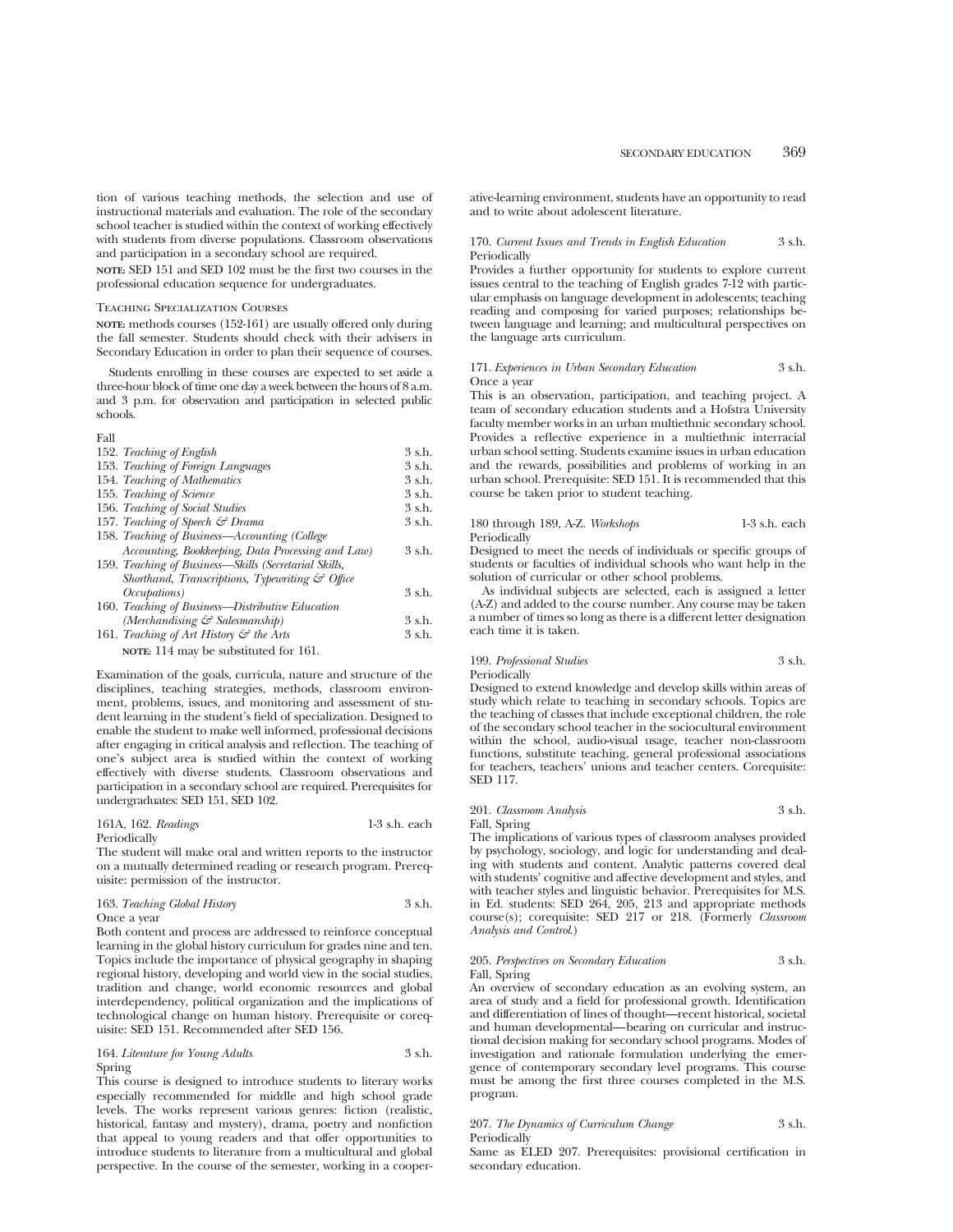tion of various teaching methods, the selection and use of instructional materials and evaluation. The role of the secondary school teacher is studied within the context of working effectively with students from diverse populations. Classroom observations and participation in a secondary school are required.

**NOTE:** SED 151 and SED 102 must be the first two courses in the professional education sequence for undergraduates.

### Teaching Specialization Courses

**NOTE:** methods courses (152-161) are usually offered only during the fall semester. Students should check with their advisers in Secondary Education in order to plan their sequence of courses.

Students enrolling in these courses are expected to set aside a three-hour block of time one day a week between the hours of 8 a.m. and 3 p.m. for observation and participation in selected public schools.

Fall

| | |
|---|---|
| 152. *Teaching of English* | 3 s.h. |
| 153. *Teaching of Foreign Languages* | 3 s.h. |
| 154. *Teaching of Mathematics* | 3 s.h. |
| 155. *Teaching of Science* | 3 s.h. |
| 156. *Teaching of Social Studies* | 3 s.h. |
| 157. *Teaching of Speech & Drama* | 3 s.h. |
| 158. *Teaching of Business—Accounting (College Accounting, Bookkeeping, Data Processing and Law)* | 3 s.h. |
| 159. *Teaching of Business—Skills (Secretarial Skills, Shorthand, Transcriptions, Typewriting & Office Occupations)* | 3 s.h. |
| 160. *Teaching of Business—Distributive Education (Merchandising & Salesmanship)* | 3 s.h. |
| 161. *Teaching of Art History & the Arts* | 3 s.h. |

**NOTE:** 114 may be substituted for 161.

Examination of the goals, curricula, nature and structure of the disciplines, teaching strategies, methods, classroom environment, problems, issues, and monitoring and assessment of student learning in the student's field of specialization. Designed to enable the student to make well informed, professional decisions after engaging in critical analysis and reflection. The teaching of one's subject area is studied within the context of working effectively with diverse students. Classroom observations and participation in a secondary school are required. Prerequisites for undergraduates: SED 151, SED 102.

161A, 162. *Readings* 1-3 s.h. each
Periodically
The student will make oral and written reports to the instructor on a mutually determined reading or research program. Prerequisite: permission of the instructor.

163. *Teaching Global History* 3 s.h.
Once a year
Both content and process are addressed to reinforce conceptual learning in the global history curriculum for grades nine and ten. Topics include the importance of physical geography in shaping regional history, developing and world view in the social studies, tradition and change, world economic resources and global interdependency, political organization and the implications of technological change on human history. Prerequisite or corequisite: SED 151. Recommended after SED 156.

164. *Literature for Young Adults* 3 s.h.
Spring
This course is designed to introduce students to literary works especially recommended for middle and high school grade levels. The works represent various genres: fiction (realistic, historical, fantasy and mystery), drama, poetry and nonfiction that appeal to young readers and that offer opportunities to introduce students to literature from a multicultural and global perspective. In the course of the semester, working in a cooperative-learning environment, students have an opportunity to read and to write about adolescent literature.

170. *Current Issues and Trends in English Education* 3 s.h.
Periodically
Provides a further opportunity for students to explore current issues central to the teaching of English grades 7-12 with particular emphasis on language development in adolescents; teaching reading and composing for varied purposes; relationships between language and learning; and multicultural perspectives on the language arts curriculum.

171. *Experiences in Urban Secondary Education* 3 s.h.
Once a year
This is an observation, participation, and teaching project. A team of secondary education students and a Hofstra University faculty member works in an urban multiethnic secondary school. Provides a reflective experience in a multiethnic interracial urban school setting. Students examine issues in urban education and the rewards, possibilities and problems of working in an urban school. Prerequisite: SED 151. It is recommended that this course be taken prior to student teaching.

180 through 189, A-Z. *Workshops* 1-3 s.h. each
Periodically
Designed to meet the needs of individuals or specific groups of students or faculties of individual schools who want help in the solution of curricular or other school problems.

As individual subjects are selected, each is assigned a letter (A-Z) and added to the course number. Any course may be taken a number of times so long as there is a different letter designation each time it is taken.

199. *Professional Studies* 3 s.h.
Periodically
Designed to extend knowledge and develop skills within areas of study which relate to teaching in secondary schools. Topics are the teaching of classes that include exceptional children, the role of the secondary school teacher in the sociocultural environment within the school, audio-visual usage, teacher non-classroom functions, substitute teaching, general professional associations for teachers, teachers' unions and teacher centers. Corequisite: SED 117.

201. *Classroom Analysis* 3 s.h.
Fall, Spring
The implications of various types of classroom analyses provided by psychology, sociology, and logic for understanding and dealing with students and content. Analytic patterns covered deal with students' cognitive and affective development and styles, and with teacher styles and linguistic behavior. Prerequisites for M.S. in Ed. students: SED 264, 205, 213 and appropriate methods course(s); corequisite: SED 217 or 218. (Formerly *Classroom Analysis and Control*.)

205. *Perspectives on Secondary Education* 3 s.h.
Fall, Spring
An overview of secondary education as an evolving system, an area of study and a field for professional growth. Identification and differentiation of lines of thought—recent historical, societal and human developmental—bearing on curricular and instructional decision making for secondary school programs. Modes of investigation and rationale formulation underlying the emergence of contemporary secondary level programs. This course must be among the first three courses completed in the M.S. program.

207. *The Dynamics of Curriculum Change* 3 s.h.
Periodically
Same as ELED 207. Prerequisites: provisional certification in secondary education.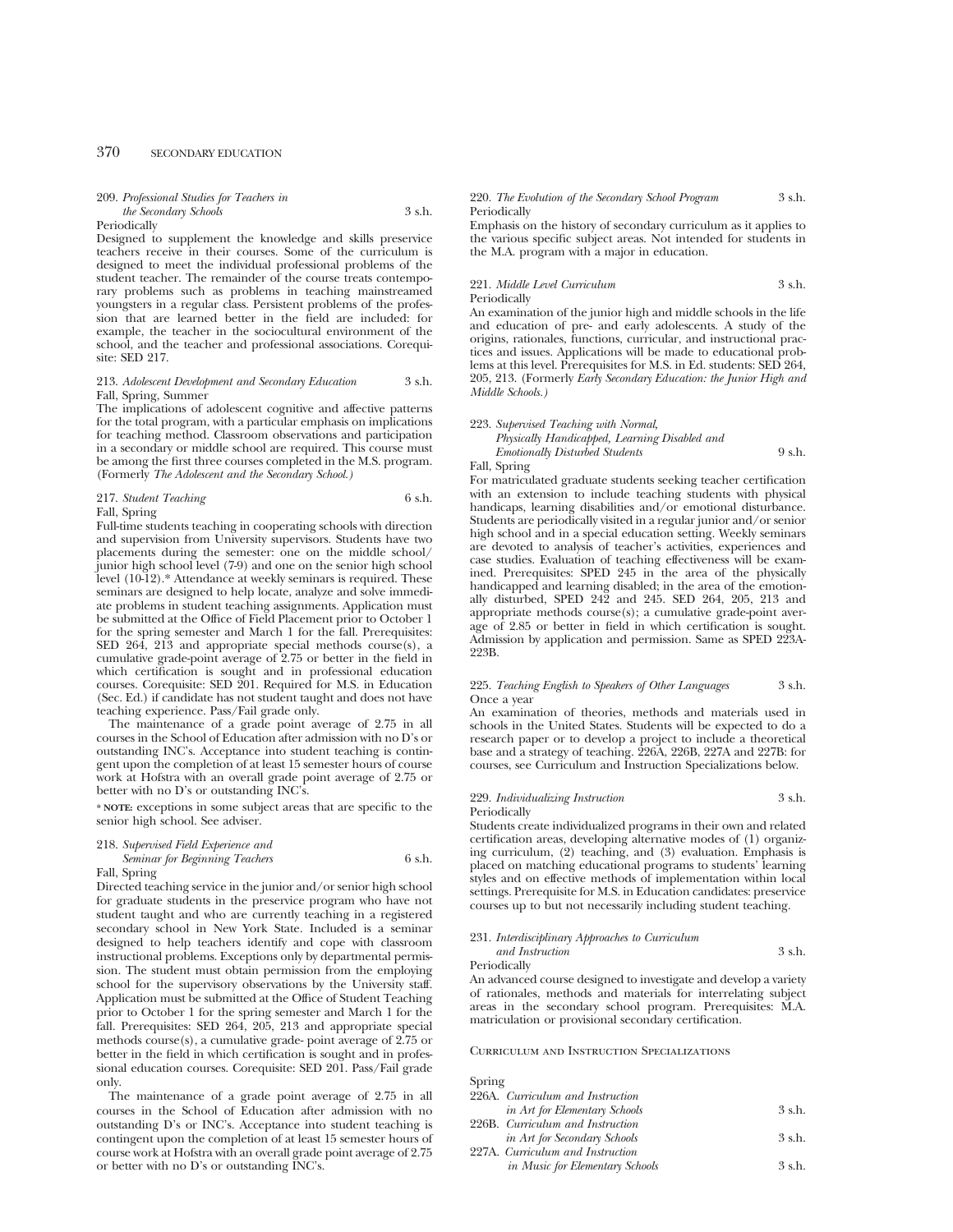209. *Professional Studies for Teachers in the Secondary Schools* 3 s.h.
Periodically
Designed to supplement the knowledge and skills preservice teachers receive in their courses. Some of the curriculum is designed to meet the individual professional problems of the student teacher. The remainder of the course treats contemporary problems such as problems in teaching mainstreamed youngsters in a regular class. Persistent problems of the profession that are learned better in the field are included: for example, the teacher in the sociocultural environment of the school, and the teacher and professional associations. Corequisite: SED 217.

213. *Adolescent Development and Secondary Education* 3 s.h.
Fall, Spring, Summer
The implications of adolescent cognitive and affective patterns for the total program, with a particular emphasis on implications for teaching method. Classroom observations and participation in a secondary or middle school are required. This course must be among the first three courses completed in the M.S. program. (Formerly *The Adolescent and the Secondary School.*)

217. *Student Teaching* 6 s.h.
Fall, Spring
Full-time students teaching in cooperating schools with direction and supervision from University supervisors. Students have two placements during the semester: one on the middle school/junior high school level (7-9) and one on the senior high school level (10-12).* Attendance at weekly seminars is required. These seminars are designed to help locate, analyze and solve immediate problems in student teaching assignments. Application must be submitted at the Office of Field Placement prior to October 1 for the spring semester and March 1 for the fall. Prerequisites: SED 264, 213 and appropriate special methods course(s), a cumulative grade-point average of 2.75 or better in the field in which certification is sought and in professional education courses. Corequisite: SED 201. Required for M.S. in Education (Sec. Ed.) if candidate has not student taught and does not have teaching experience. Pass/Fail grade only.

The maintenance of a grade point average of 2.75 in all courses in the School of Education after admission with no D's or outstanding INC's. Acceptance into student teaching is contingent upon the completion of at least 15 semester hours of course work at Hofstra with an overall grade point average of 2.75 or better with no D's or outstanding INC's.

\* **NOTE:** exceptions in some subject areas that are specific to the senior high school. See adviser.

218. *Supervised Field Experience and Seminar for Beginning Teachers* 6 s.h.
Fall, Spring
Directed teaching service in the junior and/or senior high school for graduate students in the preservice program who have not student taught and who are currently teaching in a registered secondary school in New York State. Included is a seminar designed to help teachers identify and cope with classroom instructional problems. Exceptions only by departmental permission. The student must obtain permission from the employing school for the supervisory observations by the University staff. Application must be submitted at the Office of Student Teaching prior to October 1 for the spring semester and March 1 for the fall. Prerequisites: SED 264, 205, 213 and appropriate special methods course(s), a cumulative grade- point average of 2.75 or better in the field in which certification is sought and in professional education courses. Corequisite: SED 201. Pass/Fail grade only.

The maintenance of a grade point average of 2.75 in all courses in the School of Education after admission with no outstanding D's or INC's. Acceptance into student teaching is contingent upon the completion of at least 15 semester hours of course work at Hofstra with an overall grade point average of 2.75 or better with no D's or outstanding INC's.

220. *The Evolution of the Secondary School Program* 3 s.h.
Periodically
Emphasis on the history of secondary curriculum as it applies to the various specific subject areas. Not intended for students in the M.A. program with a major in education.

221. *Middle Level Curriculum* 3 s.h.
Periodically
An examination of the junior high and middle schools in the life and education of pre- and early adolescents. A study of the origins, rationales, functions, curricular, and instructional practices and issues. Applications will be made to educational problems at this level. Prerequisites for M.S. in Ed. students: SED 264, 205, 213. (Formerly *Early Secondary Education: the Junior High and Middle Schools.*)

223. *Supervised Teaching with Normal, Physically Handicapped, Learning Disabled and Emotionally Disturbed Students* 9 s.h.
Fall, Spring
For matriculated graduate students seeking teacher certification with an extension to include teaching students with physical handicaps, learning disabilities and/or emotional disturbance. Students are periodically visited in a regular junior and/or senior high school and in a special education setting. Weekly seminars are devoted to analysis of teacher's activities, experiences and case studies. Evaluation of teaching effectiveness will be examined. Prerequisites: SPED 245 in the area of the physically handicapped and learning disabled; in the area of the emotionally disturbed, SPED 242 and 245. SED 264, 205, 213 and appropriate methods course(s); a cumulative grade-point average of 2.85 or better in field in which certification is sought. Admission by application and permission. Same as SPED 223A-223B.

225. *Teaching English to Speakers of Other Languages* 3 s.h.
Once a year
An examination of theories, methods and materials used in schools in the United States. Students will be expected to do a research paper or to develop a project to include a theoretical base and a strategy of teaching. 226A, 226B, 227A and 227B: for courses, see Curriculum and Instruction Specializations below.

229. *Individualizing Instruction* 3 s.h.
Periodically
Students create individualized programs in their own and related certification areas, developing alternative modes of (1) organizing curriculum, (2) teaching, and (3) evaluation. Emphasis is placed on matching educational programs to students' learning styles and on effective methods of implementation within local settings. Prerequisite for M.S. in Education candidates: preservice courses up to but not necessarily including student teaching.

231. *Interdisciplinary Approaches to Curriculum and Instruction* 3 s.h.
Periodically
An advanced course designed to investigate and develop a variety of rationales, methods and materials for interrelating subject areas in the secondary school program. Prerequisites: M.A. matriculation or provisional secondary certification.

## Curriculum and Instruction Specializations

Spring

226A. *Curriculum and Instruction in Art for Elementary Schools* 3 s.h.
226B. *Curriculum and Instruction in Art for Secondary Schools* 3 s.h.
227A. *Curriculum and Instruction in Music for Elementary Schools* 3 s.h.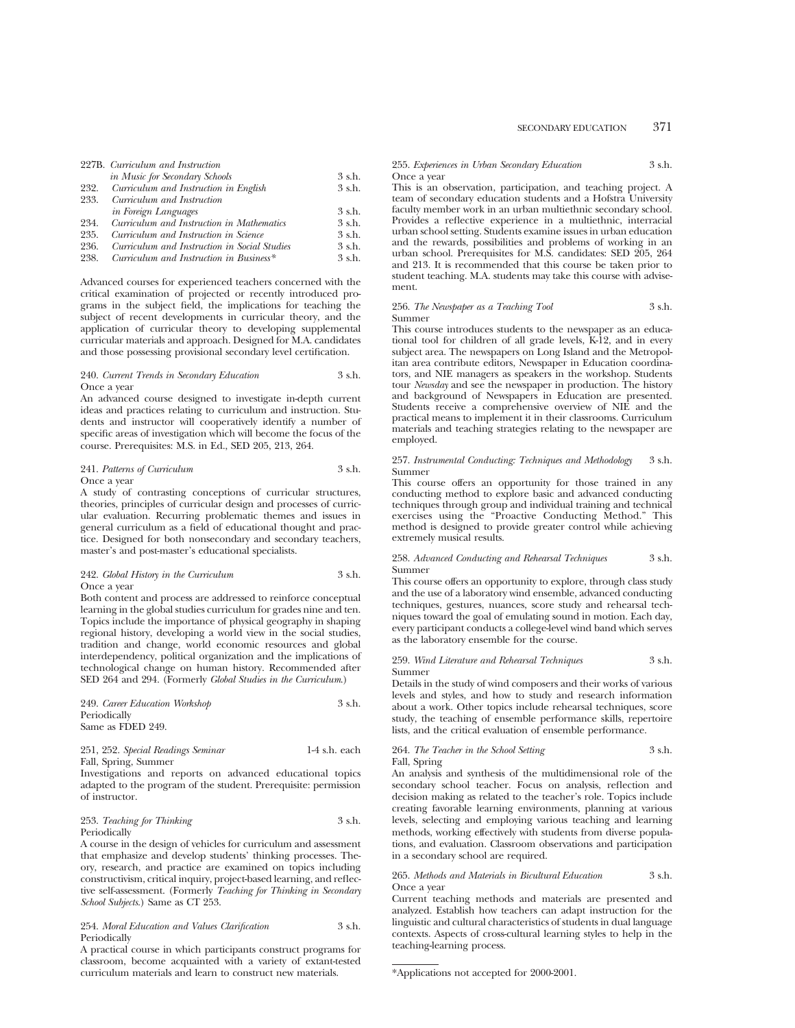| | | |
|---|---|---|
| 227B. | *Curriculum and Instruction in Music for Secondary Schools* | 3 s.h. |
| 232. | *Curriculum and Instruction in English* | 3 s.h. |
| 233. | *Curriculum and Instruction in Foreign Languages* | 3 s.h. |
| 234. | *Curriculum and Instruction in Mathematics* | 3 s.h. |
| 235. | *Curriculum and Instruction in Science* | 3 s.h. |
| 236. | *Curriculum and Instruction in Social Studies* | 3 s.h. |
| 238. | *Curriculum and Instruction in Business** | 3 s.h. |

Advanced courses for experienced teachers concerned with the critical examination of projected or recently introduced programs in the subject field, the implications for teaching the subject of recent developments in curricular theory, and the application of curricular theory to developing supplemental curricular materials and approach. Designed for M.A. candidates and those possessing provisional secondary level certification.

240. *Current Trends in Secondary Education* 3 s.h.
Once a year
An advanced course designed to investigate in-depth current ideas and practices relating to curriculum and instruction. Students and instructor will cooperatively identify a number of specific areas of investigation which will become the focus of the course. Prerequisites: M.S. in Ed., SED 205, 213, 264.

241. *Patterns of Curriculum* 3 s.h.
Once a year
A study of contrasting conceptions of curricular structures, theories, principles of curricular design and processes of curricular evaluation. Recurring problematic themes and issues in general curriculum as a field of educational thought and practice. Designed for both nonsecondary and secondary teachers, master's and post-master's educational specialists.

242. *Global History in the Curriculum* 3 s.h.
Once a year
Both content and process are addressed to reinforce conceptual learning in the global studies curriculum for grades nine and ten. Topics include the importance of physical geography in shaping regional history, developing a world view in the social studies, tradition and change, world economic resources and global interdependency, political organization and the implications of technological change on human history. Recommended after SED 264 and 294. (Formerly *Global Studies in the Curriculum*.)

249. *Career Education Workshop* 3 s.h.
Periodically
Same as FDED 249.

251, 252. *Special Readings Seminar* 1-4 s.h. each
Fall, Spring, Summer
Investigations and reports on advanced educational topics adapted to the program of the student. Prerequisite: permission of instructor.

253. *Teaching for Thinking* 3 s.h.
Periodically
A course in the design of vehicles for curriculum and assessment that emphasize and develop students' thinking processes. Theory, research, and practice are examined on topics including constructivism, critical inquiry, project-based learning, and reflective self-assessment. (Formerly *Teaching for Thinking in Secondary School Subjects*.) Same as CT 253.

254. *Moral Education and Values Clarification* 3 s.h.
Periodically
A practical course in which participants construct programs for classroom, become acquainted with a variety of extant-tested curriculum materials and learn to construct new materials.

255. *Experiences in Urban Secondary Education* 3 s.h.
Once a year
This is an observation, participation, and teaching project. A team of secondary education students and a Hofstra University faculty member work in an urban multiethnic secondary school. Provides a reflective experience in a multiethnic, interracial urban school setting. Students examine issues in urban education and the rewards, possibilities and problems of working in an urban school. Prerequisites for M.S. candidates: SED 205, 264 and 213. It is recommended that this course be taken prior to student teaching. M.A. students may take this course with advisement.

256. *The Newspaper as a Teaching Tool* 3 s.h.
Summer
This course introduces students to the newspaper as an educational tool for children of all grade levels, K-12, and in every subject area. The newspapers on Long Island and the Metropolitan area contribute editors, Newspaper in Education coordinators, and NIE managers as speakers in the workshop. Students tour *Newsday* and see the newspaper in production. The history and background of Newspapers in Education are presented. Students receive a comprehensive overview of NIE and the practical means to implement it in their classrooms. Curriculum materials and teaching strategies relating to the newspaper are employed.

257. *Instrumental Conducting: Techniques and Methodology* 3 s.h.
Summer
This course offers an opportunity for those trained in any conducting method to explore basic and advanced conducting techniques through group and individual training and technical exercises using the "Proactive Conducting Method." This method is designed to provide greater control while achieving extremely musical results.

258. *Advanced Conducting and Rehearsal Techniques* 3 s.h.
Summer
This course offers an opportunity to explore, through class study and the use of a laboratory wind ensemble, advanced conducting techniques, gestures, nuances, score study and rehearsal techniques toward the goal of emulating sound in motion. Each day, every participant conducts a college-level wind band which serves as the laboratory ensemble for the course.

259. *Wind Literature and Rehearsal Techniques* 3 s.h.
Summer
Details in the study of wind composers and their works of various levels and styles, and how to study and research information about a work. Other topics include rehearsal techniques, score study, the teaching of ensemble performance skills, repertoire lists, and the critical evaluation of ensemble performance.

264. *The Teacher in the School Setting* 3 s.h.
Fall, Spring
An analysis and synthesis of the multidimensional role of the secondary school teacher. Focus on analysis, reflection and decision making as related to the teacher's role. Topics include creating favorable learning environments, planning at various levels, selecting and employing various teaching and learning methods, working effectively with students from diverse populations, and evaluation. Classroom observations and participation in a secondary school are required.

265. *Methods and Materials in Bicultural Education* 3 s.h.
Once a year
Current teaching methods and materials are presented and analyzed. Establish how teachers can adapt instruction for the linguistic and cultural characteristics of students in dual language contexts. Aspects of cross-cultural learning styles to help in the teaching-learning process.

*Applications not accepted for 2000-2001.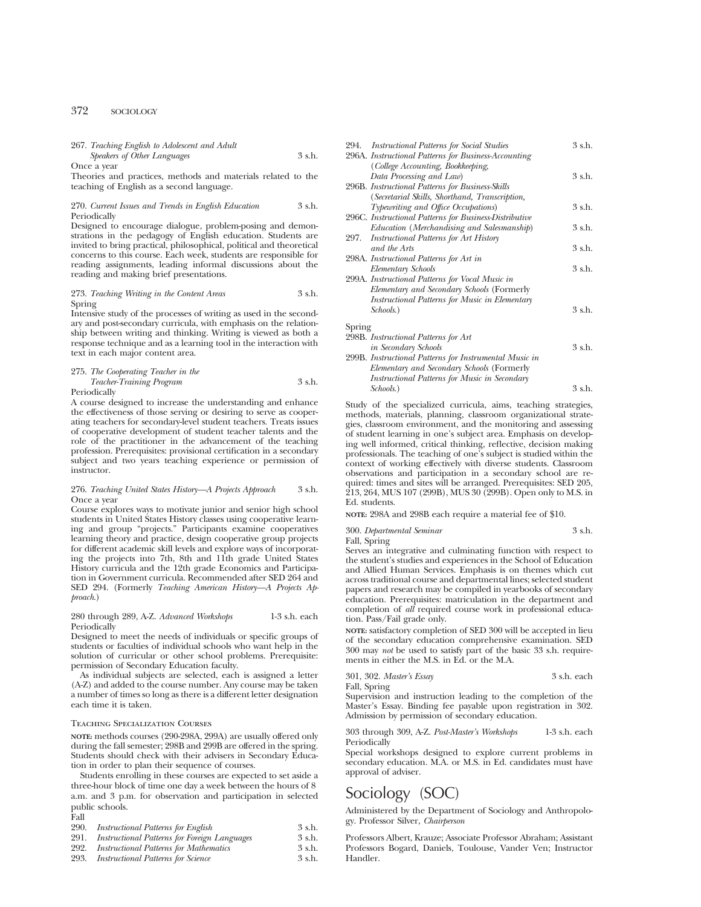267. *Teaching English to Adolescent and Adult Speakers of Other Languages* 3 s.h.
Once a year
Theories and practices, methods and materials related to the teaching of English as a second language.

270. *Current Issues and Trends in English Education* 3 s.h.
Periodically
Designed to encourage dialogue, problem-posing and demonstrations in the pedagogy of English education. Students are invited to bring practical, philosophical, political and theoretical concerns to this course. Each week, students are responsible for reading assignments, leading informal discussions about the reading and making brief presentations.

273. *Teaching Writing in the Content Areas* 3 s.h.
Spring
Intensive study of the processes of writing as used in the secondary and post-secondary curricula, with emphasis on the relationship between writing and thinking. Writing is viewed as both a response technique and as a learning tool in the interaction with text in each major content area.

275. *The Cooperating Teacher in the Teacher-Training Program* 3 s.h.
Periodically
A course designed to increase the understanding and enhance the effectiveness of those serving or desiring to serve as cooperating teachers for secondary-level student teachers. Treats issues of cooperative development of student teacher talents and the role of the practitioner in the advancement of the teaching profession. Prerequisites: provisional certification in a secondary subject and two years teaching experience or permission of instructor.

276. *Teaching United States History—A Projects Approach* 3 s.h.
Once a year
Course explores ways to motivate junior and senior high school students in United States History classes using cooperative learning and group "projects." Participants examine cooperatives learning theory and practice, design cooperative group projects for different academic skill levels and explore ways of incorporating the projects into 7th, 8th and 11th grade United States History curricula and the 12th grade Economics and Participation in Government curricula. Recommended after SED 264 and SED 294. (Formerly *Teaching American History—A Projects Approach.*)

280 through 289, A-Z. *Advanced Workshops* 1-3 s.h. each
Periodically
Designed to meet the needs of individuals or specific groups of students or faculties of individual schools who want help in the solution of curricular or other school problems. Prerequisite: permission of Secondary Education faculty.

As individual subjects are selected, each is assigned a letter (A-Z) and added to the course number. Any course may be taken a number of times so long as there is a different letter designation each time it is taken.

### Teaching Specialization Courses

**NOTE:** methods courses (290-298A, 299A) are usually offered only during the fall semester; 298B and 299B are offered in the spring. Students should check with their advisers in Secondary Education in order to plan their sequence of courses.

Students enrolling in these courses are expected to set aside a three-hour block of time one day a week between the hours of 8 a.m. and 3 p.m. for observation and participation in selected public schools.

Fall

290. *Instructional Patterns for English* 3 s.h.
291. *Instructional Patterns for Foreign Languages* 3 s.h.
292. *Instructional Patterns for Mathematics* 3 s.h.
293. *Instructional Patterns for Science* 3 s.h.
294. *Instructional Patterns for Social Studies* 3 s.h.
296A. *Instructional Patterns for Business-Accounting (College Accounting, Bookkeeping, Data Processing and Law)* 3 s.h.
296B. *Instructional Patterns for Business-Skills (Secretarial Skills, Shorthand, Transcription, Typewriting and Office Occupations)* 3 s.h.
296C. *Instructional Patterns for Business-Distributive Education (Merchandising and Salesmanship)* 3 s.h.
297. *Instructional Patterns for Art History and the Arts* 3 s.h.
298A. *Instructional Patterns for Art in Elementary Schools* 3 s.h.
299A. *Instructional Patterns for Vocal Music in Elementary and Secondary Schools* (Formerly *Instructional Patterns for Music in Elementary Schools.*) 3 s.h.

Spring

298B. *Instructional Patterns for Art in Secondary Schools* 3 s.h.
299B. *Instructional Patterns for Instrumental Music in Elementary and Secondary Schools* (Formerly *Instructional Patterns for Music in Secondary Schools.*) 3 s.h.

Study of the specialized curricula, aims, teaching strategies, methods, materials, planning, classroom organizational strategies, classroom environment, and the monitoring and assessing of student learning in one's subject area. Emphasis on developing well informed, critical thinking, reflective, decision making professionals. The teaching of one's subject is studied within the context of working effectively with diverse students. Classroom observations and participation in a secondary school are required: times and sites will be arranged. Prerequisites: SED 205, 213, 264, MUS 107 (299B), MUS 30 (299B). Open only to M.S. in Ed. students.

**NOTE:** 298A and 298B each require a material fee of $10.

300. *Departmental Seminar* 3 s.h.
Fall, Spring
Serves an integrative and culminating function with respect to the student's studies and experiences in the School of Education and Allied Human Services. Emphasis is on themes which cut across traditional course and departmental lines; selected student papers and research may be compiled in yearbooks of secondary education. Prerequisites: matriculation in the department and completion of *all* required course work in professional education. Pass/Fail grade only.

**NOTE:** satisfactory completion of SED 300 will be accepted in lieu of the secondary education comprehensive examination. SED 300 may *not* be used to satisfy part of the basic 33 s.h. requirements in either the M.S. in Ed. or the M.A.

301, 302. *Master's Essay* 3 s.h. each
Fall, Spring
Supervision and instruction leading to the completion of the Master's Essay. Binding fee payable upon registration in 302. Admission by permission of secondary education.

303 through 309, A-Z. *Post-Master's Workshops* 1-3 s.h. each
Periodically
Special workshops designed to explore current problems in secondary education. M.A. or M.S. in Ed. candidates must have approval of adviser.

# Sociology (SOC)

Administered by the Department of Sociology and Anthropology. Professor Silver, *Chairperson*

Professors Albert, Krauze; Associate Professor Abraham; Assistant Professors Bogard, Daniels, Toulouse, Vander Ven; Instructor Handler.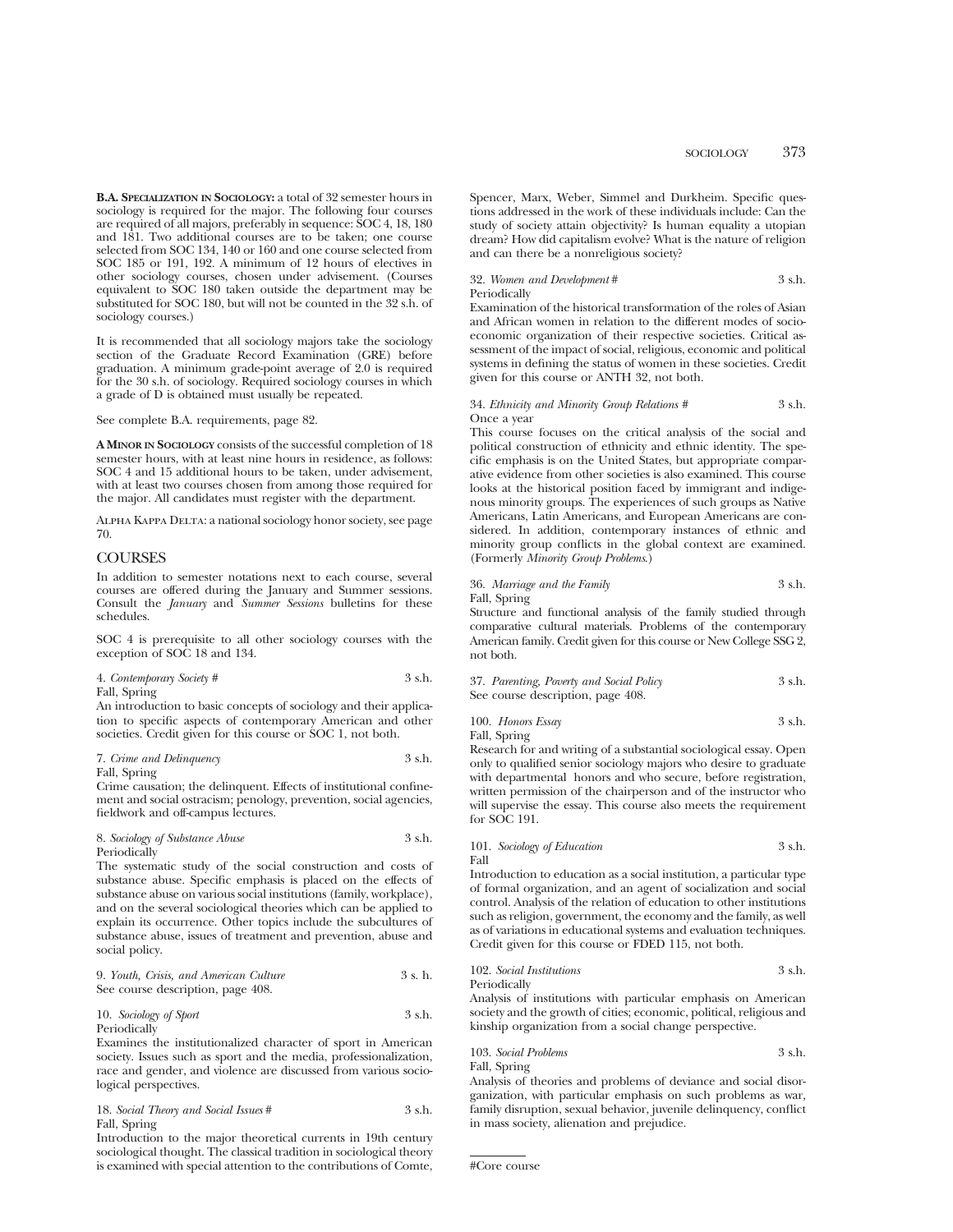**B.A. Specialization in Sociology:** a total of 32 semester hours in sociology is required for the major. The following four courses are required of all majors, preferably in sequence: SOC 4, 18, 180 and 181. Two additional courses are to be taken; one course selected from SOC 134, 140 or 160 and one course selected from SOC 185 or 191, 192. A minimum of 12 hours of electives in other sociology courses, chosen under advisement. (Courses equivalent to SOC 180 taken outside the department may be substituted for SOC 180, but will not be counted in the 32 s.h. of sociology courses.)

It is recommended that all sociology majors take the sociology section of the Graduate Record Examination (GRE) before graduation. A minimum grade-point average of 2.0 is required for the 30 s.h. of sociology. Required sociology courses in which a grade of D is obtained must usually be repeated.

See complete B.A. requirements, page 82.

**A Minor in Sociology** consists of the successful completion of 18 semester hours, with at least nine hours in residence, as follows: SOC 4 and 15 additional hours to be taken, under advisement, with at least two courses chosen from among those required for the major. All candidates must register with the department.

Alpha Kappa Delta: a national sociology honor society, see page 70.

## COURSES

In addition to semester notations next to each course, several courses are offered during the January and Summer sessions. Consult the *January* and *Summer Sessions* bulletins for these schedules.

SOC 4 is prerequisite to all other sociology courses with the exception of SOC 18 and 134.

4. *Contemporary Society #* 3 s.h.
Fall, Spring
An introduction to basic concepts of sociology and their application to specific aspects of contemporary American and other societies. Credit given for this course or SOC 1, not both.

7. *Crime and Delinquency* 3 s.h.
Fall, Spring
Crime causation; the delinquent. Effects of institutional confinement and social ostracism; penology, prevention, social agencies, fieldwork and off-campus lectures.

8. *Sociology of Substance Abuse* 3 s.h.
Periodically
The systematic study of the social construction and costs of substance abuse. Specific emphasis is placed on the effects of substance abuse on various social institutions (family, workplace), and on the several sociological theories which can be applied to explain its occurrence. Other topics include the subcultures of substance abuse, issues of treatment and prevention, abuse and social policy.

9. *Youth, Crisis, and American Culture* 3 s. h.
See course description, page 408.

10. *Sociology of Sport* 3 s.h.
Periodically
Examines the institutionalized character of sport in American society. Issues such as sport and the media, professionalization, race and gender, and violence are discussed from various sociological perspectives.

18. *Social Theory and Social Issues #* 3 s.h.
Fall, Spring
Introduction to the major theoretical currents in 19th century sociological thought. The classical tradition in sociological theory is examined with special attention to the contributions of Comte, Spencer, Marx, Weber, Simmel and Durkheim. Specific questions addressed in the work of these individuals include: Can the study of society attain objectivity? Is human equality a utopian dream? How did capitalism evolve? What is the nature of religion and can there be a nonreligious society?

32. *Women and Development #* 3 s.h.
Periodically
Examination of the historical transformation of the roles of Asian and African women in relation to the different modes of socioeconomic organization of their respective societies. Critical assessment of the impact of social, religious, economic and political systems in defining the status of women in these societies. Credit given for this course or ANTH 32, not both.

34. *Ethnicity and Minority Group Relations #* 3 s.h.
Once a year
This course focuses on the critical analysis of the social and political construction of ethnicity and ethnic identity. The specific emphasis is on the United States, but appropriate comparative evidence from other societies is also examined. This course looks at the historical position faced by immigrant and indigenous minority groups. The experiences of such groups as Native Americans, Latin Americans, and European Americans are considered. In addition, contemporary instances of ethnic and minority group conflicts in the global context are examined. (Formerly *Minority Group Problems.*)

36. *Marriage and the Family* 3 s.h.
Fall, Spring
Structure and functional analysis of the family studied through comparative cultural materials. Problems of the contemporary American family. Credit given for this course or New College SSG 2, not both.

37. *Parenting, Poverty and Social Policy* 3 s.h.
See course description, page 408.

100. *Honors Essay* 3 s.h.
Fall, Spring
Research for and writing of a substantial sociological essay. Open only to qualified senior sociology majors who desire to graduate with departmental honors and who secure, before registration, written permission of the chairperson and of the instructor who will supervise the essay. This course also meets the requirement for SOC 191.

101. *Sociology of Education* 3 s.h.
Fall
Introduction to education as a social institution, a particular type of formal organization, and an agent of socialization and social control. Analysis of the relation of education to other institutions such as religion, government, the economy and the family, as well as of variations in educational systems and evaluation techniques. Credit given for this course or FDED 115, not both.

102. *Social Institutions* 3 s.h.
Periodically
Analysis of institutions with particular emphasis on American society and the growth of cities; economic, political, religious and kinship organization from a social change perspective.

103. *Social Problems* 3 s.h.
Fall, Spring
Analysis of theories and problems of deviance and social disorganization, with particular emphasis on such problems as war, family disruption, sexual behavior, juvenile delinquency, conflict in mass society, alienation and prejudice.

#Core course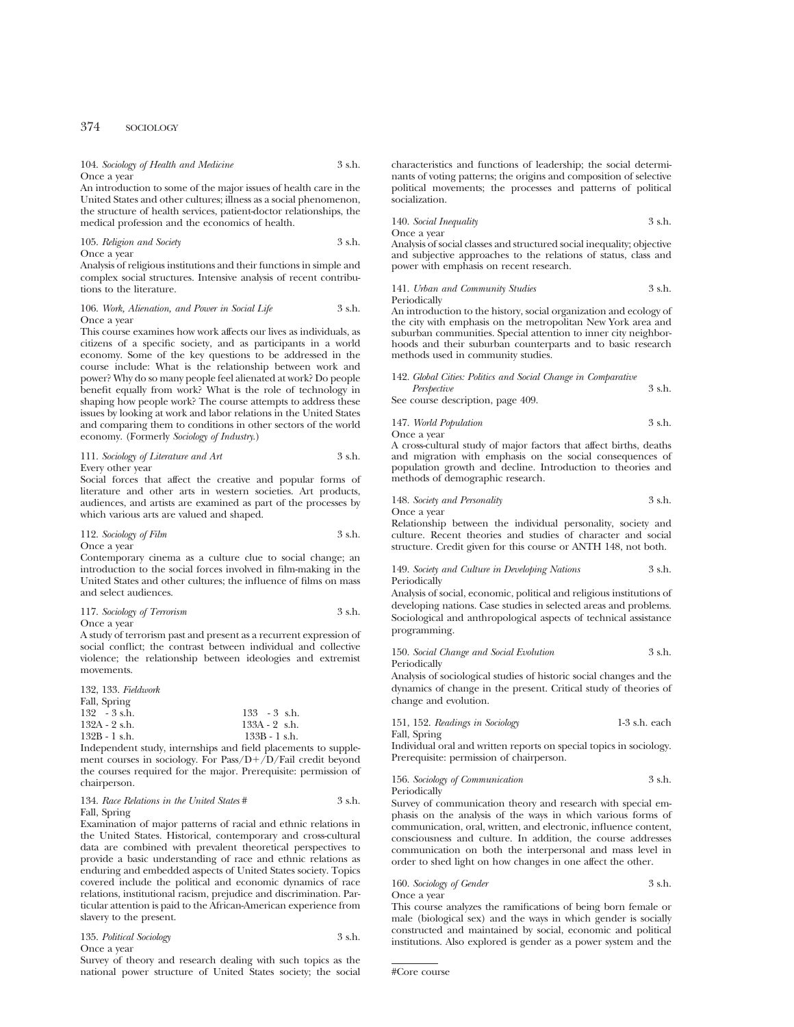104. *Sociology of Health and Medicine* 3 s.h.
Once a year
An introduction to some of the major issues of health care in the United States and other cultures; illness as a social phenomenon, the structure of health services, patient-doctor relationships, the medical profession and the economics of health.

105. *Religion and Society* 3 s.h.
Once a year
Analysis of religious institutions and their functions in simple and complex social structures. Intensive analysis of recent contributions to the literature.

106. *Work, Alienation, and Power in Social Life* 3 s.h.
Once a year
This course examines how work affects our lives as individuals, as citizens of a specific society, and as participants in a world economy. Some of the key questions to be addressed in the course include: What is the relationship between work and power? Why do so many people feel alienated at work? Do people benefit equally from work? What is the role of technology in shaping how people work? The course attempts to address these issues by looking at work and labor relations in the United States and comparing them to conditions in other sectors of the world economy. (Formerly *Sociology of Industry.*)

111. *Sociology of Literature and Art* 3 s.h.
Every other year
Social forces that affect the creative and popular forms of literature and other arts in western societies. Art products, audiences, and artists are examined as part of the processes by which various arts are valued and shaped.

112. *Sociology of Film* 3 s.h.
Once a year
Contemporary cinema as a culture clue to social change; an introduction to the social forces involved in film-making in the United States and other cultures; the influence of films on mass and select audiences.

117. *Sociology of Terrorism* 3 s.h.
Once a year
A study of terrorism past and present as a recurrent expression of social conflict; the contrast between individual and collective violence; the relationship between ideologies and extremist movements.

132, 133. *Fieldwork*
Fall, Spring
132 - 3 s.h. 133 - 3 s.h.
132A - 2 s.h. 133A - 2 s.h.
132B - 1 s.h. 133B - 1 s.h.
Independent study, internships and field placements to supplement courses in sociology. For Pass/D+/D/Fail credit beyond the courses required for the major. Prerequisite: permission of chairperson.

134. *Race Relations in the United States* # 3 s.h.
Fall, Spring
Examination of major patterns of racial and ethnic relations in the United States. Historical, contemporary and cross-cultural data are combined with prevalent theoretical perspectives to provide a basic understanding of race and ethnic relations as enduring and embedded aspects of United States society. Topics covered include the political and economic dynamics of race relations, institutional racism, prejudice and discrimination. Particular attention is paid to the African-American experience from slavery to the present.

135. *Political Sociology* 3 s.h.
Once a year
Survey of theory and research dealing with such topics as the national power structure of United States society; the social characteristics and functions of leadership; the social determinants of voting patterns; the origins and composition of selective political movements; the processes and patterns of political socialization.

140. *Social Inequality* 3 s.h.
Once a year
Analysis of social classes and structured social inequality; objective and subjective approaches to the relations of status, class and power with emphasis on recent research.

141. *Urban and Community Studies* 3 s.h.
Periodically
An introduction to the history, social organization and ecology of the city with emphasis on the metropolitan New York area and suburban communities. Special attention to inner city neighborhoods and their suburban counterparts and to basic research methods used in community studies.

142. *Global Cities: Politics and Social Change in Comparative Perspective* 3 s.h.
See course description, page 409.

147. *World Population* 3 s.h.
Once a year
A cross-cultural study of major factors that affect births, deaths and migration with emphasis on the social consequences of population growth and decline. Introduction to theories and methods of demographic research.

148. *Society and Personality* 3 s.h.
Once a year
Relationship between the individual personality, society and culture. Recent theories and studies of character and social structure. Credit given for this course or ANTH 148, not both.

149. *Society and Culture in Developing Nations* 3 s.h.
Periodically
Analysis of social, economic, political and religious institutions of developing nations. Case studies in selected areas and problems. Sociological and anthropological aspects of technical assistance programming.

150. *Social Change and Social Evolution* 3 s.h.
Periodically
Analysis of sociological studies of historic social changes and the dynamics of change in the present. Critical study of theories of change and evolution.

151, 152. *Readings in Sociology* 1-3 s.h. each
Fall, Spring
Individual oral and written reports on special topics in sociology. Prerequisite: permission of chairperson.

156. *Sociology of Communication* 3 s.h.
Periodically
Survey of communication theory and research with special emphasis on the analysis of the ways in which various forms of communication, oral, written, and electronic, influence content, consciousness and culture. In addition, the course addresses communication on both the interpersonal and mass level in order to shed light on how changes in one affect the other.

160. *Sociology of Gender* 3 s.h.
Once a year
This course analyzes the ramifications of being born female or male (biological sex) and the ways in which gender is socially constructed and maintained by social, economic and political institutions. Also explored is gender as a power system and the

#Core course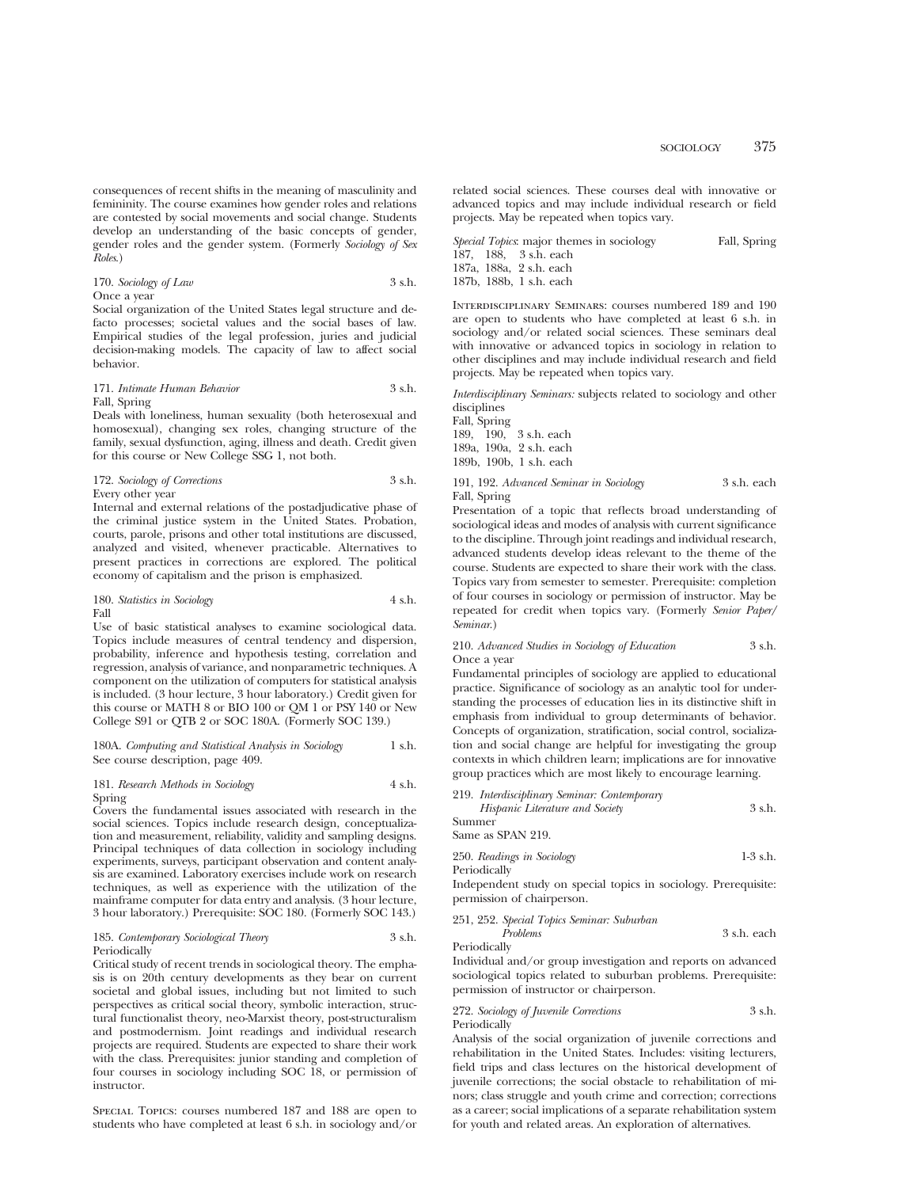consequences of recent shifts in the meaning of masculinity and femininity. The course examines how gender roles and relations are contested by social movements and social change. Students develop an understanding of the basic concepts of gender, gender roles and the gender system. (Formerly *Sociology of Sex Roles*.)

170. *Sociology of Law* 3 s.h.
Once a year
Social organization of the United States legal structure and defacto processes; societal values and the social bases of law. Empirical studies of the legal profession, juries and judicial decision-making models. The capacity of law to affect social behavior.

171. *Intimate Human Behavior* 3 s.h.
Fall, Spring
Deals with loneliness, human sexuality (both heterosexual and homosexual), changing sex roles, changing structure of the family, sexual dysfunction, aging, illness and death. Credit given for this course or New College SSG 1, not both.

172. *Sociology of Corrections* 3 s.h.
Every other year
Internal and external relations of the postadjudicative phase of the criminal justice system in the United States. Probation, courts, parole, prisons and other total institutions are discussed, analyzed and visited, whenever practicable. Alternatives to present practices in corrections are explored. The political economy of capitalism and the prison is emphasized.

180. *Statistics in Sociology* 4 s.h.
Fall
Use of basic statistical analyses to examine sociological data. Topics include measures of central tendency and dispersion, probability, inference and hypothesis testing, correlation and regression, analysis of variance, and nonparametric techniques. A component on the utilization of computers for statistical analysis is included. (3 hour lecture, 3 hour laboratory.) Credit given for this course or MATH 8 or BIO 100 or QM 1 or PSY 140 or New College S91 or QTB 2 or SOC 180A. (Formerly SOC 139.)

180A. *Computing and Statistical Analysis in Sociology* 1 s.h.
See course description, page 409.

181. *Research Methods in Sociology* 4 s.h.
Spring
Covers the fundamental issues associated with research in the social sciences. Topics include research design, conceptualization and measurement, reliability, validity and sampling designs. Principal techniques of data collection in sociology including experiments, surveys, participant observation and content analysis are examined. Laboratory exercises include work on research techniques, as well as experience with the utilization of the mainframe computer for data entry and analysis. (3 hour lecture, 3 hour laboratory.) Prerequisite: SOC 180. (Formerly SOC 143.)

185. *Contemporary Sociological Theory* 3 s.h.
Periodically
Critical study of recent trends in sociological theory. The emphasis is on 20th century developments as they bear on current societal and global issues, including but not limited to such perspectives as critical social theory, symbolic interaction, structural functionalist theory, neo-Marxist theory, post-structuralism and postmodernism. Joint readings and individual research projects are required. Students are expected to share their work with the class. Prerequisites: junior standing and completion of four courses in sociology including SOC 18, or permission of instructor.

Special Topics: courses numbered 187 and 188 are open to students who have completed at least 6 s.h. in sociology and/or related social sciences. These courses deal with innovative or advanced topics and may include individual research or field projects. May be repeated when topics vary.

*Special Topics*: major themes in sociology Fall, Spring
187, 188, 3 s.h. each
187a, 188a, 2 s.h. each
187b, 188b, 1 s.h. each

Interdisciplinary Seminars: courses numbered 189 and 190 are open to students who have completed at least 6 s.h. in sociology and/or related social sciences. These seminars deal with innovative or advanced topics in sociology in relation to other disciplines and may include individual research and field projects. May be repeated when topics vary.

*Interdisciplinary Seminars:* subjects related to sociology and other disciplines
Fall, Spring
189, 190, 3 s.h. each
189a, 190a, 2 s.h. each
189b, 190b, 1 s.h. each

191, 192. *Advanced Seminar in Sociology* 3 s.h. each
Fall, Spring
Presentation of a topic that reflects broad understanding of sociological ideas and modes of analysis with current significance to the discipline. Through joint readings and individual research, advanced students develop ideas relevant to the theme of the course. Students are expected to share their work with the class. Topics vary from semester to semester. Prerequisite: completion of four courses in sociology or permission of instructor. May be repeated for credit when topics vary. (Formerly *Senior Paper/Seminar*.)

210. *Advanced Studies in Sociology of Education* 3 s.h.
Once a year
Fundamental principles of sociology are applied to educational practice. Significance of sociology as an analytic tool for understanding the processes of education lies in its distinctive shift in emphasis from individual to group determinants of behavior. Concepts of organization, stratification, social control, socialization and social change are helpful for investigating the group contexts in which children learn; implications are for innovative group practices which are most likely to encourage learning.

219. *Interdisciplinary Seminar: Contemporary Hispanic Literature and Society* 3 s.h.
Summer
Same as SPAN 219.

250. *Readings in Sociology* 1-3 s.h.
Periodically
Independent study on special topics in sociology. Prerequisite: permission of chairperson.

251, 252. *Special Topics Seminar: Suburban Problems* 3 s.h. each
Periodically
Individual and/or group investigation and reports on advanced sociological topics related to suburban problems. Prerequisite: permission of instructor or chairperson.

272. *Sociology of Juvenile Corrections* 3 s.h.
Periodically
Analysis of the social organization of juvenile corrections and rehabilitation in the United States. Includes: visiting lecturers, field trips and class lectures on the historical development of juvenile corrections; the social obstacle to rehabilitation of minors; class struggle and youth crime and correction; corrections as a career; social implications of a separate rehabilitation system for youth and related areas. An exploration of alternatives.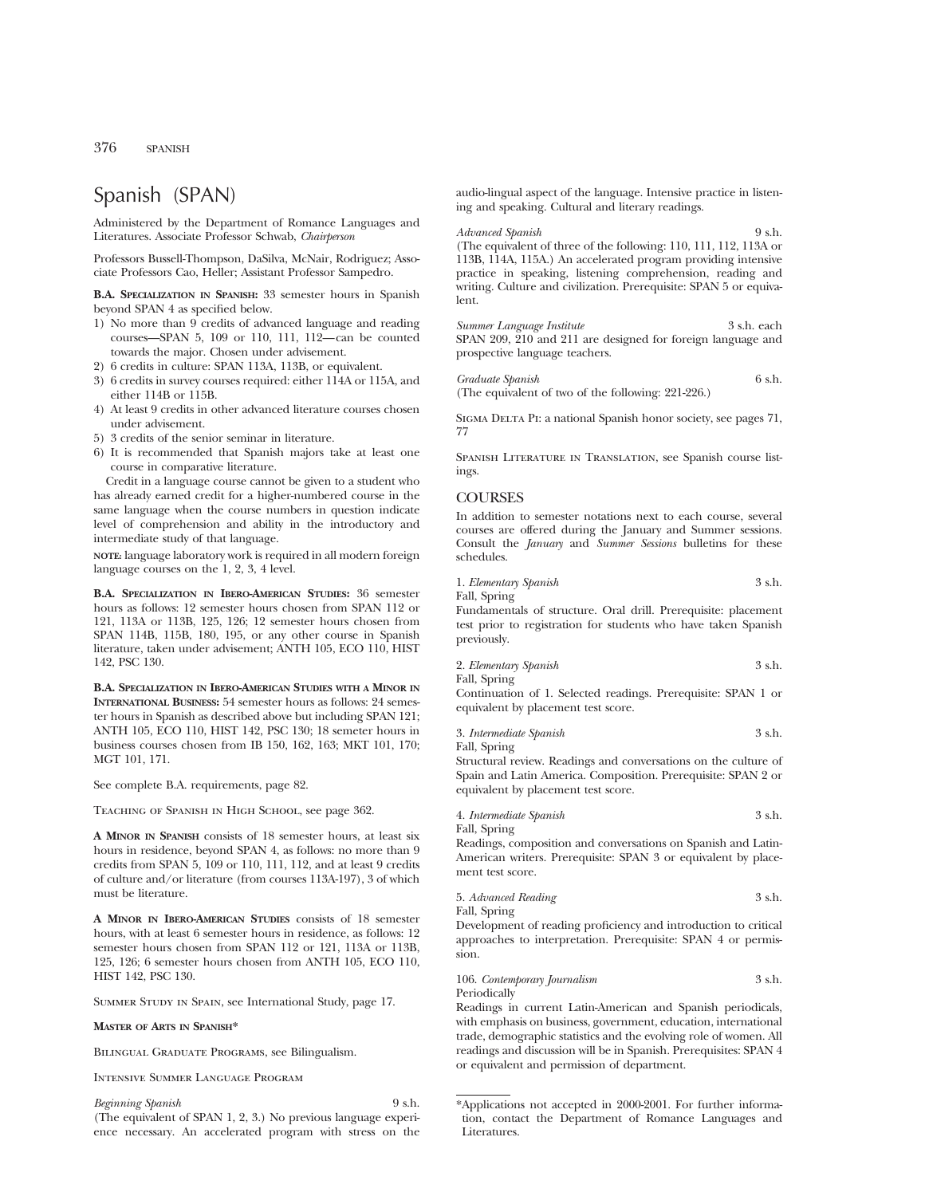# Spanish (SPAN)

Administered by the Department of Romance Languages and Literatures. Associate Professor Schwab, *Chairperson*

Professors Bussell-Thompson, DaSilva, McNair, Rodriguez; Associate Professors Cao, Heller; Assistant Professor Sampedro.

**B.A. Specialization in Spanish:** 33 semester hours in Spanish beyond SPAN 4 as specified below.

1) No more than 9 credits of advanced language and reading courses—SPAN 5, 109 or 110, 111, 112—can be counted towards the major. Chosen under advisement.
2) 6 credits in culture: SPAN 113A, 113B, or equivalent.
3) 6 credits in survey courses required: either 114A or 115A, and either 114B or 115B.
4) At least 9 credits in other advanced literature courses chosen under advisement.
5) 3 credits of the senior seminar in literature.
6) It is recommended that Spanish majors take at least one course in comparative literature.

Credit in a language course cannot be given to a student who has already earned credit for a higher-numbered course in the same language when the course numbers in question indicate level of comprehension and ability in the introductory and intermediate study of that language.

**note:** language laboratory work is required in all modern foreign language courses on the 1, 2, 3, 4 level.

**B.A. Specialization in Ibero-American Studies:** 36 semester hours as follows: 12 semester hours chosen from SPAN 112 or 121, 113A or 113B, 125, 126; 12 semester hours chosen from SPAN 114B, 115B, 180, 195, or any other course in Spanish literature, taken under advisement; ANTH 105, ECO 110, HIST 142, PSC 130.

**B.A. Specialization in Ibero-American Studies with a Minor in International Business:** 54 semester hours as follows: 24 semester hours in Spanish as described above but including SPAN 121; ANTH 105, ECO 110, HIST 142, PSC 130; 18 semeter hours in business courses chosen from IB 150, 162, 163; MKT 101, 170; MGT 101, 171.

See complete B.A. requirements, page 82.

Teaching of Spanish in High School, see page 362.

**A Minor in Spanish** consists of 18 semester hours, at least six hours in residence, beyond SPAN 4, as follows: no more than 9 credits from SPAN 5, 109 or 110, 111, 112, and at least 9 credits of culture and/or literature (from courses 113A-197), 3 of which must be literature.

**A Minor in Ibero-American Studies** consists of 18 semester hours, with at least 6 semester hours in residence, as follows: 12 semester hours chosen from SPAN 112 or 121, 113A or 113B, 125, 126; 6 semester hours chosen from ANTH 105, ECO 110, HIST 142, PSC 130.

Summer Study in Spain, see International Study, page 17.

**Master of Arts in Spanish***

Bilingual Graduate Programs, see Bilingualism.

Intensive Summer Language Program

*Beginning Spanish* 9 s.h.
(The equivalent of SPAN 1, 2, 3.) No previous language experience necessary. An accelerated program with stress on the audio-lingual aspect of the language. Intensive practice in listening and speaking. Cultural and literary readings.

*Advanced Spanish* 9 s.h.
(The equivalent of three of the following: 110, 111, 112, 113A or 113B, 114A, 115A.) An accelerated program providing intensive practice in speaking, listening comprehension, reading and writing. Culture and civilization. Prerequisite: SPAN 5 or equivalent.

*Summer Language Institute* 3 s.h. each
SPAN 209, 210 and 211 are designed for foreign language and prospective language teachers.

*Graduate Spanish* 6 s.h.
(The equivalent of two of the following: 221-226.)

Sigma Delta Pi: a national Spanish honor society, see pages 71, 77

Spanish Literature in Translation, see Spanish course listings.

## COURSES

In addition to semester notations next to each course, several courses are offered during the January and Summer sessions. Consult the *January* and *Summer Sessions* bulletins for these schedules.

1. *Elementary Spanish* 3 s.h.
Fall, Spring
Fundamentals of structure. Oral drill. Prerequisite: placement test prior to registration for students who have taken Spanish previously.

2. *Elementary Spanish* 3 s.h.
Fall, Spring
Continuation of 1. Selected readings. Prerequisite: SPAN 1 or equivalent by placement test score.

3. *Intermediate Spanish* 3 s.h.
Fall, Spring
Structural review. Readings and conversations on the culture of Spain and Latin America. Composition. Prerequisite: SPAN 2 or equivalent by placement test score.

4. *Intermediate Spanish* 3 s.h.
Fall, Spring
Readings, composition and conversations on Spanish and Latin-American writers. Prerequisite: SPAN 3 or equivalent by placement test score.

5. *Advanced Reading* 3 s.h.
Fall, Spring
Development of reading proficiency and introduction to critical approaches to interpretation. Prerequisite: SPAN 4 or permission.

106. *Contemporary Journalism* 3 s.h.
Periodically
Readings in current Latin-American and Spanish periodicals, with emphasis on business, government, education, international trade, demographic statistics and the evolving role of women. All readings and discussion will be in Spanish. Prerequisites: SPAN 4 or equivalent and permission of department.

*Applications not accepted in 2000-2001. For further information, contact the Department of Romance Languages and Literatures.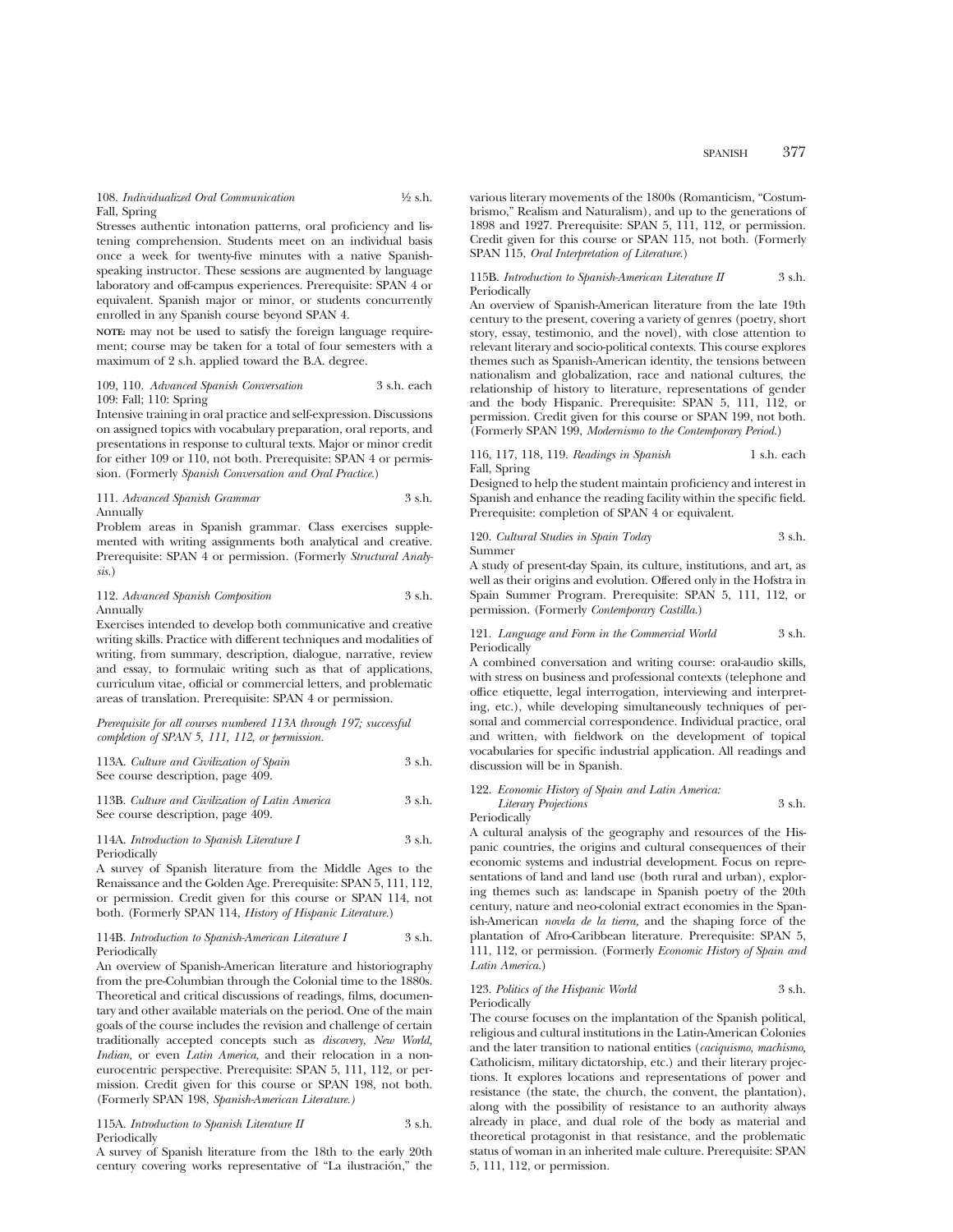108. *Individualized Oral Communication* ½ s.h.
Fall, Spring

Stresses authentic intonation patterns, oral proficiency and listening comprehension. Students meet on an individual basis once a week for twenty-five minutes with a native Spanish-speaking instructor. These sessions are augmented by language laboratory and off-campus experiences. Prerequisite: SPAN 4 or equivalent. Spanish major or minor, or students concurrently enrolled in any Spanish course beyond SPAN 4.

**NOTE:** may not be used to satisfy the foreign language requirement; course may be taken for a total of four semesters with a maximum of 2 s.h. applied toward the B.A. degree.

109, 110. *Advanced Spanish Conversation* 3 s.h. each
109: Fall; 110: Spring

Intensive training in oral practice and self-expression. Discussions on assigned topics with vocabulary preparation, oral reports, and presentations in response to cultural texts. Major or minor credit for either 109 or 110, not both. Prerequisite: SPAN 4 or permission. (Formerly *Spanish Conversation and Oral Practice.*)

111. *Advanced Spanish Grammar* 3 s.h.
Annually

Problem areas in Spanish grammar. Class exercises supplemented with writing assignments both analytical and creative. Prerequisite: SPAN 4 or permission. (Formerly *Structural Analysis.*)

112. *Advanced Spanish Composition* 3 s.h.
Annually

Exercises intended to develop both communicative and creative writing skills. Practice with different techniques and modalities of writing, from summary, description, dialogue, narrative, review and essay, to formulaic writing such as that of applications, curriculum vitae, official or commercial letters, and problematic areas of translation. Prerequisite: SPAN 4 or permission.

*Prerequisite for all courses numbered 113A through 197; successful completion of SPAN 5, 111, 112, or permission.*

113A. *Culture and Civilization of Spain* 3 s.h.
See course description, page 409.

113B. *Culture and Civilization of Latin America* 3 s.h.
See course description, page 409.

114A. *Introduction to Spanish Literature I* 3 s.h.
Periodically

A survey of Spanish literature from the Middle Ages to the Renaissance and the Golden Age. Prerequisite: SPAN 5, 111, 112, or permission. Credit given for this course or SPAN 114, not both. (Formerly SPAN 114, *History of Hispanic Literature.*)

114B. *Introduction to Spanish-American Literature I* 3 s.h.
Periodically

An overview of Spanish-American literature and historiography from the pre-Columbian through the Colonial time to the 1880s. Theoretical and critical discussions of readings, films, documentary and other available materials on the period. One of the main goals of the course includes the revision and challenge of certain traditionally accepted concepts such as *discovery, New World, Indian,* or even *Latin America,* and their relocation in a non-eurocentric perspective. Prerequisite: SPAN 5, 111, 112, or permission. Credit given for this course or SPAN 198, not both. (Formerly SPAN 198, *Spanish-American Literature.*)

115A. *Introduction to Spanish Literature II* 3 s.h.
Periodically

A survey of Spanish literature from the 18th to the early 20th century covering works representative of "La ilustración," the various literary movements of the 1800s (Romanticism, "Costumbrismo," Realism and Naturalism), and up to the generations of 1898 and 1927. Prerequisite: SPAN 5, 111, 112, or permission. Credit given for this course or SPAN 115, not both. (Formerly SPAN 115, *Oral Interpretation of Literature.*)

115B. *Introduction to Spanish-American Literature II* 3 s.h.
Periodically

An overview of Spanish-American literature from the late 19th century to the present, covering a variety of genres (poetry, short story, essay, testimonio, and the novel), with close attention to relevant literary and socio-political contexts. This course explores themes such as Spanish-American identity, the tensions between nationalism and globalization, race and national cultures, the relationship of history to literature, representations of gender and the body Hispanic. Prerequisite: SPAN 5, 111, 112, or permission. Credit given for this course or SPAN 199, not both. (Formerly SPAN 199, *Modernismo to the Contemporary Period.*)

116, 117, 118, 119. *Readings in Spanish* 1 s.h. each
Fall, Spring

Designed to help the student maintain proficiency and interest in Spanish and enhance the reading facility within the specific field. Prerequisite: completion of SPAN 4 or equivalent.

120. *Cultural Studies in Spain Today* 3 s.h.
Summer

A study of present-day Spain, its culture, institutions, and art, as well as their origins and evolution. Offered only in the Hofstra in Spain Summer Program. Prerequisite: SPAN 5, 111, 112, or permission. (Formerly *Contemporary Castilla.*)

121. *Language and Form in the Commercial World* 3 s.h.
Periodically

A combined conversation and writing course: oral-audio skills, with stress on business and professional contexts (telephone and office etiquette, legal interrogation, interviewing and interpreting, etc.), while developing simultaneously techniques of personal and commercial correspondence. Individual practice, oral and written, with fieldwork on the development of topical vocabularies for specific industrial application. All readings and discussion will be in Spanish.

122. *Economic History of Spain and Latin America: Literary Projections* 3 s.h.
Periodically

A cultural analysis of the geography and resources of the Hispanic countries, the origins and cultural consequences of their economic systems and industrial development. Focus on representations of land and land use (both rural and urban), exploring themes such as: landscape in Spanish poetry of the 20th century, nature and neo-colonial extract economies in the Spanish-American *novela de la tierra,* and the shaping force of the plantation of Afro-Caribbean literature. Prerequisite: SPAN 5, 111, 112, or permission. (Formerly *Economic History of Spain and Latin America.*)

123. *Politics of the Hispanic World* 3 s.h.
Periodically

The course focuses on the implantation of the Spanish political, religious and cultural institutions in the Latin-American Colonies and the later transition to national entities (*caciquismo, machismo,* Catholicism, military dictatorship, etc.) and their literary projections. It explores locations and representations of power and resistance (the state, the church, the convent, the plantation), along with the possibility of resistance to an authority always already in place, and dual role of the body as material and theoretical protagonist in that resistance, and the problematic status of woman in an inherited male culture. Prerequisite: SPAN 5, 111, 112, or permission.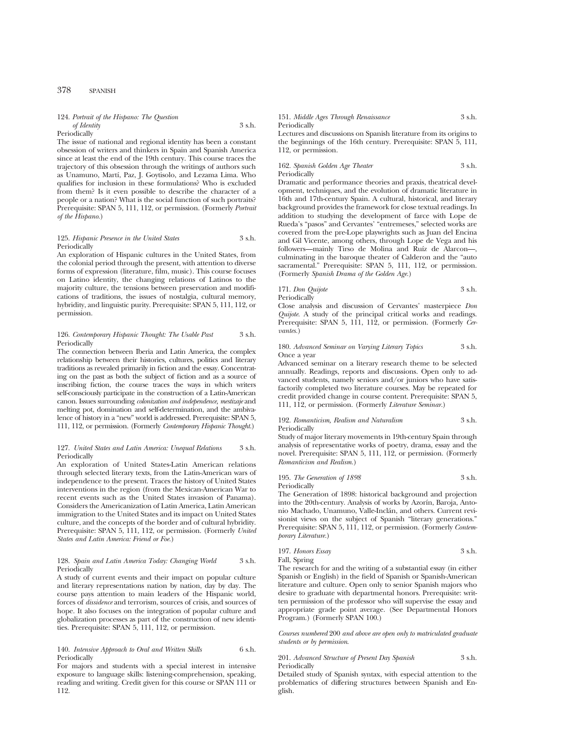124. *Portrait of the Hispano: The Question of Identity* 3 s.h.
Periodically

The issue of national and regional identity has been a constant obsession of writers and thinkers in Spain and Spanish America since at least the end of the 19th century. This course traces the trajectory of this obsession through the writings of authors such as Unamuno, Martí, Paz, J. Goytisolo, and Lezama Lima. Who qualifies for inclusion in these formulations? Who is excluded from them? Is it even possible to describe the character of a people or a nation? What is the social function of such portraits? Prerequisite: SPAN 5, 111, 112, or permission. (Formerly *Portrait of the Hispano.*)

125. *Hispanic Presence in the United States* 3 s.h.
Periodically

An exploration of Hispanic cultures in the United States, from the colonial period through the present, with attention to diverse forms of expression (literature, film, music). This course focuses on Latino identity, the changing relations of Latinos to the majority culture, the tensions between preservation and modifications of traditions, the issues of nostalgia, cultural memory, hybridity, and linguistic purity. Prerequisite: SPAN 5, 111, 112, or permission.

126. *Contemporary Hispanic Thought: The Usable Past* 3 s.h.
Periodically

The connection between Iberia and Latin America, the complex relationship between their histories, cultures, politics and literary traditions as revealed primarily in fiction and the essay. Concentrating on the past as both the subject of fiction and as a source of inscribing fiction, the course traces the ways in which writers self-consciously participate in the construction of a Latin-American canon. Issues surrounding *colonization and independence, mestizaje* and melting pot, domination and self-determination, and the ambivalence of history in a "new" world is addressed. Prerequisite: SPAN 5, 111, 112, or permission. (Formerly *Contemporary Hispanic Thought.*)

127. *United States and Latin America: Unequal Relations* 3 s.h.
Periodically

An exploration of United States-Latin American relations through selected literary texts, from the Latin-American wars of independence to the present. Traces the history of United States interventions in the region (from the Mexican-American War to recent events such as the United States invasion of Panama). Considers the Americanization of Latin America, Latin American immigration to the United States and its impact on United States culture, and the concepts of the border and of cultural hybridity. Prerequisite: SPAN 5, 111, 112, or permission. (Formerly *United States and Latin America: Friend or Foe.*)

128. *Spain and Latin America Today: Changing World* 3 s.h.
Periodically

A study of current events and their impact on popular culture and literary representations nation by nation, day by day. The course pays attention to main leaders of the Hispanic world, forces of *dissidence* and terrorism, sources of crisis, and sources of hope. It also focuses on the integration of popular culture and globalization processes as part of the construction of new identities. Prerequisite: SPAN 5, 111, 112, or permission.

140. *Intensive Approach to Oral and Written Skills* 6 s.h.
Periodically

For majors and students with a special interest in intensive exposure to language skills: listening-comprehension, speaking, reading and writing. Credit given for this course or SPAN 111 or 112.

151. *Middle Ages Through Renaissance* 3 s.h.
Periodically

Lectures and discussions on Spanish literature from its origins to the beginnings of the 16th century. Prerequisite: SPAN 5, 111, 112, or permission.

162. *Spanish Golden Age Theater* 3 s.h.
Periodically

Dramatic and performance theories and praxis, theatrical development, techniques, and the evolution of dramatic literature in 16th and 17th-century Spain. A cultural, historical, and literary background provides the framework for close textual readings. In addition to studying the development of farce with Lope de Rueda's "pasos" and Cervantes' "entremeses," selected works are covered from the pre-Lope playwrights such as Juan del Encina and Gil Vicente, among others, through Lope de Vega and his followers—mainly Tirso de Molina and Ruíz de Alarcon—, culminating in the baroque theater of Calderon and the "auto sacramental." Prerequisite: SPAN 5, 111, 112, or permission. (Formerly *Spanish Drama of the Golden Age.*)

171. *Don Quijote* 3 s.h.
Periodically

Close analysis and discussion of Cervantes' masterpiece *Don Quijote*. A study of the principal critical works and readings. Prerequisite: SPAN 5, 111, 112, or permission. (Formerly *Cervantes.*)

180. *Advanced Seminar on Varying Literary Topics* 3 s.h.
Once a year

Advanced seminar on a literary research theme to be selected annually. Readings, reports and discussions. Open only to advanced students, namely seniors and/or juniors who have satisfactorily completed two literature courses. May be repeated for credit provided change in course content. Prerequisite: SPAN 5, 111, 112, or permission. (Formerly *Literature Seminar.*)

192. *Romanticism, Realism and Naturalism* 3 s.h.
Periodically

Study of major literary movements in 19th-century Spain through analysis of representative works of poetry, drama, essay and the novel. Prerequisite: SPAN 5, 111, 112, or permission. (Formerly *Romanticism and Realism.*)

195. *The Generation of 1898* 3 s.h.
Periodically

The Generation of 1898: historical background and projection into the 20th-century. Analysis of works by Azorín, Baroja, Antonio Machado, Unamuno, Valle-Inclán, and others. Current revisionist views on the subject of Spanish "literary generations." Prerequisite: SPAN 5, 111, 112, or permission. (Formerly *Contemporary Literature.*)

197. *Honors Essay* 3 s.h.
Fall, Spring

The research for and the writing of a substantial essay (in either Spanish or English) in the field of Spanish or Spanish-American literature and culture. Open only to senior Spanish majors who desire to graduate with departmental honors. Prerequisite: written permission of the professor who will supervise the essay and appropriate grade point average. (See Departmental Honors Program.) (Formerly SPAN 100.)

*Courses numbered 200 and above are open only to matriculated graduate students or by permission.*

201. *Advanced Structure of Present Day Spanish* 3 s.h.
Periodically

Detailed study of Spanish syntax, with especial attention to the problematics of differing structures between Spanish and English.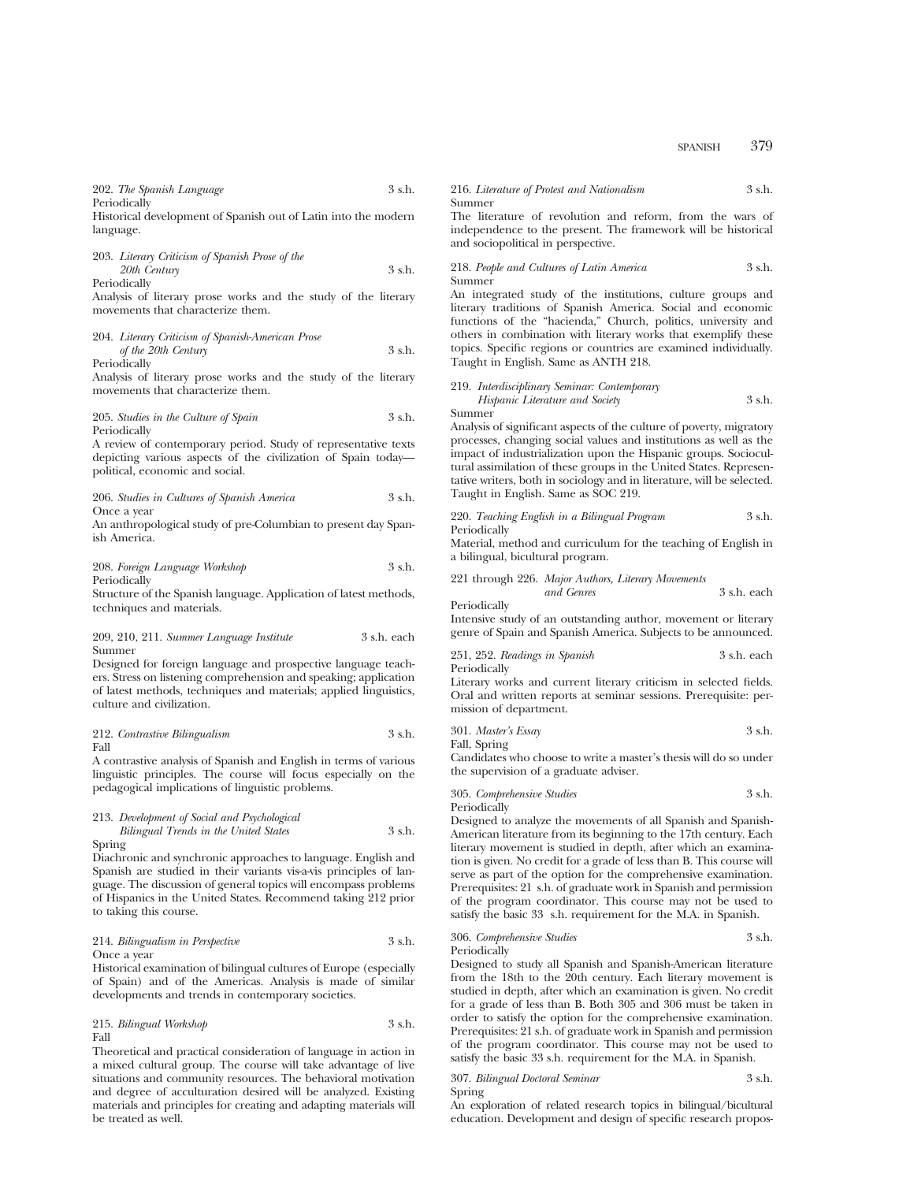202. *The Spanish Language* 3 s.h.
Periodically
Historical development of Spanish out of Latin into the modern language.

203. *Literary Criticism of Spanish Prose of the 20th Century* 3 s.h.
Periodically
Analysis of literary prose works and the study of the literary movements that characterize them.

204. *Literary Criticism of Spanish-American Prose of the 20th Century* 3 s.h.
Periodically
Analysis of literary prose works and the study of the literary movements that characterize them.

205. *Studies in the Culture of Spain* 3 s.h.
Periodically
A review of contemporary period. Study of representative texts depicting various aspects of the civilization of Spain today—political, economic and social.

206. *Studies in Cultures of Spanish America* 3 s.h.
Once a year
An anthropological study of pre-Columbian to present day Spanish America.

208. *Foreign Language Workshop* 3 s.h.
Periodically
Structure of the Spanish language. Application of latest methods, techniques and materials.

209, 210, 211. *Summer Language Institute* 3 s.h. each
Summer
Designed for foreign language and prospective language teachers. Stress on listening comprehension and speaking; application of latest methods, techniques and materials; applied linguistics, culture and civilization.

212. *Contrastive Bilingualism* 3 s.h.
Fall
A contrastive analysis of Spanish and English in terms of various linguistic principles. The course will focus especially on the pedagogical implications of linguistic problems.

213. *Development of Social and Psychological Bilingual Trends in the United States* 3 s.h.
Spring
Diachronic and synchronic approaches to language. English and Spanish are studied in their variants vis-a-vis principles of language. The discussion of general topics will encompass problems of Hispanics in the United States. Recommend taking 212 prior to taking this course.

214. *Bilingualism in Perspective* 3 s.h.
Once a year
Historical examination of bilingual cultures of Europe (especially of Spain) and of the Americas. Analysis is made of similar developments and trends in contemporary societies.

215. *Bilingual Workshop* 3 s.h.
Fall
Theoretical and practical consideration of language in action in a mixed cultural group. The course will take advantage of live situations and community resources. The behavioral motivation and degree of acculturation desired will be analyzed. Existing materials and principles for creating and adapting materials will be treated as well.

216. *Literature of Protest and Nationalism* 3 s.h.
Summer
The literature of revolution and reform, from the wars of independence to the present. The framework will be historical and sociopolitical in perspective.

218. *People and Cultures of Latin America* 3 s.h.
Summer
An integrated study of the institutions, culture groups and literary traditions of Spanish America. Social and economic functions of the "hacienda," Church, politics, university and others in combination with literary works that exemplify these topics. Specific regions or countries are examined individually. Taught in English. Same as ANTH 218.

219. *Interdisciplinary Seminar: Contemporary Hispanic Literature and Society* 3 s.h.
Summer
Analysis of significant aspects of the culture of poverty, migratory processes, changing social values and institutions as well as the impact of industrialization upon the Hispanic groups. Sociocultural assimilation of these groups in the United States. Representative writers, both in sociology and in literature, will be selected. Taught in English. Same as SOC 219.

220. *Teaching English in a Bilingual Program* 3 s.h.
Periodically
Material, method and curriculum for the teaching of English in a bilingual, bicultural program.

221 through 226. *Major Authors, Literary Movements and Genres* 3 s.h. each
Periodically
Intensive study of an outstanding author, movement or literary genre of Spain and Spanish America. Subjects to be announced.

251, 252. *Readings in Spanish* 3 s.h. each
Periodically
Literary works and current literary criticism in selected fields. Oral and written reports at seminar sessions. Prerequisite: permission of department.

301. *Master's Essay* 3 s.h.
Fall, Spring
Candidates who choose to write a master's thesis will do so under the supervision of a graduate adviser.

305. *Comprehensive Studies* 3 s.h.
Periodically
Designed to analyze the movements of all Spanish and Spanish-American literature from its beginning to the 17th century. Each literary movement is studied in depth, after which an examination is given. No credit for a grade of less than B. This course will serve as part of the option for the comprehensive examination. Prerequisites: 21 s.h. of graduate work in Spanish and permission of the program coordinator. This course may not be used to satisfy the basic 33 s.h. requirement for the M.A. in Spanish.

306. *Comprehensive Studies* 3 s.h.
Periodically
Designed to study all Spanish and Spanish-American literature from the 18th to the 20th century. Each literary movement is studied in depth, after which an examination is given. No credit for a grade of less than B. Both 305 and 306 must be taken in order to satisfy the option for the comprehensive examination. Prerequisites: 21 s.h. of graduate work in Spanish and permission of the program coordinator. This course may not be used to satisfy the basic 33 s.h. requirement for the M.A. in Spanish.

307. *Bilingual Doctoral Seminar* 3 s.h.
Spring
An exploration of related research topics in bilingual/bicultural education. Development and design of specific research propos-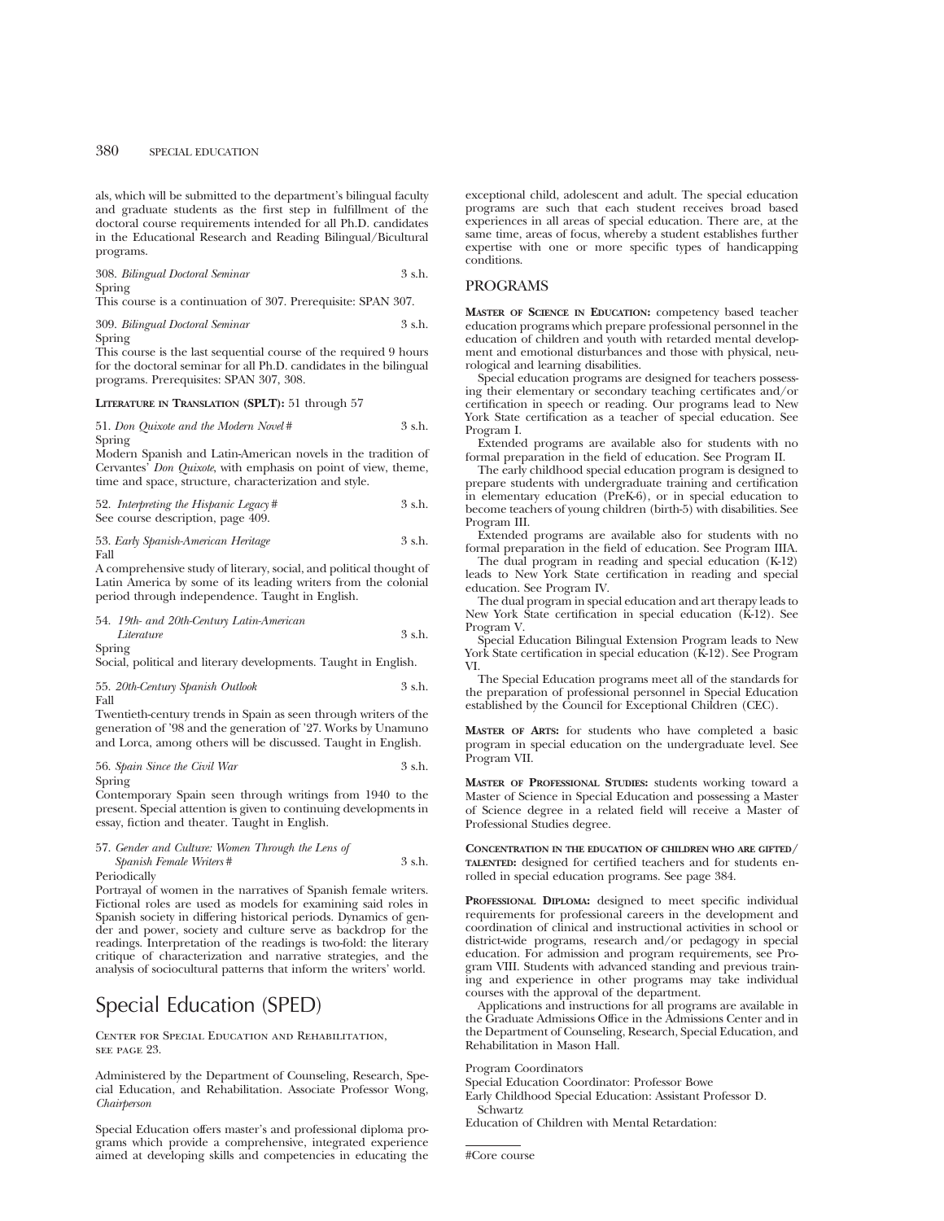als, which will be submitted to the department's bilingual faculty and graduate students as the first step in fulfillment of the doctoral course requirements intended for all Ph.D. candidates in the Educational Research and Reading Bilingual/Bicultural programs.

308. *Bilingual Doctoral Seminar* 3 s.h.
Spring
This course is a continuation of 307. Prerequisite: SPAN 307.

309. *Bilingual Doctoral Seminar* 3 s.h.
Spring
This course is the last sequential course of the required 9 hours for the doctoral seminar for all Ph.D. candidates in the bilingual programs. Prerequisites: SPAN 307, 308.

**LITERATURE IN TRANSLATION (SPLT):** 51 through 57

51. *Don Quixote and the Modern Novel* # 3 s.h.
Spring
Modern Spanish and Latin-American novels in the tradition of Cervantes' *Don Quixote*, with emphasis on point of view, theme, time and space, structure, characterization and style.

52. *Interpreting the Hispanic Legacy* # 3 s.h.
See course description, page 409.

53. *Early Spanish-American Heritage* 3 s.h.
Fall
A comprehensive study of literary, social, and political thought of Latin America by some of its leading writers from the colonial period through independence. Taught in English.

54. *19th- and 20th-Century Latin-American Literature* 3 s.h.
Spring
Social, political and literary developments. Taught in English.

55. *20th-Century Spanish Outlook* 3 s.h.
Fall
Twentieth-century trends in Spain as seen through writers of the generation of '98 and the generation of '27. Works by Unamuno and Lorca, among others will be discussed. Taught in English.

56. *Spain Since the Civil War* 3 s.h.
Spring
Contemporary Spain seen through writings from 1940 to the present. Special attention is given to continuing developments in essay, fiction and theater. Taught in English.

57. *Gender and Culture: Women Through the Lens of Spanish Female Writers* # 3 s.h.
Periodically
Portrayal of women in the narratives of Spanish female writers. Fictional roles are used as models for examining said roles in Spanish society in differing historical periods. Dynamics of gender and power, society and culture serve as backdrop for the readings. Interpretation of the readings is two-fold: the literary critique of characterization and narrative strategies, and the analysis of sociocultural patterns that inform the writers' world.

# Special Education (SPED)

CENTER FOR SPECIAL EDUCATION AND REHABILITATION, SEE PAGE 23.

Administered by the Department of Counseling, Research, Special Education, and Rehabilitation. Associate Professor Wong, *Chairperson*

Special Education offers master's and professional diploma programs which provide a comprehensive, integrated experience aimed at developing skills and competencies in educating the exceptional child, adolescent and adult. The special education programs are such that each student receives broad based experiences in all areas of special education. There are, at the same time, areas of focus, whereby a student establishes further expertise with one or more specific types of handicapping conditions.

## PROGRAMS

**MASTER OF SCIENCE IN EDUCATION:** competency based teacher education programs which prepare professional personnel in the education of children and youth with retarded mental development and emotional disturbances and those with physical, neurological and learning disabilities.

Special education programs are designed for teachers possessing their elementary or secondary teaching certificates and/or certification in speech or reading. Our programs lead to New York State certification as a teacher of special education. See Program I.

Extended programs are available also for students with no formal preparation in the field of education. See Program II.

The early childhood special education program is designed to prepare students with undergraduate training and certification in elementary education (PreK-6), or in special education to become teachers of young children (birth-5) with disabilities. See Program III.

Extended programs are available also for students with no formal preparation in the field of education. See Program IIIA.

The dual program in reading and special education (K-12) leads to New York State certification in reading and special education. See Program IV.

The dual program in special education and art therapy leads to New York State certification in special education (K-12). See Program V.

Special Education Bilingual Extension Program leads to New York State certification in special education (K-12). See Program VI.

The Special Education programs meet all of the standards for the preparation of professional personnel in Special Education established by the Council for Exceptional Children (CEC).

**MASTER OF ARTS:** for students who have completed a basic program in special education on the undergraduate level. See Program VII.

**MASTER OF PROFESSIONAL STUDIES:** students working toward a Master of Science in Special Education and possessing a Master of Science degree in a related field will receive a Master of Professional Studies degree.

**CONCENTRATION IN THE EDUCATION OF CHILDREN WHO ARE GIFTED/TALENTED:** designed for certified teachers and for students enrolled in special education programs. See page 384.

**PROFESSIONAL DIPLOMA:** designed to meet specific individual requirements for professional careers in the development and coordination of clinical and instructional activities in school or district-wide programs, research and/or pedagogy in special education. For admission and program requirements, see Program VIII. Students with advanced standing and previous training and experience in other programs may take individual courses with the approval of the department.

Applications and instructions for all programs are available in the Graduate Admissions Office in the Admissions Center and in the Department of Counseling, Research, Special Education, and Rehabilitation in Mason Hall.

Program Coordinators
Special Education Coordinator: Professor Bowe
Early Childhood Special Education: Assistant Professor D. Schwartz
Education of Children with Mental Retardation:

#Core course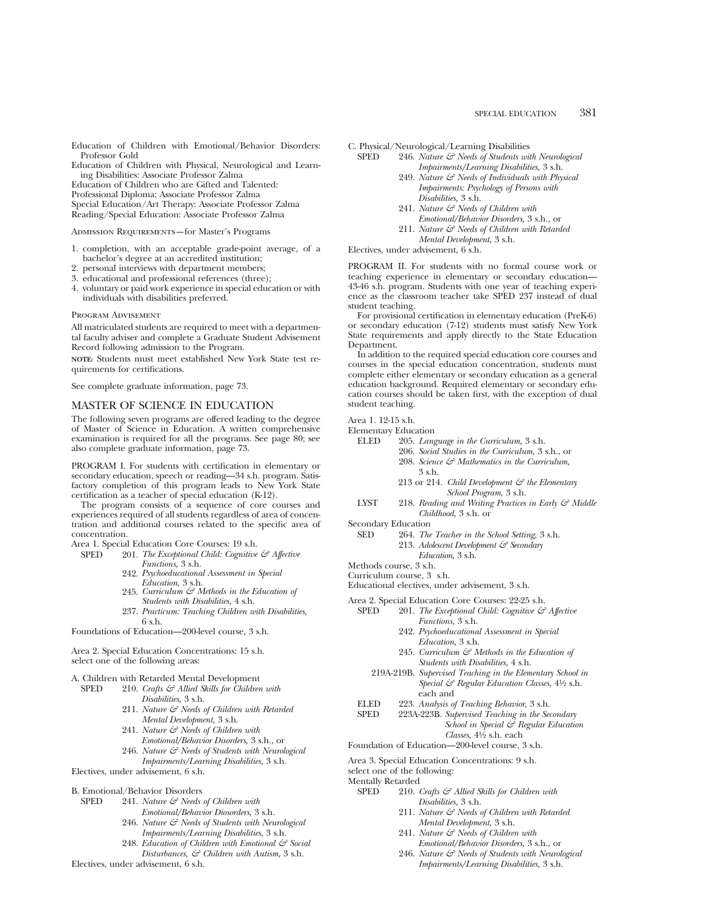Education of Children with Emotional/Behavior Disorders: Professor Gold

Education of Children with Physical, Neurological and Learning Disabilities: Associate Professor Zalma

Education of Children who are Gifted and Talented: Professional Diploma: Associate Professor Zalma

Special Education/Art Therapy: Associate Professor Zalma

Reading/Special Education: Associate Professor Zalma

Admission Requirements—for Master's Programs

1. completion, with an acceptable grade-point average, of a bachelor's degree at an accredited institution;
2. personal interviews with department members;
3. educational and professional references (three);
4. voluntary or paid work experience in special education or with individuals with disabilities preferred.

Program Advisement

All matriculated students are required to meet with a departmental faculty adviser and complete a Graduate Student Advisement Record following admission to the Program.

**note:** Students must meet established New York State test requirements for certifications.

See complete graduate information, page 73.

## MASTER OF SCIENCE IN EDUCATION

The following seven programs are offered leading to the degree of Master of Science in Education. A written comprehensive examination is required for all the programs. See page 80; see also complete graduate information, page 73.

PROGRAM I. For students with certification in elementary or secondary education, speech or reading—34 s.h. program. Satisfactory completion of this program leads to New York State certification as a teacher of special education (K-12).

The program consists of a sequence of core courses and experiences required of all students regardless of area of concentration and additional courses related to the specific area of concentration.

Area 1. Special Education Core Courses: 19 s.h.

SPED
- 201. *The Exceptional Child: Cognitive & Affective Functions,* 3 s.h.
- 242. *Psychoeducational Assessment in Special Education,* 3 s.h.
- 245. *Curriculum & Methods in the Education of Students with Disabilities,* 4 s.h.
- 237. *Practicum: Teaching Children with Disabilities,* 6 s.h.

Foundations of Education—200-level course, 3 s.h.

Area 2. Special Education Concentrations: 15 s.h.
select one of the following areas:

A. Children with Retarded Mental Development

SPED
- 210. *Crafts & Allied Skills for Children with Disabilities,* 3 s.h.
- 211. *Nature & Needs of Children with Retarded Mental Development,* 3 s.h.
- 241. *Nature & Needs of Children with Emotional/Behavior Disorders,* 3 s.h., or
- 246. *Nature & Needs of Students with Neurological Impairments/Learning Disabilities,* 3 s.h.

Electives, under advisement, 6 s.h.

B. Emotional/Behavior Disorders

SPED
- 241. *Nature & Needs of Children with Emotional/Behavior Diosorders,* 3 s.h.
- 246. *Nature & Needs of Students with Neurological Impairments/Learning Disabilities,* 3 s.h.
- 248. *Education of Children with Emotional & Social Disturbances, & Children with Autism,* 3 s.h.

Electives, under advisement, 6 s.h.

C. Physical/Neurological/Learning Disabilities

SPED
- 246. *Nature & Needs of Students with Neurological Impairments/Learning Disabilities,* 3 s.h.
- 249. *Nature & Needs of Individuals with Physical Impairments: Psychology of Persons with Disabilities,* 3 s.h.
- 241. *Nature & Needs of Children with Emotional/Behavior Disorders,* 3 s.h., or
- 211. *Nature & Needs of Children with Retarded Mental Development,* 3 s.h.

Electives, under advisement, 6 s.h.

PROGRAM II. For students with no formal course work or teaching experience in elementary or secondary education—43-46 s.h. program. Students with one year of teaching experience as the classroom teacher take SPED 237 instead of dual student teaching.

For provisional certification in elementary education (PreK-6) or secondary education (7-12) students must satisfy New York State requirements and apply directly to the State Education Department.

In addition to the required special education core courses and courses in the special education concentration, students must complete either elementary or secondary education as a general education background. Required elementary or secondary education courses should be taken first, with the exception of dual student teaching.

Area 1. 12-15 s.h.

Elementary Education

ELED
- 205. *Language in the Curriculum,* 3 s.h.
- 206. *Social Studies in the Curriculum,* 3 s.h., or
- 208. *Science & Mathematics in the Curriculum,* 3 s.h.
- 213 or 214. *Child Development & the Elementary School Program,* 3 s.h.

LYST
- 218. *Reading and Writing Practices in Early & Middle Childhood,* 3 s.h. or

Secondary Education

SED
- 264. *The Teacher in the School Setting,* 3 s.h.
- 213. *Adolescent Development & Secondary Education,* 3 s.h.

Methods course, 3 s.h.

Curriculum course, 3 s.h.

Educational electives, under advisement, 3 s.h.

Area 2. Special Education Core Courses: 22-25 s.h.

SPED
- 201. *The Exceptional Child: Cognitive & Affective Functions,* 3 s.h.
- 242. *Psychoeducational Assessment in Special Education,* 3 s.h.
- 245. *Curriculum & Methods in the Education of Students with Disabilities,* 4 s.h.
- 219A-219B. *Supervised Teaching in the Elementary School in Special & Regular Education Classes,* 4½ s.h. each and

ELED
- 223. *Analysis of Teaching Behavior,* 3 s.h.

SPED
- 223A-223B. *Supervised Teaching in the Secondary School in Special & Regular Education Classes,* 4½ s.h. each

Foundation of Education—200-level course, 3 s.h.

Area 3. Special Education Concentrations: 9 s.h.
select one of the following:

Mentally Retarded

SPED
- 210. *Crafts & Allied Skills for Children with Disabilities,* 3 s.h.
- 211. *Nature & Needs of Children with Retarded Mental Development,* 3 s.h.
- 241. *Nature & Needs of Children with Emotional/Behavior Disorders,* 3 s.h., or
- 246. *Nature & Needs of Students with Neurological Impairments/Learning Disabilities,* 3 s.h.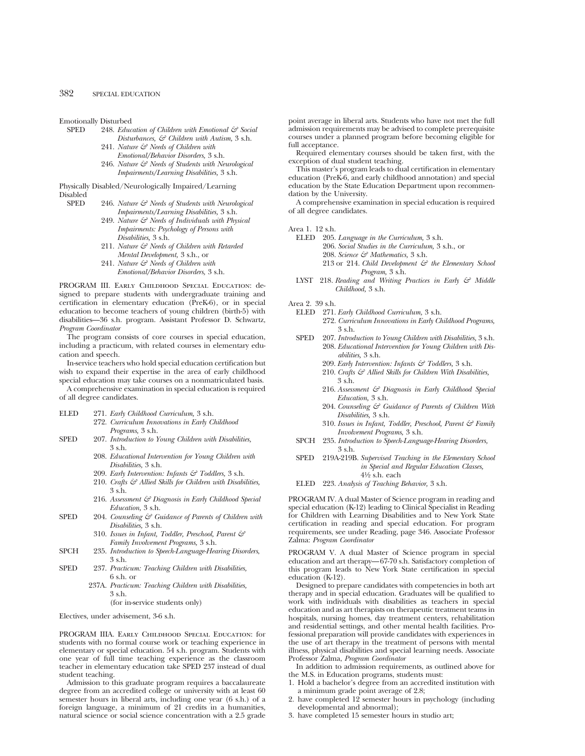Emotionally Disturbed

SPED 248. *Education of Children with Emotional & Social Disturbances, & Children with Autism,* 3 s.h.
241. *Nature & Needs of Children with Emotional/Behavior Disorders,* 3 s.h.
246. *Nature & Needs of Students with Neurological Impairments/Learning Disabilities,* 3 s.h.

Physically Disabled/Neurologically Impaired/Learning Disabled

SPED 246. *Nature & Needs of Students with Neurological Impairments/Learning Disabilities,* 3 s.h.
249. *Nature & Needs of Individuals with Physical Impairments: Psychology of Persons with Disabilities,* 3 s.h.
211. *Nature & Needs of Children with Retarded Mental Development,* 3 s.h., or
241. *Nature & Needs of Children with Emotional/Behavior Disorders,* 3 s.h.

PROGRAM III. EARLY CHILDHOOD SPECIAL EDUCATION: designed to prepare students with undergraduate training and certification in elementary education (PreK-6), or in special education to become teachers of young children (birth-5) with disabilities—36 s.h. program. Assistant Professor D. Schwartz, *Program Coordinator*

The program consists of core courses in special education, including a practicum, with related courses in elementary education and speech.

In-service teachers who hold special education certification but wish to expand their expertise in the area of early childhood special education may take courses on a nonmatriculated basis.

A comprehensive examination in special education is required of all degree candidates.

ELED 271. *Early Childhood Curriculum,* 3 s.h.
272. *Curriculum Innovations in Early Childhood Programs,* 3 s.h.

SPED 207. *Introduction to Young Children with Disabilities,* 3 s.h.
208. *Educational Intervention for Young Children with Disabilities,* 3 s.h.
209. *Early Intervention: Infants & Toddlers,* 3 s.h.
210. *Crafts & Allied Skills for Children with Disabilities,* 3 s.h.
216. *Assessment & Diagnosis in Early Childhood Special Education,* 3 s.h.

SPED 204. *Counseling & Guidance of Parents of Children with Disabilities,* 3 s.h.
310. *Issues in Infant, Toddler, Preschool, Parent & Family Involvement Programs,* 3 s.h.

SPCH 235. *Introduction to Speech-Language-Hearing Disorders,* 3 s.h.

SPED 237. *Practicum: Teaching Children with Disabilities,* 6 s.h. or
237A. *Practicum: Teaching Children with Disabilities,* 3 s.h.
(for in-service students only)

Electives, under advisement, 3-6 s.h.

PROGRAM IIIA. EARLY CHILDHOOD SPECIAL EDUCATION: for students with no formal course work or teaching experience in elementary or special education. 54 s.h. program. Students with one year of full time teaching experience as the classroom teacher in elementary education take SPED 237 instead of dual student teaching.

Admission to this graduate program requires a baccalaureate degree from an accredited college or university with at least 60 semester hours in liberal arts, including one year (6 s.h.) of a foreign language, a minimum of 21 credits in a humanities, natural science or social science concentration with a 2.5 grade point average in liberal arts. Students who have not met the full admission requirements may be advised to complete prerequisite courses under a planned program before becoming eligible for full acceptance.

Required elementary courses should be taken first, with the exception of dual student teaching.

This master's program leads to dual certification in elementary education (PreK-6, and early childhood annotation) and special education by the State Education Department upon recommendation by the University.

A comprehensive examination in special education is required of all degree candidates.

Area 1. 12 s.h.

ELED 205. *Language in the Curriculum,* 3 s.h.
206. *Social Studies in the Curriculum,* 3 s.h., or
208. *Science & Mathematics,* 3 s.h.
213 or 214. *Child Development & the Elementary School Program,* 3 s.h.

LYST 218. *Reading and Writing Practices in Early & Middle Childhood,* 3 s.h.

Area 2. 39 s.h.

ELED 271. *Early Childhood Curriculum,* 3 s.h.
272. *Curriculum Innovations in Early Childhood Programs,* 3 s.h.

SPED 207. *Introduction to Young Children with Disabilities,* 3 s.h.
208. *Educational Intervention for Young Children with Disabilities,* 3 s.h.
209. *Early Intervention: Infants & Toddlers,* 3 s.h.
210. *Crafts & Allied Skills for Children With Disabilities,* 3 s.h.
216. *Assessment & Diagnosis in Early Childhood Special Education,* 3 s.h.
204. *Counseling & Guidance of Parents of Children With Disabilities,* 3 s.h.
310. *Issues in Infant, Toddler, Preschool, Parent & Family Involvement Programs,* 3 s.h.

SPCH 235. *Introduction to Speech-Language-Hearing Disorders,* 3 s.h.

SPED 219A-219B. *Supervised Teaching in the Elementary School in Special and Regular Education Classes,* 4½ s.h. each

ELED 223. *Analysis of Teaching Behavior,* 3 s.h.

PROGRAM IV. A dual Master of Science program in reading and special education (K-12) leading to Clinical Specialist in Reading for Children with Learning Disabilities and to New York State certification in reading and special education. For program requirements, see under Reading, page 346. Associate Professor Zalma: *Program Coordinator*

PROGRAM V. A dual Master of Science program in special education and art therapy—67-70 s.h. Satisfactory completion of this program leads to New York State certification in special education (K-12).

Designed to prepare candidates with competencies in both art therapy and in special education. Graduates will be qualified to work with individuals with disabilities as teachers in special education and as art therapists on therapeutic treatment teams in hospitals, nursing homes, day treatment centers, rehabilitation and residential settings, and other mental health facilities. Professional preparation will provide candidates with experiences in the use of art therapy in the treatment of persons with mental illness, physical disabilities and special learning needs. Associate Professor Zalma, *Program Coordinator*

In addition to admission requirements, as outlined above for the M.S. in Education programs, students must:

1. Hold a bachelor's degree from an accredited institution with a minimum grade point average of 2.8;
2. have completed 12 semester hours in psychology (including developmental and abnormal);
3. have completed 15 semester hours in studio art;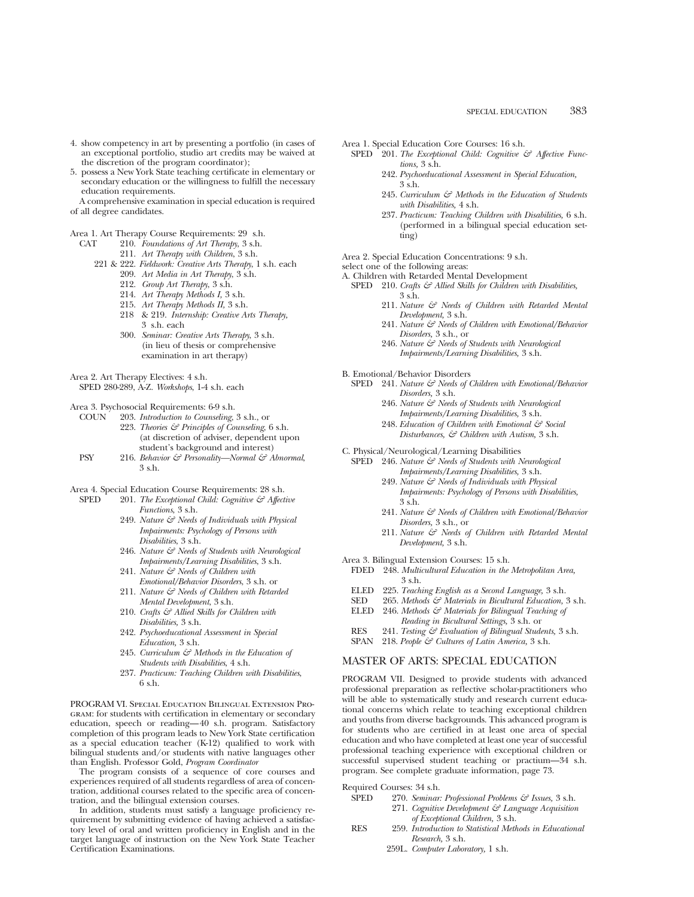4. show competency in art by presenting a portfolio (in cases of an exceptional portfolio, studio art credits may be waived at the discretion of the program coordinator);
5. possess a New York State teaching certificate in elementary or secondary education or the willingness to fulfill the necessary education requirements.

A comprehensive examination in special education is required of all degree candidates.

Area 1. Art Therapy Course Requirements: 29 s.h.

- CAT 210. *Foundations of Art Therapy,* 3 s.h.
  - 211. *Art Therapy with Children,* 3 s.h.
  - 221 & 222. *Fieldwork: Creative Arts Therapy,* 1 s.h. each
  - 209. *Art Media in Art Therapy,* 3 s.h.
  - 212. *Group Art Therapy,* 3 s.h.
  - 214. *Art Therapy Methods I,* 3 s.h.
  - 215. *Art Therapy Methods II,* 3 s.h.
  - 218 & 219. *Internship: Creative Arts Therapy,* 3 s.h. each
  - 300. *Seminar: Creative Arts Therapy,* 3 s.h. (in lieu of thesis or comprehensive examination in art therapy)

Area 2. Art Therapy Electives: 4 s.h.

SPED 280-289, A-Z. *Workshops,* 1-4 s.h. each

Area 3. Psychosocial Requirements: 6-9 s.h.

- COUN 203. *Introduction to Counseling,* 3 s.h., or
  - 223. *Theories & Principles of Counseling,* 6 s.h. (at discretion of adviser, dependent upon student's background and interest)
- PSY 216. *Behavior & Personality—Normal & Abnormal,* 3 s.h.

Area 4. Special Education Course Requirements: 28 s.h.

- SPED 201. *The Exceptional Child: Cognitive & Affective Functions,* 3 s.h.
  - 249. *Nature & Needs of Individuals with Physical Impairments: Psychology of Persons with Disabilities,* 3 s.h.
  - 246. *Nature & Needs of Students with Neurological Impairments/Learning Disabilities,* 3 s.h.
  - 241. *Nature & Needs of Children with Emotional/Behavior Disorders,* 3 s.h. or
  - 211. *Nature & Needs of Children with Retarded Mental Development,* 3 s.h.
  - 210. *Crafts & Allied Skills for Children with Disabilities,* 3 s.h.
  - 242. *Psychoeducational Assessment in Special Education,* 3 s.h.
  - 245. *Curriculum & Methods in the Education of Students with Disabilities,* 4 s.h.
  - 237. *Practicum: Teaching Children with Disabilities,* 6 s.h.

PROGRAM VI. Special Education Bilingual Extension Program: for students with certification in elementary or secondary education, speech or reading—40 s.h. program. Satisfactory completion of this program leads to New York State certification as a special education teacher (K-12) qualified to work with bilingual students and/or students with native languages other than English. Professor Gold, *Program Coordinator*

The program consists of a sequence of core courses and experiences required of all students regardless of area of concentration, additional courses related to the specific area of concentration, and the bilingual extension courses.

In addition, students must satisfy a language proficiency requirement by submitting evidence of having achieved a satisfactory level of oral and written proficiency in English and in the target language of instruction on the New York State Teacher Certification Examinations.

Area 1. Special Education Core Courses: 16 s.h.

- SPED 201. *The Exceptional Child: Cognitive & Affective Functions,* 3 s.h.
  - 242. *Psychoeducational Assessment in Special Education,* 3 s.h.
  - 245. *Curriculum & Methods in the Education of Students with Disabilities,* 4 s.h.
  - 237. *Practicum: Teaching Children with Disabilities,* 6 s.h. (performed in a bilingual special education setting)

Area 2. Special Education Concentrations: 9 s.h.
select one of the following areas:

A. Children with Retarded Mental Development

- SPED 210. *Crafts & Allied Skills for Children with Disabilities,* 3 s.h.
  - 211. *Nature & Needs of Children with Retarded Mental Development,* 3 s.h.
  - 241. *Nature & Needs of Children with Emotional/Behavior Disorders,* 3 s.h., or
  - 246. *Nature & Needs of Students with Neurological Impairments/Learning Disabilities,* 3 s.h.

B. Emotional/Behavior Disorders

- SPED 241. *Nature & Needs of Children with Emotional/Behavior Disorders,* 3 s.h.
  - 246. *Nature & Needs of Students with Neurological Impairments/Learning Disabilities,* 3 s.h.
  - 248. *Education of Children with Emotional & Social Disturbances, & Children with Autism,* 3 s.h.

C. Physical/Neurological/Learning Disabilities

- SPED 246. *Nature & Needs of Students with Neurological Impairments/Learning Disabilities,* 3 s.h.
  - 249. *Nature & Needs of Individuals with Physical Impairments: Psychology of Persons with Disabilities,* 3 s.h.
  - 241. *Nature & Needs of Children with Emotional/Behavior Disorders,* 3 s.h., or
  - 211. *Nature & Needs of Children with Retarded Mental Development,* 3 s.h.

Area 3. Bilingual Extension Courses: 15 s.h.

- FDED 248. *Multicultural Education in the Metropolitan Area,* 3 s.h.
- ELED 225. *Teaching English as a Second Language,* 3 s.h.
- SED 265. *Methods & Materials in Bicultural Education,* 3 s.h.
- ELED 246. *Methods & Materials for Bilingual Teaching of Reading in Bicultural Settings,* 3 s.h. or
- RES 241. *Testing & Evaluation of Bilingual Students,* 3 s.h.
- SPAN 218. *People & Cultures of Latin America,* 3 s.h.

## MASTER OF ARTS: SPECIAL EDUCATION

PROGRAM VII. Designed to provide students with advanced professional preparation as reflective scholar-practitioners who will be able to systematically study and research current educational concerns which relate to teaching exceptional children and youths from diverse backgrounds. This advanced program is for students who are certified in at least one area of special education and who have completed at least one year of successful professional teaching experience with exceptional children or successful supervised student teaching or practium—34 s.h. program. See complete graduate information, page 73.

Required Courses: 34 s.h.

- SPED 270. *Seminar: Professional Problems & Issues,* 3 s.h.
  - 271. *Cognitive Development & Language Acquisition of Exceptional Children,* 3 s.h.
- RES 259. *Introduction to Statistical Methods in Educational Research,* 3 s.h.
  - 259L. *Computer Laboratory,* 1 s.h.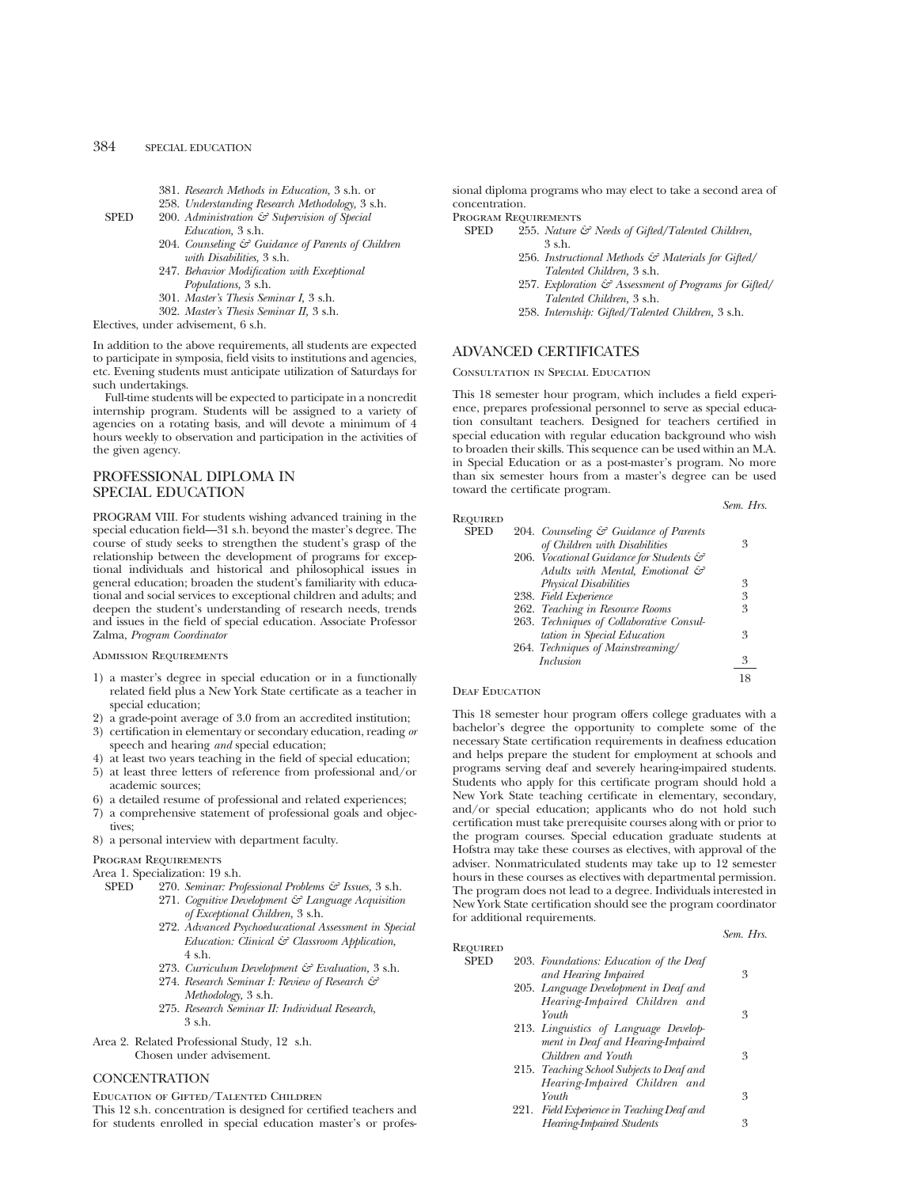381. *Research Methods in Education,* 3 s.h. or
258. *Understanding Research Methodology,* 3 s.h.

SPED 200. *Administration & Supervision of Special Education,* 3 s.h.
204. *Counseling & Guidance of Parents of Children with Disabilities,* 3 s.h.
247. *Behavior Modification with Exceptional Populations,* 3 s.h.
301. *Master's Thesis Seminar I,* 3 s.h.
302. *Master's Thesis Seminar II,* 3 s.h.

Electives, under advisement, 6 s.h.

In addition to the above requirements, all students are expected to participate in symposia, field visits to institutions and agencies, etc. Evening students must anticipate utilization of Saturdays for such undertakings.

Full-time students will be expected to participate in a noncredit internship program. Students will be assigned to a variety of agencies on a rotating basis, and will devote a minimum of 4 hours weekly to observation and participation in the activities of the given agency.

## PROFESSIONAL DIPLOMA IN SPECIAL EDUCATION

PROGRAM VIII. For students wishing advanced training in the special education field—31 s.h. beyond the master's degree. The course of study seeks to strengthen the student's grasp of the relationship between the development of programs for exceptional individuals and historical and philosophical issues in general education; broaden the student's familiarity with educational and social services to exceptional children and adults; and deepen the student's understanding of research needs, trends and issues in the field of special education. Associate Professor Zalma, *Program Coordinator*

### Admission Requirements

1) a master's degree in special education or in a functionally related field plus a New York State certificate as a teacher in special education;
2) a grade-point average of 3.0 from an accredited institution;
3) certification in elementary or secondary education, reading *or* speech and hearing *and* special education;
4) at least two years teaching in the field of special education;
5) at least three letters of reference from professional and/or academic sources;
6) a detailed resume of professional and related experiences;
7) a comprehensive statement of professional goals and objectives;
8) a personal interview with department faculty.

### Program Requirements

Area 1. Specialization: 19 s.h.

SPED 270. *Seminar: Professional Problems & Issues,* 3 s.h.
271. *Cognitive Development & Language Acquisition of Exceptional Children,* 3 s.h.
272. *Advanced Psychoeducational Assessment in Special Education: Clinical & Classroom Application,* 4 s.h.
273. *Curriculum Development & Evaluation,* 3 s.h.
274. *Research Seminar I: Review of Research & Methodology,* 3 s.h.
275. *Research Seminar II: Individual Research,* 3 s.h.

Area 2. Related Professional Study, 12 s.h.
Chosen under advisement.

## CONCENTRATION

### Education of Gifted/Talented Children

This 12 s.h. concentration is designed for certified teachers and for students enrolled in special education master's or professional diploma programs who may elect to take a second area of concentration.

### Program Requirements

SPED 255. *Nature & Needs of Gifted/Talented Children,* 3 s.h.
256. *Instructional Methods & Materials for Gifted/Talented Children,* 3 s.h.
257. *Exploration & Assessment of Programs for Gifted/Talented Children,* 3 s.h.
258. *Internship: Gifted/Talented Children,* 3 s.h.

## ADVANCED CERTIFICATES

### Consultation in Special Education

This 18 semester hour program, which includes a field experience, prepares professional personnel to serve as special education consultant teachers. Designed for teachers certified in special education with regular education background who wish to broaden their skills. This sequence can be used within an M.A. in Special Education or as a post-master's program. No more than six semester hours from a master's degree can be used toward the certificate program.

| Required | | Sem. Hrs. |
|---|---|---|
| SPED | 204. *Counseling & Guidance of Parents of Children with Disabilities* | 3 |
| | 206. *Vocational Guidance for Students & Adults with Mental, Emotional & Physical Disabilities* | 3 |
| | 238. *Field Experience* | 3 |
| | 262. *Teaching in Resource Rooms* | 3 |
| | 263. *Techniques of Collaborative Consultation in Special Education* | 3 |
| | 264. *Techniques of Mainstreaming/Inclusion* | 3 |
| | | 18 |

### Deaf Education

This 18 semester hour program offers college graduates with a bachelor's degree the opportunity to complete some of the necessary State certification requirements in deafness education and helps prepare the student for employment at schools and programs serving deaf and severely hearing-impaired students. Students who apply for this certificate program should hold a New York State teaching certificate in elementary, secondary, and/or special education; applicants who do not hold such certification must take prerequisite courses along with or prior to the program courses. Special education graduate students at Hofstra may take these courses as electives, with approval of the adviser. Nonmatriculated students may take up to 12 semester hours in these courses as electives with departmental permission. The program does not lead to a degree. Individuals interested in New York State certification should see the program coordinator for additional requirements.

| Required | | Sem. Hrs. |
|---|---|---|
| SPED | 203. *Foundations: Education of the Deaf and Hearing Impaired* | 3 |
| | 205. *Language Development in Deaf and Hearing-Impaired Children and Youth* | 3 |
| | 213. *Linguistics of Language Development in Deaf and Hearing-Impaired Children and Youth* | 3 |
| | 215. *Teaching School Subjects to Deaf and Hearing-Impaired Children and Youth* | 3 |
| | 221. *Field Experience in Teaching Deaf and Hearing-Impaired Students* | 3 |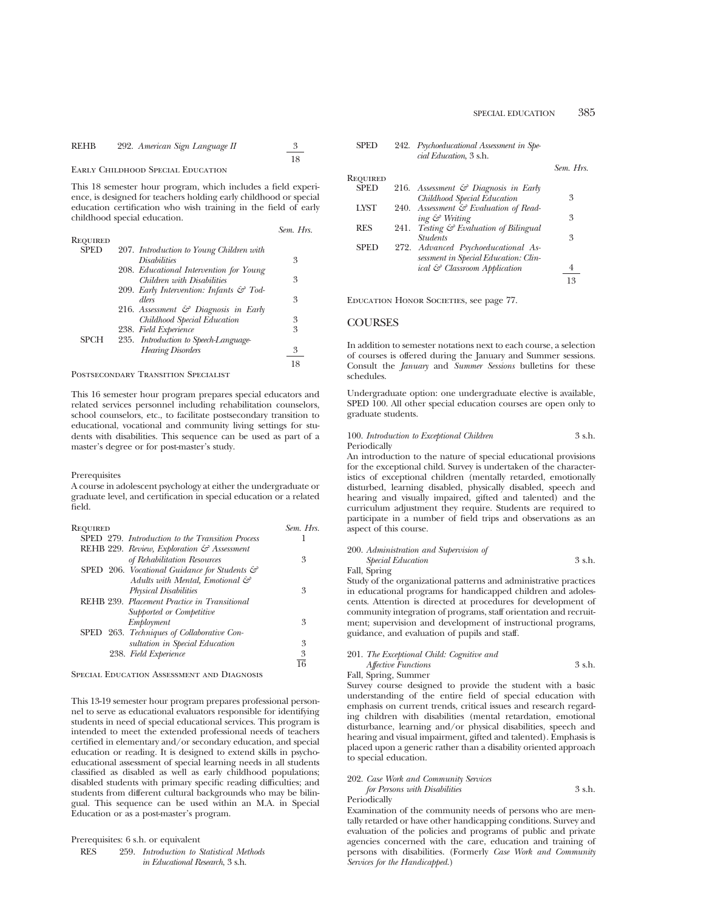| | | Sem. Hrs. |
|---|---|---|
| REHB | 292. *American Sign Language II* | 3 |
| | | 18 |

### Early Childhood Special Education

This 18 semester hour program, which includes a field experience, is designed for teachers holding early childhood or special education certification who wish training in the field of early childhood special education.

| Required | | Sem. Hrs. |
|---|---|---|
| SPED | 207. *Introduction to Young Children with Disabilities* | 3 |
| | 208. *Educational Intervention for Young Children with Disabilities* | 3 |
| | 209. *Early Intervention: Infants & Toddlers* | 3 |
| | 216. *Assessment & Diagnosis in Early Childhood Special Education* | 3 |
| | 238. *Field Experience* | 3 |
| SPCH | 235. *Introduction to Speech-Language-Hearing Disorders* | 3 |
| | | 18 |

### Postsecondary Transition Specialist

This 16 semester hour program prepares special educators and related services personnel including rehabilitation counselors, school counselors, etc., to facilitate postsecondary transition to educational, vocational and community living settings for students with disabilities. This sequence can be used as part of a master's degree or for post-master's study.

Prerequisites

A course in adolescent psychology at either the undergraduate or graduate level, and certification in special education or a related field.

| Required | Sem. Hrs. |
|---|---|
| SPED 279. *Introduction to the Transition Process* | 1 |
| REHB 229. *Review, Exploration & Assessment of Rehabilitation Resources* | 3 |
| SPED 206. *Vocational Guidance for Students & Adults with Mental, Emotional & Physical Disabilities* | 3 |
| REHB 239. *Placement Practice in Transitional Supported or Competitive Employment* | 3 |
| SPED 263. *Techniques of Collaborative Consultation in Special Education* | 3 |
| 238. *Field Experience* | 3 |
| | 16 |

### Special Education Assessment and Diagnosis

This 13-19 semester hour program prepares professional personnel to serve as educational evaluators responsible for identifying students in need of special educational services. This program is intended to meet the extended professional needs of teachers certified in elementary and/or secondary education, and special education or reading. It is designed to extend skills in psychoeducational assessment of special learning needs in all students classified as disabled as well as early childhood populations; disabled students with primary specific reading difficulties; and students from different cultural backgrounds who may be bilingual. This sequence can be used within an M.A. in Special Education or as a post-master's program.

Prerequisites: 6 s.h. or equivalent

RES 259. *Introduction to Statistical Methods in Educational Research*, 3 s.h.

SPED 242. *Psychoeducational Assessment in Special Education*, 3 s.h.

| Required | | Sem. Hrs. |
|---|---|---|
| SPED | 216. *Assessment & Diagnosis in Early Childhood Special Education* | 3 |
| LYST | 240. *Assessment & Evaluation of Reading & Writing* | 3 |
| RES | 241. *Testing & Evaluation of Bilingual Students* | 3 |
| SPED | 272. *Advanced Psychoeducational Assessment in Special Education: Clinical & Classroom Application* | 4 |
| | | 13 |

Education Honor Societies, see page 77.

## COURSES

In addition to semester notations next to each course, a selection of courses is offered during the January and Summer sessions. Consult the *January* and *Summer Sessions* bulletins for these schedules.

Undergraduate option: one undergraduate elective is available, SPED 100. All other special education courses are open only to graduate students.

100. *Introduction to Exceptional Children* 3 s.h.
Periodically
An introduction to the nature of special educational provisions for the exceptional child. Survey is undertaken of the characteristics of exceptional children (mentally retarded, emotionally disturbed, learning disabled, physically disabled, speech and hearing and visually impaired, gifted and talented) and the curriculum adjustment they require. Students are required to participate in a number of field trips and observations as an aspect of this course.

200. *Administration and Supervision of Special Education* 3 s.h.
Fall, Spring
Study of the organizational patterns and administrative practices in educational programs for handicapped children and adolescents. Attention is directed at procedures for development of community integration of programs, staff orientation and recruitment; supervision and development of instructional programs, guidance, and evaluation of pupils and staff.

201. *The Exceptional Child: Cognitive and Affective Functions* 3 s.h.
Fall, Spring, Summer
Survey course designed to provide the student with a basic understanding of the entire field of special education with emphasis on current trends, critical issues and research regarding children with disabilities (mental retardation, emotional disturbance, learning and/or physical disabilities, speech and hearing and visual impairment, gifted and talented). Emphasis is placed upon a generic rather than a disability oriented approach to special education.

202. *Case Work and Community Services for Persons with Disabilities* 3 s.h.
Periodically
Examination of the community needs of persons who are mentally retarded or have other handicapping conditions. Survey and evaluation of the policies and programs of public and private agencies concerned with the care, education and training of persons with disabilities. (Formerly *Case Work and Community Services for the Handicapped.*)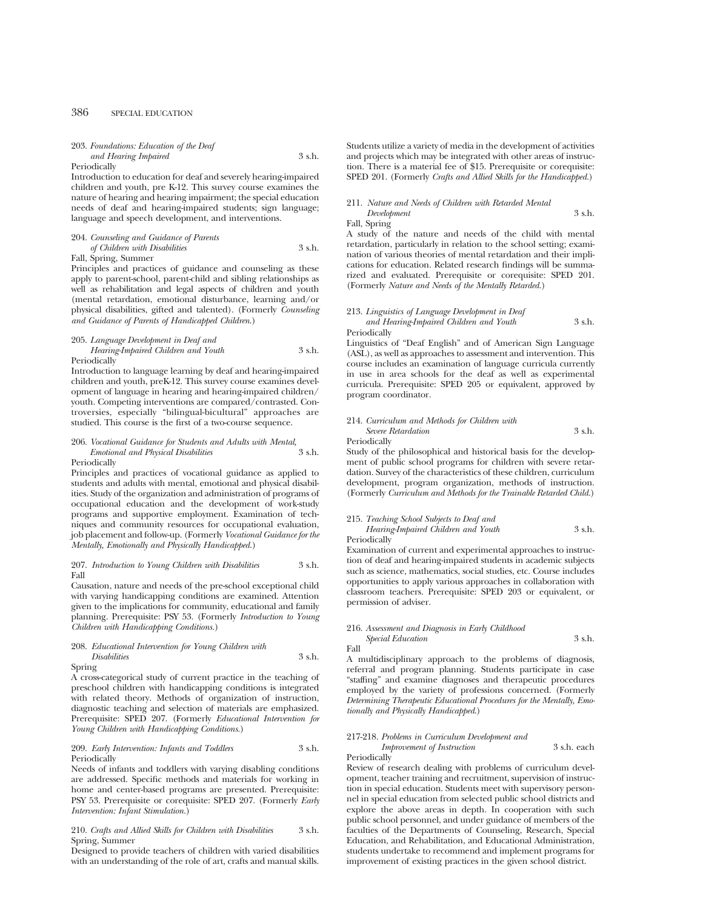203. *Foundations: Education of the Deaf and Hearing Impaired* 3 s.h.
Periodically

Introduction to education for deaf and severely hearing-impaired children and youth, pre K-12. This survey course examines the nature of hearing and hearing impairment; the special education needs of deaf and hearing-impaired students; sign language; language and speech development, and interventions.

204. *Counseling and Guidance of Parents of Children with Disabilities* 3 s.h.
Fall, Spring, Summer

Principles and practices of guidance and counseling as these apply to parent-school, parent-child and sibling relationships as well as rehabilitation and legal aspects of children and youth (mental retardation, emotional disturbance, learning and/or physical disabilities, gifted and talented). (Formerly *Counseling and Guidance of Parents of Handicapped Children.*)

205. *Language Development in Deaf and Hearing-Impaired Children and Youth* 3 s.h.
Periodically

Introduction to language learning by deaf and hearing-impaired children and youth, preK-12. This survey course examines development of language in hearing and hearing-impaired children/youth. Competing interventions are compared/contrasted. Controversies, especially "bilingual-bicultural" approaches are studied. This course is the first of a two-course sequence.

206. *Vocational Guidance for Students and Adults with Mental, Emotional and Physical Disabilities* 3 s.h.
Periodically

Principles and practices of vocational guidance as applied to students and adults with mental, emotional and physical disabilities. Study of the organization and administration of programs of occupational education and the development of work-study programs and supportive employment. Examination of techniques and community resources for occupational evaluation, job placement and follow-up. (Formerly *Vocational Guidance for the Mentally, Emotionally and Physically Handicapped.*)

207. *Introduction to Young Children with Disabilities* 3 s.h.
Fall

Causation, nature and needs of the pre-school exceptional child with varying handicapping conditions are examined. Attention given to the implications for community, educational and family planning. Prerequisite: PSY 53. (Formerly *Introduction to Young Children with Handicapping Conditions.*)

208. *Educational Intervention for Young Children with Disabilities* 3 s.h.
Spring

A cross-categorical study of current practice in the teaching of preschool children with handicapping conditions is integrated with related theory. Methods of organization of instruction, diagnostic teaching and selection of materials are emphasized. Prerequisite: SPED 207. (Formerly *Educational Intervention for Young Children with Handicapping Conditions.*)

209. *Early Intervention: Infants and Toddlers* 3 s.h.
Periodically

Needs of infants and toddlers with varying disabling conditions are addressed. Specific methods and materials for working in home and center-based programs are presented. Prerequisite: PSY 53. Prerequisite or corequisite: SPED 207. (Formerly *Early Intervention: Infant Stimulation.*)

210. *Crafts and Allied Skills for Children with Disabilities* 3 s.h.
Spring, Summer

Designed to provide teachers of children with varied disabilities with an understanding of the role of art, crafts and manual skills. Students utilize a variety of media in the development of activities and projects which may be integrated with other areas of instruction. There is a material fee of $15. Prerequisite or corequisite: SPED 201. (Formerly *Crafts and Allied Skills for the Handicapped.*)

211. *Nature and Needs of Children with Retarded Mental Development* 3 s.h.
Fall, Spring

A study of the nature and needs of the child with mental retardation, particularly in relation to the school setting; examination of various theories of mental retardation and their implications for education. Related research findings will be summarized and evaluated. Prerequisite or corequisite: SPED 201. (Formerly *Nature and Needs of the Mentally Retarded.*)

213. *Linguistics of Language Development in Deaf and Hearing-Impaired Children and Youth* 3 s.h.
Periodically

Linguistics of "Deaf English" and of American Sign Language (ASL), as well as approaches to assessment and intervention. This course includes an examination of language curricula currently in use in area schools for the deaf as well as experimental curricula. Prerequisite: SPED 205 or equivalent, approved by program coordinator.

214. *Curriculum and Methods for Children with Severe Retardation* 3 s.h.
Periodically

Study of the philosophical and historical basis for the development of public school programs for children with severe retardation. Survey of the characteristics of these children, curriculum development, program organization, methods of instruction. (Formerly *Curriculum and Methods for the Trainable Retarded Child.*)

215. *Teaching School Subjects to Deaf and Hearing-Impaired Children and Youth* 3 s.h.
Periodically

Examination of current and experimental approaches to instruction of deaf and hearing-impaired students in academic subjects such as science, mathematics, social studies, etc. Course includes opportunities to apply various approaches in collaboration with classroom teachers. Prerequisite: SPED 203 or equivalent, or permission of adviser.

216. *Assessment and Diagnosis in Early Childhood Special Education* 3 s.h.
Fall

A multidisciplinary approach to the problems of diagnosis, referral and program planning. Students participate in case "staffing" and examine diagnoses and therapeutic procedures employed by the variety of professions concerned. (Formerly *Determining Therapeutic Educational Procedures for the Mentally, Emotionally and Physically Handicapped.*)

217-218. *Problems in Curriculum Development and Improvement of Instruction* 3 s.h. each
Periodically

Review of research dealing with problems of curriculum development, teacher training and recruitment, supervision of instruction in special education. Students meet with supervisory personnel in special education from selected public school districts and explore the above areas in depth. In cooperation with such public school personnel, and under guidance of members of the faculties of the Departments of Counseling, Research, Special Education, and Rehabilitation, and Educational Administration, students undertake to recommend and implement programs for improvement of existing practices in the given school district.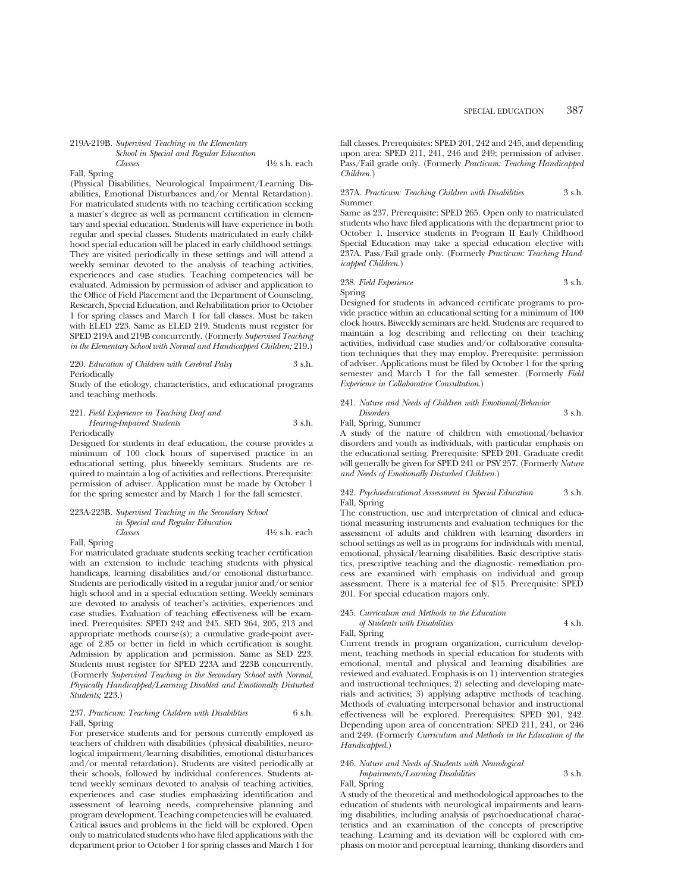219A-219B. *Supervised Teaching in the Elementary School in Special and Regular Education Classes* 4½ s.h. each
Fall, Spring

(Physical Disabilities, Neurological Impairment/Learning Disabilities, Emotional Disturbances and/or Mental Retardation). For matriculated students with no teaching certification seeking a master's degree as well as permanent certification in elementary and special education. Students will have experience in both regular and special classes. Students matriculated in early childhood special education will be placed in early childhood settings. They are visited periodically in these settings and will attend a weekly seminar devoted to the analysis of teaching activities, experiences and case studies. Teaching competencies will be evaluated. Admission by permission of adviser and application to the Office of Field Placement and the Department of Counseling, Research, Special Education, and Rehabilitation prior to October 1 for spring classes and March 1 for fall classes. Must be taken with ELED 223. Same as ELED 219. Students must register for SPED 219A and 219B concurrently. (Formerly *Supervised Teaching in the Elementary School with Normal and Handicapped Children;* 219.)

220. *Education of Children with Cerebral Palsy* 3 s.h.
Periodically

Study of the etiology, characteristics, and educational programs and teaching methods.

221. *Field Experience in Teaching Deaf and Hearing-Impaired Students* 3 s.h.
Periodically

Designed for students in deaf education, the course provides a minimum of 100 clock hours of supervised practice in an educational setting, plus biweekly seminars. Students are required to maintain a log of activities and reflections. Prerequisite: permission of adviser. Application must be made by October 1 for the spring semester and by March 1 for the fall semester.

223A-223B. *Supervised Teaching in the Secondary School in Special and Regular Education Classes* 4½ s.h. each
Fall, Spring

For matriculated graduate students seeking teacher certification with an extension to include teaching students with physical handicaps, learning disabilities and/or emotional disturbance. Students are periodically visited in a regular junior and/or senior high school and in a special education setting. Weekly seminars are devoted to analysis of teacher's activities, experiences and case studies. Evaluation of teaching effectiveness will be examined. Prerequisites: SPED 242 and 245. SED 264, 205, 213 and appropriate methods course(s); a cumulative grade-point average of 2.85 or better in field in which certification is sought. Admission by application and permission. Same as SED 223. Students must register for SPED 223A and 223B concurrently. (Formerly *Supervised Teaching in the Secondary School with Normal, Physically Handicapped/Learning Disabled and Emotionally Disturbed Students;* 223.)

237. *Practicum: Teaching Children with Disabilities* 6 s.h.
Fall, Spring

For preservice students and for persons currently employed as teachers of children with disabilities (physical disabilities, neurological impairment/learning disabilities, emotional disturbances and/or mental retardation). Students are visited periodically at their schools, followed by individual conferences. Students attend weekly seminars devoted to analysis of teaching activities, experiences and case studies emphasizing identification and assessment of learning needs, comprehensive planning and program development. Teaching competencies will be evaluated. Critical issues and problems in the field will be explored. Open only to matriculated students who have filed applications with the department prior to October 1 for spring classes and March 1 for fall classes. Prerequisites: SPED 201, 242 and 245, and depending upon area: SPED 211, 241, 246 and 249; permission of adviser. Pass/Fail grade only. (Formerly *Practicum: Teaching Handicapped Children.*)

237A. *Practicum: Teaching Children with Disabilities* 3 s.h.
Summer

Same as 237. Prerequisite: SPED 265. Open only to matriculated students who have filed applications with the department prior to October 1. Inservice students in Program II Early Childhood Special Education may take a special education elective with 237A. Pass/Fail grade only. (Formerly *Practicum: Teaching Handicapped Children.*)

238. *Field Experience* 3 s.h.
Spring

Designed for students in advanced certificate programs to provide practice within an educational setting for a minimum of 100 clock hours. Biweekly seminars are held. Students are required to maintain a log describing and reflecting on their teaching activities, individual case studies and/or collaborative consultation techniques that they may employ. Prerequisite: permission of adviser. Applications must be filed by October 1 for the spring semester and March 1 for the fall semester. (Formerly *Field Experience in Collaborative Consultation.*)

241. *Nature and Needs of Children with Emotional/Behavior Disorders* 3 s.h.
Fall, Spring, Summer

A study of the nature of children with emotional/behavior disorders and youth as individuals, with particular emphasis on the educational setting. Prerequisite: SPED 201. Graduate credit will generally be given for SPED 241 or PSY 257. (Formerly *Nature and Needs of Emotionally Disturbed Children.*)

242. *Psychoeducational Assessment in Special Education* 3 s.h.
Fall, Spring

The construction, use and interpretation of clinical and educational measuring instruments and evaluation techniques for the assessment of adults and children with learning disorders in school settings as well as in programs for individuals with mental, emotional, physical/learning disabilities. Basic descriptive statistics, prescriptive teaching and the diagnostic- remediation process are examined with emphasis on individual and group assessment. There is a material fee of $15. Prerequisite: SPED 201. For special education majors only.

245. *Curriculum and Methods in the Education of Students with Disabilities* 4 s.h.
Fall, Spring

Current trends in program organization, curriculum development, teaching methods in special education for students with emotional, mental and physical and learning disabilities are reviewed and evaluated. Emphasis is on 1) intervention strategies and instructional techniques; 2) selecting and developing materials and activities; 3) applying adaptive methods of teaching. Methods of evaluating interpersonal behavior and instructional effectiveness will be explored. Prerequisites: SPED 201, 242. Depending upon area of concentration: SPED 211, 241, or 246 and 249. (Formerly *Curriculum and Methods in the Education of the Handicapped.*)

246. *Nature and Needs of Students with Neurological Impairments/Learning Disabilities* 3 s.h.
Fall, Spring

A study of the theoretical and methodological approaches to the education of students with neurological impairments and learning disabilities, including analysis of psychoeducational characteristics and an examination of the concepts of prescriptive teaching. Learning and its deviation will be explored with emphasis on motor and perceptual learning, thinking disorders and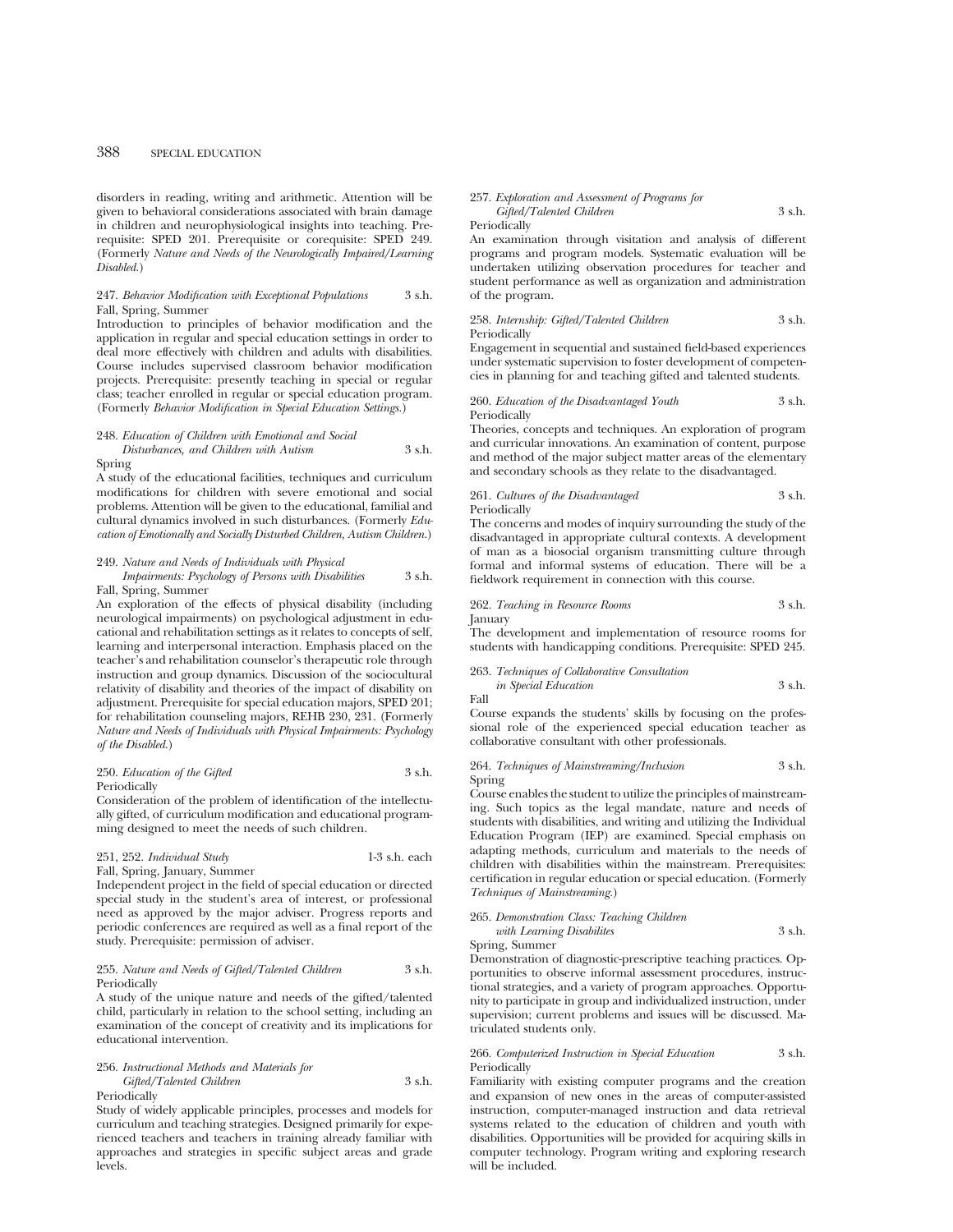disorders in reading, writing and arithmetic. Attention will be given to behavioral considerations associated with brain damage in children and neurophysiological insights into teaching. Prerequisite: SPED 201. Prerequisite or corequisite: SPED 249. (Formerly *Nature and Needs of the Neurologically Impaired/Learning Disabled.*)

247. *Behavior Modification with Exceptional Populations* 3 s.h.
Fall, Spring, Summer

Introduction to principles of behavior modification and the application in regular and special education settings in order to deal more effectively with children and adults with disabilities. Course includes supervised classroom behavior modification projects. Prerequisite: presently teaching in special or regular class; teacher enrolled in regular or special education program. (Formerly *Behavior Modification in Special Education Settings.*)

248. *Education of Children with Emotional and Social Disturbances, and Children with Autism* 3 s.h.
Spring

A study of the educational facilities, techniques and curriculum modifications for children with severe emotional and social problems. Attention will be given to the educational, familial and cultural dynamics involved in such disturbances. (Formerly *Education of Emotionally and Socially Disturbed Children, Autism Children.*)

249. *Nature and Needs of Individuals with Physical Impairments: Psychology of Persons with Disabilities* 3 s.h.
Fall, Spring, Summer

An exploration of the effects of physical disability (including neurological impairments) on psychological adjustment in educational and rehabilitation settings as it relates to concepts of self, learning and interpersonal interaction. Emphasis placed on the teacher's and rehabilitation counselor's therapeutic role through instruction and group dynamics. Discussion of the sociocultural relativity of disability and theories of the impact of disability on adjustment. Prerequisite for special education majors, SPED 201; for rehabilitation counseling majors, REHB 230, 231. (Formerly *Nature and Needs of Individuals with Physical Impairments: Psychology of the Disabled.*)

250. *Education of the Gifted* 3 s.h.
Periodically

Consideration of the problem of identification of the intellectually gifted, of curriculum modification and educational programming designed to meet the needs of such children.

251, 252. *Individual Study* 1-3 s.h. each
Fall, Spring, January, Summer

Independent project in the field of special education or directed special study in the student's area of interest, or professional need as approved by the major adviser. Progress reports and periodic conferences are required as well as a final report of the study. Prerequisite: permission of adviser.

255. *Nature and Needs of Gifted/Talented Children* 3 s.h.
Periodically

A study of the unique nature and needs of the gifted/talented child, particularly in relation to the school setting, including an examination of the concept of creativity and its implications for educational intervention.

256. *Instructional Methods and Materials for Gifted/Talented Children* 3 s.h.
Periodically

Study of widely applicable principles, processes and models for curriculum and teaching strategies. Designed primarily for experienced teachers and teachers in training already familiar with approaches and strategies in specific subject areas and grade levels.

257. *Exploration and Assessment of Programs for Gifted/Talented Children* 3 s.h.
Periodically

An examination through visitation and analysis of different programs and program models. Systematic evaluation will be undertaken utilizing observation procedures for teacher and student performance as well as organization and administration of the program.

258. *Internship: Gifted/Talented Children* 3 s.h.
Periodically

Engagement in sequential and sustained field-based experiences under systematic supervision to foster development of competencies in planning for and teaching gifted and talented students.

260. *Education of the Disadvantaged Youth* 3 s.h.
Periodically

Theories, concepts and techniques. An exploration of program and curricular innovations. An examination of content, purpose and method of the major subject matter areas of the elementary and secondary schools as they relate to the disadvantaged.

261. *Cultures of the Disadvantaged* 3 s.h.
Periodically

The concerns and modes of inquiry surrounding the study of the disadvantaged in appropriate cultural contexts. A development of man as a biosocial organism transmitting culture through formal and informal systems of education. There will be a fieldwork requirement in connection with this course.

262. *Teaching in Resource Rooms* 3 s.h.
January

The development and implementation of resource rooms for students with handicapping conditions. Prerequisite: SPED 245.

263. *Techniques of Collaborative Consultation in Special Education* 3 s.h.
Fall

Course expands the students' skills by focusing on the professional role of the experienced special education teacher as collaborative consultant with other professionals.

264. *Techniques of Mainstreaming/Inclusion* 3 s.h.
Spring

Course enables the student to utilize the principles of mainstreaming. Such topics as the legal mandate, nature and needs of students with disabilities, and writing and utilizing the Individual Education Program (IEP) are examined. Special emphasis on adapting methods, curriculum and materials to the needs of children with disabilities within the mainstream. Prerequisites: certification in regular education or special education. (Formerly *Techniques of Mainstreaming.*)

265. *Demonstration Class: Teaching Children with Learning Disabilites* 3 s.h.
Spring, Summer

Demonstration of diagnostic-prescriptive teaching practices. Opportunities to observe informal assessment procedures, instructional strategies, and a variety of program approaches. Opportunity to participate in group and individualized instruction, under supervision; current problems and issues will be discussed. Matriculated students only.

266. *Computerized Instruction in Special Education* 3 s.h.
Periodically

Familiarity with existing computer programs and the creation and expansion of new ones in the areas of computer-assisted instruction, computer-managed instruction and data retrieval systems related to the education of children and youth with disabilities. Opportunities will be provided for acquiring skills in computer technology. Program writing and exploring research will be included.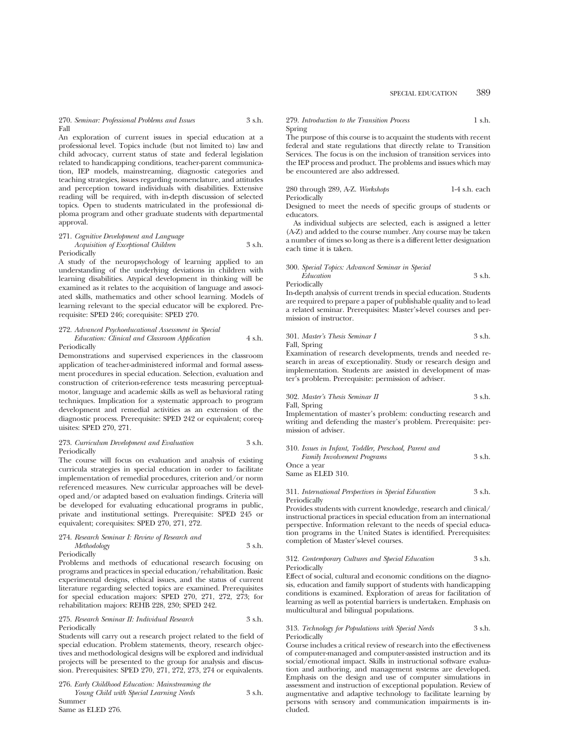270. *Seminar: Professional Problems and Issues* 3 s.h.
Fall

An exploration of current issues in special education at a professional level. Topics include (but not limited to) law and child advocacy, current status of state and federal legislation related to handicapping conditions, teacher-parent communication, IEP models, mainstreaming, diagnostic categories and teaching strategies, issues regarding nomenclature, and attitudes and perception toward individuals with disabilities. Extensive reading will be required, with in-depth discussion of selected topics. Open to students matriculated in the professional diploma program and other graduate students with departmental approval.

271. *Cognitive Development and Language Acquisition of Exceptional Children* 3 s.h.
Periodically

A study of the neuropsychology of learning applied to an understanding of the underlying deviations in children with learning disabilities. Atypical development in thinking will be examined as it relates to the acquisition of language and associated skills, mathematics and other school learning. Models of learning relevant to the special educator will be explored. Prerequisite: SPED 246; corequisite: SPED 270.

272. *Advanced Psychoeducational Assessment in Special Education: Clinical and Classroom Application* 4 s.h.
Periodically

Demonstrations and supervised experiences in the classroom application of teacher-administered informal and formal assessment procedures in special education. Selection, evaluation and construction of criterion-reference tests measuring perceptual-motor, language and academic skills as well as behavioral rating techniques. Implication for a systematic approach to program development and remedial activities as an extension of the diagnostic process. Prerequisite: SPED 242 or equivalent; corequisites: SPED 270, 271.

273. *Curriculum Development and Evaluation* 3 s.h.
Periodically

The course will focus on evaluation and analysis of existing curricula strategies in special education in order to facilitate implementation of remedial procedures, criterion and/or norm referenced measures. New curricular approaches will be developed and/or adapted based on evaluation findings. Criteria will be developed for evaluating educational programs in public, private and institutional settings. Prerequisite: SPED 245 or equivalent; corequisites: SPED 270, 271, 272.

274. *Research Seminar I: Review of Research and Methodology* 3 s.h.
Periodically

Problems and methods of educational research focusing on programs and practices in special education/rehabilitation. Basic experimental designs, ethical issues, and the status of current literature regarding selected topics are examined. Prerequisites for special education majors: SPED 270, 271, 272, 273; for rehabilitation majors: REHB 228, 230; SPED 242.

275. *Research Seminar II: Individual Research* 3 s.h.
Periodically

Students will carry out a research project related to the field of special education. Problem statements, theory, research objectives and methodological designs will be explored and individual projects will be presented to the group for analysis and discussion. Prerequisites: SPED 270, 271, 272, 273, 274 or equivalents.

276. *Early Childhood Education: Mainstreaming the Young Child with Special Learning Needs* 3 s.h.
Summer

Same as ELED 276.

279. *Introduction to the Transition Process* 1 s.h.
Spring

The purpose of this course is to acquaint the students with recent federal and state regulations that directly relate to Transition Services. The focus is on the inclusion of transition services into the IEP process and product. The problems and issues which may be encountered are also addressed.

280 through 289, A-Z. *Workshops* 1-4 s.h. each
Periodically

Designed to meet the needs of specific groups of students or educators.

As individual subjects are selected, each is assigned a letter (A-Z) and added to the course number. Any course may be taken a number of times so long as there is a different letter designation each time it is taken.

300. *Special Topics: Advanced Seminar in Special Education* 3 s.h.
Periodically

In-depth analysis of current trends in special education. Students are required to prepare a paper of publishable quality and to lead a related seminar. Prerequisites: Master's-level courses and permission of instructor.

301. *Master's Thesis Seminar I* 3 s.h.
Fall, Spring

Examination of research developments, trends and needed research in areas of exceptionality. Study or research design and implementation. Students are assisted in development of master's problem. Prerequisite: permission of adviser.

302. *Master's Thesis Seminar II* 3 s.h.
Fall, Spring

Implementation of master's problem: conducting research and writing and defending the master's problem. Prerequisite: permission of adviser.

310. *Issues in Infant, Toddler, Preschool, Parent and Family Involvement Programs* 3 s.h.
Once a year

Same as ELED 310.

311. *International Perspectives in Special Education* 3 s.h.
Periodically

Provides students with current knowledge, research and clinical/instructional practices in special education from an international perspective. Information relevant to the needs of special education programs in the United States is identified. Prerequisites: completion of Master's-level courses.

312. *Contemporary Cultures and Special Education* 3 s.h.
Periodically

Effect of social, cultural and economic conditions on the diagnosis, education and family support of students with handicapping conditions is examined. Exploration of areas for facilitation of learning as well as potential barriers is undertaken. Emphasis on multicultural and bilingual populations.

313. *Technology for Populations with Special Needs* 3 s.h.
Periodically

Course includes a critical review of research into the effectiveness of computer-managed and computer-assisted instruction and its social/emotional impact. Skills in instructional software evaluation and authoring, and management systems are developed. Emphasis on the design and use of computer simulations in assessment and instruction of exceptional population. Review of augmentative and adaptive technology to facilitate learning by persons with sensory and communication impairments is included.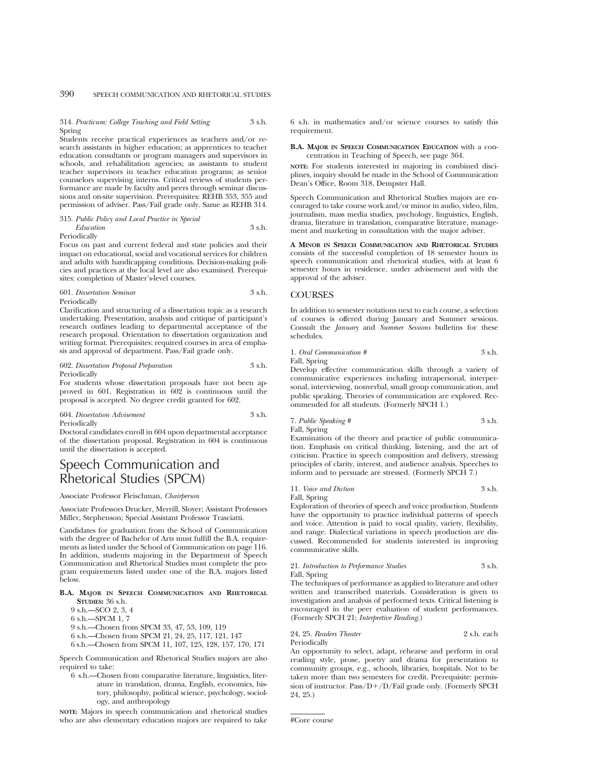314. *Practicum: College Teaching and Field Setting* 3 s.h.
Spring

Students receive practical experiences as teachers and/or research assistants in higher education; as apprentices to teacher education consultants or program managers and supervisors in schools, and rehabilitation agencies; as assistants to student teacher supervisors in teacher education programs; as senior counselors supervising interns. Critical reviews of students performance are made by faculty and peers through seminar discussions and on-site supervision. Prerequisites: REHB 353, 355 and permission of adviser. Pass/Fail grade only. Same as REHB 314.

315. *Public Policy and Local Practice in Special Education* 3 s.h.
Periodically

Focus on past and current federal and state policies and their impact on educational, social and vocational services for children and adults with handicapping conditions. Decision-making policies and practices at the local level are also examined. Prerequisites: completion of Master's-level courses.

601. *Dissertation Seminar* 3 s.h.
Periodically

Clarification and structuring of a dissertation topic as a research undertaking. Presentation, analysis and critique of participant's research outlines leading to departmental acceptance of the research proposal. Orientation to dissertation organization and writing format. Prerequisites: required courses in area of emphasis and approval of department. Pass/Fail grade only.

602. *Dissertation Proposal Preparation* 3 s.h.
Periodically

For students whose dissertation proposals have not been approved in 601. Registration in 602 is continuous until the proposal is accepted. No degree credit granted for 602.

604. *Dissertation Advisement* 3 s.h.
Periodically

Doctoral candidates enroll in 604 upon departmental acceptance of the dissertation proposal. Registration in 604 is continuous until the dissertation is accepted.

# Speech Communication and Rhetorical Studies (SPCM)

Associate Professor Fleischman, *Chairperson*

Associate Professors Drucker, Merrill, Sloyer; Assistant Professors Miller, Stephenson; Special Assistant Professor Trasciatti.

Candidates for graduation from the School of Communication with the degree of Bachelor of Arts must fulfill the B.A. requirements as listed under the School of Communication on page 116. In addition, students majoring in the Department of Speech Communication and Rhetorical Studies must complete the program requirements listed under one of the B.A. majors listed below.

**B.A. Major in Speech Communication and Rhetorical Studies:** 36 s.h.

- 9 s.h.—SCO 2, 3, 4
- 6 s.h.—SPCM 1, 7
- 9 s.h.—Chosen from SPCM 33, 47, 53, 109, 119
- 6 s.h.—Chosen from SPCM 21, 24, 25, 117, 121, 147
- 6 s.h.—Chosen from SPCM 11, 107, 125, 128, 157, 170, 171

Speech Communication and Rhetorical Studies majors are also required to take:

- 6 s.h.—Chosen from comparative literature, linguistics, literature in translation, drama, English, economics, history, philosophy, political science, psychology, sociology, and anthropology

**Note:** Majors in speech communication and rhetorical studies who are also elementary education majors are required to take 6 s.h. in mathematics and/or science courses to satisfy this requirement.

**B.A. Major in Speech Communication Education** with a concentration in Teaching of Speech, see page 364.

**Note:** For students interested in majoring in combined disciplines, inquiry should be made in the School of Communication Dean's Office, Room 318, Dempster Hall.

Speech Communication and Rhetorical Studies majors are encouraged to take course work and/or minor in audio, video, film, journalism, mass media studies, psychology, linguistics, English, drama, literature in translation, comparative literature, management and marketing in consultation with the major adviser.

**A Minor in Speech Communication and Rhetorical Studies** consists of the successful completion of 18 semester hours in speech communication and rhetorical studies, with at least 6 semester hours in residence, under advisement and with the approval of the adviser.

## COURSES

In addition to semester notations next to each course, a selection of courses is offered during January and Summer sessions. Consult the *January* and *Summer Sessions* bulletins for these schedules.

1. *Oral Communication #* 3 s.h.
Fall, Spring

Develop effective communication skills through a variety of communicative experiences including intrapersonal, interpersonal, interviewing, nonverbal, small group communication, and public speaking. Theories of communication are explored. Recommended for all students. (Formerly SPCH 1.)

7. *Public Speaking #* 3 s.h.
Fall, Spring

Examination of the theory and practice of public communication. Emphasis on critical thinking, listening, and the art of criticism. Practice in speech composition and delivery, stressing principles of clarity, interest, and audience analysis. Speeches to inform and to persuade are stressed. (Formerly SPCH 7.)

11. *Voice and Diction* 3 s.h.
Fall, Spring

Exploration of theories of speech and voice production. Students have the opportunity to practice individual patterns of speech and voice. Attention is paid to vocal quality, variety, flexibility, and range. Dialectical variations in speech production are discussed. Recommended for students interested in improving communicative skills.

21. *Introduction to Performance Studies* 3 s.h.
Fall, Spring

The techniques of performance as applied to literature and other written and transcribed materials. Consideration is given to investigation and analysis of performed texts. Critical listening is encouraged in the peer evaluation of student performances. (Formerly SPCH 21; *Interpretive Reading*.)

24, 25. *Readers Theater* 2 s.h. each
Periodically

An opportunity to select, adapt, rehearse and perform in oral reading style, prose, poetry and drama for presentation to community groups, e.g., schools, libraries, hospitals. Not to be taken more than two semesters for credit. Prerequisite: permission of instructor. Pass/D+/D/Fail grade only. (Formerly SPCH 24, 25.)

#Core course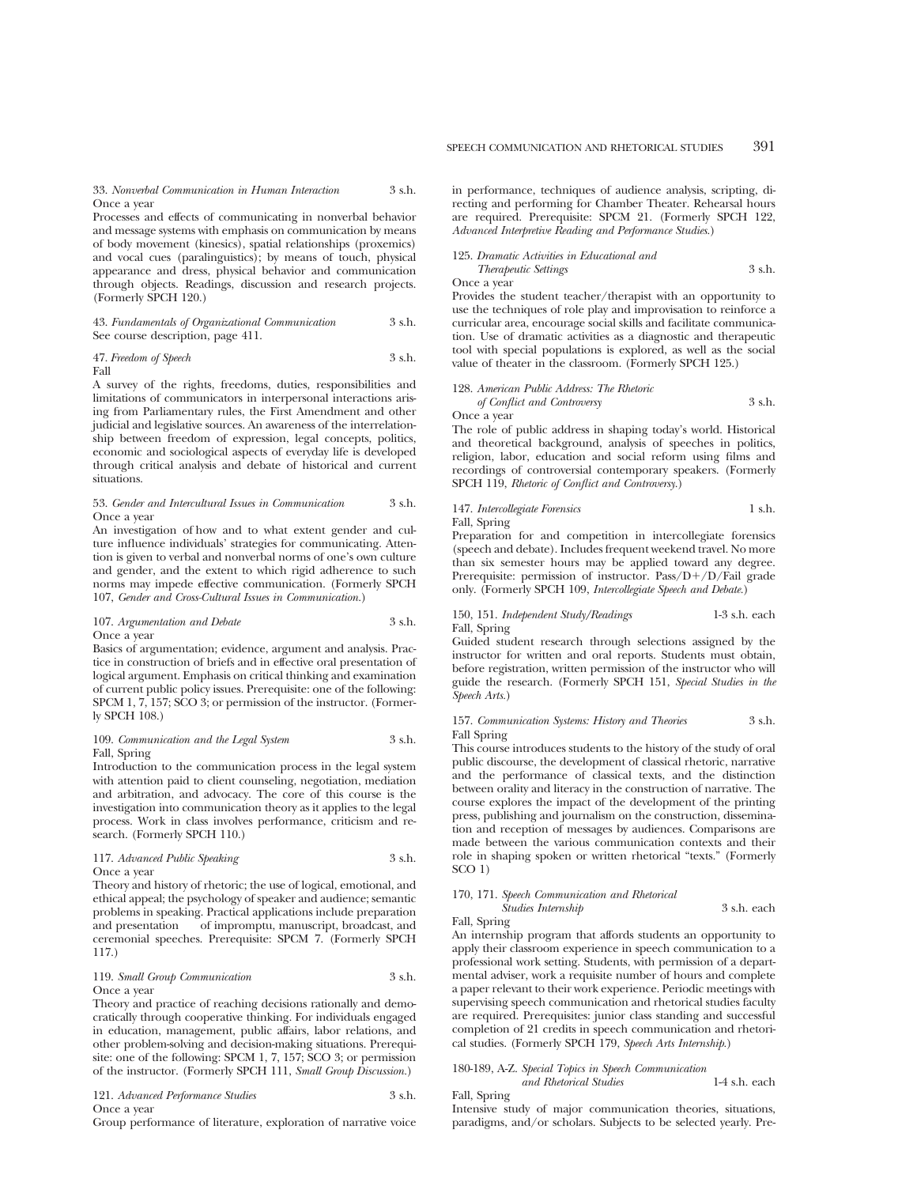33. *Nonverbal Communication in Human Interaction* 3 s.h.
Once a year
Processes and effects of communicating in nonverbal behavior and message systems with emphasis on communication by means of body movement (kinesics), spatial relationships (proxemics) and vocal cues (paralinguistics); by means of touch, physical appearance and dress, physical behavior and communication through objects. Readings, discussion and research projects. (Formerly SPCH 120.)

43. *Fundamentals of Organizational Communication* 3 s.h.
See course description, page 411.

47. *Freedom of Speech* 3 s.h.
Fall
A survey of the rights, freedoms, duties, responsibilities and limitations of communicators in interpersonal interactions arising from Parliamentary rules, the First Amendment and other judicial and legislative sources. An awareness of the interrelationship between freedom of expression, legal concepts, politics, economic and sociological aspects of everyday life is developed through critical analysis and debate of historical and current situations.

53. *Gender and Intercultural Issues in Communication* 3 s.h.
Once a year
An investigation of how and to what extent gender and culture influence individuals' strategies for communicating. Attention is given to verbal and nonverbal norms of one's own culture and gender, and the extent to which rigid adherence to such norms may impede effective communication. (Formerly SPCH 107, *Gender and Cross-Cultural Issues in Communication.*)

107. *Argumentation and Debate* 3 s.h.
Once a year
Basics of argumentation; evidence, argument and analysis. Practice in construction of briefs and in effective oral presentation of logical argument. Emphasis on critical thinking and examination of current public policy issues. Prerequisite: one of the following: SPCM 1, 7, 157; SCO 3; or permission of the instructor. (Formerly SPCH 108.)

109. *Communication and the Legal System* 3 s.h.
Fall, Spring
Introduction to the communication process in the legal system with attention paid to client counseling, negotiation, mediation and arbitration, and advocacy. The core of this course is the investigation into communication theory as it applies to the legal process. Work in class involves performance, criticism and research. (Formerly SPCH 110.)

117. *Advanced Public Speaking* 3 s.h.
Once a year
Theory and history of rhetoric; the use of logical, emotional, and ethical appeal; the psychology of speaker and audience; semantic problems in speaking. Practical applications include preparation and presentation of impromptu, manuscript, broadcast, and ceremonial speeches. Prerequisite: SPCM 7. (Formerly SPCH 117.)

119. *Small Group Communication* 3 s.h.
Once a year
Theory and practice of reaching decisions rationally and democratically through cooperative thinking. For individuals engaged in education, management, public affairs, labor relations, and other problem-solving and decision-making situations. Prerequisite: one of the following: SPCM 1, 7, 157; SCO 3; or permission of the instructor. (Formerly SPCH 111, *Small Group Discussion.*)

121. *Advanced Performance Studies* 3 s.h.
Once a year
Group performance of literature, exploration of narrative voice in performance, techniques of audience analysis, scripting, directing and performing for Chamber Theater. Rehearsal hours are required. Prerequisite: SPCM 21. (Formerly SPCH 122, *Advanced Interpretive Reading and Performance Studies.*)

125. *Dramatic Activities in Educational and Therapeutic Settings* 3 s.h.
Once a year
Provides the student teacher/therapist with an opportunity to use the techniques of role play and improvisation to reinforce a curricular area, encourage social skills and facilitate communication. Use of dramatic activities as a diagnostic and therapeutic tool with special populations is explored, as well as the social value of theater in the classroom. (Formerly SPCH 125.)

128. *American Public Address: The Rhetoric of Conflict and Controversy* 3 s.h.
Once a year
The role of public address in shaping today's world. Historical and theoretical background, analysis of speeches in politics, religion, labor, education and social reform using films and recordings of controversial contemporary speakers. (Formerly SPCH 119, *Rhetoric of Conflict and Controversy.*)

147. *Intercollegiate Forensics* 1 s.h.
Fall, Spring
Preparation for and competition in intercollegiate forensics (speech and debate). Includes frequent weekend travel. No more than six semester hours may be applied toward any degree. Prerequisite: permission of instructor. Pass/D+/D/Fail grade only. (Formerly SPCH 109, *Intercollegiate Speech and Debate.*)

150, 151. *Independent Study/Readings* 1-3 s.h. each
Fall, Spring
Guided student research through selections assigned by the instructor for written and oral reports. Students must obtain, before registration, written permission of the instructor who will guide the research. (Formerly SPCH 151, *Special Studies in the Speech Arts.*)

157. *Communication Systems: History and Theories* 3 s.h.
Fall Spring
This course introduces students to the history of the study of oral public discourse, the development of classical rhetoric, narrative and the performance of classical texts, and the distinction between orality and literacy in the construction of narrative. The course explores the impact of the development of the printing press, publishing and journalism on the construction, dissemination and reception of messages by audiences. Comparisons are made between the various communication contexts and their role in shaping spoken or written rhetorical "texts." (Formerly SCO 1)

170, 171. *Speech Communication and Rhetorical Studies Internship* 3 s.h. each
Fall, Spring
An internship program that affords students an opportunity to apply their classroom experience in speech communication to a professional work setting. Students, with permission of a departmental adviser, work a requisite number of hours and complete a paper relevant to their work experience. Periodic meetings with supervising speech communication and rhetorical studies faculty are required. Prerequisites: junior class standing and successful completion of 21 credits in speech communication and rhetorical studies. (Formerly SPCH 179, *Speech Arts Internship.*)

180-189, A-Z. *Special Topics in Speech Communication and Rhetorical Studies* 1-4 s.h. each
Fall, Spring
Intensive study of major communication theories, situations, paradigms, and/or scholars. Subjects to be selected yearly. Pre-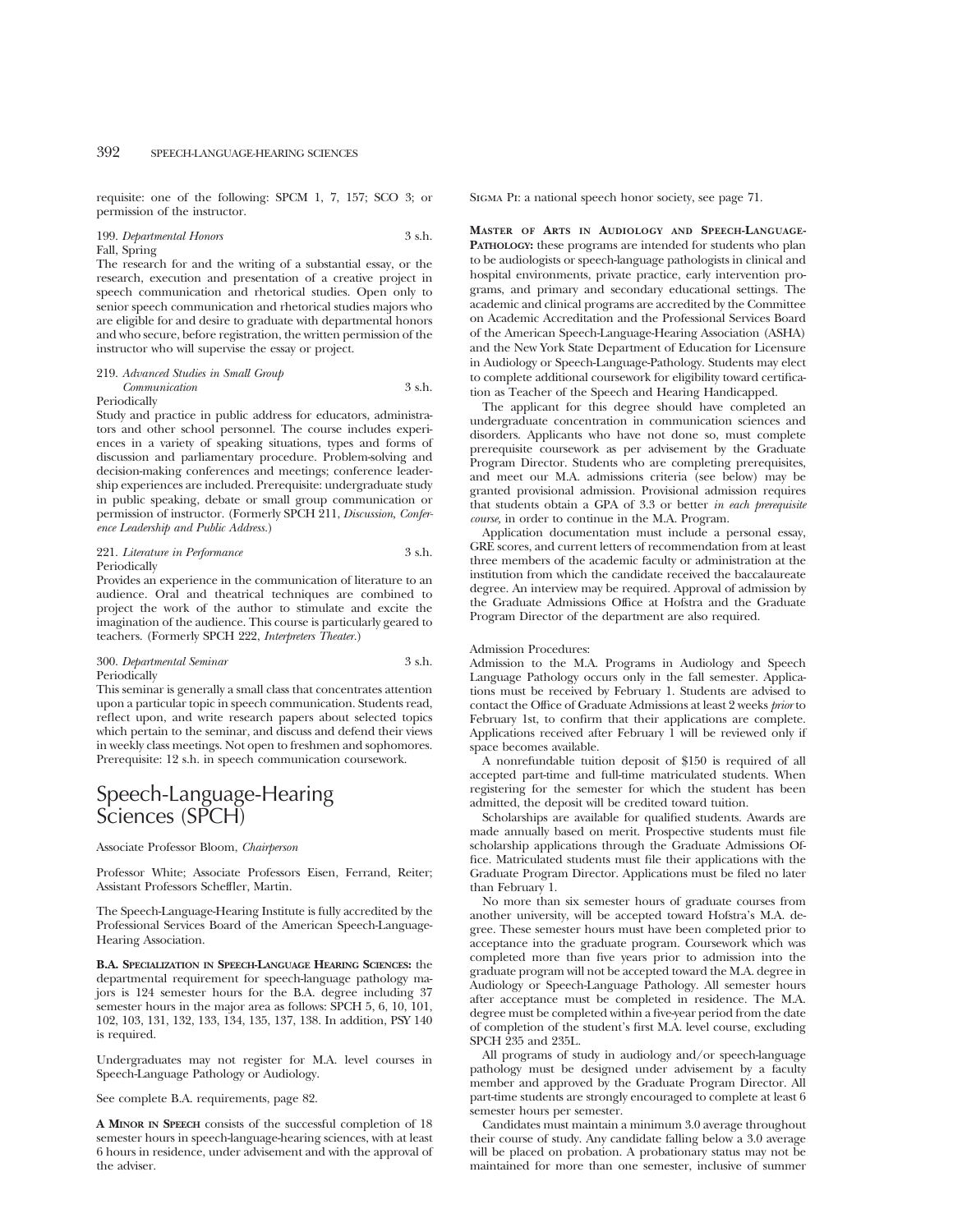requisite: one of the following: SPCM 1, 7, 157; SCO 3; or permission of the instructor.

199. *Departmental Honors* 3 s.h.
Fall, Spring

The research for and the writing of a substantial essay, or the research, execution and presentation of a creative project in speech communication and rhetorical studies. Open only to senior speech communication and rhetorical studies majors who are eligible for and desire to graduate with departmental honors and who secure, before registration, the written permission of the instructor who will supervise the essay or project.

219. *Advanced Studies in Small Group Communication* 3 s.h.
Periodically

Study and practice in public address for educators, administrators and other school personnel. The course includes experiences in a variety of speaking situations, types and forms of discussion and parliamentary procedure. Problem-solving and decision-making conferences and meetings; conference leadership experiences are included. Prerequisite: undergraduate study in public speaking, debate or small group communication or permission of instructor. (Formerly SPCH 211, *Discussion, Conference Leadership and Public Address.*)

221. *Literature in Performance* 3 s.h.
Periodically

Provides an experience in the communication of literature to an audience. Oral and theatrical techniques are combined to project the work of the author to stimulate and excite the imagination of the audience. This course is particularly geared to teachers. (Formerly SPCH 222, *Interpreters Theater.*)

300. *Departmental Seminar* 3 s.h.
Periodically

This seminar is generally a small class that concentrates attention upon a particular topic in speech communication. Students read, reflect upon, and write research papers about selected topics which pertain to the seminar, and discuss and defend their views in weekly class meetings. Not open to freshmen and sophomores. Prerequisite: 12 s.h. in speech communication coursework.

# Speech-Language-Hearing Sciences (SPCH)

Associate Professor Bloom, *Chairperson*

Professor White; Associate Professors Eisen, Ferrand, Reiter; Assistant Professors Scheffler, Martin.

The Speech-Language-Hearing Institute is fully accredited by the Professional Services Board of the American Speech-Language-Hearing Association.

**B.A. Specialization in Speech-Language Hearing Sciences:** the departmental requirement for speech-language pathology majors is 124 semester hours for the B.A. degree including 37 semester hours in the major area as follows: SPCH 5, 6, 10, 101, 102, 103, 131, 132, 133, 134, 135, 137, 138. In addition, PSY 140 is required.

Undergraduates may not register for M.A. level courses in Speech-Language Pathology or Audiology.

See complete B.A. requirements, page 82.

**A Minor in Speech** consists of the successful completion of 18 semester hours in speech-language-hearing sciences, with at least 6 hours in residence, under advisement and with the approval of the adviser.

Sigma Pi: a national speech honor society, see page 71.

**Master of Arts in Audiology and Speech-Language-Pathology:** these programs are intended for students who plan to be audiologists or speech-language pathologists in clinical and hospital environments, private practice, early intervention programs, and primary and secondary educational settings. The academic and clinical programs are accredited by the Committee on Academic Accreditation and the Professional Services Board of the American Speech-Language-Hearing Association (ASHA) and the New York State Department of Education for Licensure in Audiology or Speech-Language-Pathology. Students may elect to complete additional coursework for eligibility toward certification as Teacher of the Speech and Hearing Handicapped.

The applicant for this degree should have completed an undergraduate concentration in communication sciences and disorders. Applicants who have not done so, must complete prerequisite coursework as per advisement by the Graduate Program Director. Students who are completing prerequisites, and meet our M.A. admissions criteria (see below) may be granted provisional admission. Provisional admission requires that students obtain a GPA of 3.3 or better *in each prerequisite course*, in order to continue in the M.A. Program.

Application documentation must include a personal essay, GRE scores, and current letters of recommendation from at least three members of the academic faculty or administration at the institution from which the candidate received the baccalaureate degree. An interview may be required. Approval of admission by the Graduate Admissions Office at Hofstra and the Graduate Program Director of the department are also required.

Admission Procedures:

Admission to the M.A. Programs in Audiology and Speech Language Pathology occurs only in the fall semester. Applications must be received by February 1. Students are advised to contact the Office of Graduate Admissions at least 2 weeks *prior* to February 1st, to confirm that their applications are complete. Applications received after February 1 will be reviewed only if space becomes available.

A nonrefundable tuition deposit of $150 is required of all accepted part-time and full-time matriculated students. When registering for the semester for which the student has been admitted, the deposit will be credited toward tuition.

Scholarships are available for qualified students. Awards are made annually based on merit. Prospective students must file scholarship applications through the Graduate Admissions Office. Matriculated students must file their applications with the Graduate Program Director. Applications must be filed no later than February 1.

No more than six semester hours of graduate courses from another university, will be accepted toward Hofstra's M.A. degree. These semester hours must have been completed prior to acceptance into the graduate program. Coursework which was completed more than five years prior to admission into the graduate program will not be accepted toward the M.A. degree in Audiology or Speech-Language Pathology. All semester hours after acceptance must be completed in residence. The M.A. degree must be completed within a five-year period from the date of completion of the student's first M.A. level course, excluding SPCH 235 and 235L.

All programs of study in audiology and/or speech-language pathology must be designed under advisement by a faculty member and approved by the Graduate Program Director. All part-time students are strongly encouraged to complete at least 6 semester hours per semester.

Candidates must maintain a minimum 3.0 average throughout their course of study. Any candidate falling below a 3.0 average will be placed on probation. A probationary status may not be maintained for more than one semester, inclusive of summer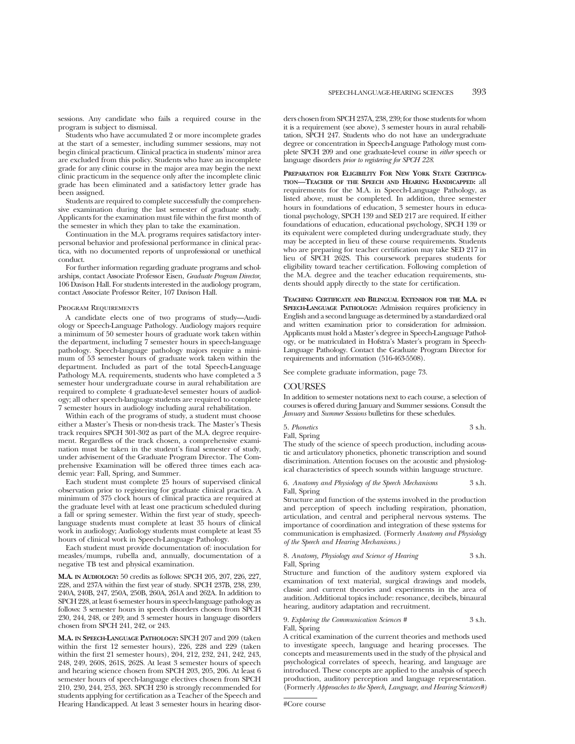sessions. Any candidate who fails a required course in the program is subject to dismissal.

Students who have accumulated 2 or more incomplete grades at the start of a semester, including summer sessions, may not begin clinical practicum. Clinical practica in students' minor area are excluded from this policy. Students who have an incomplete grade for any clinic course in the major area may begin the next clinic practicum in the sequence only after the incomplete clinic grade has been eliminated and a satisfactory letter grade has been assigned.

Students are required to complete successfully the comprehensive examination during the last semester of graduate study. Applicants for the examination must file within the first month of the semester in which they plan to take the examination.

Continuation in the M.A. programs requires satisfactory interpersonal behavior and professional performance in clinical practica, with no documented reports of unprofessional or unethical conduct.

For further information regarding graduate programs and scholarships, contact Associate Professor Eisen, *Graduate Program Director*, 106 Davison Hall. For students interested in the audiology program, contact Associate Professor Reiter, 107 Davison Hall.

### Program Requirements

A candidate elects one of two programs of study—Audiology or Speech-Language Pathology. Audiology majors require a minimum of 50 semester hours of graduate work taken within the department, including 7 semester hours in speech-language pathology. Speech-language pathology majors require a minimum of 53 semester hours of graduate work taken within the department. Included as part of the total Speech-Language Pathology M.A. requirements, students who have completed a 3 semester hour undergraduate course in aural rehabilitation are required to complete 4 graduate-level semester hours of audiology; all other speech-language students are required to complete 7 semester hours in audiology including aural rehabilitation.

Within each of the programs of study, a student must choose either a Master's Thesis or non-thesis track. The Master's Thesis track requires SPCH 301-302 as part of the M.A. degree requirement. Regardless of the track chosen, a comprehensive examination must be taken in the student's final semester of study, under advisement of the Graduate Program Director. The Comprehensive Examination will be offered three times each academic year: Fall, Spring, and Summer.

Each student must complete 25 hours of supervised clinical observation prior to registering for graduate clinical practica. A minimum of 375 clock hours of clinical practica are required at the graduate level with at least one practicum scheduled during a fall or spring semester. Within the first year of study, speech-language students must complete at least 35 hours of clinical work in audiology; Audiology students must complete at least 35 hours of clinical work in Speech-Language Pathology.

Each student must provide documentation of: inoculation for measles/mumps, rubella and, annually, documentation of a negative TB test and physical examination.

**M.A. in Audiology:** 50 credits as follows: SPCH 205, 207, 226, 227, 228, and 237A within the first year of study. SPCH 237B, 238, 239, 240A, 240B, 247, 250A, 250B, 260A, 261A and 262A. In addition to SPCH 228, at least 6 semester hours in speech-language pathology as follows: 3 semester hours in speech disorders chosen from SPCH 230, 244, 248, or 249; and 3 semester hours in language disorders chosen from SPCH 241, 242, or 243.

**M.A. in Speech-Language Pathology:** SPCH 207 and 209 (taken within the first 12 semester hours), 226, 228 and 229 (taken within the first 21 semester hours), 204, 212, 232, 241, 242, 243, 248, 249, 260S, 261S, 262S. At least 3 semester hours of speech and hearing science chosen from SPCH 203, 205, 206. At least 6 semester hours of speech-language electives chosen from SPCH 210, 230, 244, 253, 263. SPCH 230 is strongly recommended for students applying for certification as a Teacher of the Speech and Hearing Handicapped. At least 3 semester hours in hearing disorders chosen from SPCH 237A, 238, 239; for those students for whom it is a requirement (see above), 3 semester hours in aural rehabilitation, SPCH 247. Students who do not have an undergraduate degree or concentration in Speech-Language Pathology must complete SPCH 209 and one graduate-level course in *either* speech or language disorders *prior to registering for SPCH 228.*

**Preparation for Eligibility For New York State Certification—Teacher of the Speech and Hearing Handicapped:** all requirements for the M.A. in Speech-Language Pathology, as listed above, must be completed. In addition, three semester hours in foundations of education, 3 semester hours in educational psychology, SPCH 139 and SED 217 are required. If either foundations of education, educational psychology, SPCH 139 or its equivalent were completed during undergraduate study, they may be accepted in lieu of these course requirements. Students who are preparing for teacher certification may take SED 217 in lieu of SPCH 262S. This coursework prepares students for eligibility toward teacher certification. Following completion of the M.A. degree and the teacher education requirements, students should apply directly to the state for certification.

**Teaching Certificate and Bilingual Extension for the M.A. in Speech-Language Pathology:** Admission requires proficiency in English and a second language as determined by a standardized oral and written examination prior to consideration for admission. Applicants must hold a Master's degree in Speech-Language Pathology, or be matriculated in Hofstra's Master's program in Speech-Language Pathology. Contact the Graduate Program Director for requirements and information (516-463-5508).

See complete graduate information, page 73.

## COURSES

In addition to semester notations next to each course, a selection of courses is offered during January and Summer sessions. Consult the *January* and *Summer Sessions* bulletins for these schedules.

5. *Phonetics* 3 s.h.
Fall, Spring
The study of the science of speech production, including acoustic and articulatory phonetics, phonetic transcription and sound discrimination. Attention focuses on the acoustic and physiological characteristics of speech sounds within language structure.

6. *Anatomy and Physiology of the Speech Mechanisms* 3 s.h.
Fall, Spring
Structure and function of the systems involved in the production and perception of speech including respiration, phonation, articulation, and central and peripheral nervous systems. The importance of coordination and integration of these systems for communication is emphasized. (Formerly *Anatomy and Physiology of the Speech and Hearing Mechanisms.)*

8. *Anatomy, Physiology and Science of Hearing* 3 s.h.
Fall, Spring
Structure and function of the auditory system explored via examination of text material, surgical drawings and models, classic and current theories and experiments in the area of audition. Additional topics include: resonance, decibels, binaural hearing, auditory adaptation and recruitment.

9. *Exploring the Communication Sciences #* 3 s.h.
Fall, Spring
A critical examination of the current theories and methods used to investigate speech, language and hearing processes. The concepts and measurements used in the study of the physical and psychological correlates of speech, hearing, and language are introduced. These concepts are applied to the analysis of speech production, auditory perception and language representation. (Formerly *Approaches to the Speech, Language, and Hearing Sciences#)*

#Core course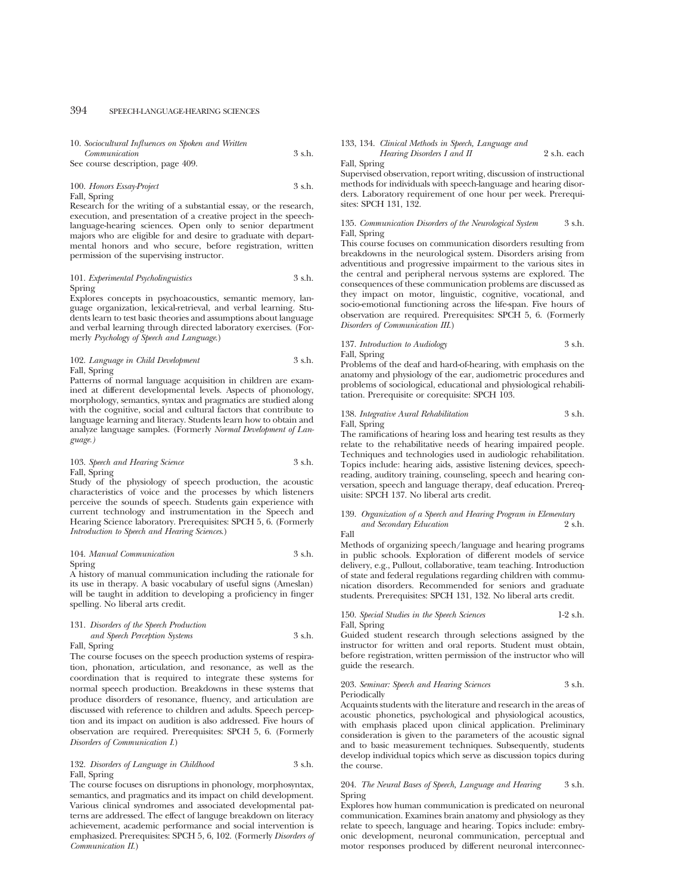10. *Sociocultural Influences on Spoken and Written Communication* 3 s.h.
See course description, page 409.

100. *Honors Essay-Project* 3 s.h.
Fall, Spring
Research for the writing of a substantial essay, or the research, execution, and presentation of a creative project in the speech-language-hearing sciences. Open only to senior department majors who are eligible for and desire to graduate with departmental honors and who secure, before registration, written permission of the supervising instructor.

101. *Experimental Psycholinguistics* 3 s.h.
Spring
Explores concepts in psychoacoustics, semantic memory, language organization, lexical-retrieval, and verbal learning. Students learn to test basic theories and assumptions about language and verbal learning through directed laboratory exercises. (Formerly *Psychology of Speech and Language.*)

102. *Language in Child Development* 3 s.h.
Fall, Spring
Patterns of normal language acquisition in children are examined at different developmental levels. Aspects of phonology, morphology, semantics, syntax and pragmatics are studied along with the cognitive, social and cultural factors that contribute to language learning and literacy. Students learn how to obtain and analyze language samples. (Formerly *Normal Development of Language.)*

103. *Speech and Hearing Science* 3 s.h.
Fall, Spring
Study of the physiology of speech production, the acoustic characteristics of voice and the processes by which listeners perceive the sounds of speech. Students gain experience with current technology and instrumentation in the Speech and Hearing Science laboratory. Prerequisites: SPCH 5, 6. (Formerly *Introduction to Speech and Hearing Sciences.*)

104. *Manual Communication* 3 s.h.
Spring
A history of manual communication including the rationale for its use in therapy. A basic vocabulary of useful signs (Ameslan) will be taught in addition to developing a proficiency in finger spelling. No liberal arts credit.

131. *Disorders of the Speech Production and Speech Perception Systems* 3 s.h.
Fall, Spring
The course focuses on the speech production systems of respiration, phonation, articulation, and resonance, as well as the coordination that is required to integrate these systems for normal speech production. Breakdowns in these systems that produce disorders of resonance, fluency, and articulation are discussed with reference to children and adults. Speech perception and its impact on audition is also addressed. Five hours of observation are required. Prerequisites: SPCH 5, 6. (Formerly *Disorders of Communication I.*)

132. *Disorders of Language in Childhood* 3 s.h.
Fall, Spring
The course focuses on disruptions in phonology, morphosyntax, semantics, and pragmatics and its impact on child development. Various clinical syndromes and associated developmental patterns are addressed. The effect of languge breakdown on literacy achievement, academic performance and social intervention is emphasized. Prerequisites: SPCH 5, 6, 102. (Formerly *Disorders of Communication II.*)

133, 134. *Clinical Methods in Speech, Language and Hearing Disorders I and II* 2 s.h. each
Fall, Spring
Supervised observation, report writing, discussion of instructional methods for individuals with speech-language and hearing disorders. Laboratory requirement of one hour per week. Prerequisites: SPCH 131, 132.

135. *Communication Disorders of the Neurological System* 3 s.h.
Fall, Spring
This course focuses on communication disorders resulting from breakdowns in the neurological system. Disorders arising from adventitious and progressive impairment to the various sites in the central and peripheral nervous systems are explored. The consequences of these communication problems are discussed as they impact on motor, linguistic, cognitive, vocational, and socio-emotional functioning across the life-span. Five hours of observation are required. Prerequisites: SPCH 5, 6. (Formerly *Disorders of Communication III.*)

137. *Introduction to Audiology* 3 s.h.
Fall, Spring
Problems of the deaf and hard-of-hearing, with emphasis on the anatomy and physiology of the ear, audiometric procedures and problems of sociological, educational and physiological rehabilitation. Prerequisite or corequisite: SPCH 103.

138. *Integrative Aural Rehabilitation* 3 s.h.
Fall, Spring
The ramifications of hearing loss and hearing test results as they relate to the rehabilitative needs of hearing impaired people. Techniques and technologies used in audiologic rehabilitation. Topics include: hearing aids, assistive listening devices, speechreading, auditory training, counseling, speech and hearing conversation, speech and language therapy, deaf education. Prerequisite: SPCH 137. No liberal arts credit.

139. *Organization of a Speech and Hearing Program in Elementary and Secondary Education* 2 s.h.
Fall
Methods of organizing speech/language and hearing programs in public schools. Exploration of different models of service delivery, e.g., Pullout, collaborative, team teaching. Introduction of state and federal regulations regarding children with communication disorders. Recommended for seniors and graduate students. Prerequisites: SPCH 131, 132. No liberal arts credit.

150. *Special Studies in the Speech Sciences* 1-2 s.h.
Fall, Spring
Guided student research through selections assigned by the instructor for written and oral reports. Student must obtain, before registration, written permission of the instructor who will guide the research.

203. *Seminar: Speech and Hearing Sciences* 3 s.h.
Periodically
Acquaints students with the literature and research in the areas of acoustic phonetics, psychological and physiological acoustics, with emphasis placed upon clinical application. Preliminary consideration is given to the parameters of the acoustic signal and to basic measurement techniques. Subsequently, students develop individual topics which serve as discussion topics during the course.

204. *The Neural Bases of Speech, Language and Hearing* 3 s.h.
Spring
Explores how human communication is predicated on neuronal communication. Examines brain anatomy and physiology as they relate to speech, language and hearing. Topics include: embryonic development, neuronal communication, perceptual and motor responses produced by different neuronal interconnec-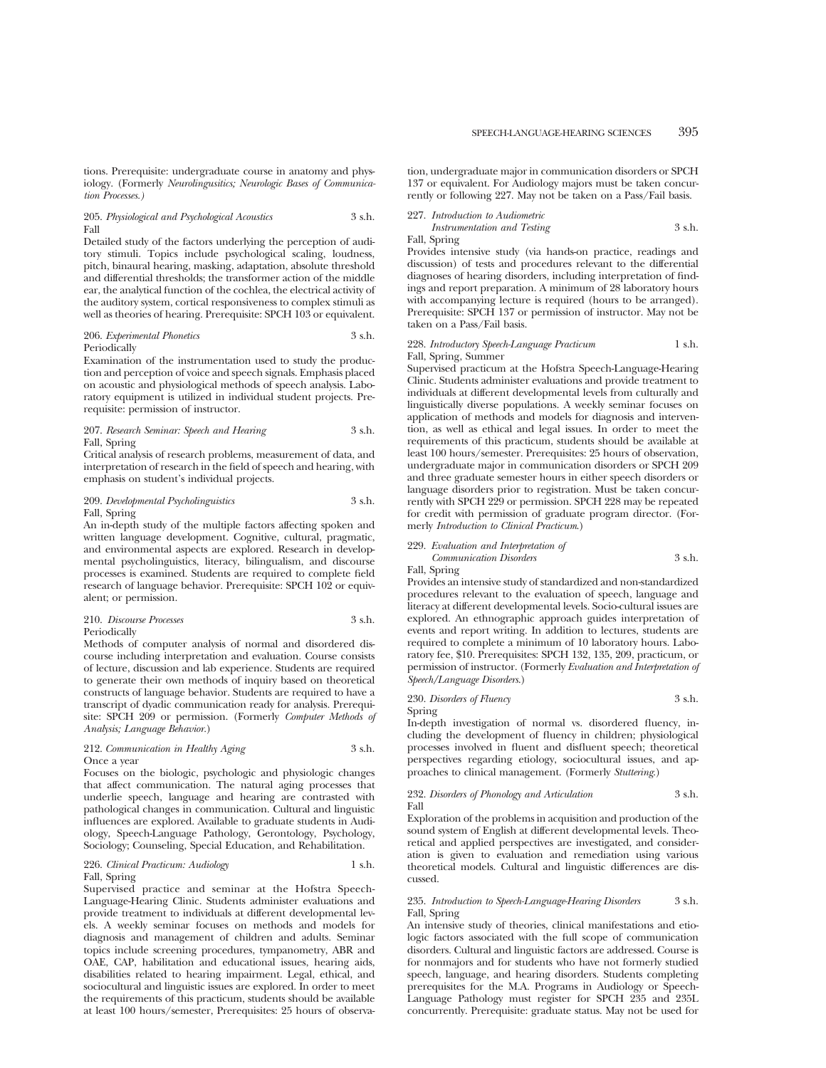tions. Prerequisite: undergraduate course in anatomy and physiology. (Formerly *Neurolingusitics; Neurologic Bases of Communication Processes.*)

**205.** *Physiological and Psychological Acoustics* 3 s.h.
Fall

Detailed study of the factors underlying the perception of auditory stimuli. Topics include psychological scaling, loudness, pitch, binaural hearing, masking, adaptation, absolute threshold and differential thresholds; the transformer action of the middle ear, the analytical function of the cochlea, the electrical activity of the auditory system, cortical responsiveness to complex stimuli as well as theories of hearing. Prerequisite: SPCH 103 or equivalent.

**206.** *Experimental Phonetics* 3 s.h.
Periodically

Examination of the instrumentation used to study the production and perception of voice and speech signals. Emphasis placed on acoustic and physiological methods of speech analysis. Laboratory equipment is utilized in individual student projects. Prerequisite: permission of instructor.

**207.** *Research Seminar: Speech and Hearing* 3 s.h.
Fall, Spring

Critical analysis of research problems, measurement of data, and interpretation of research in the field of speech and hearing, with emphasis on student's individual projects.

**209.** *Developmental Psycholinguistics* 3 s.h.
Fall, Spring

An in-depth study of the multiple factors affecting spoken and written language development. Cognitive, cultural, pragmatic, and environmental aspects are explored. Research in developmental psycholinguistics, literacy, bilingualism, and discourse processes is examined. Students are required to complete field research of language behavior. Prerequisite: SPCH 102 or equivalent; or permission.

**210.** *Discourse Processes* 3 s.h.
Periodically

Methods of computer analysis of normal and disordered discourse including interpretation and evaluation. Course consists of lecture, discussion and lab experience. Students are required to generate their own methods of inquiry based on theoretical constructs of language behavior. Students are required to have a transcript of dyadic communication ready for analysis. Prerequisite: SPCH 209 or permission. (Formerly *Computer Methods of Analysis; Language Behavior.*)

**212.** *Communication in Healthy Aging* 3 s.h.
Once a year

Focuses on the biologic, psychologic and physiologic changes that affect communication. The natural aging processes that underlie speech, language and hearing are contrasted with pathological changes in communication. Cultural and linguistic influences are explored. Available to graduate students in Audiology, Speech-Language Pathology, Gerontology, Psychology, Sociology; Counseling, Special Education, and Rehabilitation.

**226.** *Clinical Practicum: Audiology* 1 s.h.
Fall, Spring

Supervised practice and seminar at the Hofstra Speech-Language-Hearing Clinic. Students administer evaluations and provide treatment to individuals at different developmental levels. A weekly seminar focuses on methods and models for diagnosis and management of children and adults. Seminar topics include screening procedures, tympanometry, ABR and OAE, CAP, habilitation and educational issues, hearing aids, disabilities related to hearing impairment. Legal, ethical, and sociocultural and linguistic issues are explored. In order to meet the requirements of this practicum, students should be available at least 100 hours/semester, Prerequisites: 25 hours of observation, undergraduate major in communication disorders or SPCH 137 or equivalent. For Audiology majors must be taken concurrently or following 227. May not be taken on a Pass/Fail basis.

**227.** *Introduction to Audiometric Instrumentation and Testing* 3 s.h.
Fall, Spring

Provides intensive study (via hands-on practice, readings and discussion) of tests and procedures relevant to the differential diagnoses of hearing disorders, including interpretation of findings and report preparation. A minimum of 28 laboratory hours with accompanying lecture is required (hours to be arranged). Prerequisite: SPCH 137 or permission of instructor. May not be taken on a Pass/Fail basis.

**228.** *Introductory Speech-Language Practicum* 1 s.h.
Fall, Spring, Summer

Supervised practicum at the Hofstra Speech-Language-Hearing Clinic. Students administer evaluations and provide treatment to individuals at different developmental levels from culturally and linguistically diverse populations. A weekly seminar focuses on application of methods and models for diagnosis and intervention, as well as ethical and legal issues. In order to meet the requirements of this practicum, students should be available at least 100 hours/semester. Prerequisites: 25 hours of observation, undergraduate major in communication disorders or SPCH 209 and three graduate semester hours in either speech disorders or language disorders prior to registration. Must be taken concurrently with SPCH 229 or permission. SPCH 228 may be repeated for credit with permission of graduate program director. (Formerly *Introduction to Clinical Practicum.*)

**229.** *Evaluation and Interpretation of Communication Disorders* 3 s.h.
Fall, Spring

Provides an intensive study of standardized and non-standardized procedures relevant to the evaluation of speech, language and literacy at different developmental levels. Socio-cultural issues are explored. An ethnographic approach guides interpretation of events and report writing. In addition to lectures, students are required to complete a minimum of 10 laboratory hours. Laboratory fee, $10. Prerequisites: SPCH 132, 135, 209, practicum, or permission of instructor. (Formerly *Evaluation and Interpretation of Speech/Language Disorders.*)

**230.** *Disorders of Fluency* 3 s.h.
Spring

In-depth investigation of normal vs. disordered fluency, including the development of fluency in children; physiological processes involved in fluent and disfluent speech; theoretical perspectives regarding etiology, sociocultural issues, and approaches to clinical management. (Formerly *Stuttering.*)

**232.** *Disorders of Phonology and Articulation* 3 s.h.
Fall

Exploration of the problems in acquisition and production of the sound system of English at different developmental levels. Theoretical and applied perspectives are investigated, and consideration is given to evaluation and remediation using various theoretical models. Cultural and linguistic differences are discussed.

**235.** *Introduction to Speech-Language-Hearing Disorders* 3 s.h.
Fall, Spring

An intensive study of theories, clinical manifestations and etiologic factors associated with the full scope of communication disorders. Cultural and linguistic factors are addressed. Course is for nonmajors and for students who have not formerly studied speech, language, and hearing disorders. Students completing prerequisites for the M.A. Programs in Audiology or Speech-Language Pathology must register for SPCH 235 and 235L concurrently. Prerequisite: graduate status. May not be used for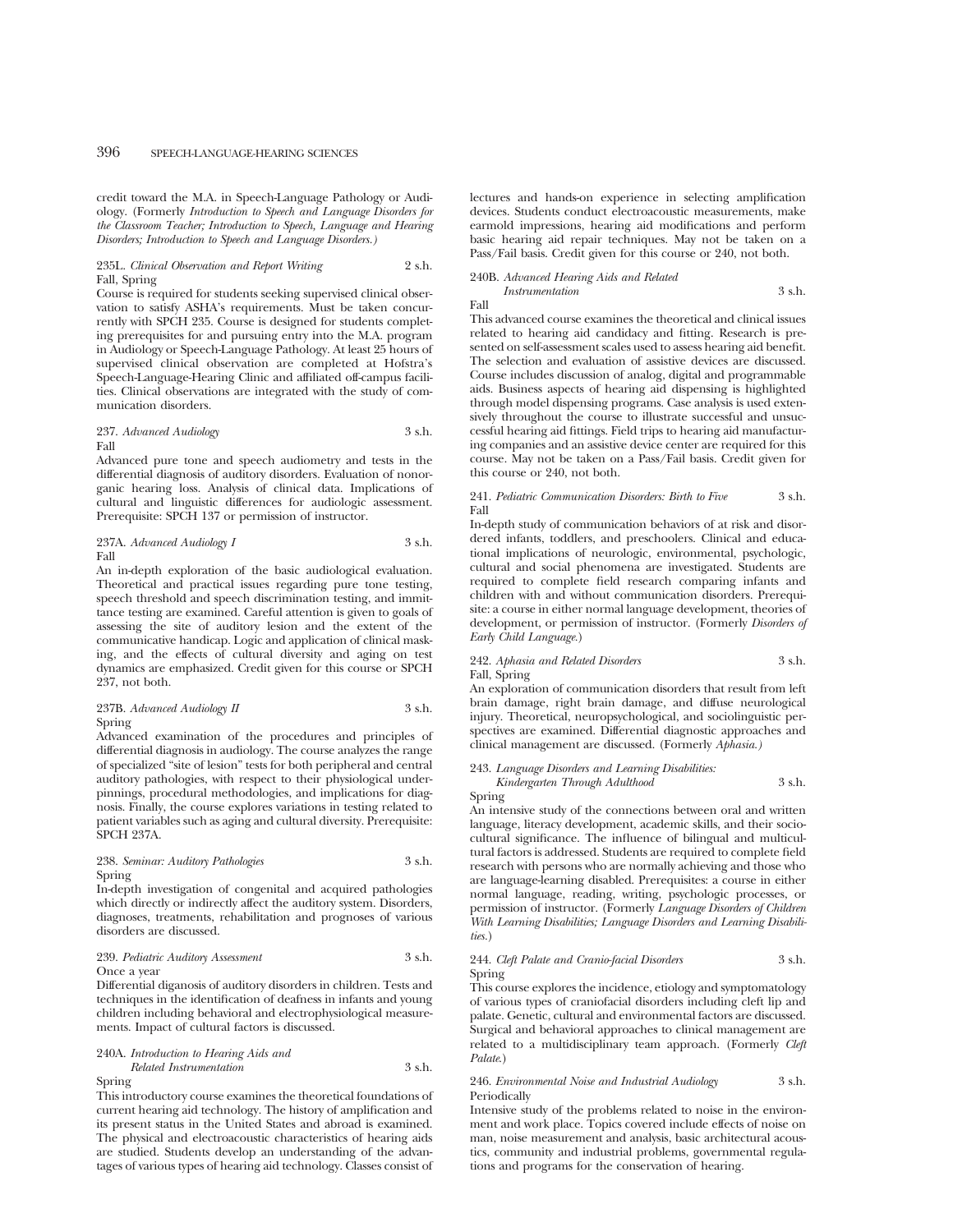credit toward the M.A. in Speech-Language Pathology or Audiology. (Formerly *Introduction to Speech and Language Disorders for the Classroom Teacher; Introduction to Speech, Language and Hearing Disorders; Introduction to Speech and Language Disorders.)*

235L. *Clinical Observation and Report Writing* 2 s.h.
Fall, Spring

Course is required for students seeking supervised clinical observation to satisfy ASHA's requirements. Must be taken concurrently with SPCH 235. Course is designed for students completing prerequisites for and pursuing entry into the M.A. program in Audiology or Speech-Language Pathology. At least 25 hours of supervised clinical observation are completed at Hofstra's Speech-Language-Hearing Clinic and affiliated off-campus facilities. Clinical observations are integrated with the study of communication disorders.

237. *Advanced Audiology* 3 s.h.
Fall

Advanced pure tone and speech audiometry and tests in the differential diagnosis of auditory disorders. Evaluation of nonorganic hearing loss. Analysis of clinical data. Implications of cultural and linguistic differences for audiologic assessment. Prerequisite: SPCH 137 or permission of instructor.

237A. *Advanced Audiology I* 3 s.h.
Fall

An in-depth exploration of the basic audiological evaluation. Theoretical and practical issues regarding pure tone testing, speech threshold and speech discrimination testing, and immittance testing are examined. Careful attention is given to goals of assessing the site of auditory lesion and the extent of the communicative handicap. Logic and application of clinical masking, and the effects of cultural diversity and aging on test dynamics are emphasized. Credit given for this course or SPCH 237, not both.

237B. *Advanced Audiology II* 3 s.h.
Spring

Advanced examination of the procedures and principles of differential diagnosis in audiology. The course analyzes the range of specialized "site of lesion" tests for both peripheral and central auditory pathologies, with respect to their physiological underpinnings, procedural methodologies, and implications for diagnosis. Finally, the course explores variations in testing related to patient variables such as aging and cultural diversity. Prerequisite: SPCH 237A.

238. *Seminar: Auditory Pathologies* 3 s.h.
Spring

In-depth investigation of congenital and acquired pathologies which directly or indirectly affect the auditory system. Disorders, diagnoses, treatments, rehabilitation and prognoses of various disorders are discussed.

239. *Pediatric Auditory Assessment* 3 s.h.
Once a year

Differential diganosis of auditory disorders in children. Tests and techniques in the identification of deafness in infants and young children including behavioral and electrophysiological measurements. Impact of cultural factors is discussed.

240A. *Introduction to Hearing Aids and Related Instrumentation* 3 s.h.
Spring

This introductory course examines the theoretical foundations of current hearing aid technology. The history of amplification and its present status in the United States and abroad is examined. The physical and electroacoustic characteristics of hearing aids are studied. Students develop an understanding of the advantages of various types of hearing aid technology. Classes consist of lectures and hands-on experience in selecting amplification devices. Students conduct electroacoustic measurements, make earmold impressions, hearing aid modifications and perform basic hearing aid repair techniques. May not be taken on a Pass/Fail basis. Credit given for this course or 240, not both.

240B. *Advanced Hearing Aids and Related Instrumentation* 3 s.h.
Fall

This advanced course examines the theoretical and clinical issues related to hearing aid candidacy and fitting. Research is presented on self-assessment scales used to assess hearing aid benefit. The selection and evaluation of assistive devices are discussed. Course includes discussion of analog, digital and programmable aids. Business aspects of hearing aid dispensing is highlighted through model dispensing programs. Case analysis is used extensively throughout the course to illustrate successful and unsuccessful hearing aid fittings. Field trips to hearing aid manufacturing companies and an assistive device center are required for this course. May not be taken on a Pass/Fail basis. Credit given for this course or 240, not both.

241. *Pediatric Communication Disorders: Birth to Five* 3 s.h.
Fall

In-depth study of communication behaviors of at risk and disordered infants, toddlers, and preschoolers. Clinical and educational implications of neurologic, environmental, psychologic, cultural and social phenomena are investigated. Students are required to complete field research comparing infants and children with and without communication disorders. Prerequisite: a course in either normal language development, theories of development, or permission of instructor. (Formerly *Disorders of Early Child Language.*)

242. *Aphasia and Related Disorders* 3 s.h.
Fall, Spring

An exploration of communication disorders that result from left brain damage, right brain damage, and diffuse neurological injury. Theoretical, neuropsychological, and sociolinguistic perspectives are examined. Differential diagnostic approaches and clinical management are discussed. (Formerly *Aphasia.)*

243. *Language Disorders and Learning Disabilities: Kindergarten Through Adulthood* 3 s.h.
Spring

An intensive study of the connections between oral and written language, literacy development, academic skills, and their sociocultural significance. The influence of bilingual and multicultural factors is addressed. Students are required to complete field research with persons who are normally achieving and those who are language-learning disabled. Prerequisites: a course in either normal language, reading, writing, psychologic processes, or permission of instructor. (Formerly *Language Disorders of Children With Learning Disabilities; Language Disorders and Learning Disabilities.*)

244. *Cleft Palate and Cranio-facial Disorders* 3 s.h.
Spring

This course explores the incidence, etiology and symptomatology of various types of craniofacial disorders including cleft lip and palate. Genetic, cultural and environmental factors are discussed. Surgical and behavioral approaches to clinical management are related to a multidisciplinary team approach. (Formerly *Cleft Palate.*)

246. *Environmental Noise and Industrial Audiology* 3 s.h.
Periodically

Intensive study of the problems related to noise in the environment and work place. Topics covered include effects of noise on man, noise measurement and analysis, basic architectural acoustics, community and industrial problems, governmental regulations and programs for the conservation of hearing.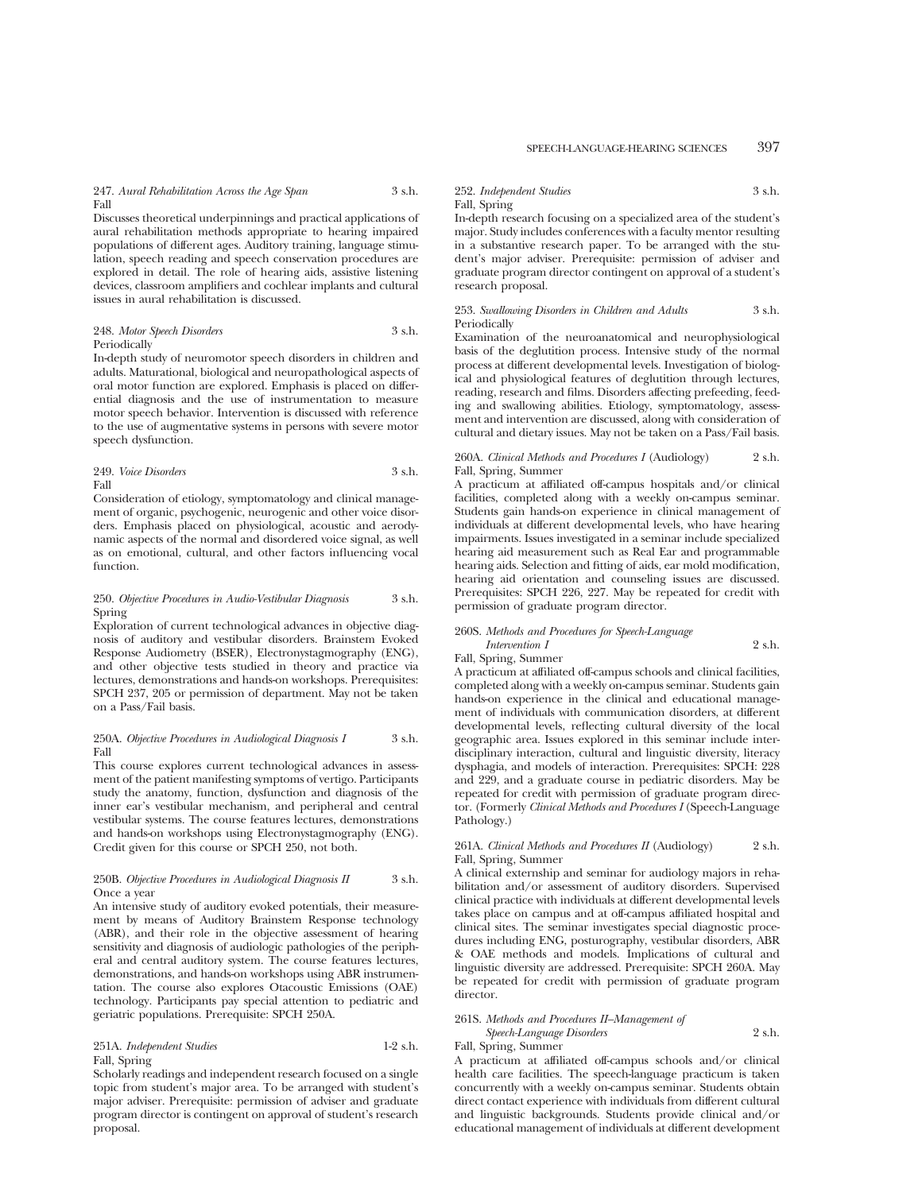247. *Aural Rehabilitation Across the Age Span* 3 s.h.
Fall

Discusses theoretical underpinnings and practical applications of aural rehabilitation methods appropriate to hearing impaired populations of different ages. Auditory training, language stimulation, speech reading and speech conservation procedures are explored in detail. The role of hearing aids, assistive listening devices, classroom amplifiers and cochlear implants and cultural issues in aural rehabilitation is discussed.

248. *Motor Speech Disorders* 3 s.h.
Periodically

In-depth study of neuromotor speech disorders in children and adults. Maturational, biological and neuropathological aspects of oral motor function are explored. Emphasis is placed on differential diagnosis and the use of instrumentation to measure motor speech behavior. Intervention is discussed with reference to the use of augmentative systems in persons with severe motor speech dysfunction.

249. *Voice Disorders* 3 s.h.
Fall

Consideration of etiology, symptomatology and clinical management of organic, psychogenic, neurogenic and other voice disorders. Emphasis placed on physiological, acoustic and aerodynamic aspects of the normal and disordered voice signal, as well as on emotional, cultural, and other factors influencing vocal function.

250. *Objective Procedures in Audio-Vestibular Diagnosis* 3 s.h.
Spring

Exploration of current technological advances in objective diagnosis of auditory and vestibular disorders. Brainstem Evoked Response Audiometry (BSER), Electronystagmography (ENG), and other objective tests studied in theory and practice via lectures, demonstrations and hands-on workshops. Prerequisites: SPCH 237, 205 or permission of department. May not be taken on a Pass/Fail basis.

250A. *Objective Procedures in Audiological Diagnosis I* 3 s.h.
Fall

This course explores current technological advances in assessment of the patient manifesting symptoms of vertigo. Participants study the anatomy, function, dysfunction and diagnosis of the inner ear's vestibular mechanism, and peripheral and central vestibular systems. The course features lectures, demonstrations and hands-on workshops using Electronystagmography (ENG). Credit given for this course or SPCH 250, not both.

250B. *Objective Procedures in Audiological Diagnosis II* 3 s.h.
Once a year

An intensive study of auditory evoked potentials, their measurement by means of Auditory Brainstem Response technology (ABR), and their role in the objective assessment of hearing sensitivity and diagnosis of audiologic pathologies of the peripheral and central auditory system. The course features lectures, demonstrations, and hands-on workshops using ABR instrumentation. The course also explores Otacoustic Emissions (OAE) technology. Participants pay special attention to pediatric and geriatric populations. Prerequisite: SPCH 250A.

251A. *Independent Studies* 1-2 s.h.
Fall, Spring

Scholarly readings and independent research focused on a single topic from student's major area. To be arranged with student's major adviser. Prerequisite: permission of adviser and graduate program director is contingent on approval of student's research proposal.

252. *Independent Studies* 3 s.h.
Fall, Spring

In-depth research focusing on a specialized area of the student's major. Study includes conferences with a faculty mentor resulting in a substantive research paper. To be arranged with the student's major adviser. Prerequisite: permission of adviser and graduate program director contingent on approval of a student's research proposal.

253. *Swallowing Disorders in Children and Adults* 3 s.h.
Periodically

Examination of the neuroanatomical and neurophysiological basis of the deglutition process. Intensive study of the normal process at different developmental levels. Investigation of biological and physiological features of deglutition through lectures, reading, research and films. Disorders affecting prefeeding, feeding and swallowing abilities. Etiology, symptomatology, assessment and intervention are discussed, along with consideration of cultural and dietary issues. May not be taken on a Pass/Fail basis.

260A. *Clinical Methods and Procedures I* (Audiology) 2 s.h.
Fall, Spring, Summer

A practicum at affiliated off-campus hospitals and/or clinical facilities, completed along with a weekly on-campus seminar. Students gain hands-on experience in clinical management of individuals at different developmental levels, who have hearing impairments. Issues investigated in a seminar include specialized hearing aid measurement such as Real Ear and programmable hearing aids. Selection and fitting of aids, ear mold modification, hearing aid orientation and counseling issues are discussed. Prerequisites: SPCH 226, 227. May be repeated for credit with permission of graduate program director.

260S. *Methods and Procedures for Speech-Language Intervention I* 2 s.h.
Fall, Spring, Summer

A practicum at affiliated off-campus schools and clinical facilities, completed along with a weekly on-campus seminar. Students gain hands-on experience in the clinical and educational management of individuals with communication disorders, at different developmental levels, reflecting cultural diversity of the local geographic area. Issues explored in this seminar include interdisciplinary interaction, cultural and linguistic diversity, literacy dysphagia, and models of interaction. Prerequisites: SPCH: 228 and 229, and a graduate course in pediatric disorders. May be repeated for credit with permission of graduate program director. (Formerly *Clinical Methods and Procedures I* (Speech-Language Pathology.)

261A. *Clinical Methods and Procedures II* (Audiology) 2 s.h.
Fall, Spring, Summer

A clinical externship and seminar for audiology majors in rehabilitation and/or assessment of auditory disorders. Supervised clinical practice with individuals at different developmental levels takes place on campus and at off-campus affiliated hospital and clinical sites. The seminar investigates special diagnostic procedures including ENG, posturography, vestibular disorders, ABR & OAE methods and models. Implications of cultural and linguistic diversity are addressed. Prerequisite: SPCH 260A. May be repeated for credit with permission of graduate program director.

261S. *Methods and Procedures II–Management of Speech-Language Disorders* 2 s.h.
Fall, Spring, Summer

A practicum at affiliated off-campus schools and/or clinical health care facilities. The speech-language practicum is taken concurrently with a weekly on-campus seminar. Students obtain direct contact experience with individuals from different cultural and linguistic backgrounds. Students provide clinical and/or educational management of individuals at different development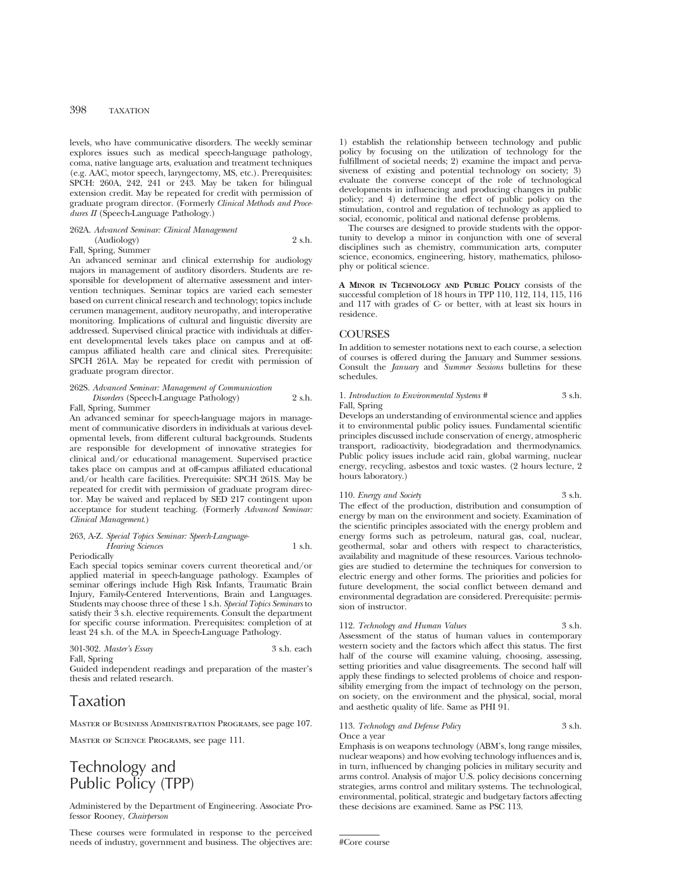levels, who have communicative disorders. The weekly seminar explores issues such as medical speech-language pathology, coma, native language arts, evaluation and treatment techniques (e.g. AAC, motor speech, laryngectomy, MS, etc.). Prerequisites: SPCH: 260A, 242, 241 or 243. May be taken for bilingual extension credit. May be repeated for credit with permission of graduate program director. (Formerly *Clinical Methods and Procedures II* (Speech-Language Pathology.)

262A. *Advanced Seminar: Clinical Management* (Audiology) 2 s.h.
Fall, Spring, Summer
An advanced seminar and clinical externship for audiology majors in management of auditory disorders. Students are responsible for development of alternative assessment and intervention techniques. Seminar topics are varied each semester based on current clinical research and technology; topics include cerumen management, auditory neuropathy, and interoperative monitoring. Implications of cultural and linguistic diversity are addressed. Supervised clinical practice with individuals at different developmental levels takes place on campus and at off-campus affiliated health care and clinical sites. Prerequisite: SPCH 261A. May be repeated for credit with permission of graduate program director.

262S. *Advanced Seminar: Management of Communication Disorders* (Speech-Language Pathology) 2 s.h.
Fall, Spring, Summer
An advanced seminar for speech-language majors in management of communicative disorders in individuals at various developmental levels, from different cultural backgrounds. Students are responsible for development of innovative strategies for clinical and/or educational management. Supervised practice takes place on campus and at off-campus affiliated educational and/or health care facilities. Prerequisite: SPCH 261S. May be repeated for credit with permission of graduate program director. May be waived and replaced by SED 217 contingent upon acceptance for student teaching. (Formerly *Advanced Seminar: Clinical Management*.)

263, A-Z. *Special Topics Seminar: Speech-Language-Hearing Sciences* 1 s.h.
Periodically
Each special topics seminar covers current theoretical and/or applied material in speech-language pathology. Examples of seminar offerings include High Risk Infants, Traumatic Brain Injury, Family-Centered Interventions, Brain and Languages. Students may choose three of these 1 s.h. *Special Topics Seminars* to satisfy their 3 s.h. elective requirements. Consult the department for specific course information. Prerequisites: completion of at least 24 s.h. of the M.A. in Speech-Language Pathology.

301-302. *Master's Essay* 3 s.h. each
Fall, Spring
Guided independent readings and preparation of the master's thesis and related research.

# Taxation

Master of Business Administration Programs, see page 107.

Master of Science Programs, see page 111.

# Technology and Public Policy (TPP)

Administered by the Department of Engineering. Associate Professor Rooney, *Chairperson*

These courses were formulated in response to the perceived needs of industry, government and business. The objectives are: 1) establish the relationship between technology and public policy by focusing on the utilization of technology for the fulfillment of societal needs; 2) examine the impact and pervasiveness of existing and potential technology on society; 3) evaluate the converse concept of the role of technological developments in influencing and producing changes in public policy; and 4) determine the effect of public policy on the stimulation, control and regulation of technology as applied to social, economic, political and national defense problems.

The courses are designed to provide students with the opportunity to develop a minor in conjunction with one of several disciplines such as chemistry, communication arts, computer science, economics, engineering, history, mathematics, philosophy or political science.

**A Minor in Technology and Public Policy** consists of the successful completion of 18 hours in TPP 110, 112, 114, 115, 116 and 117 with grades of C- or better, with at least six hours in residence.

## COURSES

In addition to semester notations next to each course, a selection of courses is offered during the January and Summer sessions. Consult the *January* and *Summer Sessions* bulletins for these schedules.

1. *Introduction to Environmental Systems #* 3 s.h.
Fall, Spring
Develops an understanding of environmental science and applies it to environmental public policy issues. Fundamental scientific principles discussed include conservation of energy, atmospheric transport, radioactivity, biodegradation and thermodynamics. Public policy issues include acid rain, global warming, nuclear energy, recycling, asbestos and toxic wastes. (2 hours lecture, 2 hours laboratory.)

110. *Energy and Society* 3 s.h.
The effect of the production, distribution and consumption of energy by man on the environment and society. Examination of the scientific principles associated with the energy problem and energy forms such as petroleum, natural gas, coal, nuclear, geothermal, solar and others with respect to characteristics, availability and magnitude of these resources. Various technologies are studied to determine the techniques for conversion to electric energy and other forms. The priorities and policies for future development, the social conflict between demand and environmental degradation are considered. Prerequisite: permission of instructor.

112. *Technology and Human Values* 3 s.h.
Assessment of the status of human values in contemporary western society and the factors which affect this status. The first half of the course will examine valuing, choosing, assessing, setting priorities and value disagreements. The second half will apply these findings to selected problems of choice and responsibility emerging from the impact of technology on the person, on society, on the environment and the physical, social, moral and aesthetic quality of life. Same as PHI 91.

113. *Technology and Defense Policy* 3 s.h.
Once a year
Emphasis is on weapons technology (ABM's, long range missiles, nuclear weapons) and how evolving technology influences and is, in turn, influenced by changing policies in military security and arms control. Analysis of major U.S. policy decisions concerning strategies, arms control and military systems. The technological, environmental, political, strategic and budgetary factors affecting these decisions are examined. Same as PSC 113.

#Core course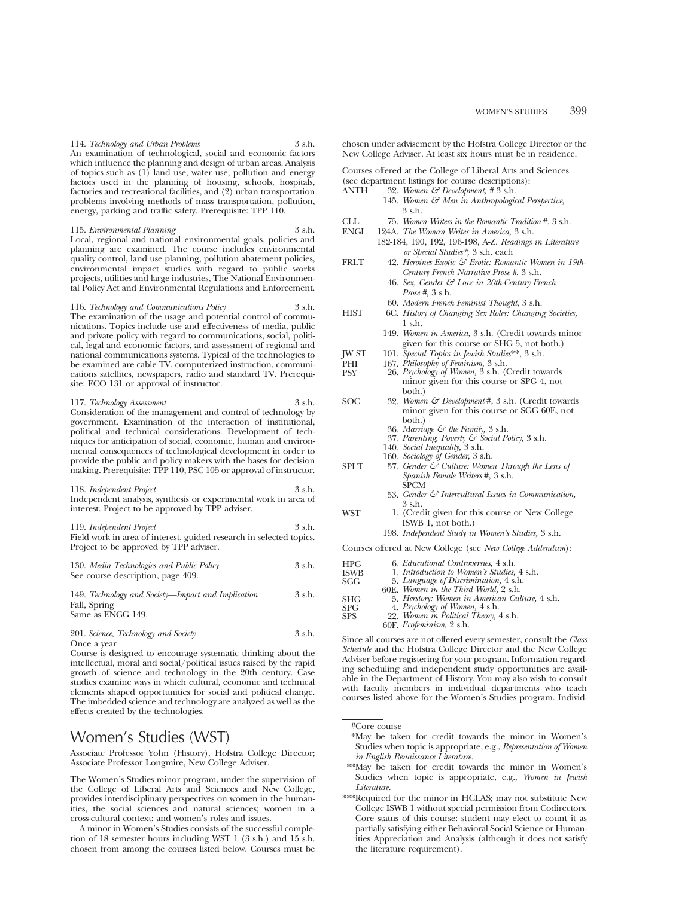114. *Technology and Urban Problems* 3 s.h.
An examination of technological, social and economic factors which influence the planning and design of urban areas. Analysis of topics such as (1) land use, water use, pollution and energy factors used in the planning of housing, schools, hospitals, factories and recreational facilities, and (2) urban transportation problems involving methods of mass transportation, pollution, energy, parking and traffic safety. Prerequisite: TPP 110.

115. *Environmental Planning* 3 s.h.
Local, regional and national environmental goals, policies and planning are examined. The course includes environmental quality control, land use planning, pollution abatement policies, environmental impact studies with regard to public works projects, utilities and large industries, The National Environmental Policy Act and Environmental Regulations and Enforcement.

116. *Technology and Communications Policy* 3 s.h.
The examination of the usage and potential control of communications. Topics include use and effectiveness of media, public and private policy with regard to communications, social, political, legal and economic factors, and assessment of regional and national communications systems. Typical of the technologies to be examined are cable TV, computerized instruction, communications satellites, newspapers, radio and standard TV. Prerequisite: ECO 131 or approval of instructor.

117. *Technology Assessment* 3 s.h.
Consideration of the management and control of technology by government. Examination of the interaction of institutional, political and technical considerations. Development of techniques for anticipation of social, economic, human and environmental consequences of technological development in order to provide the public and policy makers with the bases for decision making. Prerequisite: TPP 110, PSC 105 or approval of instructor.

118. *Independent Project* 3 s.h.
Independent analysis, synthesis or experimental work in area of interest. Project to be approved by TPP adviser.

119. *Independent Project* 3 s.h.
Field work in area of interest, guided research in selected topics. Project to be approved by TPP adviser.

130. *Media Technologies and Public Policy* 3 s.h.
See course description, page 409.

149. *Technology and Society—Impact and Implication* 3 s.h.
Fall, Spring
Same as ENGG 149.

201. *Science, Technology and Society* 3 s.h.
Once a year
Course is designed to encourage systematic thinking about the intellectual, moral and social/political issues raised by the rapid growth of science and technology in the 20th century. Case studies examine ways in which cultural, economic and technical elements shaped opportunities for social and political change. The imbedded science and technology are analyzed as well as the effects created by the technologies.

# Women's Studies (WST)

Associate Professor Yohn (History), Hofstra College Director; Associate Professor Longmire, New College Adviser.

The Women's Studies minor program, under the supervision of the College of Liberal Arts and Sciences and New College, provides interdisciplinary perspectives on women in the humanities, the social sciences and natural sciences; women in a cross-cultural context; and women's roles and issues.

A minor in Women's Studies consists of the successful completion of 18 semester hours including WST 1 (3 s.h.) and 15 s.h. chosen from among the courses listed below. Courses must be chosen under advisement by the Hofstra College Director or the New College Adviser. At least six hours must be in residence.

Courses offered at the College of Liberal Arts and Sciences (see department listings for course descriptions):

ANTH 32. *Women & Development,* # 3 s.h.
145. *Women & Men in Anthropological Perspective,* 3 s.h.

CLL 75. *Women Writers in the Romantic Tradition* #, 3 s.h.

ENGL 124A. *The Woman Writer in America,* 3 s.h.
182-184, 190, 192, 196-198, A-Z. *Readings in Literature or Special Studies*\*, 3 s.h. each

FRLT 42. *Heroines Exotic & Erotic: Romantic Women in 19th-Century French Narrative Prose* #, 3 s.h.
46. *Sex, Gender & Love in 20th-Century French Prose* #, 3 s.h.
60. *Modern French Feminist Thought,* 3 s.h.

HIST 6C. *History of Changing Sex Roles: Changing Societies,* 1 s.h.
149. *Women in America,* 3 s.h. (Credit towards minor given for this course or SHG 5, not both.)

JW ST 101. *Special Topics in Jewish Studies*\*\*, 3 s.h.

PHI 167. *Philosophy of Feminism,* 3 s.h.

PSY 26. *Psychology of Women,* 3 s.h. (Credit towards minor given for this course or SPG 4, not both.)

SOC 32. *Women & Development* #, 3 s.h. (Credit towards minor given for this course or SGG 60E, not both.)
36. *Marriage & the Family,* 3 s.h.
37. *Parenting, Poverty & Social Policy,* 3 s.h.
140. *Social Inequality,* 3 s.h.
160. *Sociology of Gender,* 3 s.h.

SPLT 57. *Gender & Culture: Women Through the Lens of Spanish Female Writers* #, 3 s.h.

SPCM 53. *Gender & Intercultural Issues in Communication,* 3 s.h.

WST 1. (Credit given for this course or New College ISWB 1, not both.)
198. *Independent Study in Women's Studies,* 3 s.h.

Courses offered at New College (see *New College Addendum*):

HPG 6. *Educational Controversies,* 4 s.h.
ISWB 1. *Introduction to Women's Studies,* 4 s.h.
SGG 5. *Language of Discrimination,* 4 s.h.
60E. *Women in the Third World,* 2 s.h.
SHG 5. *Herstory: Women in American Culture,* 4 s.h.
SPG 4. *Psychology of Women,* 4 s.h.
SPS 22. *Women in Political Theory,* 4 s.h.
60F. *Ecofeminism,* 2 s.h.

Since all courses are not offered every semester, consult the *Class Schedule* and the Hofstra College Director and the New College Adviser before registering for your program. Information regarding scheduling and independent study opportunities are available in the Department of History. You may also wish to consult with faculty members in individual departments who teach courses listed above for the Women's Studies program. Individ-

---

#Core course

\*May be taken for credit towards the minor in Women's Studies when topic is appropriate, e.g., *Representation of Women in English Renaissance Literature.*

\*\*May be taken for credit towards the minor in Women's Studies when topic is appropriate, e.g., *Women in Jewish Literature.*

\*\*\*Required for the minor in HCLAS; may not substitute New College ISWB 1 without special permission from Codirectors. Core status of this course: student may elect to count it as partially satisfying either Behavioral Social Science or Humanities Appreciation and Analysis (although it does not satisfy the literature requirement).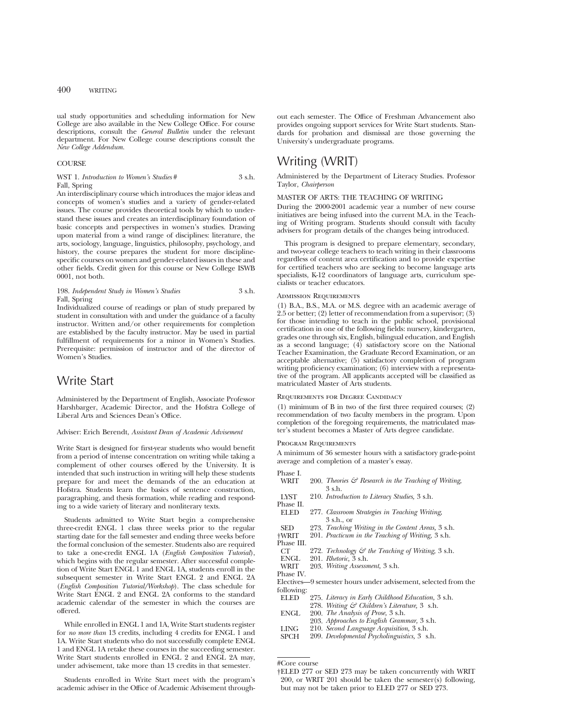ual study opportunities and scheduling information for New College are also available in the New College Office. For course descriptions, consult the *General Bulletin* under the relevant department. For New College course descriptions consult the *New College Addendum.*

COURSE

WST 1. *Introduction to Women's Studies* # 3 s.h.
Fall, Spring
An interdisciplinary course which introduces the major ideas and concepts of women's studies and a variety of gender-related issues. The course provides theoretical tools by which to understand these issues and creates an interdisciplinary foundation of basic concepts and perspectives in women's studies. Drawing upon material from a wind range of disciplines: literature, the arts, sociology, language, linguistics, philosophy, psychology, and history, the course prepares the student for more discipline-specific courses on women and gender-related issues in these and other fields. Credit given for this course or New College ISWB 0001, not both.

198. *Independent Study in Women's Studies* 3 s.h.
Fall, Spring
Individualized course of readings or plan of study prepared by student in consultation with and under the guidance of a faculty instructor. Written and/or other requirements for completion are established by the faculty instructor. May be used in partial fulfillment of requirements for a minor in Women's Studies. Prerequisite: permission of instructor and of the director of Women's Studies.

# Write Start

Administered by the Department of English, Associate Professor Harshbarger, Academic Director, and the Hofstra College of Liberal Arts and Sciences Dean's Office.

Adviser: Erich Berendt, *Assistant Dean of Academic Advisement*

Write Start is designed for first-year students who would benefit from a period of intense concentration on writing while taking a complement of other courses offered by the University. It is intended that such instruction in writing will help these students prepare for and meet the demands of the an education at Hofstra. Students learn the basics of sentence construction, paragraphing, and thesis formation, while reading and responding to a wide variety of literary and nonliterary texts.

Students admitted to Write Start begin a comprehensive three-credit ENGL 1 class three weeks prior to the regular starting date for the fall semester and ending three weeks before the formal conclusion of the semester. Students also are required to take a one-credit ENGL 1A (*English Composition Tutorial*), which begins with the regular semester. After successful completion of Write Start ENGL 1 and ENGL 1A, students enroll in the subsequent semester in Write Start ENGL 2 and ENGL 2A (*English Composition Tutorial/Workshop*). The class schedule for Write Start ENGL 2 and ENGL 2A conforms to the standard academic calendar of the semester in which the courses are offered.

While enrolled in ENGL 1 and 1A, Write Start students register for *no more than* 13 credits, including 4 credits for ENGL 1 and 1A. Write Start students who do not successfully complete ENGL 1 and ENGL 1A retake these courses in the succeeding semester. Write Start students enrolled in ENGL 2 and ENGL 2A may, under advisement, take more than 13 credits in that semester.

Students enrolled in Write Start meet with the program's academic adviser in the Office of Academic Advisement throughout each semester. The Office of Freshman Advancement also provides ongoing support services for Write Start students. Standards for probation and dismissal are those governing the University's undergraduate programs.

# Writing (WRIT)

Administered by the Department of Literacy Studies. Professor Taylor, *Chairperson*

MASTER OF ARTS: THE TEACHING OF WRITING

During the 2000-2001 academic year a number of new course initiatives are being infused into the current M.A. in the Teaching of Writing program. Students should consult with faculty advisers for program details of the changes being introduced.

This program is designed to prepare elementary, secondary, and two-year college teachers to teach writing in their classrooms regardless of content area certification and to provide expertise for certified teachers who are seeking to become language arts specialists, K-12 coordinators of language arts, curriculum specialists or teacher educators.

ADMISSION REQUIREMENTS

(1) B.A., B.S., M.A. or M.S. degree with an academic average of 2.5 or better; (2) letter of recommendation from a supervisor; (3) for those intending to teach in the public school, provisional certification in one of the following fields: nursery, kindergarten, grades one through six, English, bilingual education, and English as a second language; (4) satisfactory score on the National Teacher Examination, the Graduate Record Examination, or an acceptable alternative; (5) satisfactory completion of program writing proficiency examination; (6) interview with a representative of the program. All applicants accepted will be classified as matriculated Master of Arts students.

REQUIREMENTS FOR DEGREE CANDIDACY

(1) minimum of B in two of the first three required courses; (2) recommendation of two faculty members in the program. Upon completion of the foregoing requirements, the matriculated master's student becomes a Master of Arts degree candidate.

PROGRAM REQUIREMENTS

A minimum of 36 semester hours with a satisfactory grade-point average and completion of a master's essay.

Phase I.
- WRIT 200. *Theories & Research in the Teaching of Writing,* 3 s.h.
- LYST 210. *Introduction to Literacy Studies,* 3 s.h.

Phase II.
- ELED 277. *Classroom Strategies in Teaching Writing,* 3 s.h., or
- SED 273. *Teaching Writing in the Content Areas,* 3 s.h.
- †WRIT 201. *Practicum in the Teaching of Writing,* 3 s.h.

Phase III.
- CT 272. *Technology & the Teaching of Writing,* 3 s.h.
- ENGL 201. *Rhetoric,* 3 s.h.
- WRIT 203. *Writing Assessment,* 3 s.h.

Phase IV.
Electives—9 semester hours under advisement, selected from the following:
- ELED 275. *Literacy in Early Childhood Education,* 3 s.h.
- 278. *Writing & Children's Literature,* 3 s.h.
- ENGL 200. *The Analysis of Prose,* 3 s.h.
- 203. *Approaches to English Grammar,* 3 s.h.
- LING 210. *Second Language Acquisition,* 3 s.h.
- SPCH 209. *Developmental Psycholinguistics,* 3 s.h.

#Core course

†ELED 277 or SED 273 may be taken concurrently with WRIT 200, or WRIT 201 should be taken the semester(s) following, but may not be taken prior to ELED 277 or SED 273.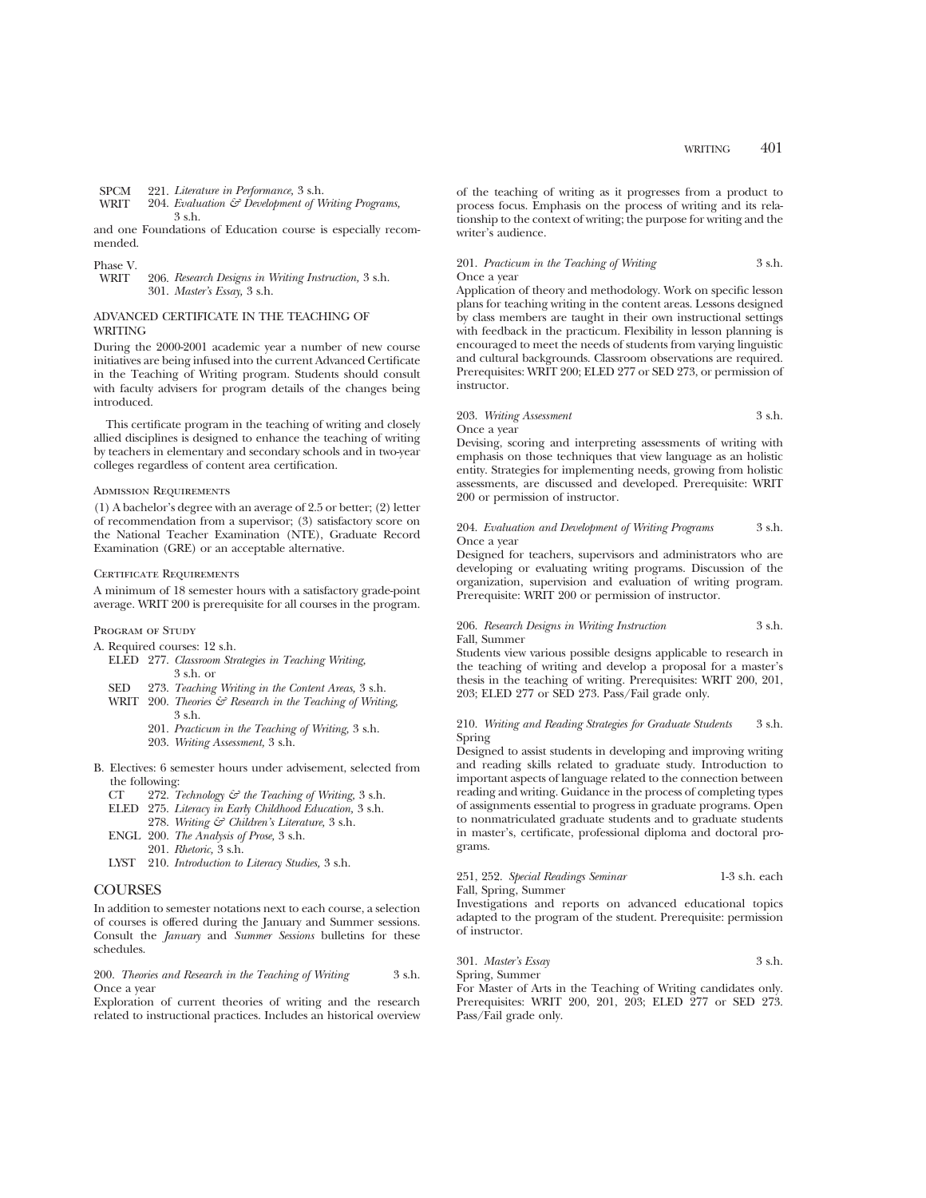SPCM 221. *Literature in Performance,* 3 s.h.
WRIT 204. *Evaluation & Development of Writing Programs,* 3 s.h.

and one Foundations of Education course is especially recommended.

Phase V.
WRIT 206. *Research Designs in Writing Instruction,* 3 s.h.
301. *Master's Essay,* 3 s.h.

## ADVANCED CERTIFICATE IN THE TEACHING OF WRITING

During the 2000-2001 academic year a number of new course initiatives are being infused into the current Advanced Certificate in the Teaching of Writing program. Students should consult with faculty advisers for program details of the changes being introduced.

This certificate program in the teaching of writing and closely allied disciplines is designed to enhance the teaching of writing by teachers in elementary and secondary schools and in two-year colleges regardless of content area certification.

### Admission Requirements

(1) A bachelor's degree with an average of 2.5 or better; (2) letter of recommendation from a supervisor; (3) satisfactory score on the National Teacher Examination (NTE), Graduate Record Examination (GRE) or an acceptable alternative.

### Certificate Requirements

A minimum of 18 semester hours with a satisfactory grade-point average. WRIT 200 is prerequisite for all courses in the program.

### Program of Study

A. Required courses: 12 s.h.
- ELED 277. *Classroom Strategies in Teaching Writing,* 3 s.h. or
- SED 273. *Teaching Writing in the Content Areas,* 3 s.h.
- WRIT 200. *Theories & Research in the Teaching of Writing,* 3 s.h.
- 201. *Practicum in the Teaching of Writing,* 3 s.h.
- 203. *Writing Assessment,* 3 s.h.

B. Electives: 6 semester hours under advisement, selected from the following:
- CT 272. *Technology & the Teaching of Writing,* 3 s.h.
- ELED 275. *Literacy in Early Childhood Education,* 3 s.h.
- 278. *Writing & Children's Literature,* 3 s.h.
- ENGL 200. *The Analysis of Prose,* 3 s.h.
- 201. *Rhetoric,* 3 s.h.
- LYST 210. *Introduction to Literacy Studies,* 3 s.h.

## COURSES

In addition to semester notations next to each course, a selection of courses is offered during the January and Summer sessions. Consult the *January* and *Summer Sessions* bulletins for these schedules.

200. *Theories and Research in the Teaching of Writing* 3 s.h.
Once a year
Exploration of current theories of writing and the research related to instructional practices. Includes an historical overview of the teaching of writing as it progresses from a product to process focus. Emphasis on the process of writing and its relationship to the context of writing; the purpose for writing and the writer's audience.

201. *Practicum in the Teaching of Writing* 3 s.h.
Once a year
Application of theory and methodology. Work on specific lesson plans for teaching writing in the content areas. Lessons designed by class members are taught in their own instructional settings with feedback in the practicum. Flexibility in lesson planning is encouraged to meet the needs of students from varying linguistic and cultural backgrounds. Classroom observations are required. Prerequisites: WRIT 200; ELED 277 or SED 273, or permission of instructor.

203. *Writing Assessment* 3 s.h.
Once a year
Devising, scoring and interpreting assessments of writing with emphasis on those techniques that view language as an holistic entity. Strategies for implementing needs, growing from holistic assessments, are discussed and developed. Prerequisite: WRIT 200 or permission of instructor.

204. *Evaluation and Development of Writing Programs* 3 s.h.
Once a year
Designed for teachers, supervisors and administrators who are developing or evaluating writing programs. Discussion of the organization, supervision and evaluation of writing program. Prerequisite: WRIT 200 or permission of instructor.

206. *Research Designs in Writing Instruction* 3 s.h.
Fall, Summer
Students view various possible designs applicable to research in the teaching of writing and develop a proposal for a master's thesis in the teaching of writing. Prerequisites: WRIT 200, 201, 203; ELED 277 or SED 273. Pass/Fail grade only.

210. *Writing and Reading Strategies for Graduate Students* 3 s.h.
Spring
Designed to assist students in developing and improving writing and reading skills related to graduate study. Introduction to important aspects of language related to the connection between reading and writing. Guidance in the process of completing types of assignments essential to progress in graduate programs. Open to nonmatriculated graduate students and to graduate students in master's, certificate, professional diploma and doctoral programs.

251, 252. *Special Readings Seminar* 1-3 s.h. each
Fall, Spring, Summer
Investigations and reports on advanced educational topics adapted to the program of the student. Prerequisite: permission of instructor.

301. *Master's Essay* 3 s.h.
Spring, Summer
For Master of Arts in the Teaching of Writing candidates only. Prerequisites: WRIT 200, 201, 203; ELED 277 or SED 273. Pass/Fail grade only.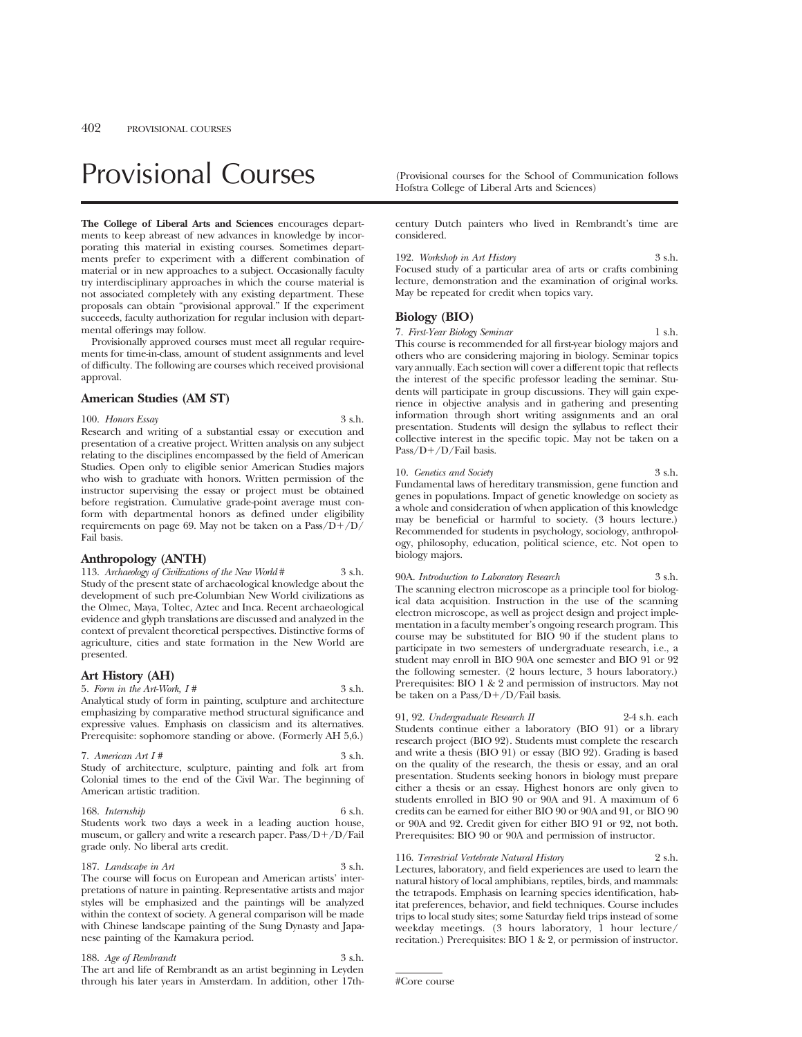# Provisional Courses

(Provisional courses for the School of Communication follows Hofstra College of Liberal Arts and Sciences)

**The College of Liberal Arts and Sciences** encourages departments to keep abreast of new advances in knowledge by incorporating this material in existing courses. Sometimes departments prefer to experiment with a different combination of material or in new approaches to a subject. Occasionally faculty try interdisciplinary approaches in which the course material is not associated completely with any existing department. These proposals can obtain "provisional approval." If the experiment succeeds, faculty authorization for regular inclusion with departmental offerings may follow.

Provisionally approved courses must meet all regular requirements for time-in-class, amount of student assignments and level of difficulty. The following are courses which received provisional approval.

### American Studies (AM ST)

100. *Honors Essay* 3 s.h.
Research and writing of a substantial essay or execution and presentation of a creative project. Written analysis on any subject relating to the disciplines encompassed by the field of American Studies. Open only to eligible senior American Studies majors who wish to graduate with honors. Written permission of the instructor supervising the essay or project must be obtained before registration. Cumulative grade-point average must conform with departmental honors as defined under eligibility requirements on page 69. May not be taken on a Pass/D+/D/Fail basis.

### Anthropology (ANTH)

113. *Archaeology of Civilizations of the New World* # 3 s.h.
Study of the present state of archaeological knowledge about the development of such pre-Columbian New World civilizations as the Olmec, Maya, Toltec, Aztec and Inca. Recent archaeological evidence and glyph translations are discussed and analyzed in the context of prevalent theoretical perspectives. Distinctive forms of agriculture, cities and state formation in the New World are presented.

### Art History (AH)

5. *Form in the Art-Work, I* # 3 s.h.
Analytical study of form in painting, sculpture and architecture emphasizing by comparative method structural significance and expressive values. Emphasis on classicism and its alternatives. Prerequisite: sophomore standing or above. (Formerly AH 5,6.)

7. *American Art I* # 3 s.h.
Study of architecture, sculpture, painting and folk art from Colonial times to the end of the Civil War. The beginning of American artistic tradition.

168. *Internship* 6 s.h.
Students work two days a week in a leading auction house, museum, or gallery and write a research paper. Pass/D+/D/Fail grade only. No liberal art credit.

187. *Landscape in Art* 3 s.h.
The course will focus on European and American artists' interpretations of nature in painting. Representative artists and major styles will be emphasized and the paintings will be analyzed within the context of society. A general comparison will be made with Chinese landscape painting of the Sung Dynasty and Japanese painting of the Kamakura period.

188. *Age of Rembrandt* 3 s.h.
The art and life of Rembrandt as an artist beginning in Leyden through his later years in Amsterdam. In addition, other 17th-century Dutch painters who lived in Rembrandt's time are considered.

192. *Workshop in Art History* 3 s.h.
Focused study of a particular area of arts or crafts combining lecture, demonstration and the examination of original works. May be repeated for credit when topics vary.

### Biology (BIO)

7. *First-Year Biology Seminar* 1 s.h.
This course is recommended for all first-year biology majors and others who are considering majoring in biology. Seminar topics vary annually. Each section will cover a different topic that reflects the interest of the specific professor leading the seminar. Students will participate in group discussions. They will gain experience in objective analysis and in gathering and presenting information through short writing assignments and an oral presentation. Students will design the syllabus to reflect their collective interest in the specific topic. May not be taken on a Pass/D+/D/Fail basis.

10. *Genetics and Society* 3 s.h.
Fundamental laws of hereditary transmission, gene function and genes in populations. Impact of genetic knowledge on society as a whole and consideration of when application of this knowledge may be beneficial or harmful to society. (3 hours lecture.) Recommended for students in psychology, sociology, anthropology, philosophy, education, political science, etc. Not open to biology majors.

90A. *Introduction to Laboratory Research* 3 s.h.
The scanning electron microscope as a principle tool for biological data acquisition. Instruction in the use of the scanning electron microscope, as well as project design and project implementation in a faculty member's ongoing research program. This course may be substituted for BIO 90 if the student plans to participate in two semesters of undergraduate research, i.e., a student may enroll in BIO 90A one semester and BIO 91 or 92 the following semester. (2 hours lecture, 3 hours laboratory.) Prerequisites: BIO 1 & 2 and permission of instructors. May not be taken on a Pass/D+/D/Fail basis.

91, 92. *Undergraduate Research II* 2-4 s.h. each
Students continue either a laboratory (BIO 91) or a library research project (BIO 92). Students must complete the research and write a thesis (BIO 91) or essay (BIO 92). Grading is based on the quality of the research, the thesis or essay, and an oral presentation. Students seeking honors in biology must prepare either a thesis or an essay. Highest honors are only given to students enrolled in BIO 90 or 90A and 91. A maximum of 6 credits can be earned for either BIO 90 or 90A and 91, or BIO 90 or 90A and 92. Credit given for either BIO 91 or 92, not both. Prerequisites: BIO 90 or 90A and permission of instructor.

116. *Terrestrial Vertebrate Natural History* 2 s.h.
Lectures, laboratory, and field experiences are used to learn the natural history of local amphibians, reptiles, birds, and mammals: the tetrapods. Emphasis on learning species identification, habitat preferences, behavior, and field techniques. Course includes trips to local study sites; some Saturday field trips instead of some weekday meetings. (3 hours laboratory, 1 hour lecture/recitation.) Prerequisites: BIO 1 & 2, or permission of instructor.

#Core course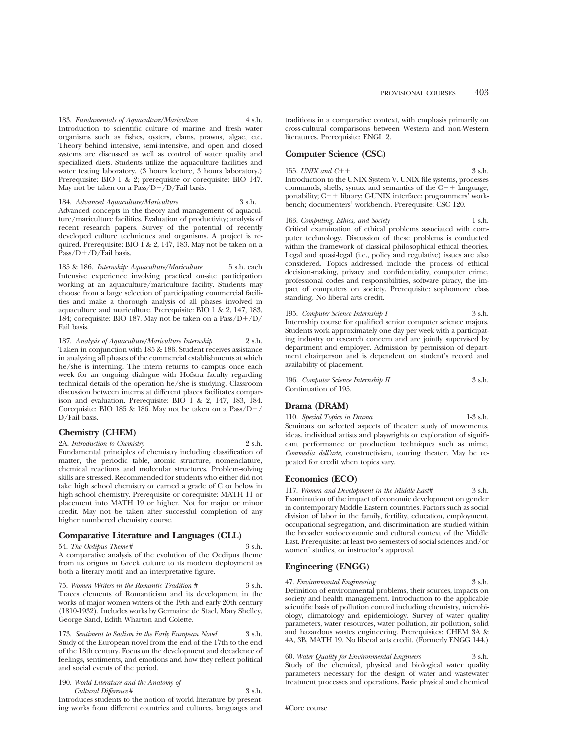183. *Fundamentals of Aquaculture/Mariculture* 4 s.h.
Introduction to scientific culture of marine and fresh water organisms such as fishes, oysters, clams, prawns, algae, etc. Theory behind intensive, semi-intensive, and open and closed systems are discussed as well as control of water quality and specialized diets. Students utilize the aquaculture facilities and water testing laboratory. (3 hours lecture, 3 hours laboratory.) Prerequisite: BIO 1 & 2; prerequisite or corequisite: BIO 147. May not be taken on a Pass/D+/D/Fail basis.

184. *Advanced Aquaculture/Mariculture* 3 s.h.
Advanced concepts in the theory and management of aquaculture/mariculture facilities. Evaluation of productivity; analysis of recent research papers. Survey of the potential of recently developed culture techniques and organisms. A project is required. Prerequisite: BIO 1 & 2, 147, 183. May not be taken on a Pass/D+/D/Fail basis.

185 & 186. *Internship: Aquaculture/Mariculture* 5 s.h. each
Intensive experience involving practical on-site participation working at an aquaculture/mariculture facility. Students may choose from a large selection of participating commercial facilities and make a thorough analysis of all phases involved in aquaculture and mariculture. Prerequisite: BIO 1 & 2, 147, 183, 184; corequisite: BIO 187. May not be taken on a Pass/D+/D/Fail basis.

187. *Analysis of Aquaculture/Mariculture Internship* 2 s.h.
Taken in conjunction with 185 & 186. Student receives assistance in analyzing all phases of the commercial establishments at which he/she is interning. The intern returns to campus once each week for an ongoing dialogue with Hofstra faculty regarding technical details of the operation he/she is studying. Classroom discussion between interns at different places facilitates comparison and evaluation. Prerequisite: BIO 1 & 2, 147, 183, 184. Corequisite: BIO 185 & 186. May not be taken on a Pass/D+/D/Fail basis.

## Chemistry (CHEM)

2A. *Introduction to Chemistry* 2 s.h.
Fundamental principles of chemistry including classification of matter, the periodic table, atomic structure, nomenclature, chemical reactions and molecular structures. Problem-solving skills are stressed. Recommended for students who either did not take high school chemistry or earned a grade of C or below in high school chemistry. Prerequisite or corequisite: MATH 11 or placement into MATH 19 or higher. Not for major or minor credit. May not be taken after successful completion of any higher numbered chemistry course.

## Comparative Literature and Languages (CLL)

54. *The Oedipus Theme* # 3 s.h.
A comparative analysis of the evolution of the Oedipus theme from its origins in Greek culture to its modern deployment as both a literary motif and an interpretative figure.

75. *Women Writers in the Romantic Tradition* # 3 s.h.
Traces elements of Romanticism and its development in the works of major women writers of the 19th and early 20th century (1810-1932). Includes works by Germaine de Stael, Mary Shelley, George Sand, Edith Wharton and Colette.

173. *Sentiment to Sadism in the Early European Novel* 3 s.h.
Study of the European novel from the end of the 17th to the end of the 18th century. Focus on the development and decadence of feelings, sentiments, and emotions and how they reflect political and social events of the period.

190. *World Literature and the Anatomy of Cultural Difference* # 3 s.h.
Introduces students to the notion of world literature by presenting works from different countries and cultures, languages and traditions in a comparative context, with emphasis primarily on cross-cultural comparisons between Western and non-Western literatures. Prerequisite: ENGL 2.

## Computer Science (CSC)

155. *UNIX and C++* 3 s.h.
Introduction to the UNIX System V. UNIX file systems, processes commands, shells; syntax and semantics of the C++ language; portability; C++ library; C-UNIX interface; programmers' workbench; documenters' workbench. Prerequisite: CSC 120.

163. *Computing, Ethics, and Society* 1 s.h.
Critical examination of ethical problems associated with computer technology. Discussion of these problems is conducted within the framework of classical philosophical ethical theories. Legal and quasi-legal (i.e., policy and regulative) issues are also considered. Topics addressed include the process of ethical decision-making, privacy and confidentiality, computer crime, professional codes and responsibilities, software piracy, the impact of computers on society. Prerequisite: sophomore class standing. No liberal arts credit.

195. *Computer Science Internship I* 3 s.h.
Internship course for qualified senior computer science majors. Students work approximately one day per week with a participating industry or research concern and are jointly supervised by department and employer. Admission by permission of department chairperson and is dependent on student's record and availability of placement.

196. *Computer Science Internship II* 3 s.h.
Continuation of 195.

## Drama (DRAM)

110. *Special Topics in Drama* 1-3 s.h.
Seminars on selected aspects of theater: study of movements, ideas, individual artists and playwrights or exploration of significant performance or production techniques such as mime, *Commedia dell'arte*, constructivism, touring theater. May be repeated for credit when topics vary.

## Economics (ECO)

117. *Women and Development in the Middle East*# 3 s.h.
Examination of the impact of economic development on gender in contemporary Middle Eastern countries. Factors such as social division of labor in the family, fertility, education, employment, occupational segregation, and discrimination are studied within the broader socioeconomic and cultural context of the Middle East. Prerequisite: at least two semesters of social sciences and/or women' studies, or instructor's approval.

## Engineering (ENGG)

47. *Environmental Engineering* 3 s.h.
Definition of environmental problems, their sources, impacts on society and health management. Introduction to the applicable scientific basis of pollution control including chemistry, microbiology, climatology and epidemiology. Survey of water quality parameters, water resources, water pollution, air pollution, solid and hazardous wastes engineering. Prerequisites: CHEM 3A & 4A, 3B, MATH 19. No liberal arts credit. (Formerly ENGG 144.)

60. *Water Quality for Environmental Engineers* 3 s.h.
Study of the chemical, physical and biological water quality parameters necessary for the design of water and wastewater treatment processes and operations. Basic physical and chemical

#Core course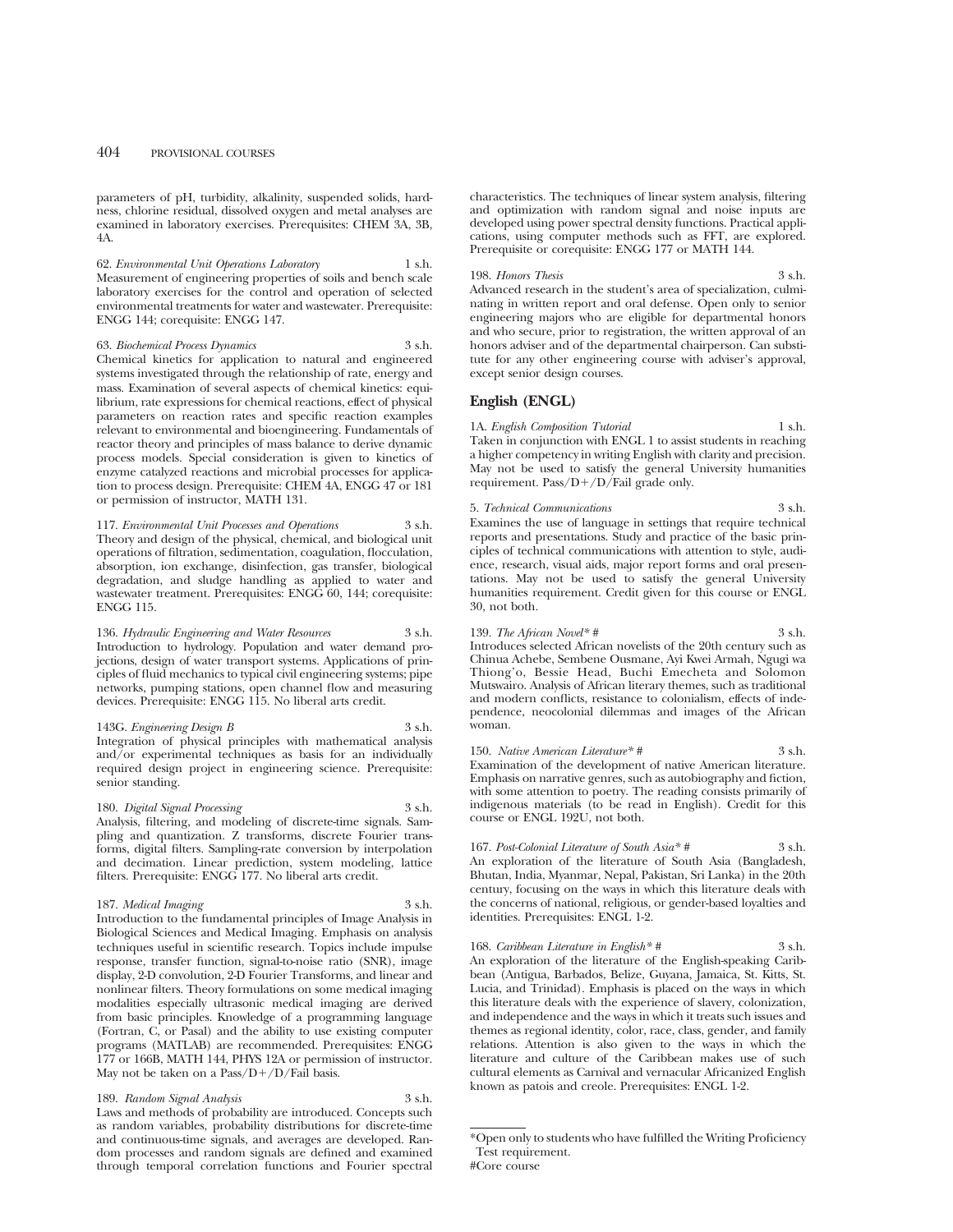parameters of pH, turbidity, alkalinity, suspended solids, hardness, chlorine residual, dissolved oxygen and metal analyses are examined in laboratory exercises. Prerequisites: CHEM 3A, 3B, 4A.

62. *Environmental Unit Operations Laboratory* 1 s.h.
Measurement of engineering properties of soils and bench scale laboratory exercises for the control and operation of selected environmental treatments for water and wastewater. Prerequisite: ENGG 144; corequisite: ENGG 147.

63. *Biochemical Process Dynamics* 3 s.h.
Chemical kinetics for application to natural and engineered systems investigated through the relationship of rate, energy and mass. Examination of several aspects of chemical kinetics: equilibrium, rate expressions for chemical reactions, effect of physical parameters on reaction rates and specific reaction examples relevant to environmental and bioengineering. Fundamentals of reactor theory and principles of mass balance to derive dynamic process models. Special consideration is given to kinetics of enzyme catalyzed reactions and microbial processes for application to process design. Prerequisite: CHEM 4A, ENGG 47 or 181 or permission of instructor, MATH 131.

117. *Environmental Unit Processes and Operations* 3 s.h.
Theory and design of the physical, chemical, and biological unit operations of filtration, sedimentation, coagulation, flocculation, absorption, ion exchange, disinfection, gas transfer, biological degradation, and sludge handling as applied to water and wastewater treatment. Prerequisites: ENGG 60, 144; corequisite: ENGG 115.

136. *Hydraulic Engineering and Water Resources* 3 s.h.
Introduction to hydrology. Population and water demand projections, design of water transport systems. Applications of principles of fluid mechanics to typical civil engineering systems; pipe networks, pumping stations, open channel flow and measuring devices. Prerequisite: ENGG 115. No liberal arts credit.

143G. *Engineering Design B* 3 s.h.
Integration of physical principles with mathematical analysis and/or experimental techniques as basis for an individually required design project in engineering science. Prerequisite: senior standing.

180. *Digital Signal Processing* 3 s.h.
Analysis, filtering, and modeling of discrete-time signals. Sampling and quantization. Z transforms, discrete Fourier transforms, digital filters. Sampling-rate conversion by interpolation and decimation. Linear prediction, system modeling, lattice filters. Prerequisite: ENGG 177. No liberal arts credit.

187. *Medical Imaging* 3 s.h.
Introduction to the fundamental principles of Image Analysis in Biological Sciences and Medical Imaging. Emphasis on analysis techniques useful in scientific research. Topics include impulse response, transfer function, signal-to-noise ratio (SNR), image display, 2-D convolution, 2-D Fourier Transforms, and linear and nonlinear filters. Theory formulations on some medical imaging modalities especially ultrasonic medical imaging are derived from basic principles. Knowledge of a programming language (Fortran, C, or Pasal) and the ability to use existing computer programs (MATLAB) are recommended. Prerequisites: ENGG 177 or 166B, MATH 144, PHYS 12A or permission of instructor. May not be taken on a Pass/D+/D/Fail basis.

189. *Random Signal Analysis* 3 s.h.
Laws and methods of probability are introduced. Concepts such as random variables, probability distributions for discrete-time and continuous-time signals, and averages are developed. Random processes and random signals are defined and examined through temporal correlation functions and Fourier spectral characteristics. The techniques of linear system analysis, filtering and optimization with random signal and noise inputs are developed using power spectral density functions. Practical applications, using computer methods such as FFT, are explored. Prerequisite or corequisite: ENGG 177 or MATH 144.

198. *Honors Thesis* 3 s.h.
Advanced research in the student's area of specialization, culminating in written report and oral defense. Open only to senior engineering majors who are eligible for departmental honors and who secure, prior to registration, the written approval of an honors adviser and of the departmental chairperson. Can substitute for any other engineering course with adviser's approval, except senior design courses.

## English (ENGL)

1A. *English Composition Tutorial* 1 s.h.
Taken in conjunction with ENGL 1 to assist students in reaching a higher competency in writing English with clarity and precision. May not be used to satisfy the general University humanities requirement. Pass/D+/D/Fail grade only.

5. *Technical Communications* 3 s.h.
Examines the use of language in settings that require technical reports and presentations. Study and practice of the basic principles of technical communications with attention to style, audience, research, visual aids, major report forms and oral presentations. May not be used to satisfy the general University humanities requirement. Credit given for this course or ENGL 30, not both.

139. *The African Novel** # 3 s.h.
Introduces selected African novelists of the 20th century such as Chinua Achebe, Sembene Ousmane, Ayi Kwei Armah, Ngugi wa Thiong'o, Bessie Head, Buchi Emecheta and Solomon Mutswairo. Analysis of African literary themes, such as traditional and modern conflicts, resistance to colonialism, effects of independence, neocolonial dilemmas and images of the African woman.

150. *Native American Literature** # 3 s.h.
Examination of the development of native American literature. Emphasis on narrative genres, such as autobiography and fiction, with some attention to poetry. The reading consists primarily of indigenous materials (to be read in English). Credit for this course or ENGL 192U, not both.

167. *Post-Colonial Literature of South Asia** # 3 s.h.
An exploration of the literature of South Asia (Bangladesh, Bhutan, India, Myanmar, Nepal, Pakistan, Sri Lanka) in the 20th century, focusing on the ways in which this literature deals with the concerns of national, religious, or gender-based loyalties and identities. Prerequisites: ENGL 1-2.

168. *Caribbean Literature in English** # 3 s.h.
An exploration of the literature of the English-speaking Caribbean (Antigua, Barbados, Belize, Guyana, Jamaica, St. Kitts, St. Lucia, and Trinidad). Emphasis is placed on the ways in which this literature deals with the experience of slavery, colonization, and independence and the ways in which it treats such issues and themes as regional identity, color, race, class, gender, and family relations. Attention is also given to the ways in which the literature and culture of the Caribbean makes use of such cultural elements as Carnival and vernacular Africanized English known as patois and creole. Prerequisites: ENGL 1-2.

---

*Open only to students who have fulfilled the Writing Proficiency Test requirement.
#Core course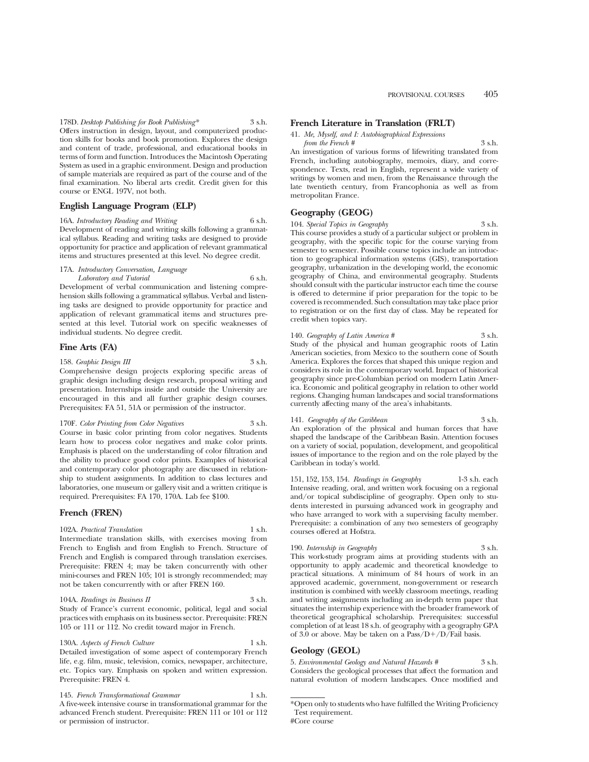178D. *Desktop Publishing for Book Publishing** 3 s.h.
Offers instruction in design, layout, and computerized production skills for books and book promotion. Explores the design and content of trade, professional, and educational books in terms of form and function. Introduces the Macintosh Operating System as used in a graphic environment. Design and production of sample materials are required as part of the course and of the final examination. No liberal arts credit. Credit given for this course or ENGL 197V, not both.

### English Language Program (ELP)

16A. *Introductory Reading and Writing* 6 s.h.
Development of reading and writing skills following a grammatical syllabus. Reading and writing tasks are designed to provide opportunity for practice and application of relevant grammatical items and structures presented at this level. No degree credit.

17A. *Introductory Conversation, Language Laboratory and Tutorial* 6 s.h.
Development of verbal communication and listening comprehension skills following a grammatical syllabus. Verbal and listening tasks are designed to provide opportunity for practice and application of relevant grammatical items and structures presented at this level. Tutorial work on specific weaknesses of individual students. No degree credit.

### Fine Arts (FA)

158. *Graphic Design III* 3 s.h.
Comprehensive design projects exploring specific areas of graphic design including design research, proposal writing and presentation. Internships inside and outside the University are encouraged in this and all further graphic design courses. Prerequisites: FA 51, 51A or permission of the instructor.

170F. *Color Printing from Color Negatives* 3 s.h.
Course in basic color printing from color negatives. Students learn how to process color negatives and make color prints. Emphasis is placed on the understanding of color filtration and the ability to produce good color prints. Examples of historical and contemporary color photography are discussed in relationship to student assignments. In addition to class lectures and laboratories, one museum or gallery visit and a written critique is required. Prerequisites: FA 170, 170A. Lab fee $100.

### French (FREN)

102A. *Practical Translation* 1 s.h.
Intermediate translation skills, with exercises moving from French to English and from English to French. Structure of French and English is compared through translation exercises. Prerequisite: FREN 4; may be taken concurrently with other mini-courses and FREN 105; 101 is strongly recommended; may not be taken concurrently with or after FREN 160.

104A. *Readings in Business II* 3 s.h.
Study of France's current economic, political, legal and social practices with emphasis on its business sector. Prerequisite: FREN 105 or 111 or 112. No credit toward major in French.

130A. *Aspects of French Culture* 1 s.h.
Detailed investigation of some aspect of contemporary French life, e.g. film, music, television, comics, newspaper, architecture, etc. Topics vary. Emphasis on spoken and written expression. Prerequisite: FREN 4.

145. *French Transformational Grammar* 1 s.h.
A five-week intensive course in transformational grammar for the advanced French student. Prerequisite: FREN 111 or 101 or 112 or permission of instructor.

### French Literature in Translation (FRLT)

41. *Me, Myself, and I: Autobiographical Expressions from the French #* 3 s.h.
An investigation of various forms of lifewriting translated from French, including autobiography, memoirs, diary, and correspondence. Texts, read in English, represent a wide variety of writings by women and men, from the Renaissance through the late twentieth century, from Francophonia as well as from metropolitan France.

### Geography (GEOG)

104. *Special Topics in Geography* 3 s.h.
This course provides a study of a particular subject or problem in geography, with the specific topic for the course varying from semester to semester. Possible course topics include an introduction to geographical information systems (GIS), transportation geography, urbanization in the developing world, the economic geography of China, and environmental geography. Students should consult with the particular instructor each time the course is offered to determine if prior preparation for the topic to be covered is recommended. Such consultation may take place prior to registration or on the first day of class. May be repeated for credit when topics vary.

140. *Geography of Latin America #* 3 s.h.
Study of the physical and human geographic roots of Latin American societies, from Mexico to the southern cone of South America. Explores the forces that shaped this unique region and considers its role in the contemporary world. Impact of historical geography since pre-Columbian period on modern Latin America. Economic and political geography in relation to other world regions. Changing human landscapes and social transformations currently affecting many of the area's inhabitants.

141. *Geography of the Caribbean* 3 s.h.
An exploration of the physical and human forces that have shaped the landscape of the Caribbean Basin. Attention focuses on a variety of social, population, development, and geopolitical issues of importance to the region and on the role played by the Caribbean in today's world.

151, 152, 153, 154. *Readings in Geography* 1-3 s.h. each
Intensive reading, oral, and written work focusing on a regional and/or topical subdiscipline of geography. Open only to students interested in pursuing advanced work in geography and who have arranged to work with a supervising faculty member. Prerequisite: a combination of any two semesters of geography courses offered at Hofstra.

190. *Internship in Geography* 3 s.h.
This work-study program aims at providing students with an opportunity to apply academic and theoretical knowledge to practical situations. A minimum of 84 hours of work in an approved academic, government, non-government or research institution is combined with weekly classroom meetings, reading and writing assignments including an in-depth term paper that situates the internship experience with the broader framework of theoretical geographical scholarship. Prerequisites: successful completion of at least 18 s.h. of geography with a geography GPA of 3.0 or above. May be taken on a Pass/D+/D/Fail basis.

### Geology (GEOL)

5. *Environmental Geology and Natural Hazards #* 3 s.h.
Considers the geological processes that affect the formation and natural evolution of modern landscapes. Once modified and

---

*Open only to students who have fulfilled the Writing Proficiency Test requirement.
#Core course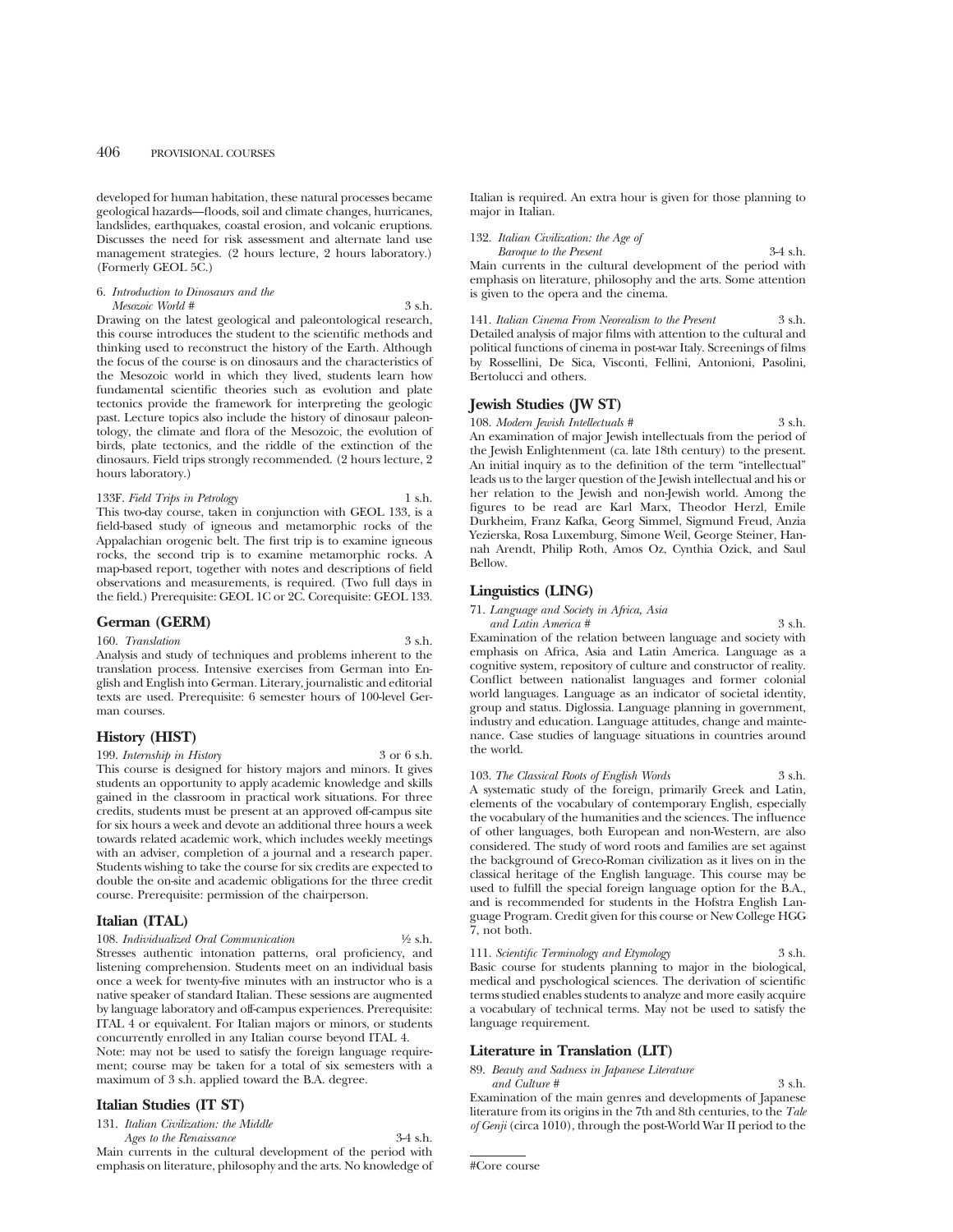developed for human habitation, these natural processes became geological hazards—floods, soil and climate changes, hurricanes, landslides, earthquakes, coastal erosion, and volcanic eruptions. Discusses the need for risk assessment and alternate land use management strategies. (2 hours lecture, 2 hours laboratory.) (Formerly GEOL 5C.)

6. *Introduction to Dinosaurs and the Mesozoic World #* 3 s.h.
Drawing on the latest geological and paleontological research, this course introduces the student to the scientific methods and thinking used to reconstruct the history of the Earth. Although the focus of the course is on dinosaurs and the characteristics of the Mesozoic world in which they lived, students learn how fundamental scientific theories such as evolution and plate tectonics provide the framework for interpreting the geologic past. Lecture topics also include the history of dinosaur paleontology, the climate and flora of the Mesozoic, the evolution of birds, plate tectonics, and the riddle of the extinction of the dinosaurs. Field trips strongly recommended. (2 hours lecture, 2 hours laboratory.)

133F. *Field Trips in Petrology* 1 s.h.
This two-day course, taken in conjunction with GEOL 133, is a field-based study of igneous and metamorphic rocks of the Appalachian orogenic belt. The first trip is to examine igneous rocks, the second trip is to examine metamorphic rocks. A map-based report, together with notes and descriptions of field observations and measurements, is required. (Two full days in the field.) Prerequisite: GEOL 1C or 2C. Corequisite: GEOL 133.

## German (GERM)

160. *Translation* 3 s.h.
Analysis and study of techniques and problems inherent to the translation process. Intensive exercises from German into English and English into German. Literary, journalistic and editorial texts are used. Prerequisite: 6 semester hours of 100-level German courses.

## History (HIST)

199. *Internship in History* 3 or 6 s.h.
This course is designed for history majors and minors. It gives students an opportunity to apply academic knowledge and skills gained in the classroom in practical work situations. For three credits, students must be present at an approved off-campus site for six hours a week and devote an additional three hours a week towards related academic work, which includes weekly meetings with an adviser, completion of a journal and a research paper. Students wishing to take the course for six credits are expected to double the on-site and academic obligations for the three credit course. Prerequisite: permission of the chairperson.

## Italian (ITAL)

108. *Individualized Oral Communication* ½ s.h.
Stresses authentic intonation patterns, oral proficiency, and listening comprehension. Students meet on an individual basis once a week for twenty-five minutes with an instructor who is a native speaker of standard Italian. These sessions are augmented by language laboratory and off-campus experiences. Prerequisite: ITAL 4 or equivalent. For Italian majors or minors, or students concurrently enrolled in any Italian course beyond ITAL 4.
Note: may not be used to satisfy the foreign language requirement; course may be taken for a total of six semesters with a maximum of 3 s.h. applied toward the B.A. degree.

## Italian Studies (IT ST)

131. *Italian Civilization: the Middle Ages to the Renaissance* 3-4 s.h.
Main currents in the cultural development of the period with emphasis on literature, philosophy and the arts. No knowledge of Italian is required. An extra hour is given for those planning to major in Italian.

132. *Italian Civilization: the Age of Baroque to the Present* 3-4 s.h.
Main currents in the cultural development of the period with emphasis on literature, philosophy and the arts. Some attention is given to the opera and the cinema.

141. *Italian Cinema From Neorealism to the Present* 3 s.h.
Detailed analysis of major films with attention to the cultural and political functions of cinema in post-war Italy. Screenings of films by Rossellini, De Sica, Visconti, Fellini, Antonioni, Pasolini, Bertolucci and others.

## Jewish Studies (JW ST)

108. *Modern Jewish Intellectuals #* 3 s.h.
An examination of major Jewish intellectuals from the period of the Jewish Enlightenment (ca. late 18th century) to the present. An initial inquiry as to the definition of the term "intellectual" leads us to the larger question of the Jewish intellectual and his or her relation to the Jewish and non-Jewish world. Among the figures to be read are Karl Marx, Theodor Herzl, Emile Durkheim, Franz Kafka, Georg Simmel, Sigmund Freud, Anzia Yezierska, Rosa Luxemburg, Simone Weil, George Steiner, Hannah Arendt, Philip Roth, Amos Oz, Cynthia Ozick, and Saul Bellow.

## Linguistics (LING)

71. *Language and Society in Africa, Asia and Latin America #* 3 s.h.
Examination of the relation between language and society with emphasis on Africa, Asia and Latin America. Language as a cognitive system, repository of culture and constructor of reality. Conflict between nationalist languages and former colonial world languages. Language as an indicator of societal identity, group and status. Diglossia. Language planning in government, industry and education. Language attitudes, change and maintenance. Case studies of language situations in countries around the world.

103. *The Classical Roots of English Words* 3 s.h.
A systematic study of the foreign, primarily Greek and Latin, elements of the vocabulary of contemporary English, especially the vocabulary of the humanities and the sciences. The influence of other languages, both European and non-Western, are also considered. The study of word roots and families are set against the background of Greco-Roman civilization as it lives on in the classical heritage of the English language. This course may be used to fulfill the special foreign language option for the B.A., and is recommended for students in the Hofstra English Language Program. Credit given for this course or New College HGG 7, not both.

111. *Scientific Terminology and Etymology* 3 s.h.
Basic course for students planning to major in the biological, medical and psychological sciences. The derivation of scientific terms studied enables students to analyze and more easily acquire a vocabulary of technical terms. May not be used to satisfy the language requirement.

## Literature in Translation (LIT)

89. *Beauty and Sadness in Japanese Literature and Culture #* 3 s.h.
Examination of the main genres and developments of Japanese literature from its origins in the 7th and 8th centuries, to the *Tale of Genji* (circa 1010), through the post-World War II period to the

#Core course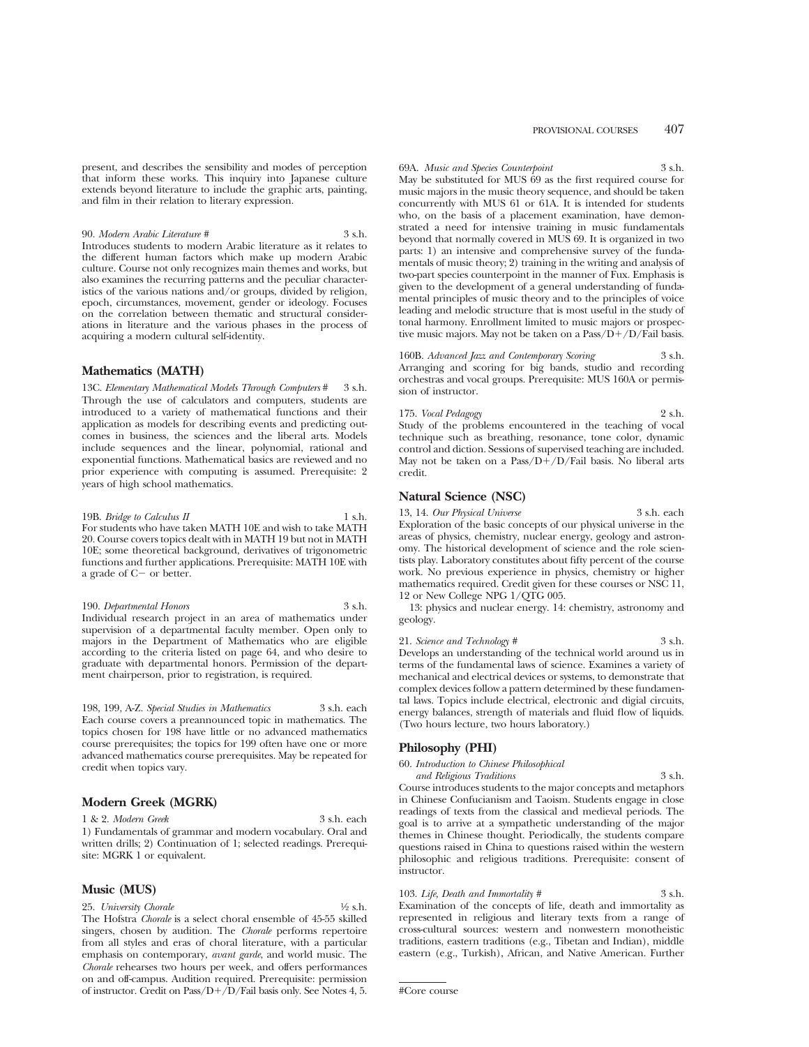present, and describes the sensibility and modes of perception that inform these works. This inquiry into Japanese culture extends beyond literature to include the graphic arts, painting, and film in their relation to literary expression.

90. *Modern Arabic Literature #* 3 s.h.
Introduces students to modern Arabic literature as it relates to the different human factors which make up modern Arabic culture. Course not only recognizes main themes and works, but also examines the recurring patterns and the peculiar characteristics of the various nations and/or groups, divided by religion, epoch, circumstances, movement, gender or ideology. Focuses on the correlation between thematic and structural considerations in literature and the various phases in the process of acquiring a modern cultural self-identity.

## Mathematics (MATH)

13C. *Elementary Mathematical Models Through Computers #* 3 s.h.
Through the use of calculators and computers, students are introduced to a variety of mathematical functions and their application as models for describing events and predicting outcomes in business, the sciences and the liberal arts. Models include sequences and the linear, polynomial, rational and exponential functions. Mathematical basics are reviewed and no prior experience with computing is assumed. Prerequisite: 2 years of high school mathematics.

19B. *Bridge to Calculus II* 1 s.h.
For students who have taken MATH 10E and wish to take MATH 20. Course covers topics dealt with in MATH 19 but not in MATH 10E; some theoretical background, derivatives of trigonometric functions and further applications. Prerequisite: MATH 10E with a grade of C− or better.

190. *Departmental Honors* 3 s.h.
Individual research project in an area of mathematics under supervision of a departmental faculty member. Open only to majors in the Department of Mathematics who are eligible according to the criteria listed on page 64, and who desire to graduate with departmental honors. Permission of the department chairperson, prior to registration, is required.

198, 199, A-Z. *Special Studies in Mathematics* 3 s.h. each
Each course covers a preannounced topic in mathematics. The topics chosen for 198 have little or no advanced mathematics course prerequisites; the topics for 199 often have one or more advanced mathematics course prerequisites. May be repeated for credit when topics vary.

## Modern Greek (MGRK)

1 & 2. *Modern Greek* 3 s.h. each
1) Fundamentals of grammar and modern vocabulary. Oral and written drills; 2) Continuation of 1; selected readings. Prerequisite: MGRK 1 or equivalent.

## Music (MUS)

25. *University Chorale* ½ s.h.
The Hofstra *Chorale* is a select choral ensemble of 45-55 skilled singers, chosen by audition. The *Chorale* performs repertoire from all styles and eras of choral literature, with a particular emphasis on contemporary, *avant garde*, and world music. The *Chorale* rehearses two hours per week, and offers performances on and off-campus. Audition required. Prerequisite: permission of instructor. Credit on Pass/D+/D/Fail basis only. See Notes 4, 5.

69A. *Music and Species Counterpoint* 3 s.h.
May be substituted for MUS 69 as the first required course for music majors in the music theory sequence, and should be taken concurrently with MUS 61 or 61A. It is intended for students who, on the basis of a placement examination, have demonstrated a need for intensive training in music fundamentals beyond that normally covered in MUS 69. It is organized in two parts: 1) an intensive and comprehensive survey of the fundamentals of music theory; 2) training in the writing and analysis of two-part species counterpoint in the manner of Fux. Emphasis is given to the development of a general understanding of fundamental principles of music theory and to the principles of voice leading and melodic structure that is most useful in the study of tonal harmony. Enrollment limited to music majors or prospective music majors. May not be taken on a Pass/D+/D/Fail basis.

160B. *Advanced Jazz and Contemporary Scoring* 3 s.h.
Arranging and scoring for big bands, studio and recording orchestras and vocal groups. Prerequisite: MUS 160A or permission of instructor.

175. *Vocal Pedagogy* 2 s.h.
Study of the problems encountered in the teaching of vocal technique such as breathing, resonance, tone color, dynamic control and diction. Sessions of supervised teaching are included. May not be taken on a Pass/D+/D/Fail basis. No liberal arts credit.

## Natural Science (NSC)

13, 14. *Our Physical Universe* 3 s.h. each
Exploration of the basic concepts of our physical universe in the areas of physics, chemistry, nuclear energy, geology and astronomy. The historical development of science and the role scientists play. Laboratory constitutes about fifty percent of the course work. No previous experience in physics, chemistry or higher mathematics required. Credit given for these courses or NSC 11, 12 or New College NPG 1/QTG 005.

13: physics and nuclear energy. 14: chemistry, astronomy and geology.

21. *Science and Technology #* 3 s.h.
Develops an understanding of the technical world around us in terms of the fundamental laws of science. Examines a variety of mechanical and electrical devices or systems, to demonstrate that complex devices follow a pattern determined by these fundamental laws. Topics include electrical, electronic and digial circuits, energy balances, strength of materials and fluid flow of liquids. (Two hours lecture, two hours laboratory.)

## Philosophy (PHI)

60. *Introduction to Chinese Philosophical and Religious Traditions* 3 s.h.
Course introduces students to the major concepts and metaphors in Chinese Confucianism and Taoism. Students engage in close readings of texts from the classical and medieval periods. The goal is to arrive at a sympathetic understanding of the major themes in Chinese thought. Periodically, the students compare questions raised in China to questions raised within the western philosophic and religious traditions. Prerequisite: consent of instructor.

103. *Life, Death and Immortality #* 3 s.h.
Examination of the concepts of life, death and immortality as represented in religious and literary texts from a range of cross-cultural sources: western and nonwestern monotheistic traditions, eastern traditions (e.g., Tibetan and Indian), middle eastern (e.g., Turkish), African, and Native American. Further

#Core course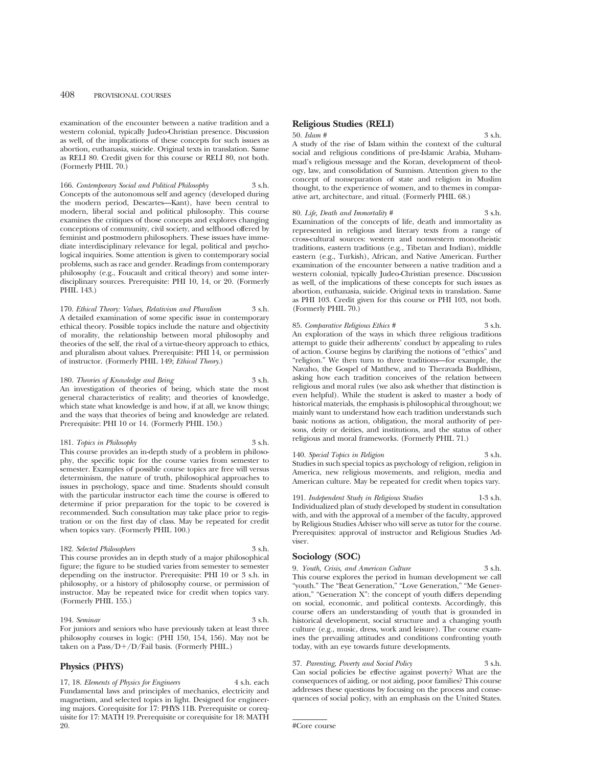examination of the encounter between a native tradition and a western colonial, typically Judeo-Christian presence. Discussion as well, of the implications of these concepts for such issues as abortion, euthanasia, suicide. Original texts in translation. Same as RELI 80. Credit given for this course or RELI 80, not both. (Formerly PHIL 70.)

166. *Contemporary Social and Political Philosophy* 3 s.h.
Concepts of the autonomous self and agency (developed during the modern period, Descartes—Kant), have been central to modern, liberal social and political philosophy. This course examines the critiques of those concepts and explores changing conceptions of community, civil society, and selfhood offered by feminist and postmodern philosophers. These issues have immediate interdisciplinary relevance for legal, political and psychological inquiries. Some attention is given to contemporary social problems, such as race and gender. Readings from contemporary philosophy (e.g., Foucault and critical theory) and some interdisciplinary sources. Prerequisite: PHI 10, 14, or 20. (Formerly PHIL 143.)

170. *Ethical Theory: Values, Relativism and Pluralism* 3 s.h.
A detailed examination of some specific issue in contemporary ethical theory. Possible topics include the nature and objectivity of morality, the relationship between moral philosophy and theories of the self, the rival of a virtue-theory approach to ethics, and pluralism about values. Prerequisite: PHI 14, or permission of instructor. (Formerly PHIL 149; *Ethical Theory.*)

180. *Theories of Knowledge and Being* 3 s.h.
An investigation of theories of being, which state the most general characteristics of reality; and theories of knowledge, which state what knowledge is and how, if at all, we know things; and the ways that theories of being and knowledge are related. Prerequisite: PHI 10 or 14. (Formerly PHIL 150.)

181. *Topics in Philosophy* 3 s.h.
This course provides an in-depth study of a problem in philosophy, the specific topic for the course varies from semester to semester. Examples of possible course topics are free will versus determinism, the nature of truth, philosophical approaches to issues in psychology, space and time. Students should consult with the particular instructor each time the course is offered to determine if prior preparation for the topic to be covered is recommended. Such consultation may take place prior to registration or on the first day of class. May be repeated for credit when topics vary. (Formerly PHIL 100.)

182. *Selected Philosophers* 3 s.h.
This course provides an in depth study of a major philosophical figure; the figure to be studied varies from semester to semester depending on the instructor. Prerequisite: PHI 10 or 3 s.h. in philosophy, or a history of philosophy course, or permission of instructor. May be repeated twice for credit when topics vary. (Formerly PHIL 155.)

194. *Seminar* 3 s.h.
For juniors and seniors who have previously taken at least three philosophy courses in logic: (PHI 150, 154, 156). May not be taken on a Pass/D+/D/Fail basis. (Formerly PHIL.)

## Physics (PHYS)

17, 18. *Elements of Physics for Engineers* 4 s.h. each
Fundamental laws and principles of mechanics, electricity and magnetism, and selected topics in light. Designed for engineering majors. Corequisite for 17: PHYS 11B. Prerequisite or corequisite for 17: MATH 19. Prerequisite or corequisite for 18: MATH 20.

## Religious Studies (RELI)

50. *Islam #* 3 s.h.
A study of the rise of Islam within the context of the cultural social and religious conditions of pre-Islamic Arabia, Muhammad's religious message and the Koran, development of theology, law, and consolidation of Sunnism. Attention given to the concept of nonseparation of state and religion in Muslim thought, to the experience of women, and to themes in comparative art, architecture, and ritual. (Formerly PHIL 68.)

80. *Life, Death and Immortality #* 3 s.h.
Examination of the concepts of life, death and immortality as represented in religious and literary texts from a range of cross-cultural sources: western and nonwestern monotheistic traditions, eastern traditions (e.g., Tibetan and Indian), middle eastern (e.g., Turkish), African, and Native American. Further examination of the encounter between a native tradition and a western colonial, typically Judeo-Christian presence. Discussion as well, of the implications of these concepts for such issues as abortion, euthanasia, suicide. Original texts in translation. Same as PHI 103. Credit given for this course or PHI 103, not both. (Formerly PHIL 70.)

85. *Comparative Religious Ethics #* 3 s.h.
An exploration of the ways in which three religious traditions attempt to guide their adherents' conduct by appealing to rules of action. Course begins by clarifying the notions of "ethics" and "religion." We then turn to three traditions—for example, the Navaho, the Gospel of Matthew, and to Theravada Buddhism, asking how each tradition conceives of the relation between religious and moral rules (we also ask whether that distinction is even helpful). While the student is asked to master a body of historical materials, the emphasis is philosophical throughout; we mainly want to understand how each tradition understands such basic notions as action, obligation, the moral authority of persons, deity or deities, and institutions, and the status of other religious and moral frameworks. (Formerly PHIL 71.)

140. *Special Topics in Religion* 3 s.h.
Studies in such special topics as psychology of religion, religion in America, new religious movements, and religion, media and American culture. May be repeated for credit when topics vary.

191. *Independent Study in Religious Studies* 1-3 s.h.
Individualized plan of study developed by student in consultation with, and with the approval of a member of the faculty, approved by Religious Studies Adviser who will serve as tutor for the course. Prerequisites: approval of instructor and Religious Studies Adviser.

## Sociology (SOC)

9. *Youth, Crisis, and American Culture* 3 s.h.
This course explores the period in human development we call "youth." The "Beat Generation," "Love Generation," "Me Generation," "Generation X": the concept of youth differs depending on social, economic, and political contexts. Accordingly, this course offers an understanding of youth that is grounded in historical development, social structure and a changing youth culture (e.g., music, dress, work and leisure). The course examines the prevailing attitudes and conditions confronting youth today, with an eye towards future developments.

37. *Parenting, Poverty and Social Policy* 3 s.h.
Can social policies be effective against poverty? What are the consequences of aiding, or not aiding, poor families? This course addresses these questions by focusing on the process and consequences of social policy, with an emphasis on the United States.

#Core course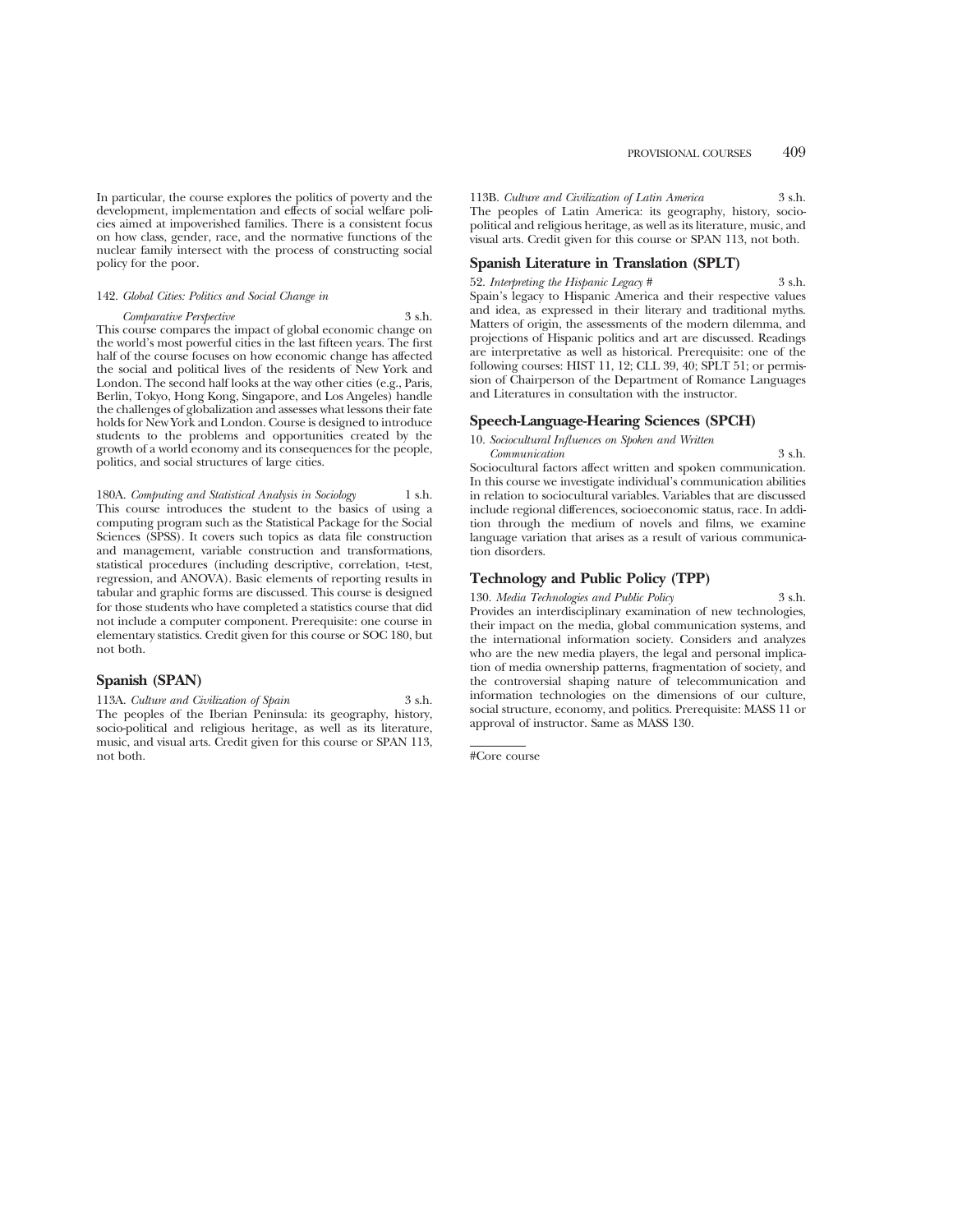In particular, the course explores the politics of poverty and the development, implementation and effects of social welfare policies aimed at impoverished families. There is a consistent focus on how class, gender, race, and the normative functions of the nuclear family intersect with the process of constructing social policy for the poor.

142. *Global Cities: Politics and Social Change in Comparative Perspective* 3 s.h.
This course compares the impact of global economic change on the world's most powerful cities in the last fifteen years. The first half of the course focuses on how economic change has affected the social and political lives of the residents of New York and London. The second half looks at the way other cities (e.g., Paris, Berlin, Tokyo, Hong Kong, Singapore, and Los Angeles) handle the challenges of globalization and assesses what lessons their fate holds for New York and London. Course is designed to introduce students to the problems and opportunities created by the growth of a world economy and its consequences for the people, politics, and social structures of large cities.

180A. *Computing and Statistical Analysis in Sociology* 1 s.h.
This course introduces the student to the basics of using a computing program such as the Statistical Package for the Social Sciences (SPSS). It covers such topics as data file construction and management, variable construction and transformations, statistical procedures (including descriptive, correlation, t-test, regression, and ANOVA). Basic elements of reporting results in tabular and graphic forms are discussed. This course is designed for those students who have completed a statistics course that did not include a computer component. Prerequisite: one course in elementary statistics. Credit given for this course or SOC 180, but not both.

## Spanish (SPAN)

113A. *Culture and Civilization of Spain* 3 s.h.
The peoples of the Iberian Peninsula: its geography, history, socio-political and religious heritage, as well as its literature, music, and visual arts. Credit given for this course or SPAN 113, not both.

113B. *Culture and Civilization of Latin America* 3 s.h.
The peoples of Latin America: its geography, history, socio-political and religious heritage, as well as its literature, music, and visual arts. Credit given for this course or SPAN 113, not both.

## Spanish Literature in Translation (SPLT)

52. *Interpreting the Hispanic Legacy* # 3 s.h.
Spain's legacy to Hispanic America and their respective values and idea, as expressed in their literary and traditional myths. Matters of origin, the assessments of the modern dilemma, and projections of Hispanic politics and art are discussed. Readings are interpretative as well as historical. Prerequisite: one of the following courses: HIST 11, 12; CLL 39, 40; SPLT 51; or permission of Chairperson of the Department of Romance Languages and Literatures in consultation with the instructor.

## Speech-Language-Hearing Sciences (SPCH)

10. *Sociocultural Influences on Spoken and Written Communication* 3 s.h.
Sociocultural factors affect written and spoken communication. In this course we investigate individual's communication abilities in relation to sociocultural variables. Variables that are discussed include regional differences, socioeconomic status, race. In addition through the medium of novels and films, we examine language variation that arises as a result of various communication disorders.

## Technology and Public Policy (TPP)

130. *Media Technologies and Public Policy* 3 s.h.
Provides an interdisciplinary examination of new technologies, their impact on the media, global communication systems, and the international information society. Considers and analyzes who are the new media players, the legal and personal implication of media ownership patterns, fragmentation of society, and the controversial shaping nature of telecommunication and information technologies on the dimensions of our culture, social structure, economy, and politics. Prerequisite: MASS 11 or approval of instructor. Same as MASS 130.

#Core course